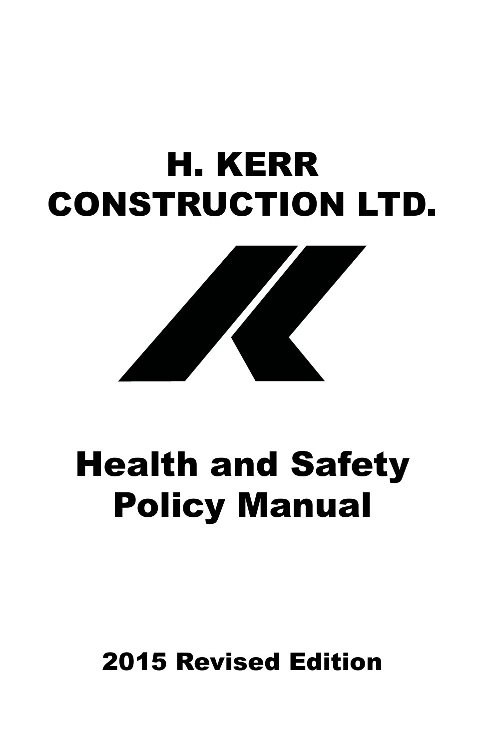# H. KERR CONSTRUCTION LTD.

# Health and Safety Policy Manual

## 2015 Revised Edition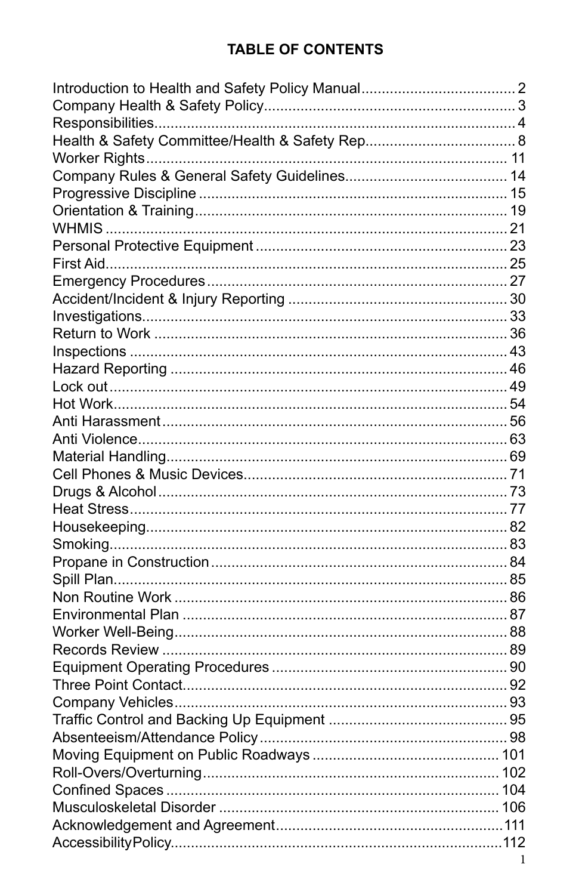# TABLE OF CONTENTS

Introduction to Health and Safety Policy Manual...................................... 2
Company Health & Safety Policy............................................................. 3
Responsibilities........................................................................................ 4
Health & Safety Committee/Health & Safety Rep...................................... 8
Worker Rights......................................................................................... 11
Company Rules & General Safety Guidelines......................................... 14
Progressive Discipline ............................................................................ 15
Orientation & Training............................................................................. 19
WHMIS ................................................................................................... 21
Personal Protective Equipment .............................................................. 23
First Aid................................................................................................... 25
Emergency Procedures .......................................................................... 27
Accident/Incident & Injury Reporting ...................................................... 30
Investigations.......................................................................................... 33
Return to Work ....................................................................................... 36
Inspections ............................................................................................. 43
Hazard Reporting ................................................................................... 46
Lock out .................................................................................................. 49
Hot Work................................................................................................. 54
Anti Harassment ..................................................................................... 56
Anti Violence........................................................................................... 63
Material Handling.................................................................................... 69
Cell Phones & Music Devices................................................................. 71
Drugs & Alcohol ...................................................................................... 73
Heat Stress............................................................................................. 77
Housekeeping......................................................................................... 82
Smoking.................................................................................................. 83
Propane in Construction ......................................................................... 84
Spill Plan................................................................................................. 85
Non Routine Work .................................................................................. 86
Environmental Plan ................................................................................ 87
Worker Well-Being.................................................................................. 88
Records Review ..................................................................................... 89
Equipment Operating Procedures .......................................................... 90
Three Point Contact................................................................................ 92
Company Vehicles.................................................................................. 93
Traffic Control and Backing Up Equipment ............................................ 95
Absenteeism/Attendance Policy ............................................................. 98
Moving Equipment on Public Roadways .............................................. 101
Roll-Overs/Overturning......................................................................... 102
Confined Spaces .................................................................................. 104
Musculoskeletal Disorder ...................................................................... 106
Acknowledgement and Agreement........................................................111
AccessibilityPolicy..................................................................................112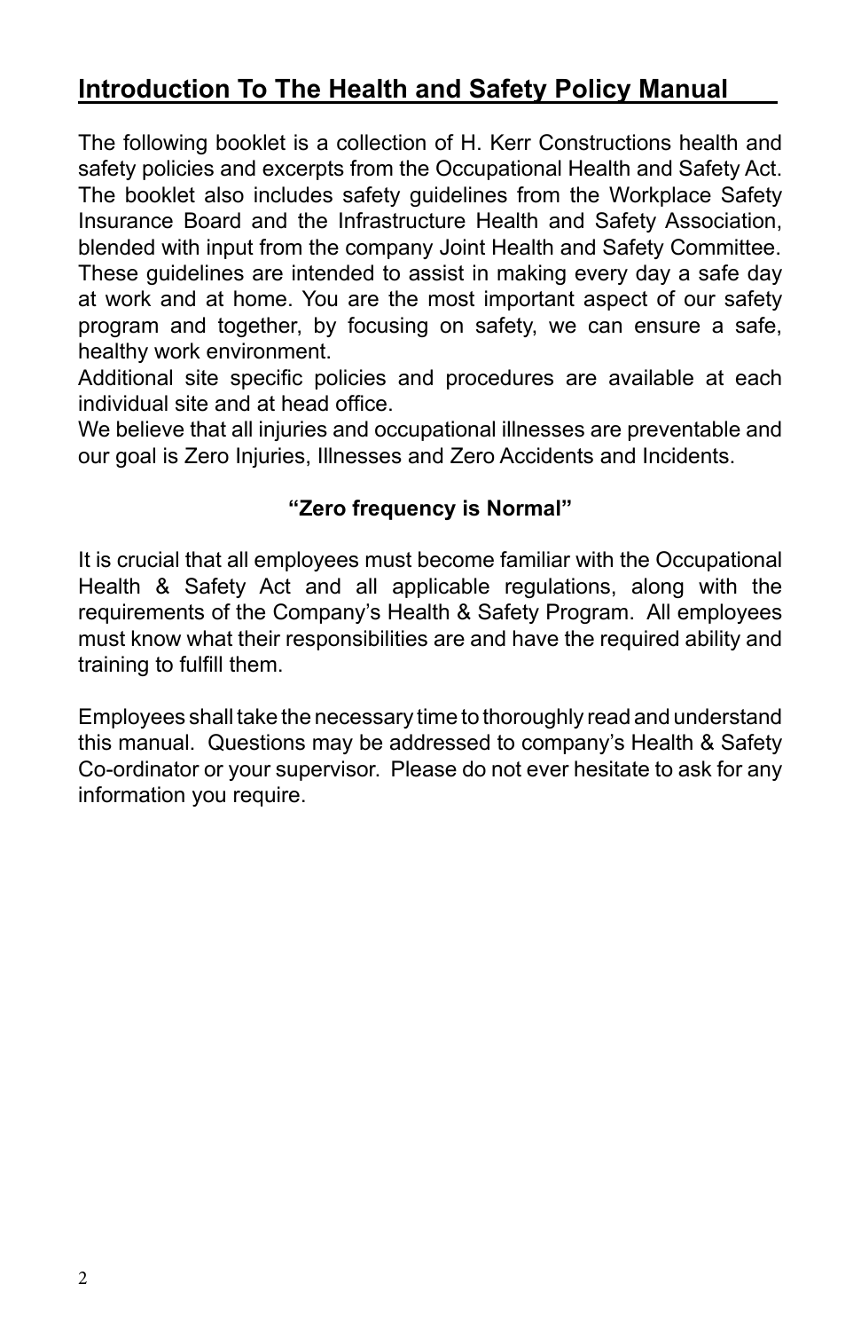## Introduction To The Health and Safety Policy Manual

The following booklet is a collection of H. Kerr Constructions health and safety policies and excerpts from the Occupational Health and Safety Act. The booklet also includes safety guidelines from the Workplace Safety Insurance Board and the Infrastructure Health and Safety Association, blended with input from the company Joint Health and Safety Committee. These guidelines are intended to assist in making every day a safe day at work and at home. You are the most important aspect of our safety program and together, by focusing on safety, we can ensure a safe, healthy work environment.

Additional site specific policies and procedures are available at each individual site and at head office.

We believe that all injuries and occupational illnesses are preventable and our goal is Zero Injuries, Illnesses and Zero Accidents and Incidents.

**"Zero frequency is Normal"**

It is crucial that all employees must become familiar with the Occupational Health & Safety Act and all applicable regulations, along with the requirements of the Company's Health & Safety Program. All employees must know what their responsibilities are and have the required ability and training to fulfill them.

Employees shall take the necessary time to thoroughly read and understand this manual. Questions may be addressed to company's Health & Safety Co-ordinator or your supervisor. Please do not ever hesitate to ask for any information you require.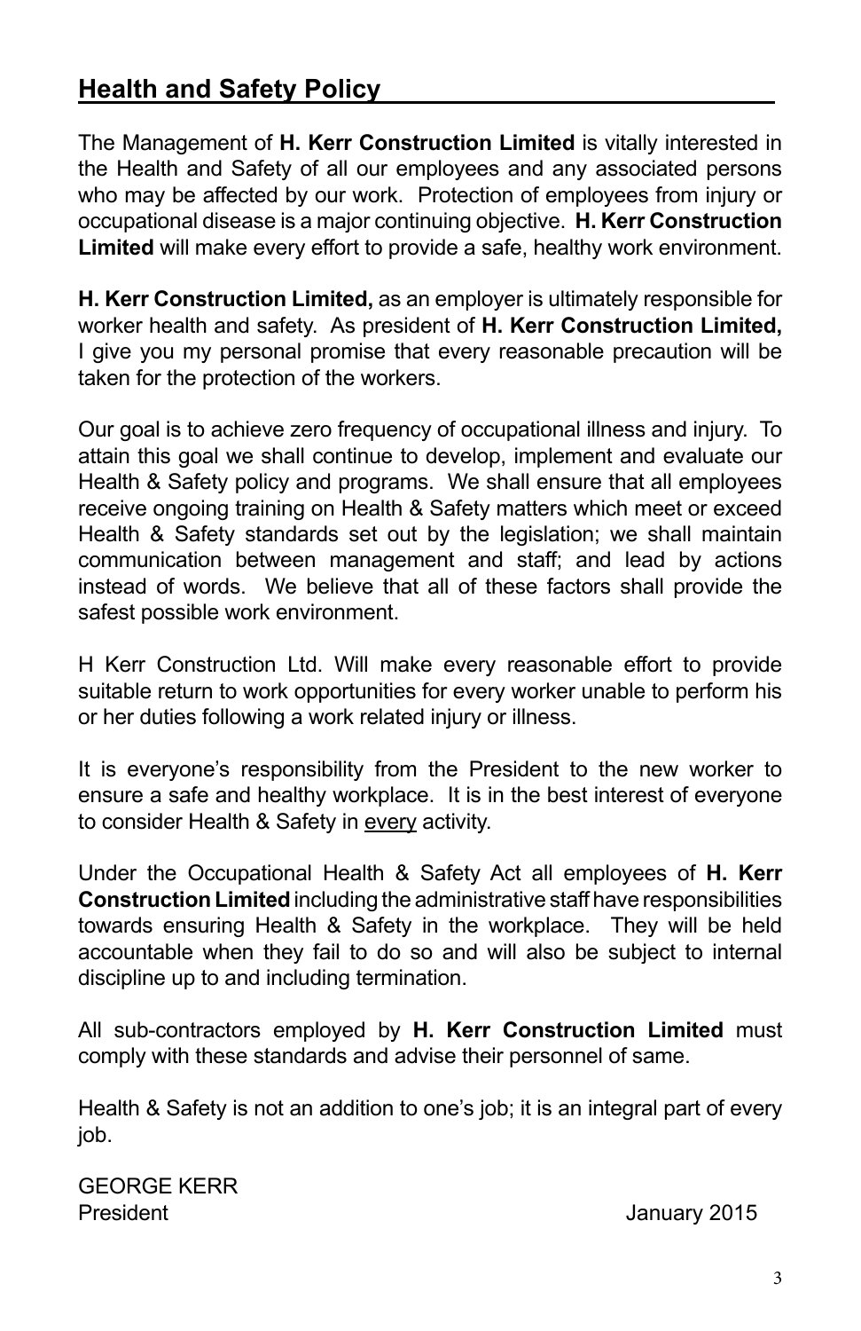## Health and Safety Policy

The Management of **H. Kerr Construction Limited** is vitally interested in the Health and Safety of all our employees and any associated persons who may be affected by our work. Protection of employees from injury or occupational disease is a major continuing objective. **H. Kerr Construction Limited** will make every effort to provide a safe, healthy work environment.

**H. Kerr Construction Limited,** as an employer is ultimately responsible for worker health and safety. As president of **H. Kerr Construction Limited,** I give you my personal promise that every reasonable precaution will be taken for the protection of the workers.

Our goal is to achieve zero frequency of occupational illness and injury. To attain this goal we shall continue to develop, implement and evaluate our Health & Safety policy and programs. We shall ensure that all employees receive ongoing training on Health & Safety matters which meet or exceed Health & Safety standards set out by the legislation; we shall maintain communication between management and staff; and lead by actions instead of words. We believe that all of these factors shall provide the safest possible work environment.

H Kerr Construction Ltd. Will make every reasonable effort to provide suitable return to work opportunities for every worker unable to perform his or her duties following a work related injury or illness.

It is everyone's responsibility from the President to the new worker to ensure a safe and healthy workplace. It is in the best interest of everyone to consider Health & Safety in <u>every</u> activity.

Under the Occupational Health & Safety Act all employees of **H. Kerr Construction Limited** including the administrative staff have responsibilities towards ensuring Health & Safety in the workplace. They will be held accountable when they fail to do so and will also be subject to internal discipline up to and including termination.

All sub-contractors employed by **H. Kerr Construction Limited** must comply with these standards and advise their personnel of same.

Health & Safety is not an addition to one's job; it is an integral part of every job.

GEORGE KERR
President January 2015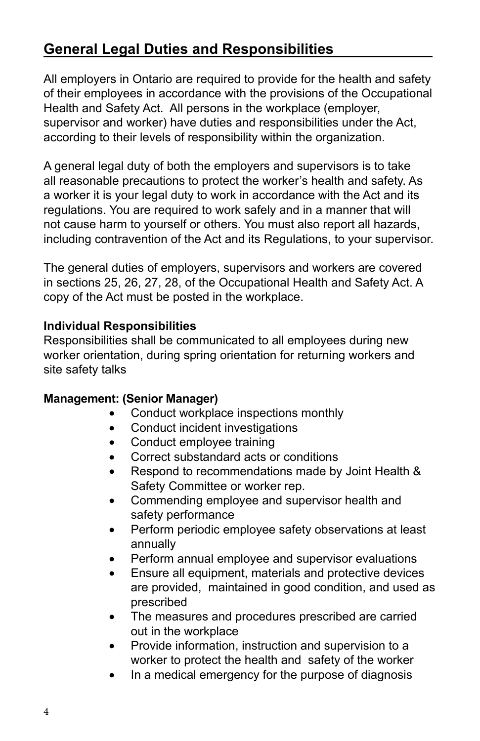## General Legal Duties and Responsibilities

All employers in Ontario are required to provide for the health and safety of their employees in accordance with the provisions of the Occupational Health and Safety Act. All persons in the workplace (employer, supervisor and worker) have duties and responsibilities under the Act, according to their levels of responsibility within the organization.

A general legal duty of both the employers and supervisors is to take all reasonable precautions to protect the worker's health and safety. As a worker it is your legal duty to work in accordance with the Act and its regulations. You are required to work safely and in a manner that will not cause harm to yourself or others. You must also report all hazards, including contravention of the Act and its Regulations, to your supervisor.

The general duties of employers, supervisors and workers are covered in sections 25, 26, 27, 28, of the Occupational Health and Safety Act. A copy of the Act must be posted in the workplace.

**Individual Responsibilities**
Responsibilities shall be communicated to all employees during new worker orientation, during spring orientation for returning workers and site safety talks

**Management: (Senior Manager)**

- Conduct workplace inspections monthly
- Conduct incident investigations
- Conduct employee training
- Correct substandard acts or conditions
- Respond to recommendations made by Joint Health & Safety Committee or worker rep.
- Commending employee and supervisor health and safety performance
- Perform periodic employee safety observations at least annually
- Perform annual employee and supervisor evaluations
- Ensure all equipment, materials and protective devices are provided, maintained in good condition, and used as prescribed
- The measures and procedures prescribed are carried out in the workplace
- Provide information, instruction and supervision to a worker to protect the health and safety of the worker
- In a medical emergency for the purpose of diagnosis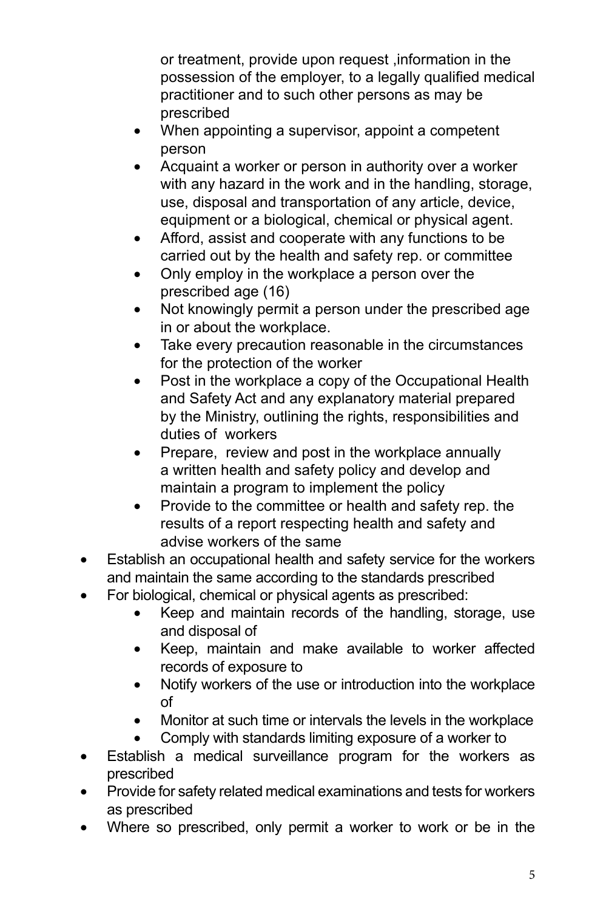or treatment, provide upon request ,information in the possession of the employer, to a legally qualified medical practitioner and to such other persons as may be prescribed
  - When appointing a supervisor, appoint a competent person
  - Acquaint a worker or person in authority over a worker with any hazard in the work and in the handling, storage, use, disposal and transportation of any article, device, equipment or a biological, chemical or physical agent.
  - Afford, assist and cooperate with any functions to be carried out by the health and safety rep. or committee
  - Only employ in the workplace a person over the prescribed age (16)
  - Not knowingly permit a person under the prescribed age in or about the workplace.
  - Take every precaution reasonable in the circumstances for the protection of the worker
  - Post in the workplace a copy of the Occupational Health and Safety Act and any explanatory material prepared by the Ministry, outlining the rights, responsibilities and duties of workers
  - Prepare, review and post in the workplace annually a written health and safety policy and develop and maintain a program to implement the policy
  - Provide to the committee or health and safety rep. the results of a report respecting health and safety and advise workers of the same
- Establish an occupational health and safety service for the workers and maintain the same according to the standards prescribed
- For biological, chemical or physical agents as prescribed:
  - Keep and maintain records of the handling, storage, use and disposal of
  - Keep, maintain and make available to worker affected records of exposure to
  - Notify workers of the use or introduction into the workplace of
  - Monitor at such time or intervals the levels in the workplace
  - Comply with standards limiting exposure of a worker to
- Establish a medical surveillance program for the workers as prescribed
- Provide for safety related medical examinations and tests for workers as prescribed
- Where so prescribed, only permit a worker to work or be in the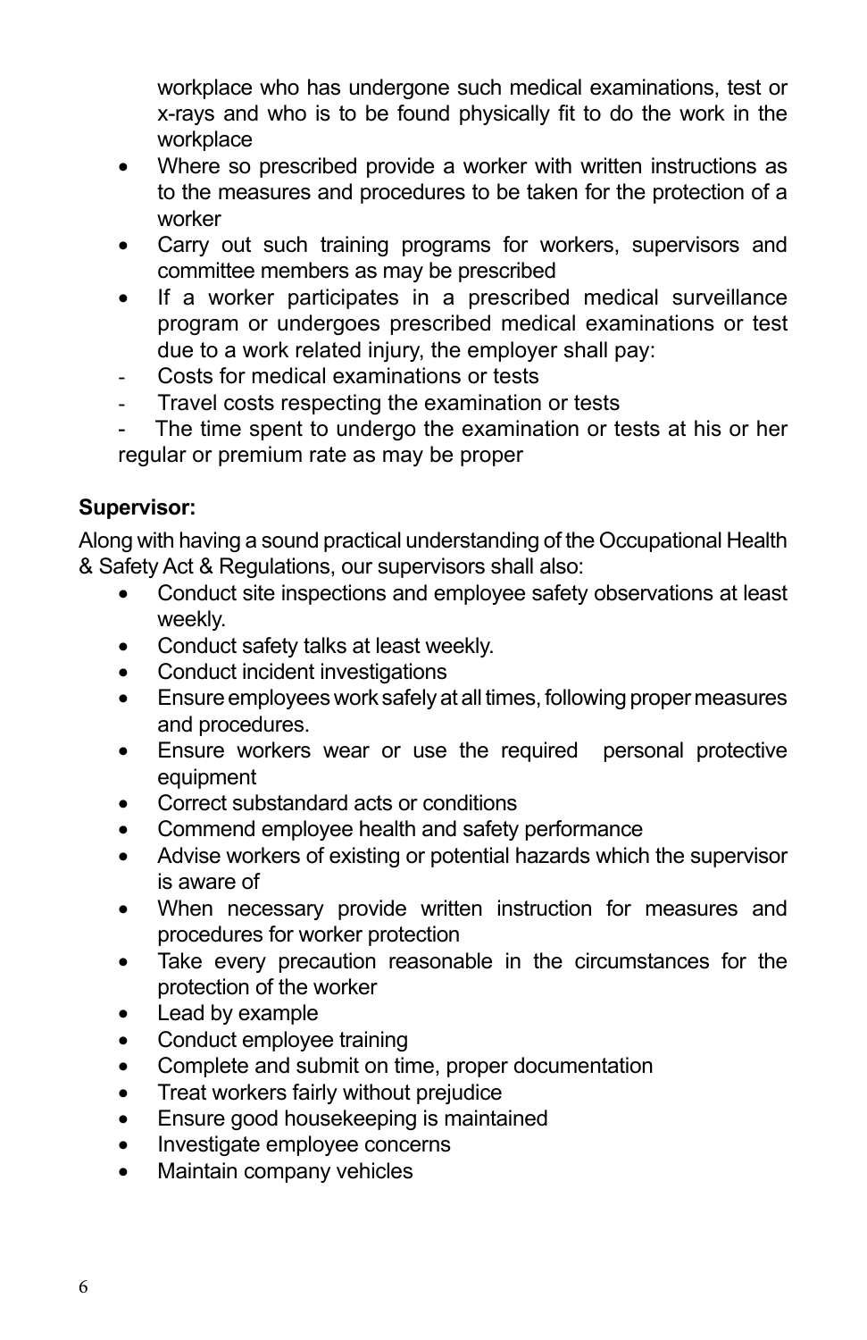workplace who has undergone such medical examinations, test or x-rays and who is to be found physically fit to do the work in the workplace

- Where so prescribed provide a worker with written instructions as to the measures and procedures to be taken for the protection of a worker
- Carry out such training programs for workers, supervisors and committee members as may be prescribed
- If a worker participates in a prescribed medical surveillance program or undergoes prescribed medical examinations or test due to a work related injury, the employer shall pay:
  - Costs for medical examinations or tests
  - Travel costs respecting the examination or tests
  - The time spent to undergo the examination or tests at his or her regular or premium rate as may be proper

**Supervisor:**

Along with having a sound practical understanding of the Occupational Health & Safety Act & Regulations, our supervisors shall also:

- Conduct site inspections and employee safety observations at least weekly.
- Conduct safety talks at least weekly.
- Conduct incident investigations
- Ensure employees work safely at all times, following proper measures and procedures.
- Ensure workers wear or use the required personal protective equipment
- Correct substandard acts or conditions
- Commend employee health and safety performance
- Advise workers of existing or potential hazards which the supervisor is aware of
- When necessary provide written instruction for measures and procedures for worker protection
- Take every precaution reasonable in the circumstances for the protection of the worker
- Lead by example
- Conduct employee training
- Complete and submit on time, proper documentation
- Treat workers fairly without prejudice
- Ensure good housekeeping is maintained
- Investigate employee concerns
- Maintain company vehicles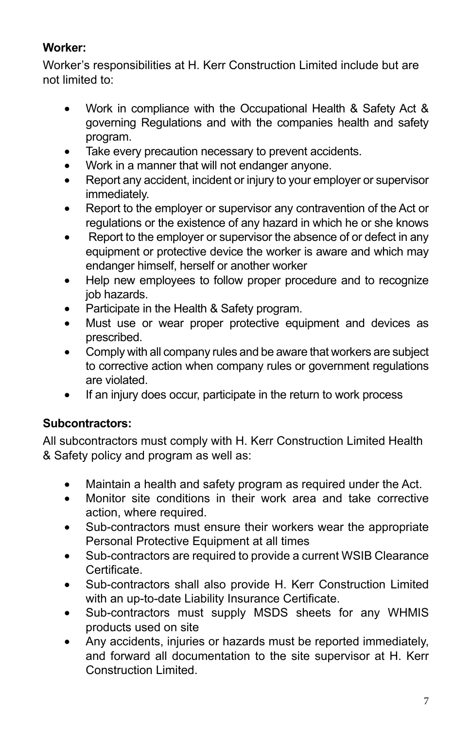**Worker:**

Worker's responsibilities at H. Kerr Construction Limited include but are not limited to:

- Work in compliance with the Occupational Health & Safety Act & governing Regulations and with the companies health and safety program.
- Take every precaution necessary to prevent accidents.
- Work in a manner that will not endanger anyone.
- Report any accident, incident or injury to your employer or supervisor immediately.
- Report to the employer or supervisor any contravention of the Act or regulations or the existence of any hazard in which he or she knows
- Report to the employer or supervisor the absence of or defect in any equipment or protective device the worker is aware and which may endanger himself, herself or another worker
- Help new employees to follow proper procedure and to recognize job hazards.
- Participate in the Health & Safety program.
- Must use or wear proper protective equipment and devices as prescribed.
- Comply with all company rules and be aware that workers are subject to corrective action when company rules or government regulations are violated.
- If an injury does occur, participate in the return to work process

**Subcontractors:**

All subcontractors must comply with H. Kerr Construction Limited Health & Safety policy and program as well as:

- Maintain a health and safety program as required under the Act.
- Monitor site conditions in their work area and take corrective action, where required.
- Sub-contractors must ensure their workers wear the appropriate Personal Protective Equipment at all times
- Sub-contractors are required to provide a current WSIB Clearance Certificate.
- Sub-contractors shall also provide H. Kerr Construction Limited with an up-to-date Liability Insurance Certificate.
- Sub-contractors must supply MSDS sheets for any WHMIS products used on site
- Any accidents, injuries or hazards must be reported immediately, and forward all documentation to the site supervisor at H. Kerr Construction Limited.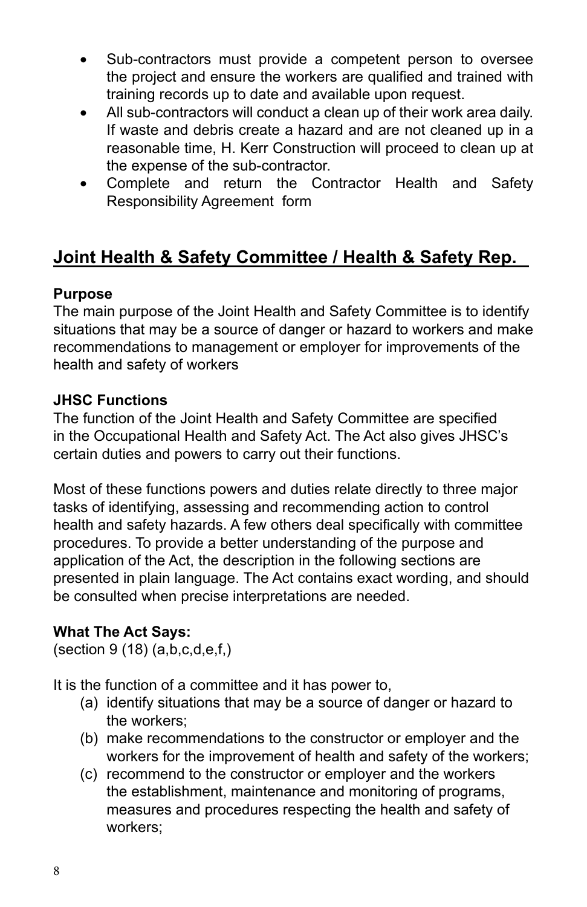- Sub-contractors must provide a competent person to oversee the project and ensure the workers are qualified and trained with training records up to date and available upon request.
- All sub-contractors will conduct a clean up of their work area daily. If waste and debris create a hazard and are not cleaned up in a reasonable time, H. Kerr Construction will proceed to clean up at the expense of the sub-contractor.
- Complete and return the Contractor Health and Safety Responsibility Agreement form

## Joint Health & Safety Committee / Health & Safety Rep.

**Purpose**
The main purpose of the Joint Health and Safety Committee is to identify situations that may be a source of danger or hazard to workers and make recommendations to management or employer for improvements of the health and safety of workers

**JHSC Functions**
The function of the Joint Health and Safety Committee are specified in the Occupational Health and Safety Act. The Act also gives JHSC's certain duties and powers to carry out their functions.

Most of these functions powers and duties relate directly to three major tasks of identifying, assessing and recommending action to control health and safety hazards. A few others deal specifically with committee procedures. To provide a better understanding of the purpose and application of the Act, the description in the following sections are presented in plain language. The Act contains exact wording, and should be consulted when precise interpretations are needed.

**What The Act Says:**
(section 9 (18) (a,b,c,d,e,f,)

It is the function of a committee and it has power to,

(a) identify situations that may be a source of danger or hazard to the workers;
(b) make recommendations to the constructor or employer and the workers for the improvement of health and safety of the workers;
(c) recommend to the constructor or employer and the workers the establishment, maintenance and monitoring of programs, measures and procedures respecting the health and safety of workers;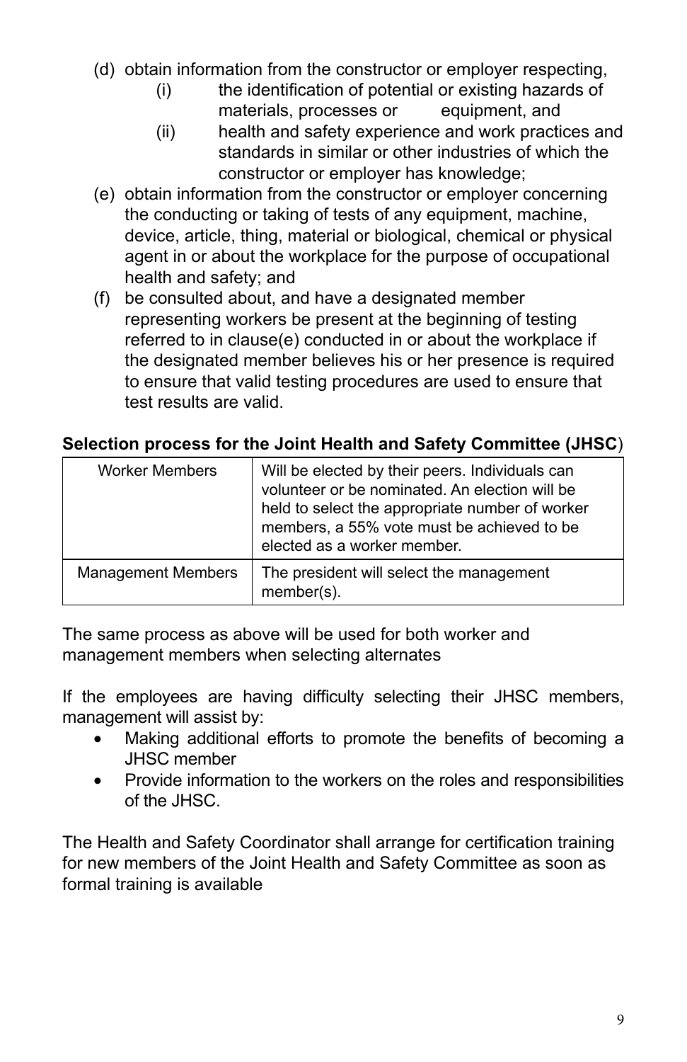(d) obtain information from the constructor or employer respecting,
   - (i) the identification of potential or existing hazards of materials, processes or equipment, and
   - (ii) health and safety experience and work practices and standards in similar or other industries of which the constructor or employer has knowledge;

(e) obtain information from the constructor or employer concerning the conducting or taking of tests of any equipment, machine, device, article, thing, material or biological, chemical or physical agent in or about the workplace for the purpose of occupational health and safety; and

(f) be consulted about, and have a designated member representing workers be present at the beginning of testing referred to in clause(e) conducted in or about the workplace if the designated member believes his or her presence is required to ensure that valid testing procedures are used to ensure that test results are valid.

**Selection process for the Joint Health and Safety Committee (JHSC)**

| | |
|---|---|
| Worker Members | Will be elected by their peers. Individuals can volunteer or be nominated. An election will be held to select the appropriate number of worker members, a 55% vote must be achieved to be elected as a worker member. |
| Management Members | The president will select the management member(s). |

The same process as above will be used for both worker and management members when selecting alternates

If the employees are having difficulty selecting their JHSC members, management will assist by:

- Making additional efforts to promote the benefits of becoming a JHSC member
- Provide information to the workers on the roles and responsibilities of the JHSC.

The Health and Safety Coordinator shall arrange for certification training for new members of the Joint Health and Safety Committee as soon as formal training is available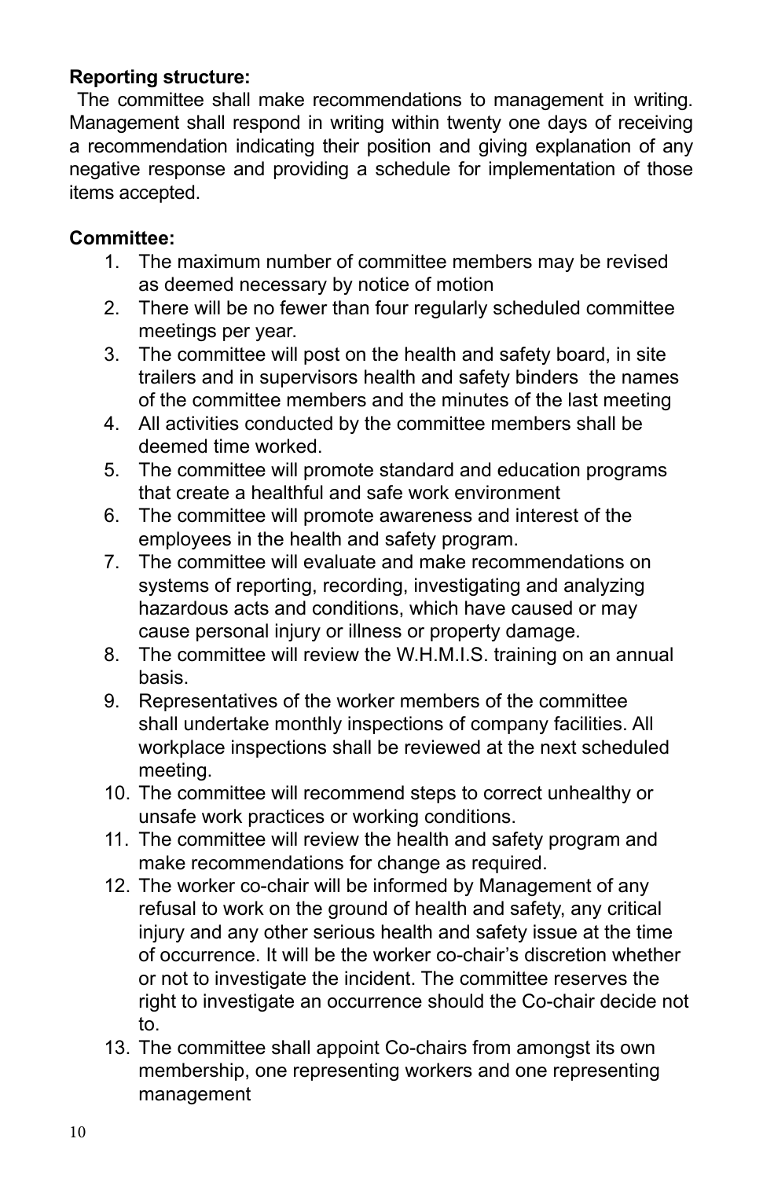**Reporting structure:**

The committee shall make recommendations to management in writing. Management shall respond in writing within twenty one days of receiving a recommendation indicating their position and giving explanation of any negative response and providing a schedule for implementation of those items accepted.

**Committee:**

1. The maximum number of committee members may be revised as deemed necessary by notice of motion
2. There will be no fewer than four regularly scheduled committee meetings per year.
3. The committee will post on the health and safety board, in site trailers and in supervisors health and safety binders the names of the committee members and the minutes of the last meeting
4. All activities conducted by the committee members shall be deemed time worked.
5. The committee will promote standard and education programs that create a healthful and safe work environment
6. The committee will promote awareness and interest of the employees in the health and safety program.
7. The committee will evaluate and make recommendations on systems of reporting, recording, investigating and analyzing hazardous acts and conditions, which have caused or may cause personal injury or illness or property damage.
8. The committee will review the W.H.M.I.S. training on an annual basis.
9. Representatives of the worker members of the committee shall undertake monthly inspections of company facilities. All workplace inspections shall be reviewed at the next scheduled meeting.
10. The committee will recommend steps to correct unhealthy or unsafe work practices or working conditions.
11. The committee will review the health and safety program and make recommendations for change as required.
12. The worker co-chair will be informed by Management of any refusal to work on the ground of health and safety, any critical injury and any other serious health and safety issue at the time of occurrence. It will be the worker co-chair's discretion whether or not to investigate the incident. The committee reserves the right to investigate an occurrence should the Co-chair decide not to.
13. The committee shall appoint Co-chairs from amongst its own membership, one representing workers and one representing management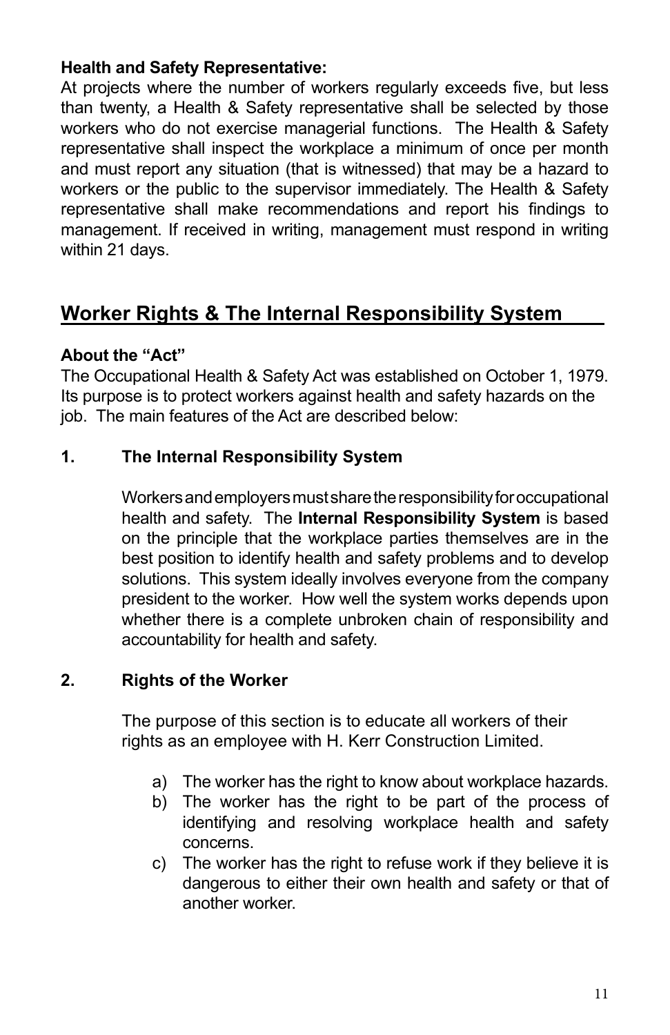**Health and Safety Representative:**

At projects where the number of workers regularly exceeds five, but less than twenty, a Health & Safety representative shall be selected by those workers who do not exercise managerial functions. The Health & Safety representative shall inspect the workplace a minimum of once per month and must report any situation (that is witnessed) that may be a hazard to workers or the public to the supervisor immediately. The Health & Safety representative shall make recommendations and report his findings to management. If received in writing, management must respond in writing within 21 days.

## Worker Rights & The Internal Responsibility System

**About the "Act"**

The Occupational Health & Safety Act was established on October 1, 1979. Its purpose is to protect workers against health and safety hazards on the job. The main features of the Act are described below:

**1. The Internal Responsibility System**

Workers and employers must share the responsibility for occupational health and safety. The **Internal Responsibility System** is based on the principle that the workplace parties themselves are in the best position to identify health and safety problems and to develop solutions. This system ideally involves everyone from the company president to the worker. How well the system works depends upon whether there is a complete unbroken chain of responsibility and accountability for health and safety.

**2. Rights of the Worker**

The purpose of this section is to educate all workers of their rights as an employee with H. Kerr Construction Limited.

a) The worker has the right to know about workplace hazards.

b) The worker has the right to be part of the process of identifying and resolving workplace health and safety concerns.

c) The worker has the right to refuse work if they believe it is dangerous to either their own health and safety or that of another worker.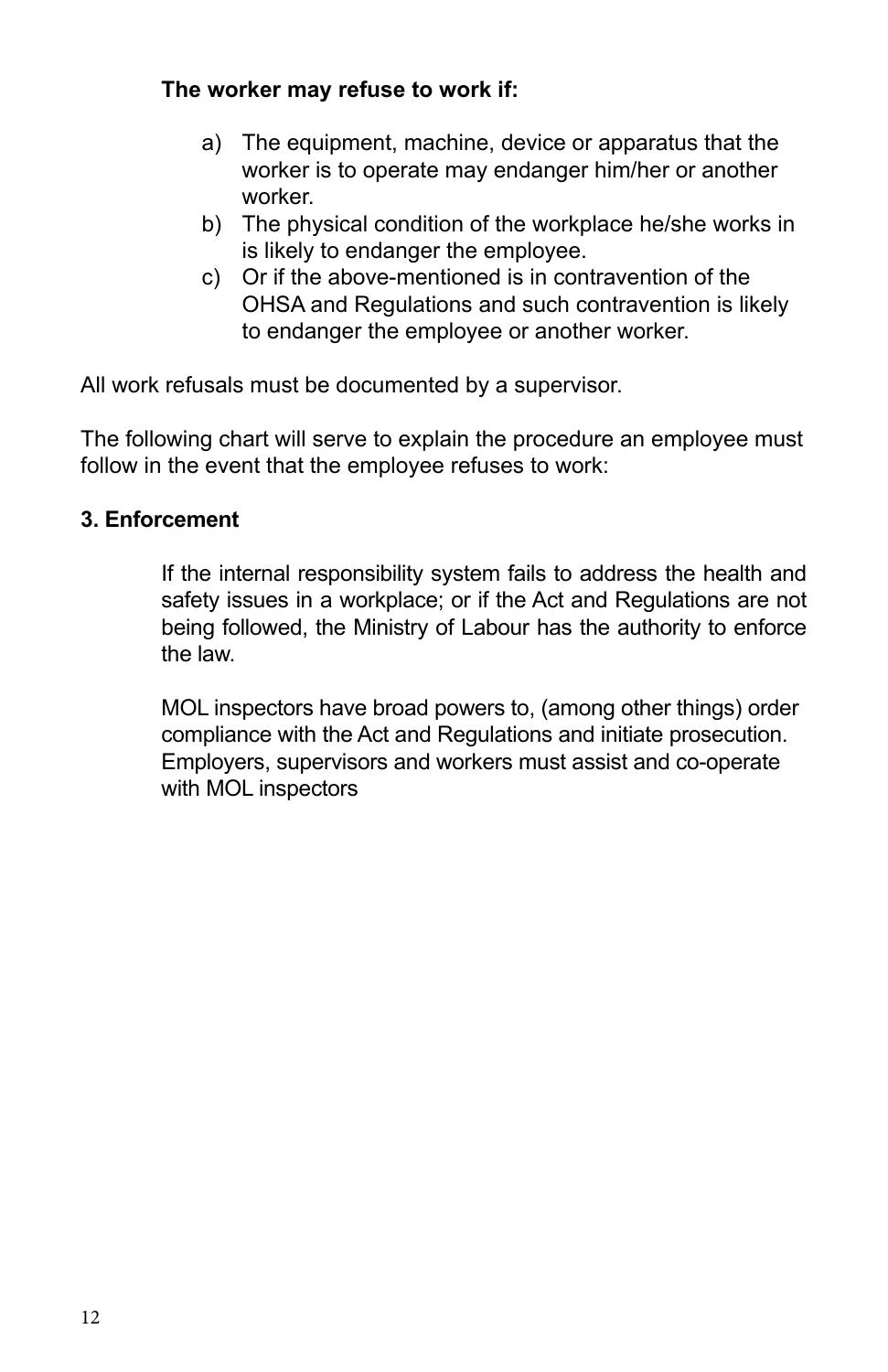**The worker may refuse to work if:**

a) The equipment, machine, device or apparatus that the worker is to operate may endanger him/her or another worker.
b) The physical condition of the workplace he/she works in is likely to endanger the employee.
c) Or if the above-mentioned is in contravention of the OHSA and Regulations and such contravention is likely to endanger the employee or another worker.

All work refusals must be documented by a supervisor.

The following chart will serve to explain the procedure an employee must follow in the event that the employee refuses to work:

### 3. Enforcement

If the internal responsibility system fails to address the health and safety issues in a workplace; or if the Act and Regulations are not being followed, the Ministry of Labour has the authority to enforce the law.

MOL inspectors have broad powers to, (among other things) order compliance with the Act and Regulations and initiate prosecution. Employers, supervisors and workers must assist and co-operate with MOL inspectors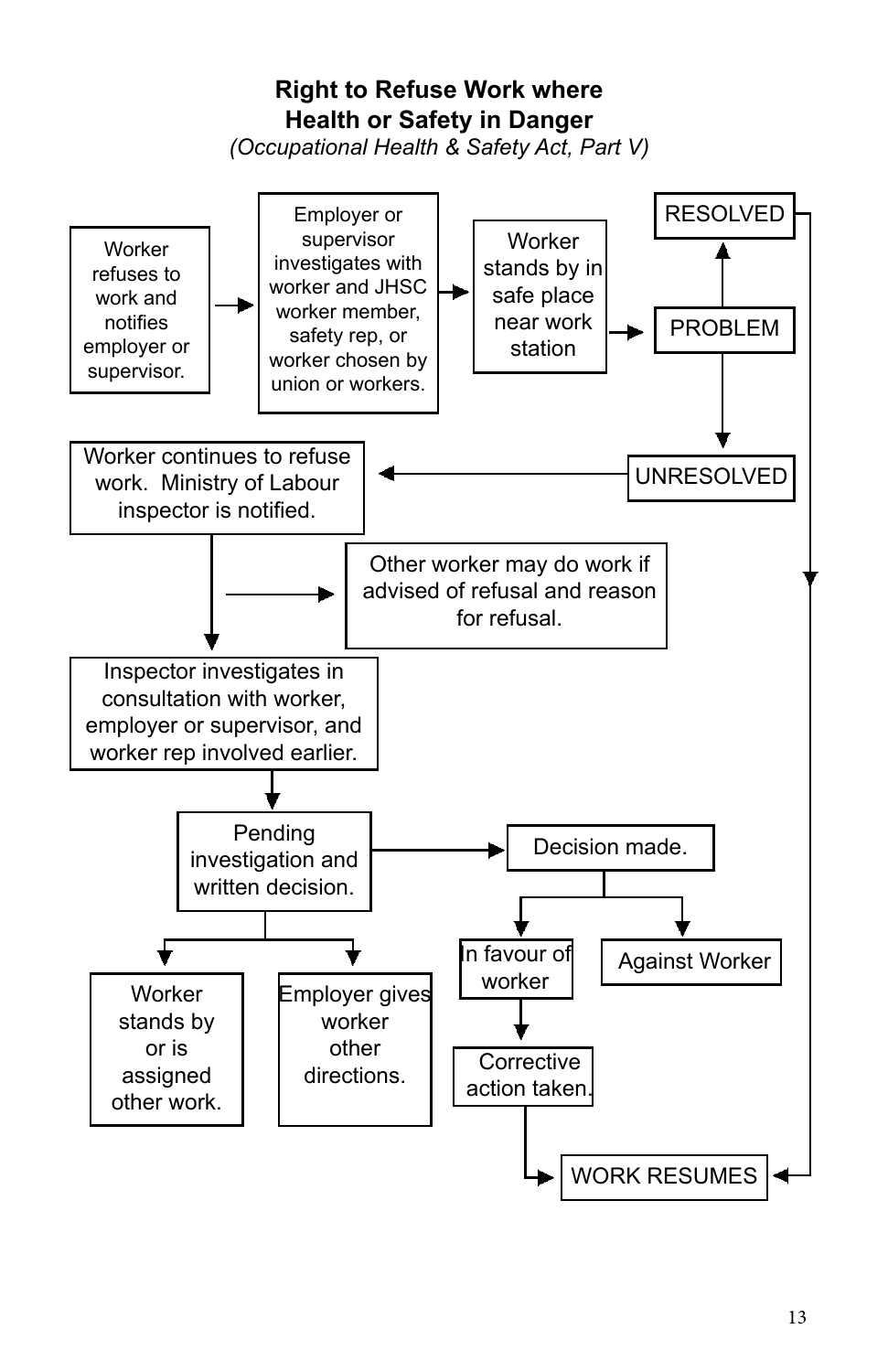# Right to Refuse Work where Health or Safety in Danger

*(Occupational Health & Safety Act, Part V)*

Worker refuses to work and notifies employer or supervisor.

Employer or supervisor investigates with worker and JHSC worker member, safety rep, or worker chosen by union or workers.

Worker stands by in safe place near work station

PROBLEM

RESOLVED

UNRESOLVED

Worker continues to refuse work. Ministry of Labour inspector is notified.

Other worker may do work if advised of refusal and reason for refusal.

Inspector investigates in consultation with worker, employer or supervisor, and worker rep involved earlier.

Pending investigation and written decision.

Worker stands by or is assigned other work.

Employer gives worker other directions.

Decision made.

In favour of worker

Against Worker

Corrective action taken.

WORK RESUMES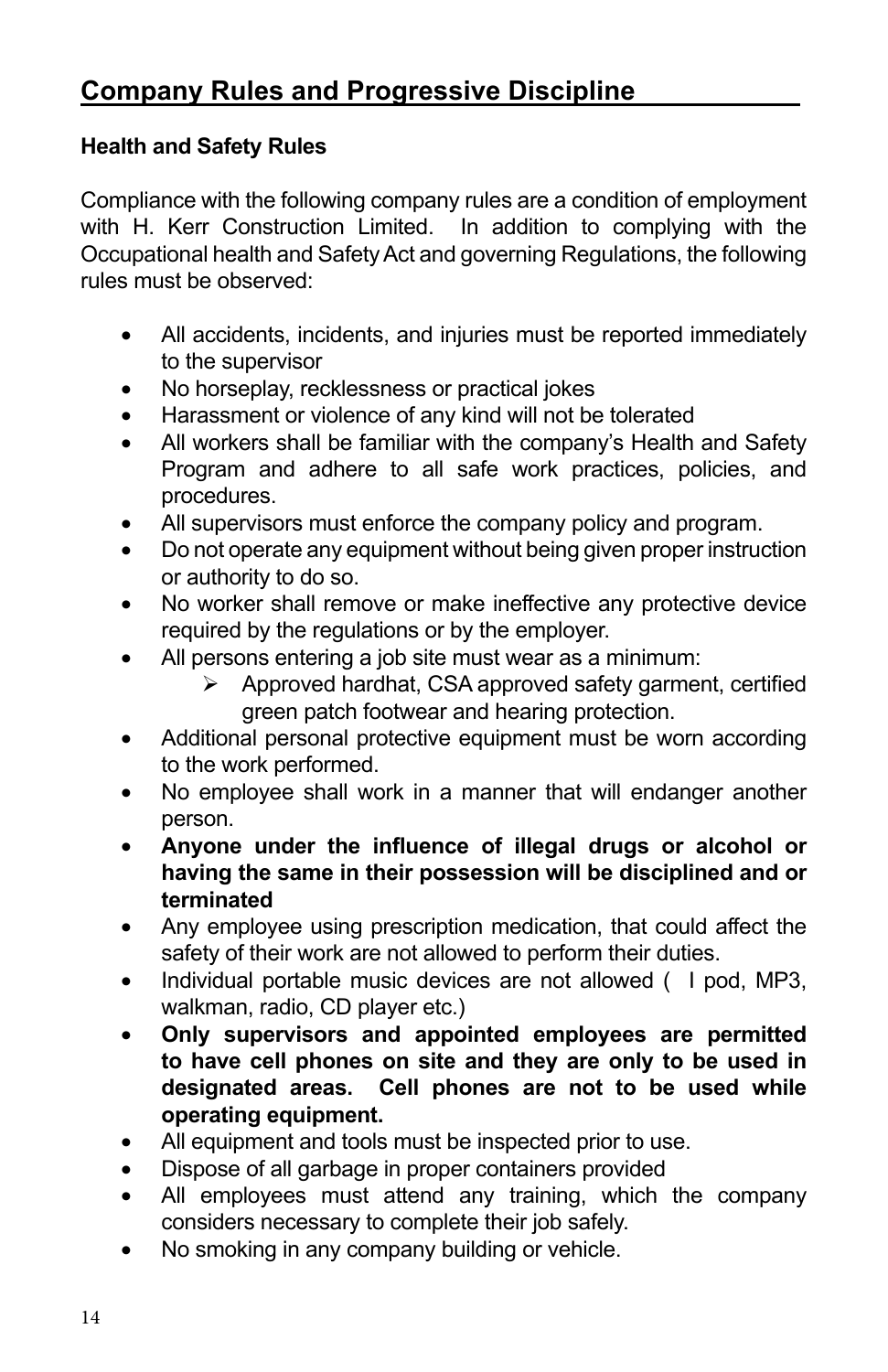## Company Rules and Progressive Discipline

### Health and Safety Rules

Compliance with the following company rules are a condition of employment with H. Kerr Construction Limited. In addition to complying with the Occupational health and Safety Act and governing Regulations, the following rules must be observed:

- All accidents, incidents, and injuries must be reported immediately to the supervisor
- No horseplay, recklessness or practical jokes
- Harassment or violence of any kind will not be tolerated
- All workers shall be familiar with the company's Health and Safety Program and adhere to all safe work practices, policies, and procedures.
- All supervisors must enforce the company policy and program.
- Do not operate any equipment without being given proper instruction or authority to do so.
- No worker shall remove or make ineffective any protective device required by the regulations or by the employer.
- All persons entering a job site must wear as a minimum:
  - Approved hardhat, CSA approved safety garment, certified green patch footwear and hearing protection.
- Additional personal protective equipment must be worn according to the work performed.
- No employee shall work in a manner that will endanger another person.
- **Anyone under the influence of illegal drugs or alcohol or having the same in their possession will be disciplined and or terminated**
- Any employee using prescription medication, that could affect the safety of their work are not allowed to perform their duties.
- Individual portable music devices are not allowed ( I pod, MP3, walkman, radio, CD player etc.)
- **Only supervisors and appointed employees are permitted to have cell phones on site and they are only to be used in designated areas. Cell phones are not to be used while operating equipment.**
- All equipment and tools must be inspected prior to use.
- Dispose of all garbage in proper containers provided
- All employees must attend any training, which the company considers necessary to complete their job safely.
- No smoking in any company building or vehicle.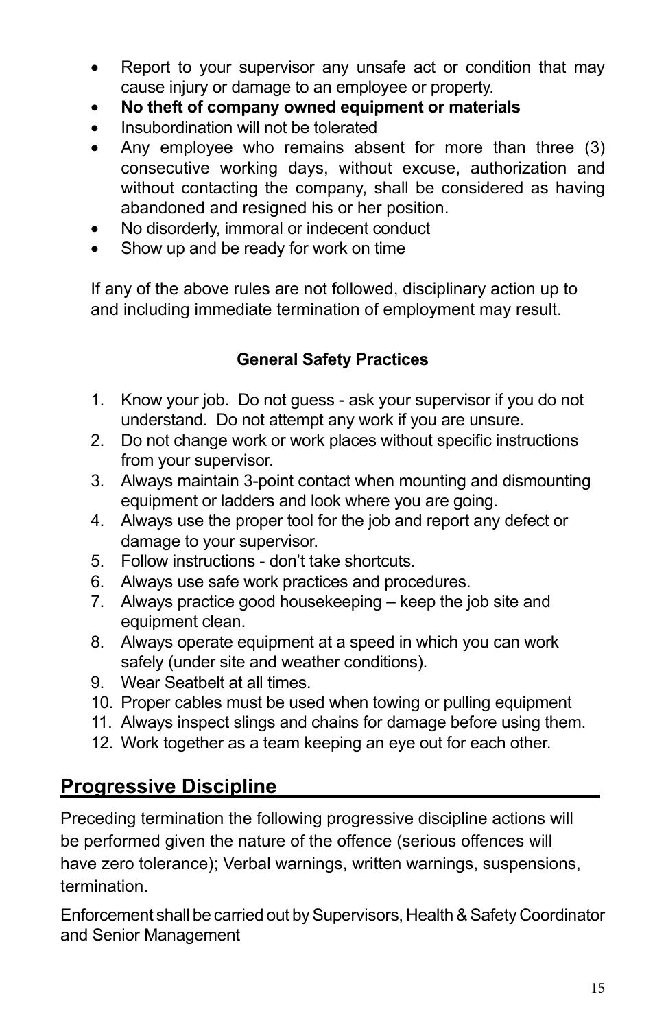- Report to your supervisor any unsafe act or condition that may cause injury or damage to an employee or property.
- **No theft of company owned equipment or materials**
- Insubordination will not be tolerated
- Any employee who remains absent for more than three (3) consecutive working days, without excuse, authorization and without contacting the company, shall be considered as having abandoned and resigned his or her position.
- No disorderly, immoral or indecent conduct
- Show up and be ready for work on time

If any of the above rules are not followed, disciplinary action up to and including immediate termination of employment may result.

### General Safety Practices

1. Know your job. Do not guess - ask your supervisor if you do not understand. Do not attempt any work if you are unsure.
2. Do not change work or work places without specific instructions from your supervisor.
3. Always maintain 3-point contact when mounting and dismounting equipment or ladders and look where you are going.
4. Always use the proper tool for the job and report any defect or damage to your supervisor.
5. Follow instructions - don't take shortcuts.
6. Always use safe work practices and procedures.
7. Always practice good housekeeping – keep the job site and equipment clean.
8. Always operate equipment at a speed in which you can work safely (under site and weather conditions).
9. Wear Seatbelt at all times.
10. Proper cables must be used when towing or pulling equipment
11. Always inspect slings and chains for damage before using them.
12. Work together as a team keeping an eye out for each other.

## Progressive Discipline

Preceding termination the following progressive discipline actions will be performed given the nature of the offence (serious offences will have zero tolerance); Verbal warnings, written warnings, suspensions, termination.

Enforcement shall be carried out by Supervisors, Health & Safety Coordinator and Senior Management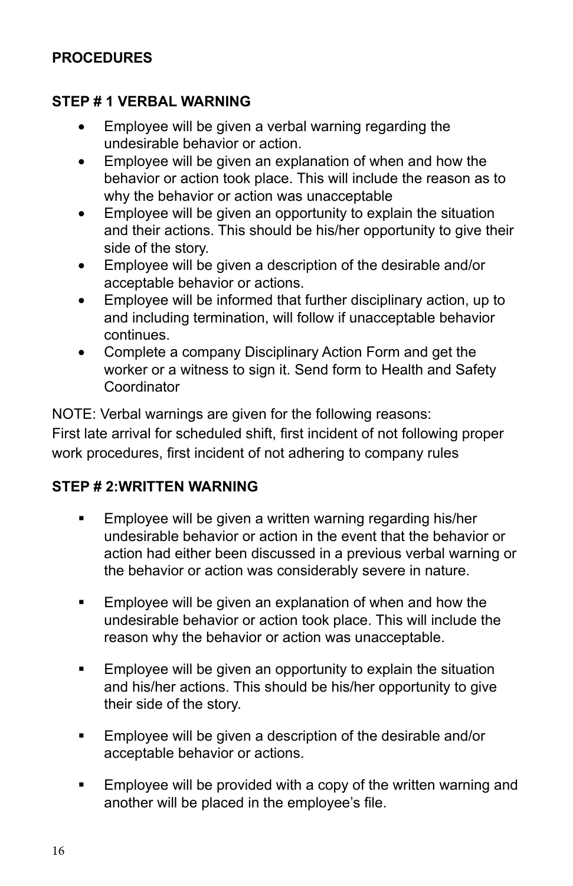**PROCEDURES**

**STEP # 1 VERBAL WARNING**

- Employee will be given a verbal warning regarding the undesirable behavior or action.
- Employee will be given an explanation of when and how the behavior or action took place. This will include the reason as to why the behavior or action was unacceptable
- Employee will be given an opportunity to explain the situation and their actions. This should be his/her opportunity to give their side of the story.
- Employee will be given a description of the desirable and/or acceptable behavior or actions.
- Employee will be informed that further disciplinary action, up to and including termination, will follow if unacceptable behavior continues.
- Complete a company Disciplinary Action Form and get the worker or a witness to sign it. Send form to Health and Safety Coordinator

NOTE: Verbal warnings are given for the following reasons:
First late arrival for scheduled shift, first incident of not following proper work procedures, first incident of not adhering to company rules

**STEP # 2:WRITTEN WARNING**

- Employee will be given a written warning regarding his/her undesirable behavior or action in the event that the behavior or action had either been discussed in a previous verbal warning or the behavior or action was considerably severe in nature.
- Employee will be given an explanation of when and how the undesirable behavior or action took place. This will include the reason why the behavior or action was unacceptable.
- Employee will be given an opportunity to explain the situation and his/her actions. This should be his/her opportunity to give their side of the story.
- Employee will be given a description of the desirable and/or acceptable behavior or actions.
- Employee will be provided with a copy of the written warning and another will be placed in the employee's file.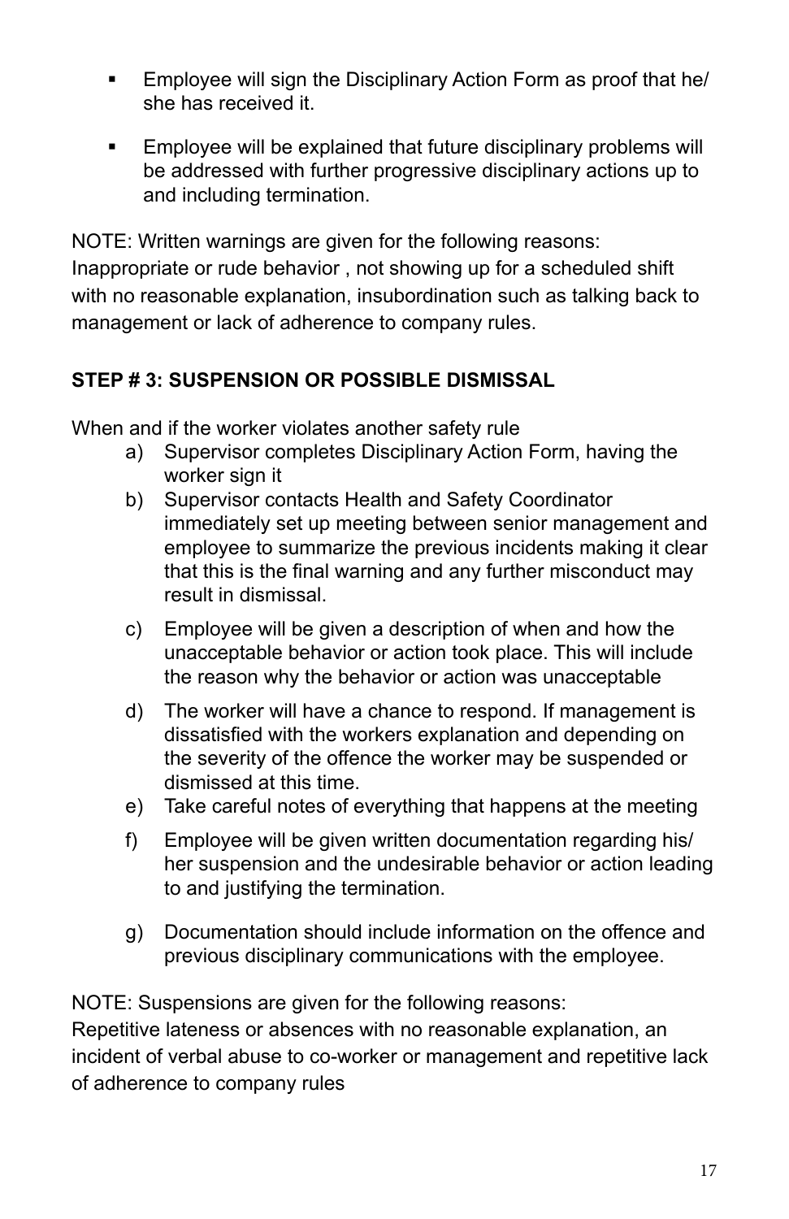- Employee will sign the Disciplinary Action Form as proof that he/ she has received it.
- Employee will be explained that future disciplinary problems will be addressed with further progressive disciplinary actions up to and including termination.

NOTE: Written warnings are given for the following reasons: Inappropriate or rude behavior , not showing up for a scheduled shift with no reasonable explanation, insubordination such as talking back to management or lack of adherence to company rules.

**STEP # 3: SUSPENSION OR POSSIBLE DISMISSAL**

When and if the worker violates another safety rule

a) Supervisor completes Disciplinary Action Form, having the worker sign it
b) Supervisor contacts Health and Safety Coordinator immediately set up meeting between senior management and employee to summarize the previous incidents making it clear that this is the final warning and any further misconduct may result in dismissal.
c) Employee will be given a description of when and how the unacceptable behavior or action took place. This will include the reason why the behavior or action was unacceptable
d) The worker will have a chance to respond. If management is dissatisfied with the workers explanation and depending on the severity of the offence the worker may be suspended or dismissed at this time.
e) Take careful notes of everything that happens at the meeting
f) Employee will be given written documentation regarding his/ her suspension and the undesirable behavior or action leading to and justifying the termination.
g) Documentation should include information on the offence and previous disciplinary communications with the employee.

NOTE: Suspensions are given for the following reasons: Repetitive lateness or absences with no reasonable explanation, an incident of verbal abuse to co-worker or management and repetitive lack of adherence to company rules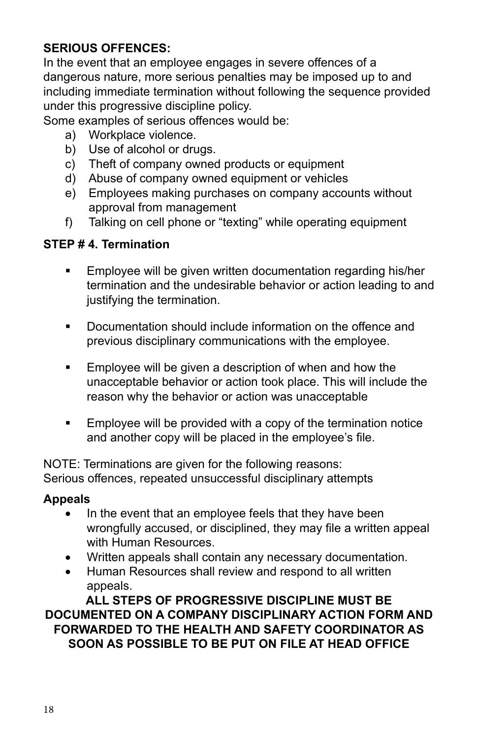**SERIOUS OFFENCES:**
In the event that an employee engages in severe offences of a dangerous nature, more serious penalties may be imposed up to and including immediate termination without following the sequence provided under this progressive discipline policy.
Some examples of serious offences would be:

a) Workplace violence.
b) Use of alcohol or drugs.
c) Theft of company owned products or equipment
d) Abuse of company owned equipment or vehicles
e) Employees making purchases on company accounts without approval from management
f) Talking on cell phone or "texting" while operating equipment

**STEP # 4. Termination**

- Employee will be given written documentation regarding his/her termination and the undesirable behavior or action leading to and justifying the termination.

- Documentation should include information on the offence and previous disciplinary communications with the employee.

- Employee will be given a description of when and how the unacceptable behavior or action took place. This will include the reason why the behavior or action was unacceptable

- Employee will be provided with a copy of the termination notice and another copy will be placed in the employee's file.

NOTE: Terminations are given for the following reasons:
Serious offences, repeated unsuccessful disciplinary attempts

**Appeals**

- In the event that an employee feels that they have been wrongfully accused, or disciplined, they may file a written appeal with Human Resources.
- Written appeals shall contain any necessary documentation.
- Human Resources shall review and respond to all written appeals.

**ALL STEPS OF PROGRESSIVE DISCIPLINE MUST BE DOCUMENTED ON A COMPANY DISCIPLINARY ACTION FORM AND FORWARDED TO THE HEALTH AND SAFETY COORDINATOR AS SOON AS POSSIBLE TO BE PUT ON FILE AT HEAD OFFICE**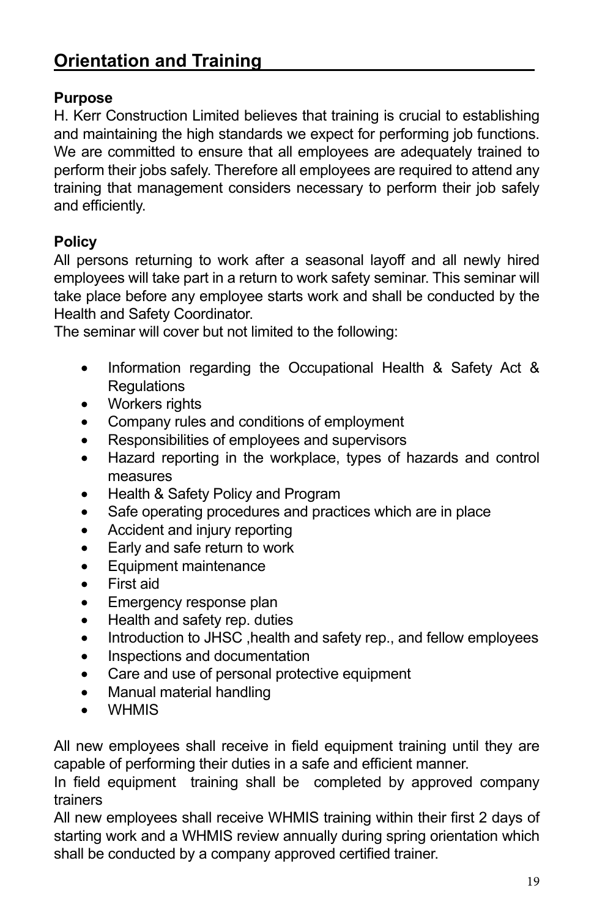## Orientation and Training

**Purpose**

H. Kerr Construction Limited believes that training is crucial to establishing and maintaining the high standards we expect for performing job functions. We are committed to ensure that all employees are adequately trained to perform their jobs safely. Therefore all employees are required to attend any training that management considers necessary to perform their job safely and efficiently.

**Policy**

All persons returning to work after a seasonal layoff and all newly hired employees will take part in a return to work safety seminar. This seminar will take place before any employee starts work and shall be conducted by the Health and Safety Coordinator.
The seminar will cover but not limited to the following:

- Information regarding the Occupational Health & Safety Act & Regulations
- Workers rights
- Company rules and conditions of employment
- Responsibilities of employees and supervisors
- Hazard reporting in the workplace, types of hazards and control measures
- Health & Safety Policy and Program
- Safe operating procedures and practices which are in place
- Accident and injury reporting
- Early and safe return to work
- Equipment maintenance
- First aid
- Emergency response plan
- Health and safety rep. duties
- Introduction to JHSC ,health and safety rep., and fellow employees
- Inspections and documentation
- Care and use of personal protective equipment
- Manual material handling
- WHMIS

All new employees shall receive in field equipment training until they are capable of performing their duties in a safe and efficient manner.
In field equipment training shall be completed by approved company trainers
All new employees shall receive WHMIS training within their first 2 days of starting work and a WHMIS review annually during spring orientation which shall be conducted by a company approved certified trainer.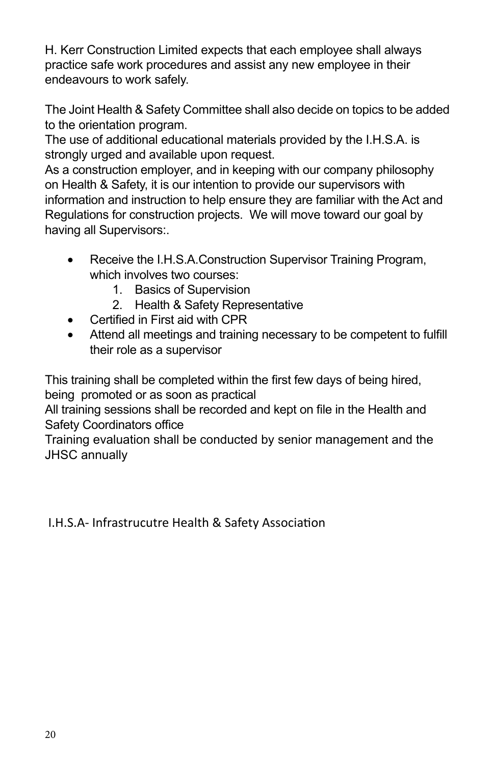H. Kerr Construction Limited expects that each employee shall always practice safe work procedures and assist any new employee in their endeavours to work safely.

The Joint Health & Safety Committee shall also decide on topics to be added to the orientation program.
The use of additional educational materials provided by the I.H.S.A. is strongly urged and available upon request.
As a construction employer, and in keeping with our company philosophy on Health & Safety, it is our intention to provide our supervisors with information and instruction to help ensure they are familiar with the Act and Regulations for construction projects. We will move toward our goal by having all Supervisors:.

- Receive the I.H.S.A.Construction Supervisor Training Program, which involves two courses:
    1. Basics of Supervision
    2. Health & Safety Representative
- Certified in First aid with CPR
- Attend all meetings and training necessary to be competent to fulfill their role as a supervisor

This training shall be completed within the first few days of being hired, being promoted or as soon as practical
All training sessions shall be recorded and kept on file in the Health and Safety Coordinators office
Training evaluation shall be conducted by senior management and the JHSC annually

I.H.S.A- Infrastrucutre Health & Safety Association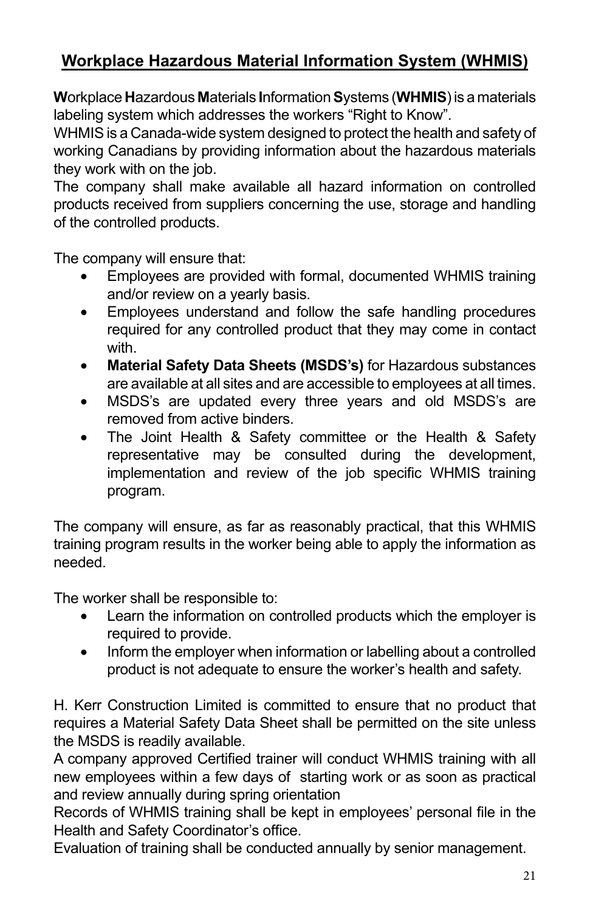## Workplace Hazardous Material Information System (WHMIS)

**W**orkplace **H**azardous **M**aterials **I**nformation **S**ystems (**WHMIS**) is a materials labeling system which addresses the workers "Right to Know".
WHMIS is a Canada-wide system designed to protect the health and safety of working Canadians by providing information about the hazardous materials they work with on the job.
The company shall make available all hazard information on controlled products received from suppliers concerning the use, storage and handling of the controlled products.

The company will ensure that:

- Employees are provided with formal, documented WHMIS training and/or review on a yearly basis.
- Employees understand and follow the safe handling procedures required for any controlled product that they may come in contact with.
- **Material Safety Data Sheets (MSDS's)** for Hazardous substances are available at all sites and are accessible to employees at all times.
- MSDS's are updated every three years and old MSDS's are removed from active binders.
- The Joint Health & Safety committee or the Health & Safety representative may be consulted during the development, implementation and review of the job specific WHMIS training program.

The company will ensure, as far as reasonably practical, that this WHMIS training program results in the worker being able to apply the information as needed.

The worker shall be responsible to:

- Learn the information on controlled products which the employer is required to provide.
- Inform the employer when information or labelling about a controlled product is not adequate to ensure the worker's health and safety.

H. Kerr Construction Limited is committed to ensure that no product that requires a Material Safety Data Sheet shall be permitted on the site unless the MSDS is readily available.
A company approved Certified trainer will conduct WHMIS training with all new employees within a few days of starting work or as soon as practical and review annually during spring orientation
Records of WHMIS training shall be kept in employees' personal file in the Health and Safety Coordinator's office.
Evaluation of training shall be conducted annually by senior management.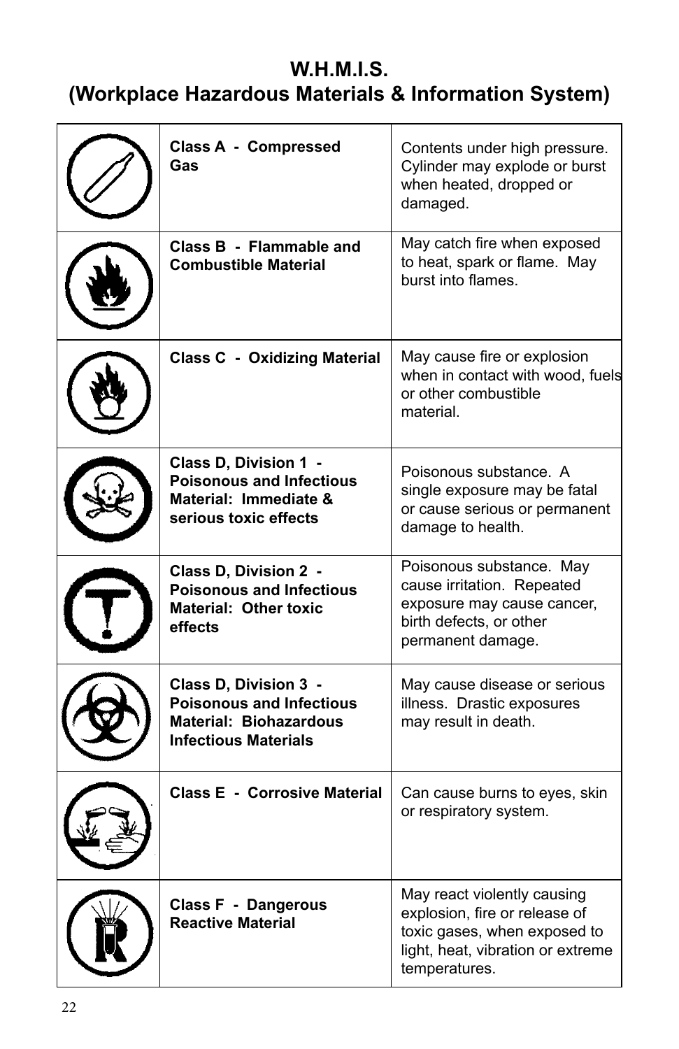# W.H.M.I.S.
# (Workplace Hazardous Materials & Information System)

| | | |
|---|---|---|
| | **Class A - Compressed Gas** | Contents under high pressure. Cylinder may explode or burst when heated, dropped or damaged. |
| | **Class B - Flammable and Combustible Material** | May catch fire when exposed to heat, spark or flame. May burst into flames. |
| | **Class C - Oxidizing Material** | May cause fire or explosion when in contact with wood, fuels or other combustible material. |
| | **Class D, Division 1 - Poisonous and Infectious Material: Immediate & serious toxic effects** | Poisonous substance. A single exposure may be fatal or cause serious or permanent damage to health. |
| | **Class D, Division 2 - Poisonous and Infectious Material: Other toxic effects** | Poisonous substance. May cause irritation. Repeated exposure may cause cancer, birth defects, or other permanent damage. |
| | **Class D, Division 3 - Poisonous and Infectious Material: Biohazardous Infectious Materials** | May cause disease or serious illness. Drastic exposures may result in death. |
| | **Class E - Corrosive Material** | Can cause burns to eyes, skin or respiratory system. |
| | **Class F - Dangerous Reactive Material** | May react violently causing explosion, fire or release of toxic gases, when exposed to light, heat, vibration or extreme temperatures. |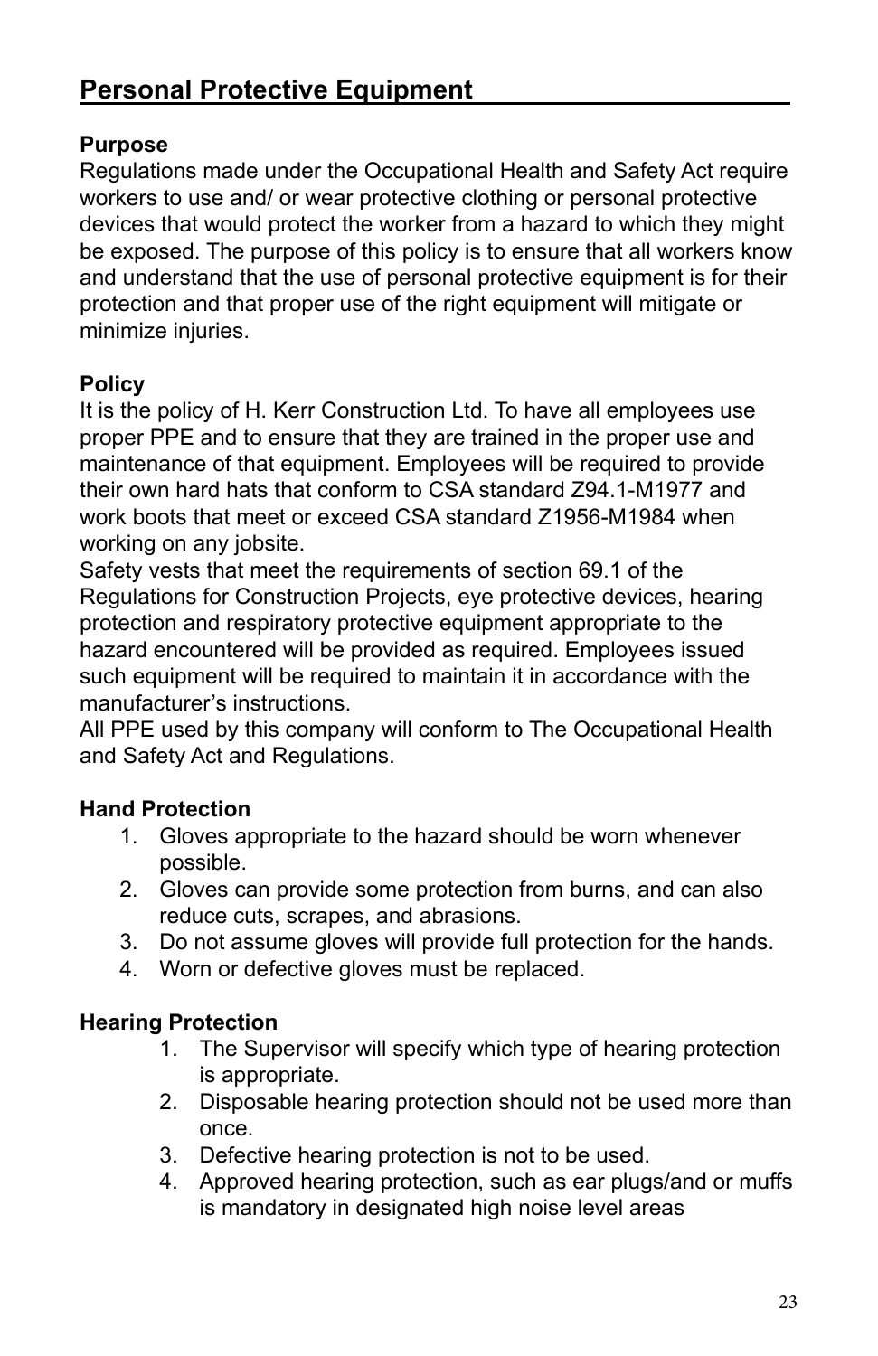## Personal Protective Equipment

**Purpose**

Regulations made under the Occupational Health and Safety Act require workers to use and/ or wear protective clothing or personal protective devices that would protect the worker from a hazard to which they might be exposed. The purpose of this policy is to ensure that all workers know and understand that the use of personal protective equipment is for their protection and that proper use of the right equipment will mitigate or minimize injuries.

**Policy**

It is the policy of H. Kerr Construction Ltd. To have all employees use proper PPE and to ensure that they are trained in the proper use and maintenance of that equipment. Employees will be required to provide their own hard hats that conform to CSA standard Z94.1-M1977 and work boots that meet or exceed CSA standard Z1956-M1984 when working on any jobsite.

Safety vests that meet the requirements of section 69.1 of the Regulations for Construction Projects, eye protective devices, hearing protection and respiratory protective equipment appropriate to the hazard encountered will be provided as required. Employees issued such equipment will be required to maintain it in accordance with the manufacturer's instructions.

All PPE used by this company will conform to The Occupational Health and Safety Act and Regulations.

**Hand Protection**

1. Gloves appropriate to the hazard should be worn whenever possible.
2. Gloves can provide some protection from burns, and can also reduce cuts, scrapes, and abrasions.
3. Do not assume gloves will provide full protection for the hands.
4. Worn or defective gloves must be replaced.

**Hearing Protection**

1. The Supervisor will specify which type of hearing protection is appropriate.
2. Disposable hearing protection should not be used more than once.
3. Defective hearing protection is not to be used.
4. Approved hearing protection, such as ear plugs/and or muffs is mandatory in designated high noise level areas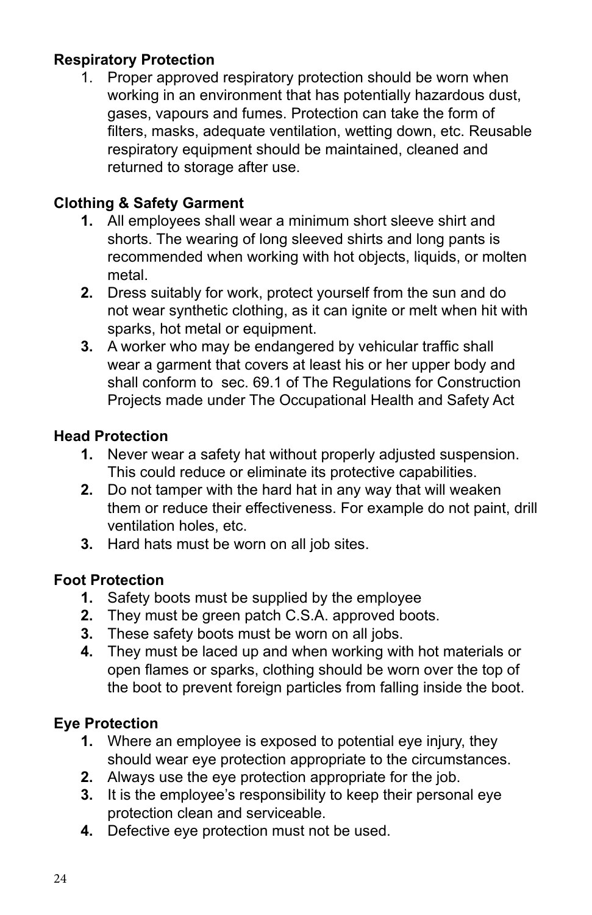**Respiratory Protection**

1. Proper approved respiratory protection should be worn when working in an environment that has potentially hazardous dust, gases, vapours and fumes. Protection can take the form of filters, masks, adequate ventilation, wetting down, etc. Reusable respiratory equipment should be maintained, cleaned and returned to storage after use.

**Clothing & Safety Garment**

1. All employees shall wear a minimum short sleeve shirt and shorts. The wearing of long sleeved shirts and long pants is recommended when working with hot objects, liquids, or molten metal.
2. Dress suitably for work, protect yourself from the sun and do not wear synthetic clothing, as it can ignite or melt when hit with sparks, hot metal or equipment.
3. A worker who may be endangered by vehicular traffic shall wear a garment that covers at least his or her upper body and shall conform to sec. 69.1 of The Regulations for Construction Projects made under The Occupational Health and Safety Act

**Head Protection**

1. Never wear a safety hat without properly adjusted suspension. This could reduce or eliminate its protective capabilities.
2. Do not tamper with the hard hat in any way that will weaken them or reduce their effectiveness. For example do not paint, drill ventilation holes, etc.
3. Hard hats must be worn on all job sites.

**Foot Protection**

1. Safety boots must be supplied by the employee
2. They must be green patch C.S.A. approved boots.
3. These safety boots must be worn on all jobs.
4. They must be laced up and when working with hot materials or open flames or sparks, clothing should be worn over the top of the boot to prevent foreign particles from falling inside the boot.

**Eye Protection**

1. Where an employee is exposed to potential eye injury, they should wear eye protection appropriate to the circumstances.
2. Always use the eye protection appropriate for the job.
3. It is the employee's responsibility to keep their personal eye protection clean and serviceable.
4. Defective eye protection must not be used.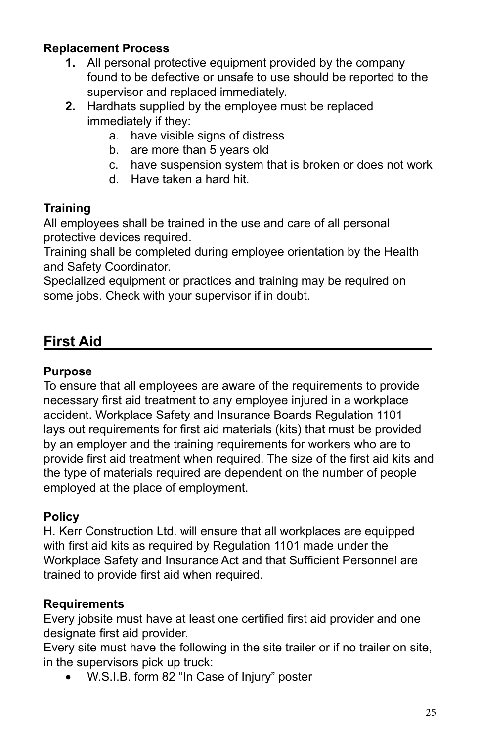**Replacement Process**

1. All personal protective equipment provided by the company found to be defective or unsafe to use should be reported to the supervisor and replaced immediately.
2. Hardhats supplied by the employee must be replaced immediately if they:
   a. have visible signs of distress
   b. are more than 5 years old
   c. have suspension system that is broken or does not work
   d. Have taken a hard hit.

**Training**

All employees shall be trained in the use and care of all personal protective devices required.
Training shall be completed during employee orientation by the Health and Safety Coordinator.
Specialized equipment or practices and training may be required on some jobs. Check with your supervisor if in doubt.

## First Aid

**Purpose**

To ensure that all employees are aware of the requirements to provide necessary first aid treatment to any employee injured in a workplace accident. Workplace Safety and Insurance Boards Regulation 1101 lays out requirements for first aid materials (kits) that must be provided by an employer and the training requirements for workers who are to provide first aid treatment when required. The size of the first aid kits and the type of materials required are dependent on the number of people employed at the place of employment.

**Policy**

H. Kerr Construction Ltd. will ensure that all workplaces are equipped with first aid kits as required by Regulation 1101 made under the Workplace Safety and Insurance Act and that Sufficient Personnel are trained to provide first aid when required.

**Requirements**

Every jobsite must have at least one certified first aid provider and one designate first aid provider.
Every site must have the following in the site trailer or if no trailer on site, in the supervisors pick up truck:

- W.S.I.B. form 82 "In Case of Injury" poster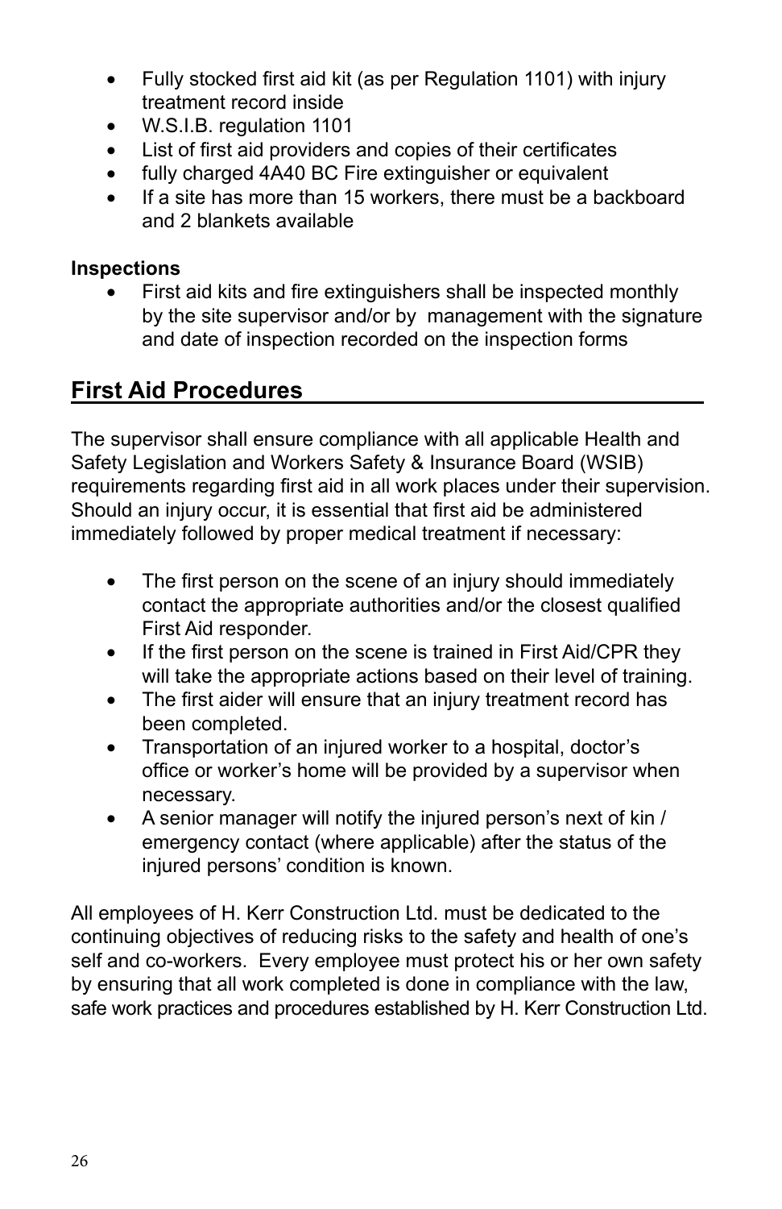- Fully stocked first aid kit (as per Regulation 1101) with injury treatment record inside
- W.S.I.B. regulation 1101
- List of first aid providers and copies of their certificates
- fully charged 4A40 BC Fire extinguisher or equivalent
- If a site has more than 15 workers, there must be a backboard and 2 blankets available

**Inspections**

- First aid kits and fire extinguishers shall be inspected monthly by the site supervisor and/or by management with the signature and date of inspection recorded on the inspection forms

## First Aid Procedures

The supervisor shall ensure compliance with all applicable Health and Safety Legislation and Workers Safety & Insurance Board (WSIB) requirements regarding first aid in all work places under their supervision. Should an injury occur, it is essential that first aid be administered immediately followed by proper medical treatment if necessary:

- The first person on the scene of an injury should immediately contact the appropriate authorities and/or the closest qualified First Aid responder.
- If the first person on the scene is trained in First Aid/CPR they will take the appropriate actions based on their level of training.
- The first aider will ensure that an injury treatment record has been completed.
- Transportation of an injured worker to a hospital, doctor's office or worker's home will be provided by a supervisor when necessary.
- A senior manager will notify the injured person's next of kin / emergency contact (where applicable) after the status of the injured persons' condition is known.

All employees of H. Kerr Construction Ltd. must be dedicated to the continuing objectives of reducing risks to the safety and health of one's self and co-workers. Every employee must protect his or her own safety by ensuring that all work completed is done in compliance with the law, safe work practices and procedures established by H. Kerr Construction Ltd.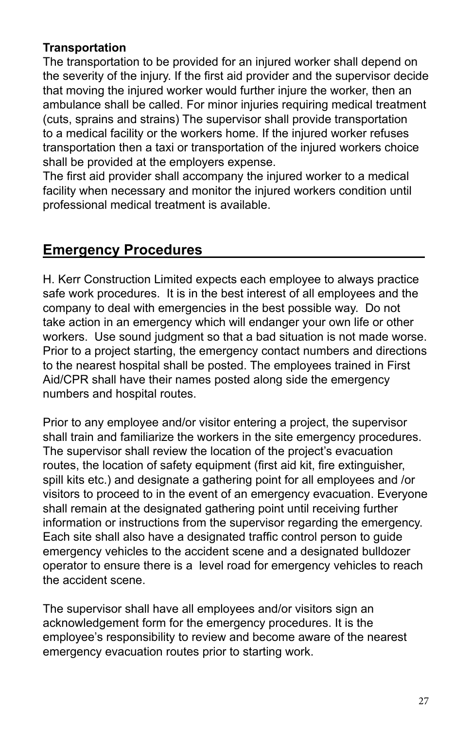**Transportation**

The transportation to be provided for an injured worker shall depend on the severity of the injury. If the first aid provider and the supervisor decide that moving the injured worker would further injure the worker, then an ambulance shall be called. For minor injuries requiring medical treatment (cuts, sprains and strains) The supervisor shall provide transportation to a medical facility or the workers home. If the injured worker refuses transportation then a taxi or transportation of the injured workers choice shall be provided at the employers expense.

The first aid provider shall accompany the injured worker to a medical facility when necessary and monitor the injured workers condition until professional medical treatment is available.

## Emergency Procedures

H. Kerr Construction Limited expects each employee to always practice safe work procedures. It is in the best interest of all employees and the company to deal with emergencies in the best possible way. Do not take action in an emergency which will endanger your own life or other workers. Use sound judgment so that a bad situation is not made worse. Prior to a project starting, the emergency contact numbers and directions to the nearest hospital shall be posted. The employees trained in First Aid/CPR shall have their names posted along side the emergency numbers and hospital routes.

Prior to any employee and/or visitor entering a project, the supervisor shall train and familiarize the workers in the site emergency procedures. The supervisor shall review the location of the project's evacuation routes, the location of safety equipment (first aid kit, fire extinguisher, spill kits etc.) and designate a gathering point for all employees and /or visitors to proceed to in the event of an emergency evacuation. Everyone shall remain at the designated gathering point until receiving further information or instructions from the supervisor regarding the emergency. Each site shall also have a designated traffic control person to guide emergency vehicles to the accident scene and a designated bulldozer operator to ensure there is a level road for emergency vehicles to reach the accident scene.

The supervisor shall have all employees and/or visitors sign an acknowledgement form for the emergency procedures. It is the employee's responsibility to review and become aware of the nearest emergency evacuation routes prior to starting work.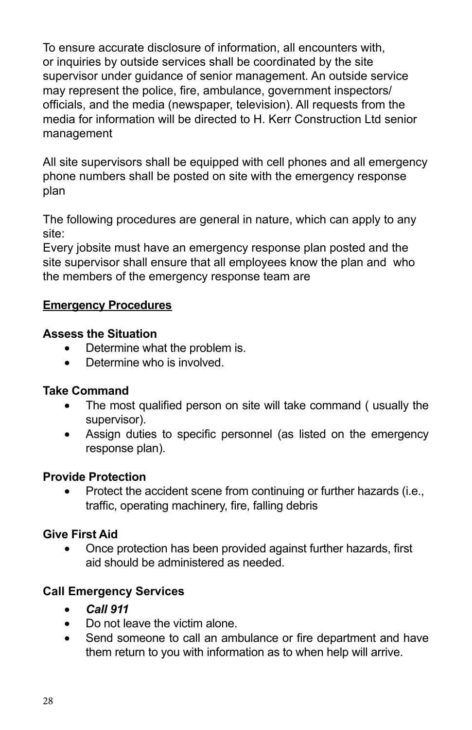To ensure accurate disclosure of information, all encounters with, or inquiries by outside services shall be coordinated by the site supervisor under guidance of senior management. An outside service may represent the police, fire, ambulance, government inspectors/ officials, and the media (newspaper, television). All requests from the media for information will be directed to H. Kerr Construction Ltd senior management

All site supervisors shall be equipped with cell phones and all emergency phone numbers shall be posted on site with the emergency response plan

The following procedures are general in nature, which can apply to any site:
Every jobsite must have an emergency response plan posted and the site supervisor shall ensure that all employees know the plan and who the members of the emergency response team are

## <u>Emergency Procedures</u>

**Assess the Situation**

- Determine what the problem is.
- Determine who is involved.

**Take Command**

- The most qualified person on site will take command ( usually the supervisor).
- Assign duties to specific personnel (as listed on the emergency response plan).

**Provide Protection**

- Protect the accident scene from continuing or further hazards (i.e., traffic, operating machinery, fire, falling debris

**Give First Aid**

- Once protection has been provided against further hazards, first aid should be administered as needed.

**Call Emergency Services**

- ***Call 911***
- Do not leave the victim alone.
- Send someone to call an ambulance or fire department and have them return to you with information as to when help will arrive.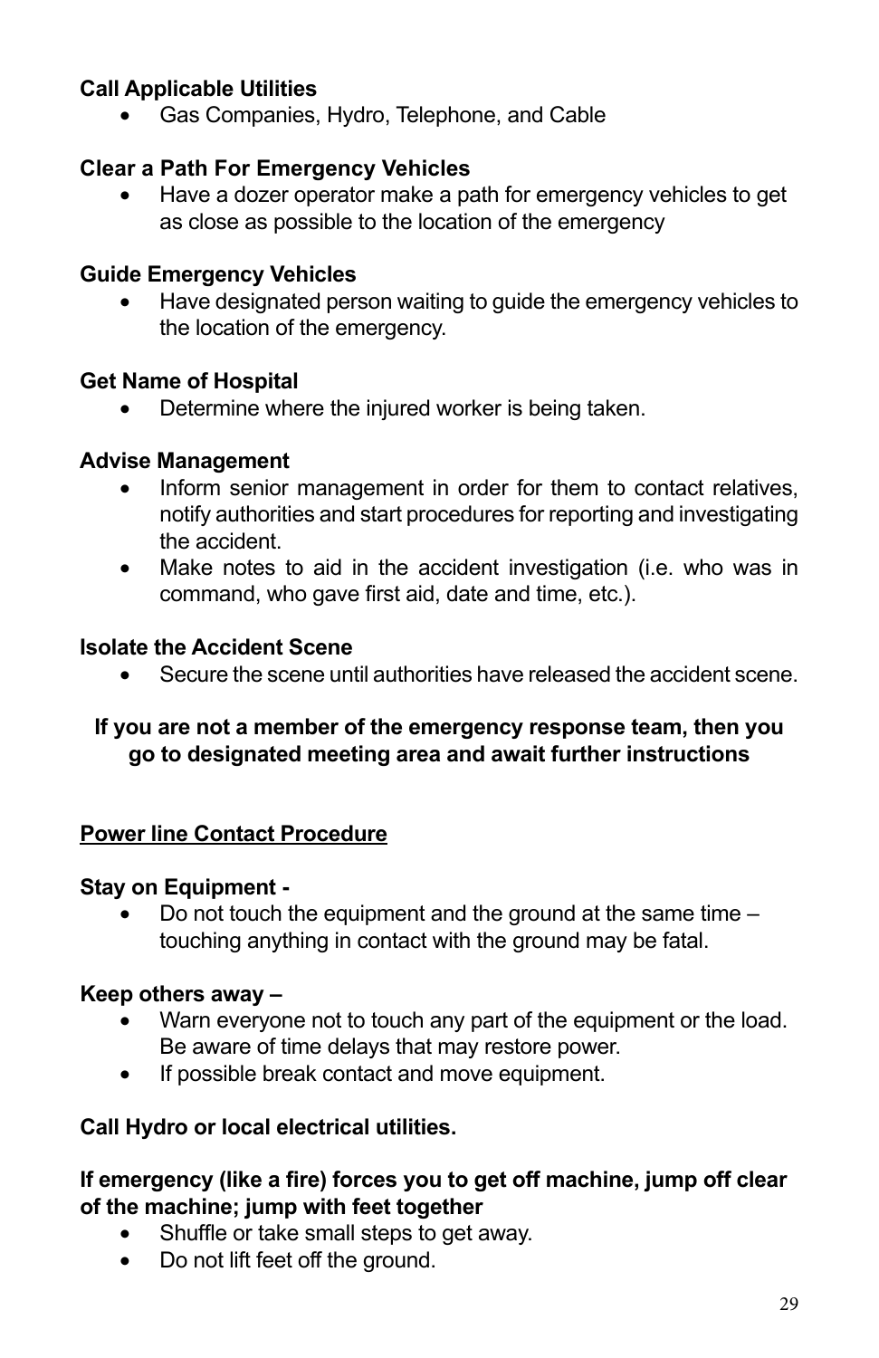**Call Applicable Utilities**

- Gas Companies, Hydro, Telephone, and Cable

**Clear a Path For Emergency Vehicles**

- Have a dozer operator make a path for emergency vehicles to get as close as possible to the location of the emergency

**Guide Emergency Vehicles**

- Have designated person waiting to guide the emergency vehicles to the location of the emergency.

**Get Name of Hospital**

- Determine where the injured worker is being taken.

**Advise Management**

- Inform senior management in order for them to contact relatives, notify authorities and start procedures for reporting and investigating the accident.
- Make notes to aid in the accident investigation (i.e. who was in command, who gave first aid, date and time, etc.).

**Isolate the Accident Scene**

- Secure the scene until authorities have released the accident scene.

**If you are not a member of the emergency response team, then you go to designated meeting area and await further instructions**

## Power line Contact Procedure

**Stay on Equipment -**

- Do not touch the equipment and the ground at the same time – touching anything in contact with the ground may be fatal.

**Keep others away –**

- Warn everyone not to touch any part of the equipment or the load. Be aware of time delays that may restore power.
- If possible break contact and move equipment.

**Call Hydro or local electrical utilities.**

**If emergency (like a fire) forces you to get off machine, jump off clear of the machine; jump with feet together**

- Shuffle or take small steps to get away.
- Do not lift feet off the ground.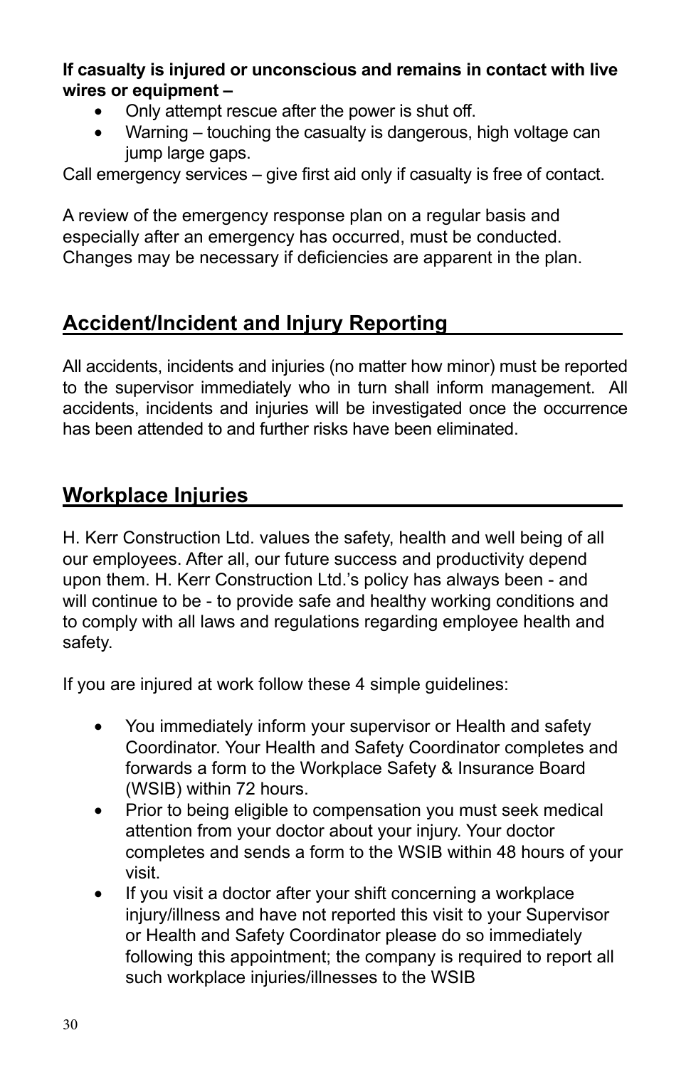**If casualty is injured or unconscious and remains in contact with live wires or equipment –**

- Only attempt rescue after the power is shut off.
- Warning – touching the casualty is dangerous, high voltage can jump large gaps.

Call emergency services – give first aid only if casualty is free of contact.

A review of the emergency response plan on a regular basis and especially after an emergency has occurred, must be conducted. Changes may be necessary if deficiencies are apparent in the plan.

## Accident/Incident and Injury Reporting

All accidents, incidents and injuries (no matter how minor) must be reported to the supervisor immediately who in turn shall inform management. All accidents, incidents and injuries will be investigated once the occurrence has been attended to and further risks have been eliminated.

## Workplace Injuries

H. Kerr Construction Ltd. values the safety, health and well being of all our employees. After all, our future success and productivity depend upon them. H. Kerr Construction Ltd.'s policy has always been - and will continue to be - to provide safe and healthy working conditions and to comply with all laws and regulations regarding employee health and safety.

If you are injured at work follow these 4 simple guidelines:

- You immediately inform your supervisor or Health and safety Coordinator. Your Health and Safety Coordinator completes and forwards a form to the Workplace Safety & Insurance Board (WSIB) within 72 hours.
- Prior to being eligible to compensation you must seek medical attention from your doctor about your injury. Your doctor completes and sends a form to the WSIB within 48 hours of your visit.
- If you visit a doctor after your shift concerning a workplace injury/illness and have not reported this visit to your Supervisor or Health and Safety Coordinator please do so immediately following this appointment; the company is required to report all such workplace injuries/illnesses to the WSIB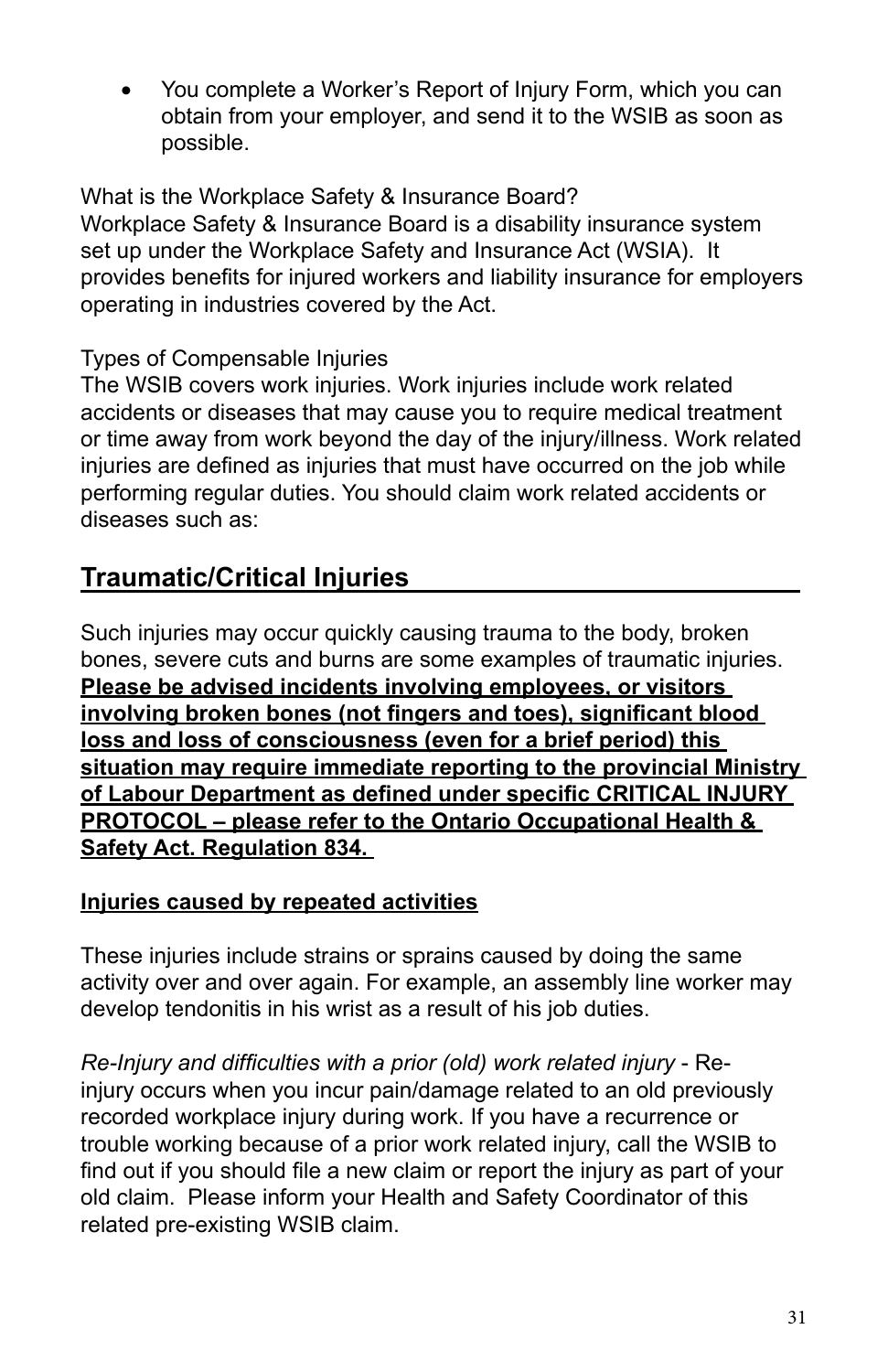- You complete a Worker's Report of Injury Form, which you can obtain from your employer, and send it to the WSIB as soon as possible.

What is the Workplace Safety & Insurance Board?
Workplace Safety & Insurance Board is a disability insurance system set up under the Workplace Safety and Insurance Act (WSIA). It provides benefits for injured workers and liability insurance for employers operating in industries covered by the Act.

Types of Compensable Injuries
The WSIB covers work injuries. Work injuries include work related accidents or diseases that may cause you to require medical treatment or time away from work beyond the day of the injury/illness. Work related injuries are defined as injuries that must have occurred on the job while performing regular duties. You should claim work related accidents or diseases such as:

## Traumatic/Critical Injuries

Such injuries may occur quickly causing trauma to the body, broken bones, severe cuts and burns are some examples of traumatic injuries. **Please be advised incidents involving employees, or visitors involving broken bones (not fingers and toes), significant blood loss and loss of consciousness (even for a brief period) this situation may require immediate reporting to the provincial Ministry of Labour Department as defined under specific CRITICAL INJURY PROTOCOL – please refer to the Ontario Occupational Health & Safety Act. Regulation 834.**

**Injuries caused by repeated activities**

These injuries include strains or sprains caused by doing the same activity over and over again. For example, an assembly line worker may develop tendonitis in his wrist as a result of his job duties.

*Re-Injury and difficulties with a prior (old) work related injury* - Re-injury occurs when you incur pain/damage related to an old previously recorded workplace injury during work. If you have a recurrence or trouble working because of a prior work related injury, call the WSIB to find out if you should file a new claim or report the injury as part of your old claim. Please inform your Health and Safety Coordinator of this related pre-existing WSIB claim.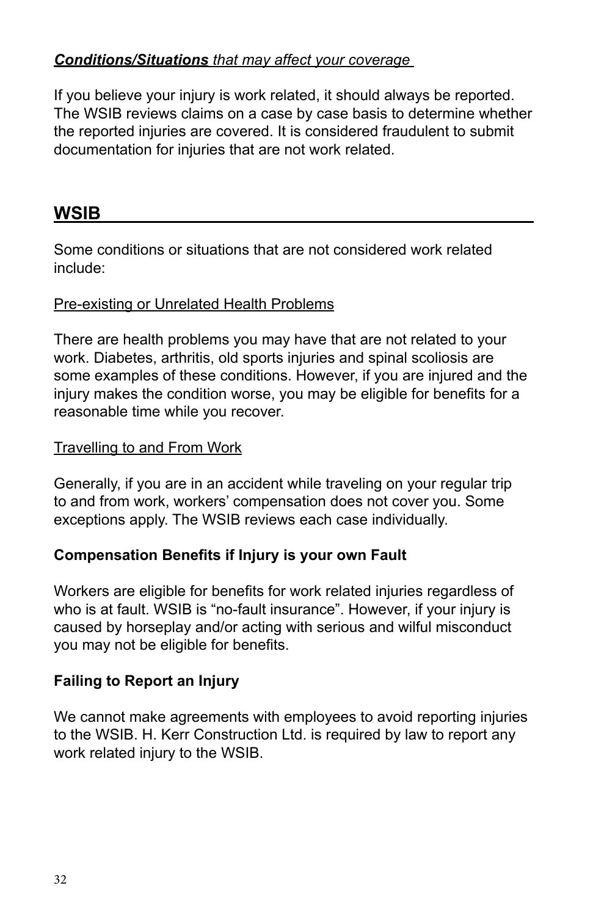***Conditions/Situations*** *that may affect your coverage*

If you believe your injury is work related, it should always be reported. The WSIB reviews claims on a case by case basis to determine whether the reported injuries are covered. It is considered fraudulent to submit documentation for injuries that are not work related.

## WSIB

Some conditions or situations that are not considered work related include:

Pre-existing or Unrelated Health Problems

There are health problems you may have that are not related to your work. Diabetes, arthritis, old sports injuries and spinal scoliosis are some examples of these conditions. However, if you are injured and the injury makes the condition worse, you may be eligible for benefits for a reasonable time while you recover.

Travelling to and From Work

Generally, if you are in an accident while traveling on your regular trip to and from work, workers' compensation does not cover you. Some exceptions apply. The WSIB reviews each case individually.

**Compensation Benefits if Injury is your own Fault**

Workers are eligible for benefits for work related injuries regardless of who is at fault. WSIB is "no-fault insurance". However, if your injury is caused by horseplay and/or acting with serious and wilful misconduct you may not be eligible for benefits.

**Failing to Report an Injury**

We cannot make agreements with employees to avoid reporting injuries to the WSIB. H. Kerr Construction Ltd. is required by law to report any work related injury to the WSIB.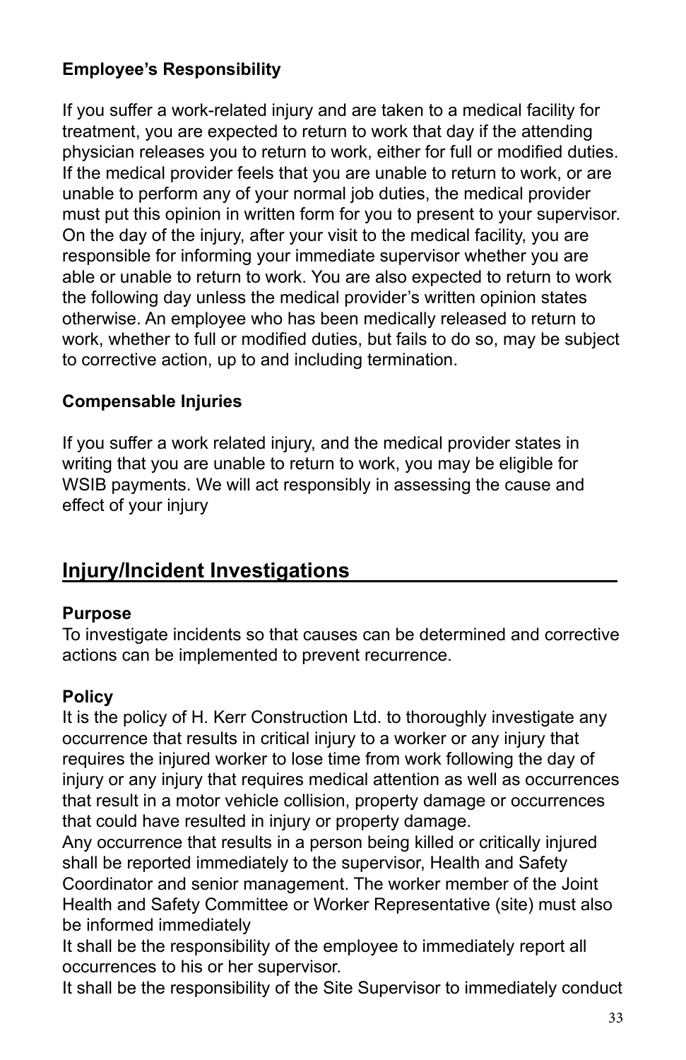**Employee's Responsibility**

If you suffer a work-related injury and are taken to a medical facility for treatment, you are expected to return to work that day if the attending physician releases you to return to work, either for full or modified duties. If the medical provider feels that you are unable to return to work, or are unable to perform any of your normal job duties, the medical provider must put this opinion in written form for you to present to your supervisor. On the day of the injury, after your visit to the medical facility, you are responsible for informing your immediate supervisor whether you are able or unable to return to work. You are also expected to return to work the following day unless the medical provider's written opinion states otherwise. An employee who has been medically released to return to work, whether to full or modified duties, but fails to do so, may be subject to corrective action, up to and including termination.

**Compensable Injuries**

If you suffer a work related injury, and the medical provider states in writing that you are unable to return to work, you may be eligible for WSIB payments. We will act responsibly in assessing the cause and effect of your injury

## Injury/Incident Investigations

**Purpose**

To investigate incidents so that causes can be determined and corrective actions can be implemented to prevent recurrence.

**Policy**

It is the policy of H. Kerr Construction Ltd. to thoroughly investigate any occurrence that results in critical injury to a worker or any injury that requires the injured worker to lose time from work following the day of injury or any injury that requires medical attention as well as occurrences that result in a motor vehicle collision, property damage or occurrences that could have resulted in injury or property damage.

Any occurrence that results in a person being killed or critically injured shall be reported immediately to the supervisor, Health and Safety Coordinator and senior management. The worker member of the Joint Health and Safety Committee or Worker Representative (site) must also be informed immediately

It shall be the responsibility of the employee to immediately report all occurrences to his or her supervisor.

It shall be the responsibility of the Site Supervisor to immediately conduct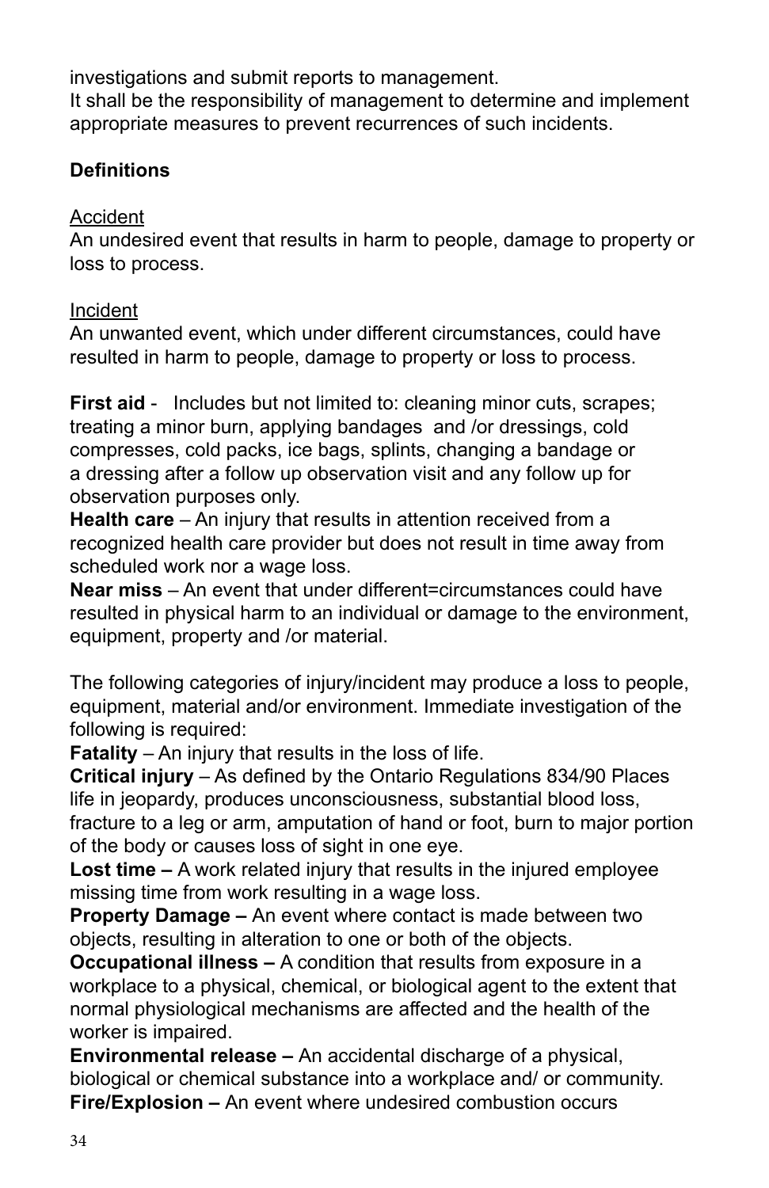investigations and submit reports to management.
It shall be the responsibility of management to determine and implement appropriate measures to prevent recurrences of such incidents.

**Definitions**

<u>Accident</u>
An undesired event that results in harm to people, damage to property or loss to process.

<u>Incident</u>
An unwanted event, which under different circumstances, could have resulted in harm to people, damage to property or loss to process.

**First aid** - Includes but not limited to: cleaning minor cuts, scrapes; treating a minor burn, applying bandages and /or dressings, cold compresses, cold packs, ice bags, splints, changing a bandage or a dressing after a follow up observation visit and any follow up for observation purposes only.
**Health care** – An injury that results in attention received from a recognized health care provider but does not result in time away from scheduled work nor a wage loss.
**Near miss** – An event that under different=circumstances could have resulted in physical harm to an individual or damage to the environment, equipment, property and /or material.

The following categories of injury/incident may produce a loss to people, equipment, material and/or environment. Immediate investigation of the following is required:
**Fatality** – An injury that results in the loss of life.
**Critical injury** – As defined by the Ontario Regulations 834/90 Places life in jeopardy, produces unconsciousness, substantial blood loss, fracture to a leg or arm, amputation of hand or foot, burn to major portion of the body or causes loss of sight in one eye.
**Lost time –** A work related injury that results in the injured employee missing time from work resulting in a wage loss.
**Property Damage –** An event where contact is made between two objects, resulting in alteration to one or both of the objects.
**Occupational illness –** A condition that results from exposure in a workplace to a physical, chemical, or biological agent to the extent that normal physiological mechanisms are affected and the health of the worker is impaired.
**Environmental release –** An accidental discharge of a physical, biological or chemical substance into a workplace and/ or community.
**Fire/Explosion –** An event where undesired combustion occurs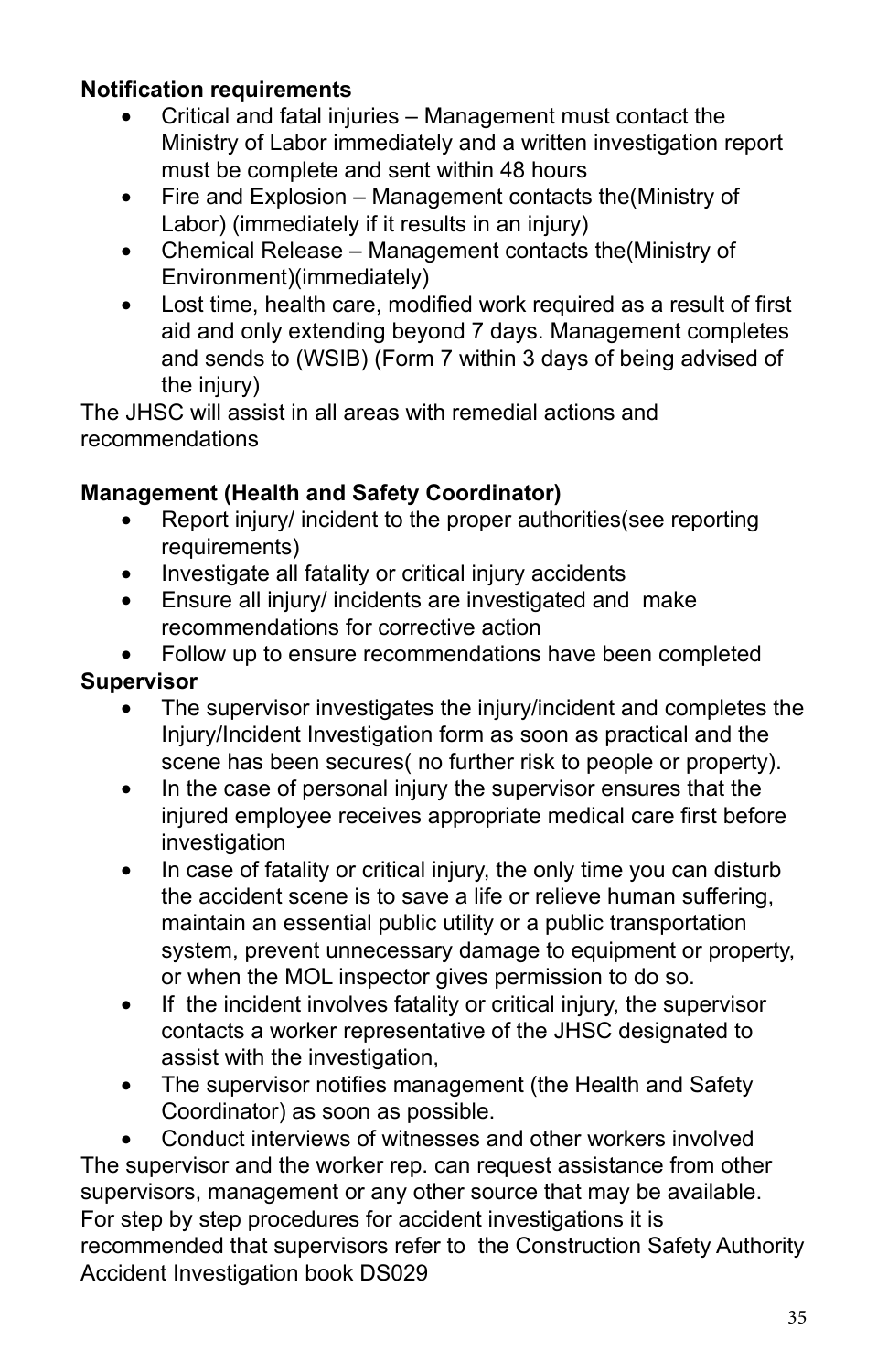**Notification requirements**

- Critical and fatal injuries – Management must contact the Ministry of Labor immediately and a written investigation report must be complete and sent within 48 hours
- Fire and Explosion – Management contacts the(Ministry of Labor) (immediately if it results in an injury)
- Chemical Release – Management contacts the(Ministry of Environment)(immediately)
- Lost time, health care, modified work required as a result of first aid and only extending beyond 7 days. Management completes and sends to (WSIB) (Form 7 within 3 days of being advised of the injury)

The JHSC will assist in all areas with remedial actions and recommendations

**Management (Health and Safety Coordinator)**

- Report injury/ incident to the proper authorities(see reporting requirements)
- Investigate all fatality or critical injury accidents
- Ensure all injury/ incidents are investigated and make recommendations for corrective action
- Follow up to ensure recommendations have been completed

**Supervisor**

- The supervisor investigates the injury/incident and completes the Injury/Incident Investigation form as soon as practical and the scene has been secures( no further risk to people or property).
- In the case of personal injury the supervisor ensures that the injured employee receives appropriate medical care first before investigation
- In case of fatality or critical injury, the only time you can disturb the accident scene is to save a life or relieve human suffering, maintain an essential public utility or a public transportation system, prevent unnecessary damage to equipment or property, or when the MOL inspector gives permission to do so.
- If the incident involves fatality or critical injury, the supervisor contacts a worker representative of the JHSC designated to assist with the investigation,
- The supervisor notifies management (the Health and Safety Coordinator) as soon as possible.
- Conduct interviews of witnesses and other workers involved

The supervisor and the worker rep. can request assistance from other supervisors, management or any other source that may be available. For step by step procedures for accident investigations it is recommended that supervisors refer to the Construction Safety Authority Accident Investigation book DS029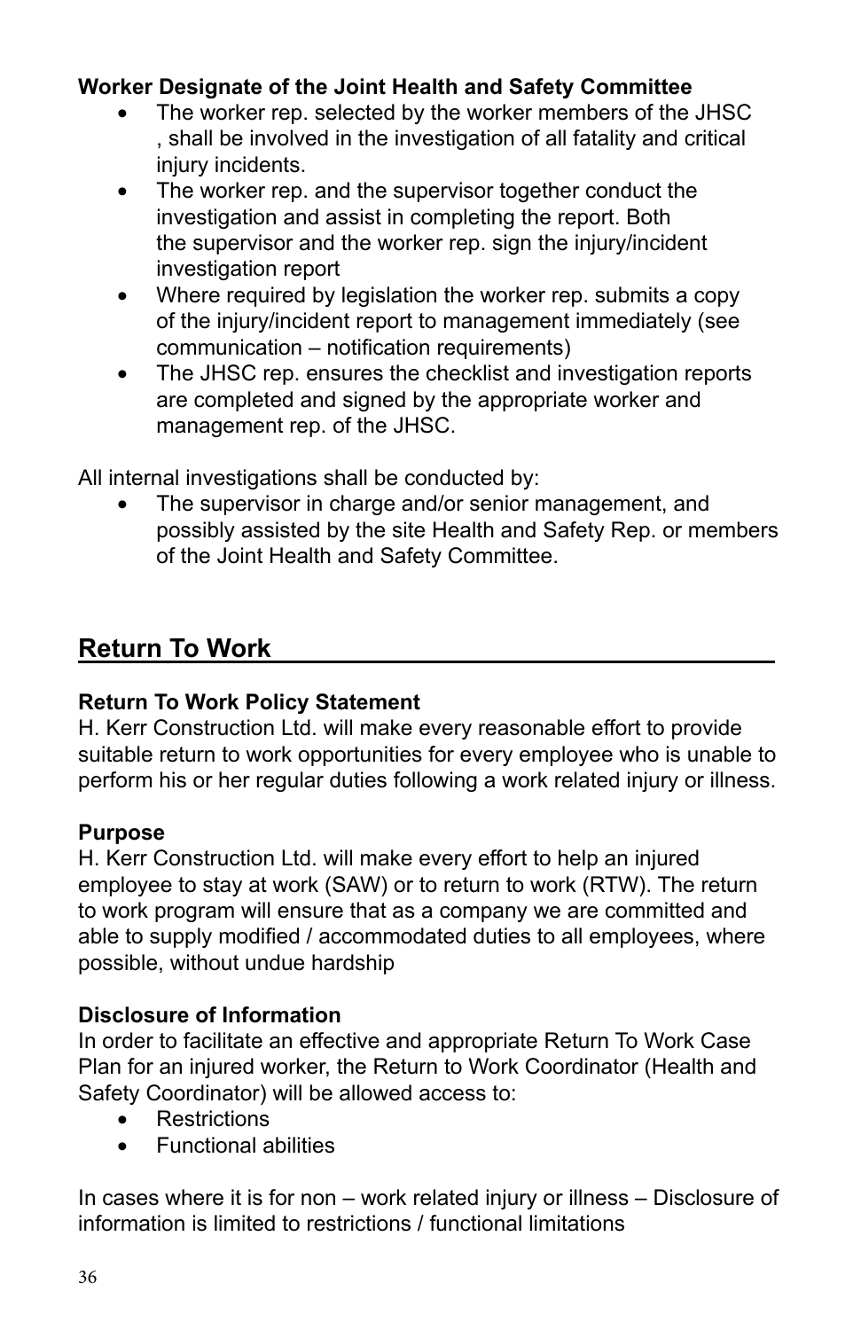**Worker Designate of the Joint Health and Safety Committee**

- The worker rep. selected by the worker members of the JHSC , shall be involved in the investigation of all fatality and critical injury incidents.
- The worker rep. and the supervisor together conduct the investigation and assist in completing the report. Both the supervisor and the worker rep. sign the injury/incident investigation report
- Where required by legislation the worker rep. submits a copy of the injury/incident report to management immediately (see communication – notification requirements)
- The JHSC rep. ensures the checklist and investigation reports are completed and signed by the appropriate worker and management rep. of the JHSC.

All internal investigations shall be conducted by:

- The supervisor in charge and/or senior management, and possibly assisted by the site Health and Safety Rep. or members of the Joint Health and Safety Committee.

## Return To Work

**Return To Work Policy Statement**

H. Kerr Construction Ltd. will make every reasonable effort to provide suitable return to work opportunities for every employee who is unable to perform his or her regular duties following a work related injury or illness.

**Purpose**

H. Kerr Construction Ltd. will make every effort to help an injured employee to stay at work (SAW) or to return to work (RTW). The return to work program will ensure that as a company we are committed and able to supply modified / accommodated duties to all employees, where possible, without undue hardship

**Disclosure of Information**

In order to facilitate an effective and appropriate Return To Work Case Plan for an injured worker, the Return to Work Coordinator (Health and Safety Coordinator) will be allowed access to:

- Restrictions
- Functional abilities

In cases where it is for non – work related injury or illness – Disclosure of information is limited to restrictions / functional limitations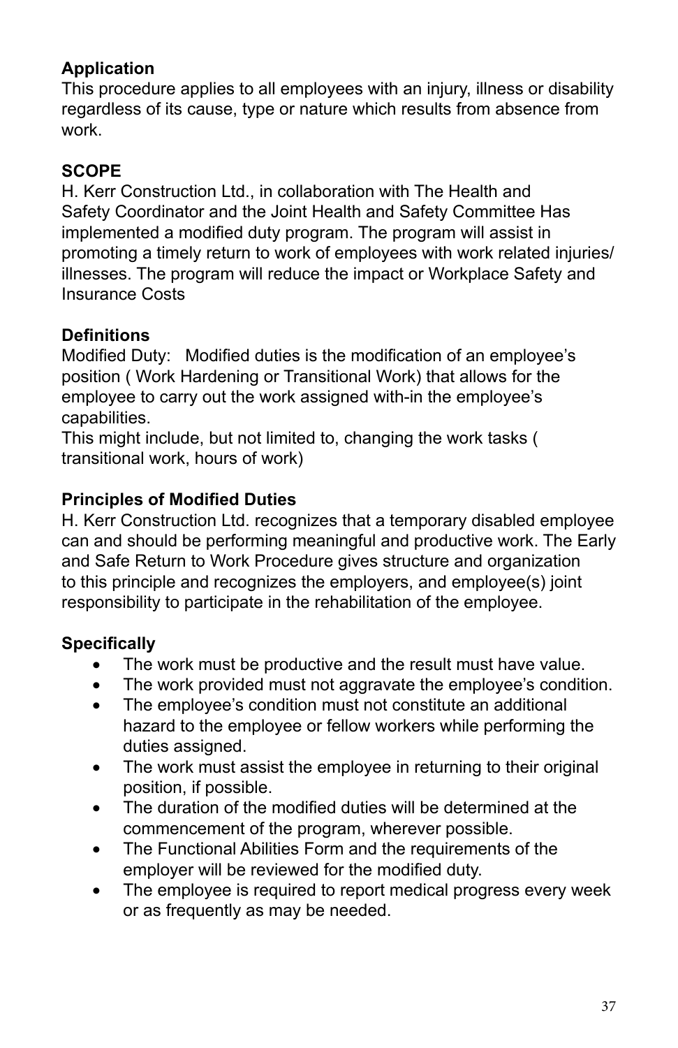**Application**
This procedure applies to all employees with an injury, illness or disability regardless of its cause, type or nature which results from absence from work.

**SCOPE**
H. Kerr Construction Ltd., in collaboration with The Health and Safety Coordinator and the Joint Health and Safety Committee Has implemented a modified duty program. The program will assist in promoting a timely return to work of employees with work related injuries/ illnesses. The program will reduce the impact or Workplace Safety and Insurance Costs

**Definitions**
Modified Duty: Modified duties is the modification of an employee's position ( Work Hardening or Transitional Work) that allows for the employee to carry out the work assigned with-in the employee's capabilities.
This might include, but not limited to, changing the work tasks ( transitional work, hours of work)

**Principles of Modified Duties**
H. Kerr Construction Ltd. recognizes that a temporary disabled employee can and should be performing meaningful and productive work. The Early and Safe Return to Work Procedure gives structure and organization to this principle and recognizes the employers, and employee(s) joint responsibility to participate in the rehabilitation of the employee.

**Specifically**

- The work must be productive and the result must have value.
- The work provided must not aggravate the employee's condition.
- The employee's condition must not constitute an additional hazard to the employee or fellow workers while performing the duties assigned.
- The work must assist the employee in returning to their original position, if possible.
- The duration of the modified duties will be determined at the commencement of the program, wherever possible.
- The Functional Abilities Form and the requirements of the employer will be reviewed for the modified duty.
- The employee is required to report medical progress every week or as frequently as may be needed.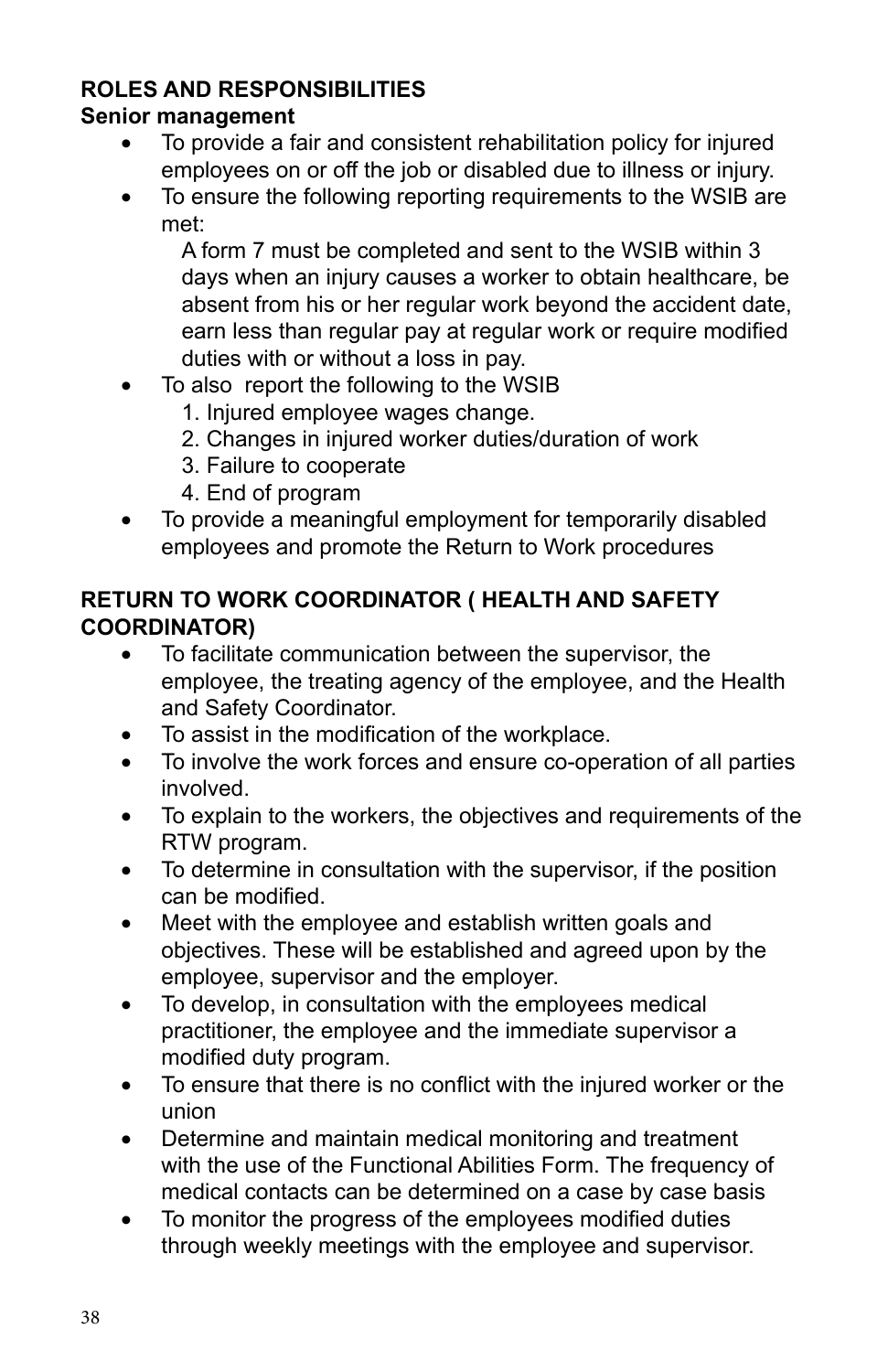## ROLES AND RESPONSIBILITIES

### Senior management

- To provide a fair and consistent rehabilitation policy for injured employees on or off the job or disabled due to illness or injury.
- To ensure the following reporting requirements to the WSIB are met:

  A form 7 must be completed and sent to the WSIB within 3 days when an injury causes a worker to obtain healthcare, be absent from his or her regular work beyond the accident date, earn less than regular pay at regular work or require modified duties with or without a loss in pay.
- To also report the following to the WSIB
  1. Injured employee wages change.
  2. Changes in injured worker duties/duration of work
  3. Failure to cooperate
  4. End of program
- To provide a meaningful employment for temporarily disabled employees and promote the Return to Work procedures

### RETURN TO WORK COORDINATOR ( HEALTH AND SAFETY COORDINATOR)

- To facilitate communication between the supervisor, the employee, the treating agency of the employee, and the Health and Safety Coordinator.
- To assist in the modification of the workplace.
- To involve the work forces and ensure co-operation of all parties involved.
- To explain to the workers, the objectives and requirements of the RTW program.
- To determine in consultation with the supervisor, if the position can be modified.
- Meet with the employee and establish written goals and objectives. These will be established and agreed upon by the employee, supervisor and the employer.
- To develop, in consultation with the employees medical practitioner, the employee and the immediate supervisor a modified duty program.
- To ensure that there is no conflict with the injured worker or the union
- Determine and maintain medical monitoring and treatment with the use of the Functional Abilities Form. The frequency of medical contacts can be determined on a case by case basis
- To monitor the progress of the employees modified duties through weekly meetings with the employee and supervisor.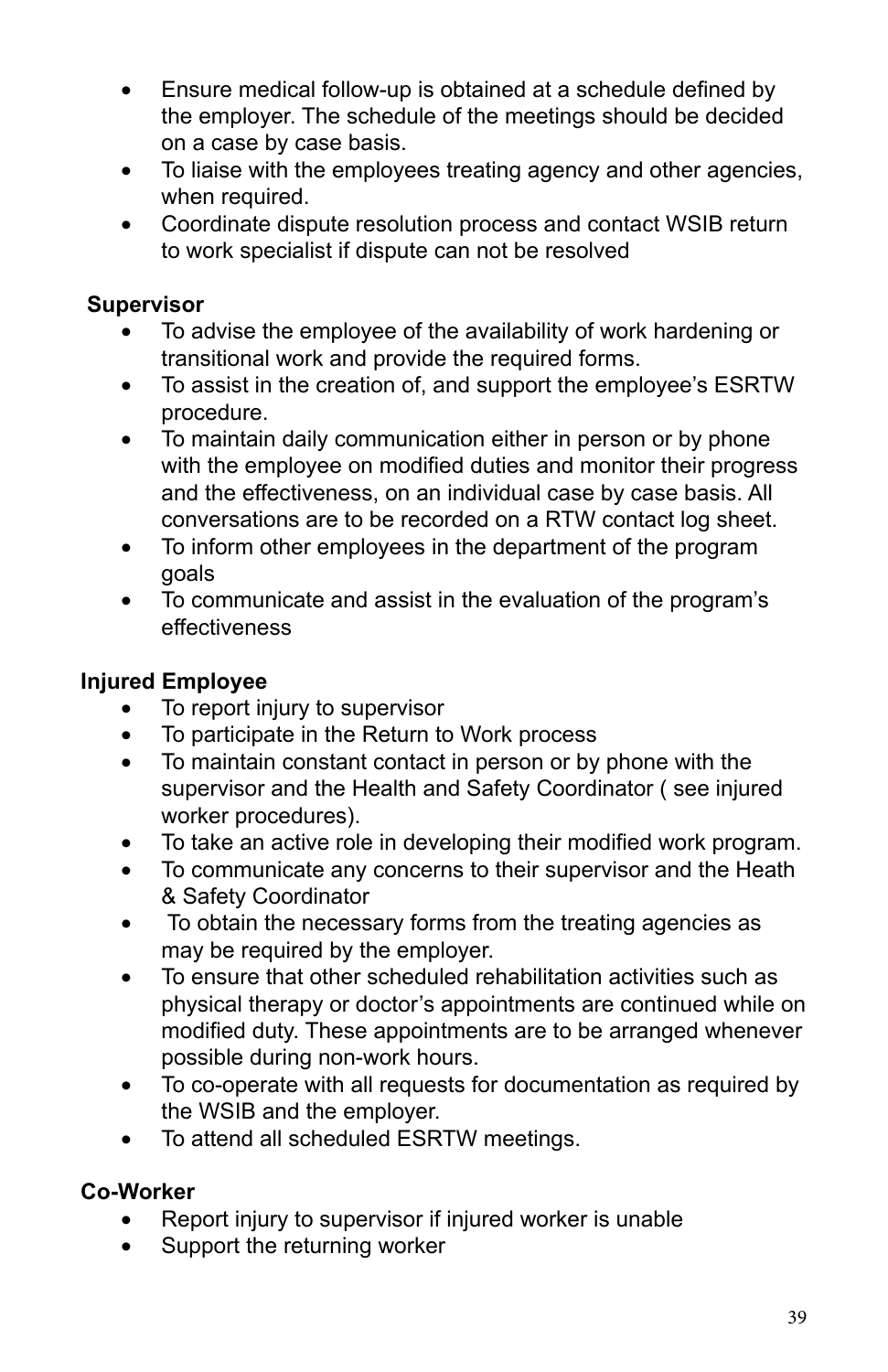- Ensure medical follow-up is obtained at a schedule defined by the employer. The schedule of the meetings should be decided on a case by case basis.
- To liaise with the employees treating agency and other agencies, when required.
- Coordinate dispute resolution process and contact WSIB return to work specialist if dispute can not be resolved

**Supervisor**

- To advise the employee of the availability of work hardening or transitional work and provide the required forms.
- To assist in the creation of, and support the employee's ESRTW procedure.
- To maintain daily communication either in person or by phone with the employee on modified duties and monitor their progress and the effectiveness, on an individual case by case basis. All conversations are to be recorded on a RTW contact log sheet.
- To inform other employees in the department of the program goals
- To communicate and assist in the evaluation of the program's effectiveness

**Injured Employee**

- To report injury to supervisor
- To participate in the Return to Work process
- To maintain constant contact in person or by phone with the supervisor and the Health and Safety Coordinator ( see injured worker procedures).
- To take an active role in developing their modified work program.
- To communicate any concerns to their supervisor and the Heath & Safety Coordinator
- To obtain the necessary forms from the treating agencies as may be required by the employer.
- To ensure that other scheduled rehabilitation activities such as physical therapy or doctor's appointments are continued while on modified duty. These appointments are to be arranged whenever possible during non-work hours.
- To co-operate with all requests for documentation as required by the WSIB and the employer.
- To attend all scheduled ESRTW meetings.

**Co-Worker**

- Report injury to supervisor if injured worker is unable
- Support the returning worker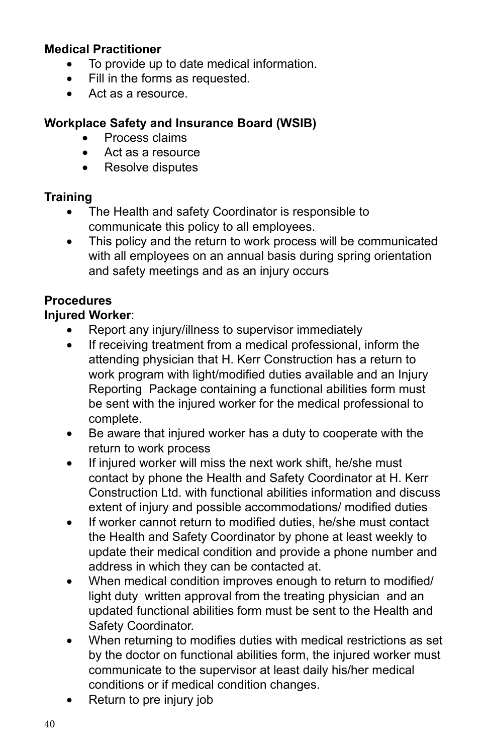**Medical Practitioner**

- To provide up to date medical information.
- Fill in the forms as requested.
- Act as a resource.

**Workplace Safety and Insurance Board (WSIB)**

- Process claims
- Act as a resource
- Resolve disputes

**Training**

- The Health and safety Coordinator is responsible to communicate this policy to all employees.
- This policy and the return to work process will be communicated with all employees on an annual basis during spring orientation and safety meetings and as an injury occurs

**Procedures**

**Injured Worker**:

- Report any injury/illness to supervisor immediately
- If receiving treatment from a medical professional, inform the attending physician that H. Kerr Construction has a return to work program with light/modified duties available and an Injury Reporting Package containing a functional abilities form must be sent with the injured worker for the medical professional to complete.
- Be aware that injured worker has a duty to cooperate with the return to work process
- If injured worker will miss the next work shift, he/she must contact by phone the Health and Safety Coordinator at H. Kerr Construction Ltd. with functional abilities information and discuss extent of injury and possible accommodations/ modified duties
- If worker cannot return to modified duties, he/she must contact the Health and Safety Coordinator by phone at least weekly to update their medical condition and provide a phone number and address in which they can be contacted at.
- When medical condition improves enough to return to modified/ light duty written approval from the treating physician and an updated functional abilities form must be sent to the Health and Safety Coordinator.
- When returning to modifies duties with medical restrictions as set by the doctor on functional abilities form, the injured worker must communicate to the supervisor at least daily his/her medical conditions or if medical condition changes.
- Return to pre injury job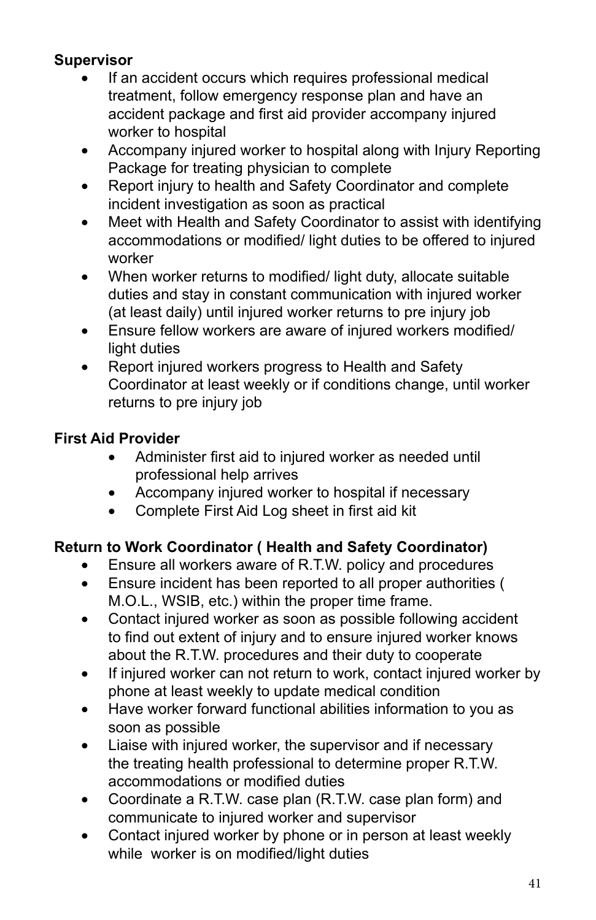**Supervisor**

- If an accident occurs which requires professional medical treatment, follow emergency response plan and have an accident package and first aid provider accompany injured worker to hospital
- Accompany injured worker to hospital along with Injury Reporting Package for treating physician to complete
- Report injury to health and Safety Coordinator and complete incident investigation as soon as practical
- Meet with Health and Safety Coordinator to assist with identifying accommodations or modified/ light duties to be offered to injured worker
- When worker returns to modified/ light duty, allocate suitable duties and stay in constant communication with injured worker (at least daily) until injured worker returns to pre injury job
- Ensure fellow workers are aware of injured workers modified/ light duties
- Report injured workers progress to Health and Safety Coordinator at least weekly or if conditions change, until worker returns to pre injury job

**First Aid Provider**

- Administer first aid to injured worker as needed until professional help arrives
- Accompany injured worker to hospital if necessary
- Complete First Aid Log sheet in first aid kit

**Return to Work Coordinator ( Health and Safety Coordinator)**

- Ensure all workers aware of R.T.W. policy and procedures
- Ensure incident has been reported to all proper authorities ( M.O.L., WSIB, etc.) within the proper time frame.
- Contact injured worker as soon as possible following accident to find out extent of injury and to ensure injured worker knows about the R.T.W. procedures and their duty to cooperate
- If injured worker can not return to work, contact injured worker by phone at least weekly to update medical condition
- Have worker forward functional abilities information to you as soon as possible
- Liaise with injured worker, the supervisor and if necessary the treating health professional to determine proper R.T.W. accommodations or modified duties
- Coordinate a R.T.W. case plan (R.T.W. case plan form) and communicate to injured worker and supervisor
- Contact injured worker by phone or in person at least weekly while worker is on modified/light duties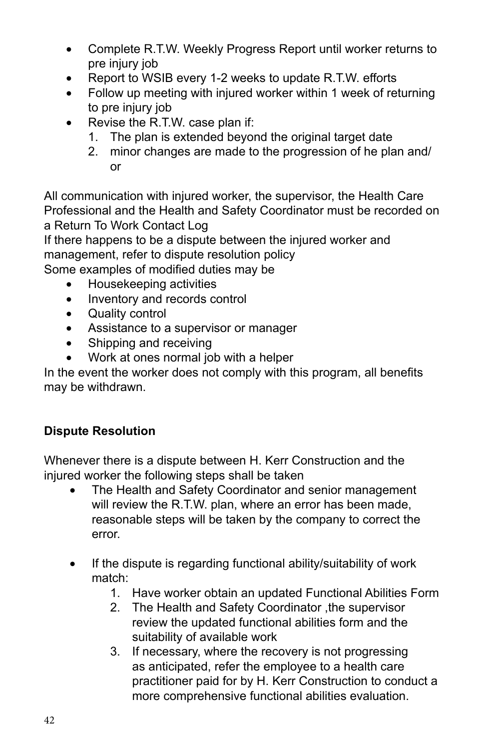- Complete R.T.W. Weekly Progress Report until worker returns to pre injury job
- Report to WSIB every 1-2 weeks to update R.T.W. efforts
- Follow up meeting with injured worker within 1 week of returning to pre injury job
- Revise the R.T.W. case plan if:
  1. The plan is extended beyond the original target date
  2. minor changes are made to the progression of he plan and/ or

All communication with injured worker, the supervisor, the Health Care Professional and the Health and Safety Coordinator must be recorded on a Return To Work Contact Log
If there happens to be a dispute between the injured worker and management, refer to dispute resolution policy
Some examples of modified duties may be

- Housekeeping activities
- Inventory and records control
- Quality control
- Assistance to a supervisor or manager
- Shipping and receiving
- Work at ones normal job with a helper

In the event the worker does not comply with this program, all benefits may be withdrawn.

**Dispute Resolution**

Whenever there is a dispute between H. Kerr Construction and the injured worker the following steps shall be taken

- The Health and Safety Coordinator and senior management will review the R.T.W. plan, where an error has been made, reasonable steps will be taken by the company to correct the error.

- If the dispute is regarding functional ability/suitability of work match:
  1. Have worker obtain an updated Functional Abilities Form
  2. The Health and Safety Coordinator ,the supervisor review the updated functional abilities form and the suitability of available work
  3. If necessary, where the recovery is not progressing as anticipated, refer the employee to a health care practitioner paid for by H. Kerr Construction to conduct a more comprehensive functional abilities evaluation.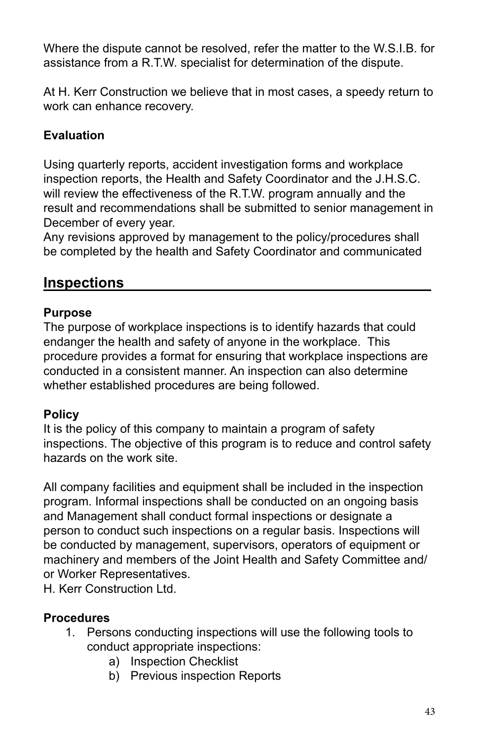Where the dispute cannot be resolved, refer the matter to the W.S.I.B. for assistance from a R.T.W. specialist for determination of the dispute.

At H. Kerr Construction we believe that in most cases, a speedy return to work can enhance recovery.

**Evaluation**

Using quarterly reports, accident investigation forms and workplace inspection reports, the Health and Safety Coordinator and the J.H.S.C. will review the effectiveness of the R.T.W. program annually and the result and recommendations shall be submitted to senior management in December of every year.
Any revisions approved by management to the policy/procedures shall be completed by the health and Safety Coordinator and communicated

## Inspections

**Purpose**
The purpose of workplace inspections is to identify hazards that could endanger the health and safety of anyone in the workplace. This procedure provides a format for ensuring that workplace inspections are conducted in a consistent manner. An inspection can also determine whether established procedures are being followed.

**Policy**
It is the policy of this company to maintain a program of safety inspections. The objective of this program is to reduce and control safety hazards on the work site.

All company facilities and equipment shall be included in the inspection program. Informal inspections shall be conducted on an ongoing basis and Management shall conduct formal inspections or designate a person to conduct such inspections on a regular basis. Inspections will be conducted by management, supervisors, operators of equipment or machinery and members of the Joint Health and Safety Committee and/or Worker Representatives.
H. Kerr Construction Ltd.

**Procedures**

1. Persons conducting inspections will use the following tools to conduct appropriate inspections:
    a) Inspection Checklist
    b) Previous inspection Reports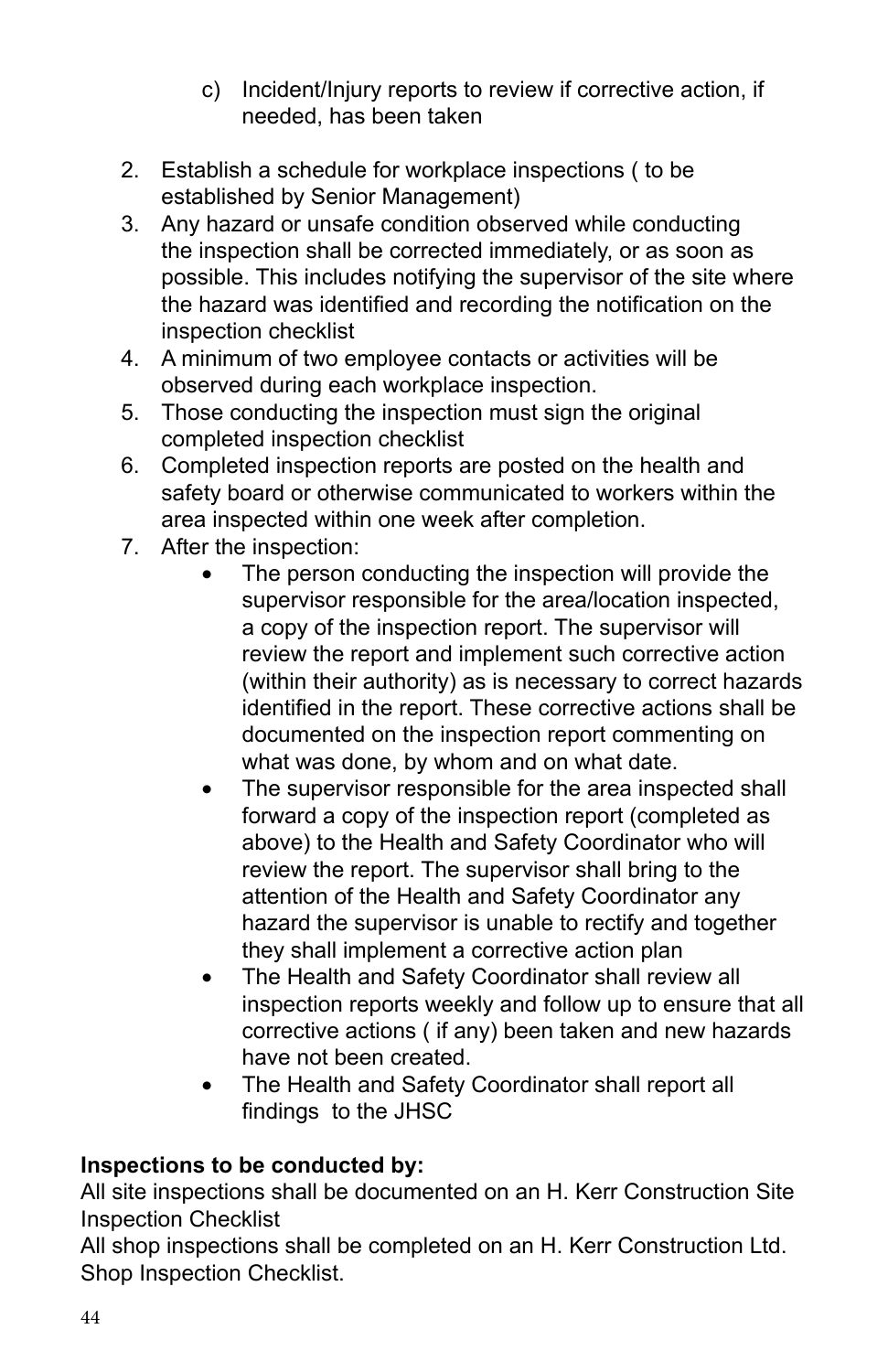c) Incident/Injury reports to review if corrective action, if needed, has been taken

2. Establish a schedule for workplace inspections ( to be established by Senior Management)
3. Any hazard or unsafe condition observed while conducting the inspection shall be corrected immediately, or as soon as possible. This includes notifying the supervisor of the site where the hazard was identified and recording the notification on the inspection checklist
4. A minimum of two employee contacts or activities will be observed during each workplace inspection.
5. Those conducting the inspection must sign the original completed inspection checklist
6. Completed inspection reports are posted on the health and safety board or otherwise communicated to workers within the area inspected within one week after completion.
7. After the inspection:
   - The person conducting the inspection will provide the supervisor responsible for the area/location inspected, a copy of the inspection report. The supervisor will review the report and implement such corrective action (within their authority) as is necessary to correct hazards identified in the report. These corrective actions shall be documented on the inspection report commenting on what was done, by whom and on what date.
   - The supervisor responsible for the area inspected shall forward a copy of the inspection report (completed as above) to the Health and Safety Coordinator who will review the report. The supervisor shall bring to the attention of the Health and Safety Coordinator any hazard the supervisor is unable to rectify and together they shall implement a corrective action plan
   - The Health and Safety Coordinator shall review all inspection reports weekly and follow up to ensure that all corrective actions ( if any) been taken and new hazards have not been created.
   - The Health and Safety Coordinator shall report all findings to the JHSC

**Inspections to be conducted by:**
All site inspections shall be documented on an H. Kerr Construction Site Inspection Checklist
All shop inspections shall be completed on an H. Kerr Construction Ltd. Shop Inspection Checklist.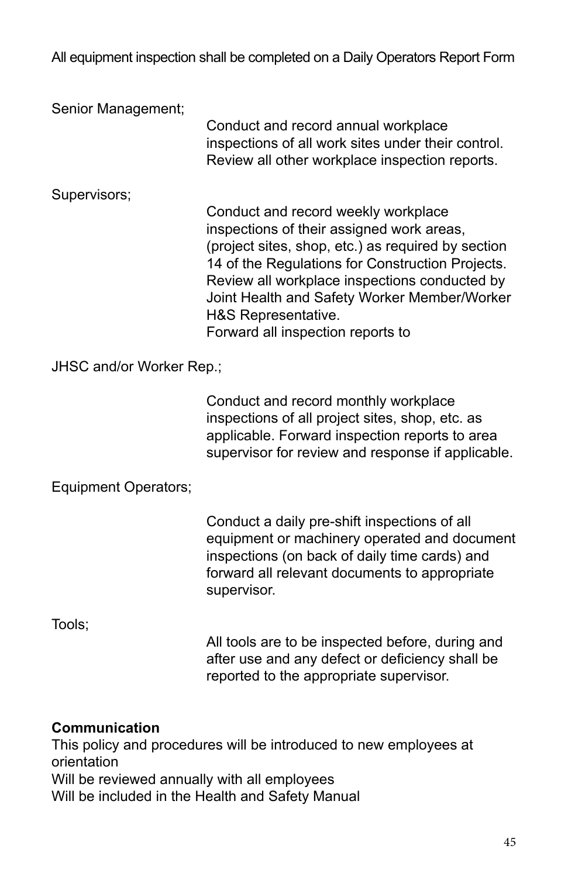All equipment inspection shall be completed on a Daily Operators Report Form

Senior Management;

Conduct and record annual workplace inspections of all work sites under their control. Review all other workplace inspection reports.

Supervisors;

Conduct and record weekly workplace inspections of their assigned work areas, (project sites, shop, etc.) as required by section 14 of the Regulations for Construction Projects. Review all workplace inspections conducted by Joint Health and Safety Worker Member/Worker H&S Representative.
Forward all inspection reports to

JHSC and/or Worker Rep.;

Conduct and record monthly workplace inspections of all project sites, shop, etc. as applicable. Forward inspection reports to area supervisor for review and response if applicable.

Equipment Operators;

Conduct a daily pre-shift inspections of all equipment or machinery operated and document inspections (on back of daily time cards) and forward all relevant documents to appropriate supervisor.

Tools;

All tools are to be inspected before, during and after use and any defect or deficiency shall be reported to the appropriate supervisor.

**Communication**

This policy and procedures will be introduced to new employees at orientation
Will be reviewed annually with all employees
Will be included in the Health and Safety Manual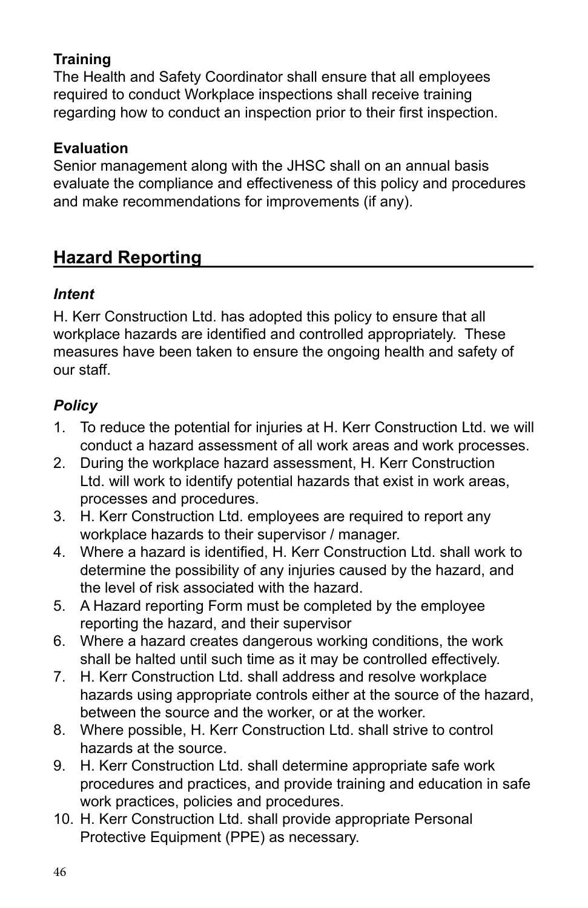**Training**

The Health and Safety Coordinator shall ensure that all employees required to conduct Workplace inspections shall receive training regarding how to conduct an inspection prior to their first inspection.

**Evaluation**

Senior management along with the JHSC shall on an annual basis evaluate the compliance and effectiveness of this policy and procedures and make recommendations for improvements (if any).

## Hazard Reporting

### *Intent*

H. Kerr Construction Ltd. has adopted this policy to ensure that all workplace hazards are identified and controlled appropriately. These measures have been taken to ensure the ongoing health and safety of our staff.

### *Policy*

1. To reduce the potential for injuries at H. Kerr Construction Ltd. we will conduct a hazard assessment of all work areas and work processes.
2. During the workplace hazard assessment, H. Kerr Construction Ltd. will work to identify potential hazards that exist in work areas, processes and procedures.
3. H. Kerr Construction Ltd. employees are required to report any workplace hazards to their supervisor / manager.
4. Where a hazard is identified, H. Kerr Construction Ltd. shall work to determine the possibility of any injuries caused by the hazard, and the level of risk associated with the hazard.
5. A Hazard reporting Form must be completed by the employee reporting the hazard, and their supervisor
6. Where a hazard creates dangerous working conditions, the work shall be halted until such time as it may be controlled effectively.
7. H. Kerr Construction Ltd. shall address and resolve workplace hazards using appropriate controls either at the source of the hazard, between the source and the worker, or at the worker.
8. Where possible, H. Kerr Construction Ltd. shall strive to control hazards at the source.
9. H. Kerr Construction Ltd. shall determine appropriate safe work procedures and practices, and provide training and education in safe work practices, policies and procedures.
10. H. Kerr Construction Ltd. shall provide appropriate Personal Protective Equipment (PPE) as necessary.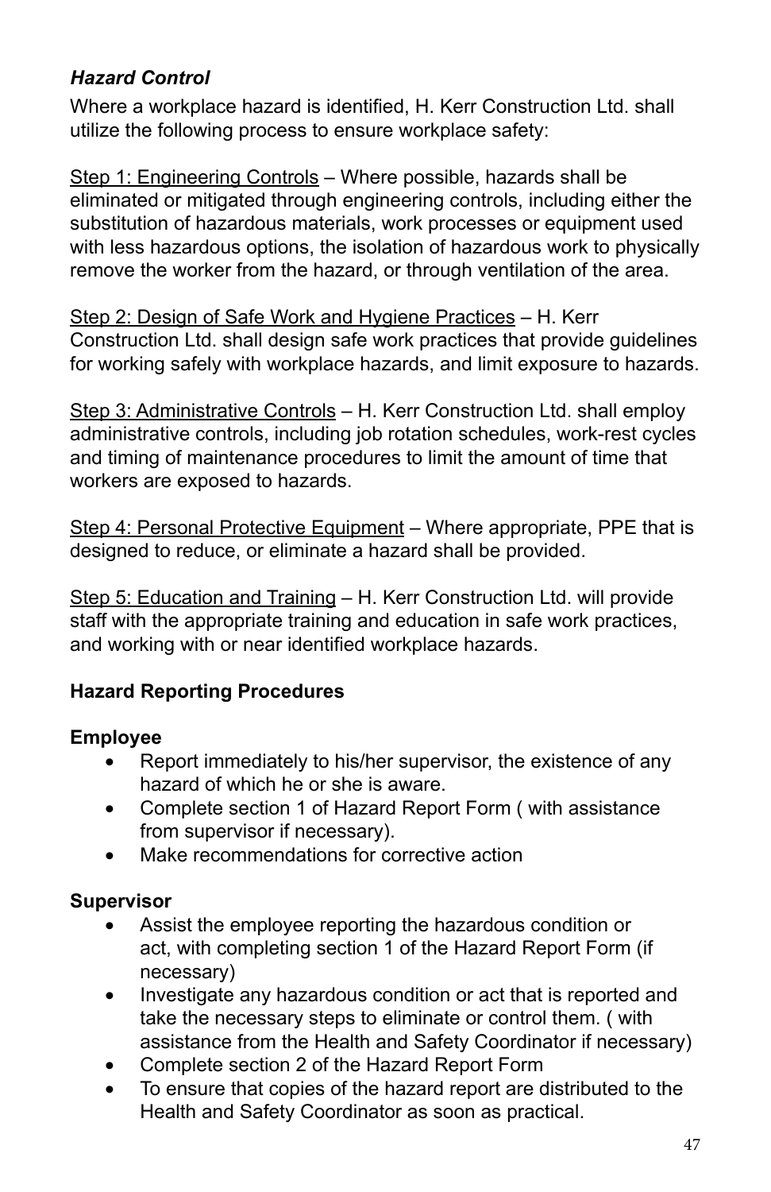### *Hazard Control*

Where a workplace hazard is identified, H. Kerr Construction Ltd. shall utilize the following process to ensure workplace safety:

<u>Step 1: Engineering Controls</u> – Where possible, hazards shall be eliminated or mitigated through engineering controls, including either the substitution of hazardous materials, work processes or equipment used with less hazardous options, the isolation of hazardous work to physically remove the worker from the hazard, or through ventilation of the area.

<u>Step 2: Design of Safe Work and Hygiene Practices</u> – H. Kerr Construction Ltd. shall design safe work practices that provide guidelines for working safely with workplace hazards, and limit exposure to hazards.

<u>Step 3: Administrative Controls</u> – H. Kerr Construction Ltd. shall employ administrative controls, including job rotation schedules, work-rest cycles and timing of maintenance procedures to limit the amount of time that workers are exposed to hazards.

<u>Step 4: Personal Protective Equipment</u> – Where appropriate, PPE that is designed to reduce, or eliminate a hazard shall be provided.

<u>Step 5: Education and Training</u> – H. Kerr Construction Ltd. will provide staff with the appropriate training and education in safe work practices, and working with or near identified workplace hazards.

### **Hazard Reporting Procedures**

**Employee**

- Report immediately to his/her supervisor, the existence of any hazard of which he or she is aware.
- Complete section 1 of Hazard Report Form ( with assistance from supervisor if necessary).
- Make recommendations for corrective action

**Supervisor**

- Assist the employee reporting the hazardous condition or act, with completing section 1 of the Hazard Report Form (if necessary)
- Investigate any hazardous condition or act that is reported and take the necessary steps to eliminate or control them. ( with assistance from the Health and Safety Coordinator if necessary)
- Complete section 2 of the Hazard Report Form
- To ensure that copies of the hazard report are distributed to the Health and Safety Coordinator as soon as practical.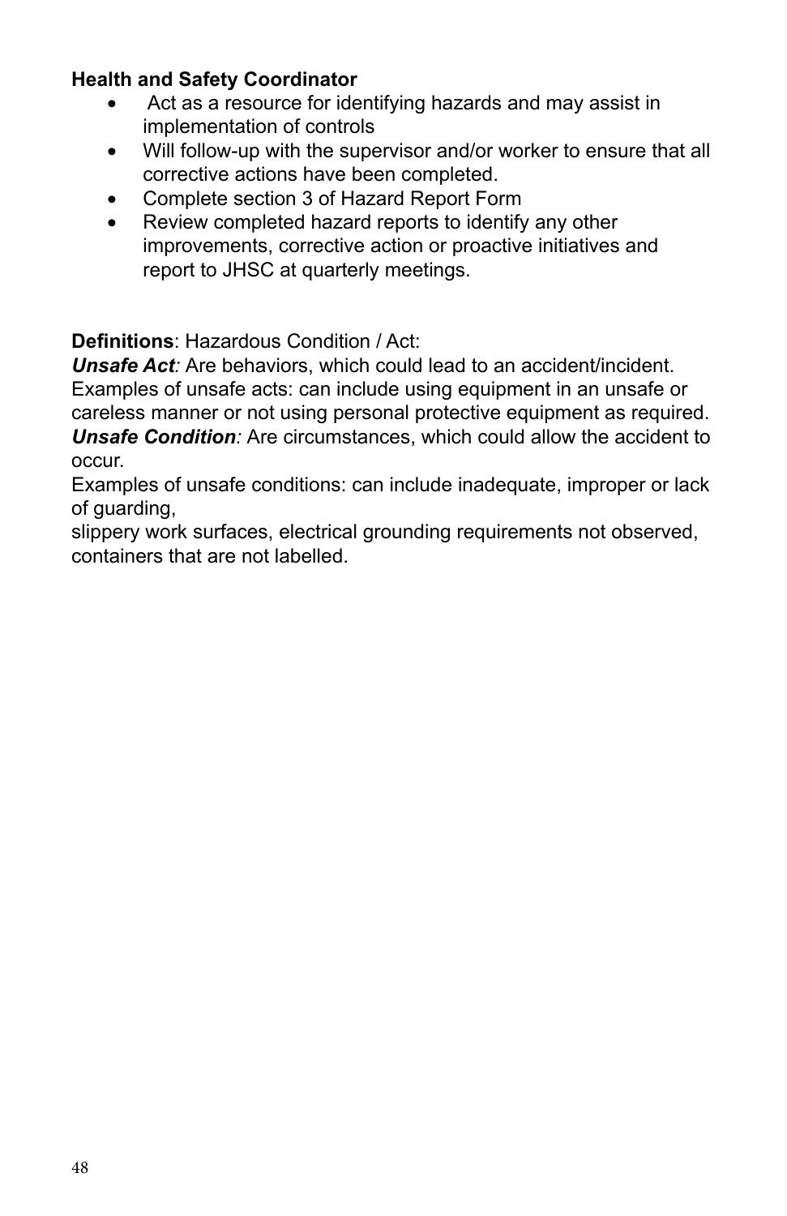**Health and Safety Coordinator**

- Act as a resource for identifying hazards and may assist in implementation of controls
- Will follow-up with the supervisor and/or worker to ensure that all corrective actions have been completed.
- Complete section 3 of Hazard Report Form
- Review completed hazard reports to identify any other improvements, corrective action or proactive initiatives and report to JHSC at quarterly meetings.

**Definitions**: Hazardous Condition / Act:

***Unsafe Act****:* Are behaviors, which could lead to an accident/incident. Examples of unsafe acts: can include using equipment in an unsafe or careless manner or not using personal protective equipment as required.

***Unsafe Condition****:* Are circumstances, which could allow the accident to occur.

Examples of unsafe conditions: can include inadequate, improper or lack of guarding,

slippery work surfaces, electrical grounding requirements not observed, containers that are not labelled.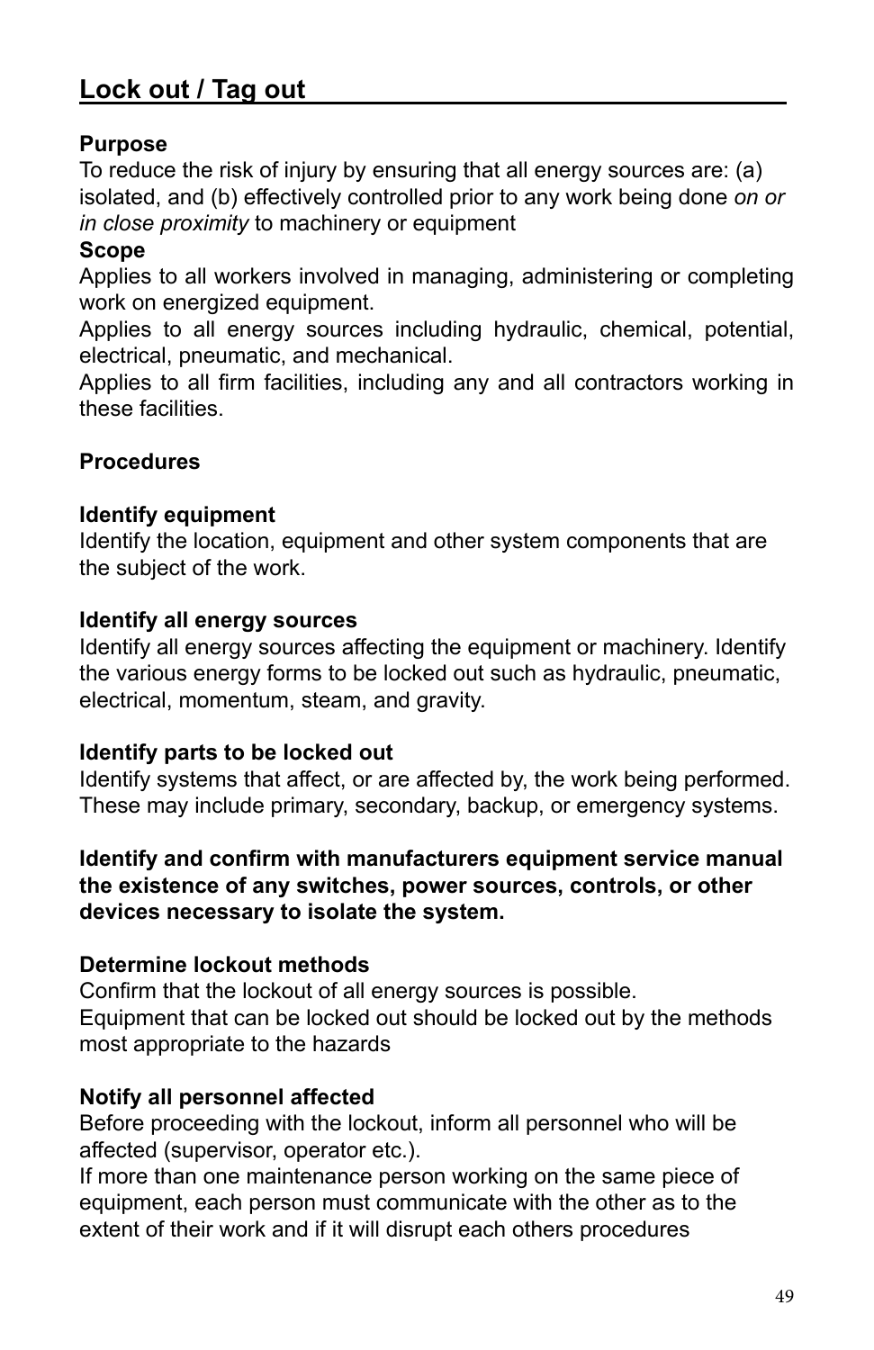## Lock out / Tag out

**Purpose**

To reduce the risk of injury by ensuring that all energy sources are: (a) isolated, and (b) effectively controlled prior to any work being done *on or in close proximity* to machinery or equipment

**Scope**

Applies to all workers involved in managing, administering or completing work on energized equipment.

Applies to all energy sources including hydraulic, chemical, potential, electrical, pneumatic, and mechanical.

Applies to all firm facilities, including any and all contractors working in these facilities.

**Procedures**

**Identify equipment**

Identify the location, equipment and other system components that are the subject of the work.

**Identify all energy sources**

Identify all energy sources affecting the equipment or machinery. Identify the various energy forms to be locked out such as hydraulic, pneumatic, electrical, momentum, steam, and gravity.

**Identify parts to be locked out**

Identify systems that affect, or are affected by, the work being performed. These may include primary, secondary, backup, or emergency systems.

**Identify and confirm with manufacturers equipment service manual the existence of any switches, power sources, controls, or other devices necessary to isolate the system.**

**Determine lockout methods**

Confirm that the lockout of all energy sources is possible.

Equipment that can be locked out should be locked out by the methods most appropriate to the hazards

**Notify all personnel affected**

Before proceeding with the lockout, inform all personnel who will be affected (supervisor, operator etc.).

If more than one maintenance person working on the same piece of equipment, each person must communicate with the other as to the extent of their work and if it will disrupt each others procedures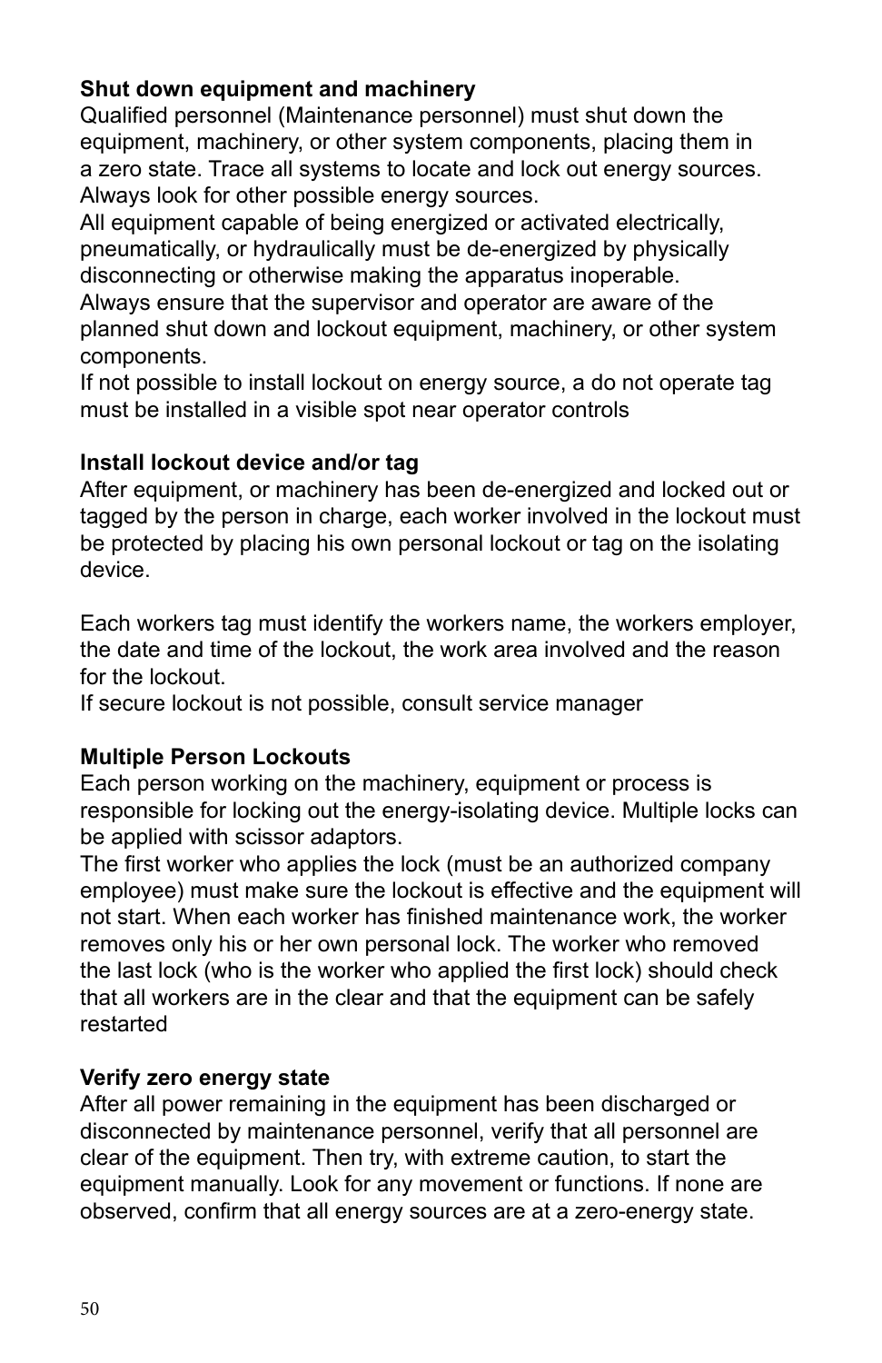**Shut down equipment and machinery**

Qualified personnel (Maintenance personnel) must shut down the equipment, machinery, or other system components, placing them in a zero state. Trace all systems to locate and lock out energy sources. Always look for other possible energy sources.

All equipment capable of being energized or activated electrically, pneumatically, or hydraulically must be de-energized by physically disconnecting or otherwise making the apparatus inoperable.

Always ensure that the supervisor and operator are aware of the planned shut down and lockout equipment, machinery, or other system components.

If not possible to install lockout on energy source, a do not operate tag must be installed in a visible spot near operator controls

**Install lockout device and/or tag**

After equipment, or machinery has been de-energized and locked out or tagged by the person in charge, each worker involved in the lockout must be protected by placing his own personal lockout or tag on the isolating device.

Each workers tag must identify the workers name, the workers employer, the date and time of the lockout, the work area involved and the reason for the lockout.

If secure lockout is not possible, consult service manager

**Multiple Person Lockouts**

Each person working on the machinery, equipment or process is responsible for locking out the energy-isolating device. Multiple locks can be applied with scissor adaptors.

The first worker who applies the lock (must be an authorized company employee) must make sure the lockout is effective and the equipment will not start. When each worker has finished maintenance work, the worker removes only his or her own personal lock. The worker who removed the last lock (who is the worker who applied the first lock) should check that all workers are in the clear and that the equipment can be safely restarted

**Verify zero energy state**

After all power remaining in the equipment has been discharged or disconnected by maintenance personnel, verify that all personnel are clear of the equipment. Then try, with extreme caution, to start the equipment manually. Look for any movement or functions. If none are observed, confirm that all energy sources are at a zero-energy state.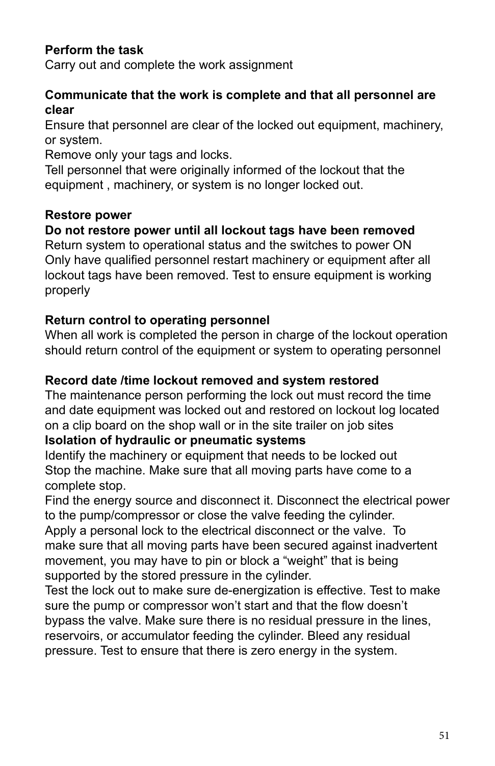**Perform the task**

Carry out and complete the work assignment

**Communicate that the work is complete and that all personnel are clear**

Ensure that personnel are clear of the locked out equipment, machinery, or system.

Remove only your tags and locks.

Tell personnel that were originally informed of the lockout that the equipment , machinery, or system is no longer locked out.

**Restore power**

**Do not restore power until all lockout tags have been removed**

Return system to operational status and the switches to power ON

Only have qualified personnel restart machinery or equipment after all lockout tags have been removed. Test to ensure equipment is working properly

**Return control to operating personnel**

When all work is completed the person in charge of the lockout operation should return control of the equipment or system to operating personnel

**Record date /time lockout removed and system restored**

The maintenance person performing the lock out must record the time and date equipment was locked out and restored on lockout log located on a clip board on the shop wall or in the site trailer on job sites

**Isolation of hydraulic or pneumatic systems**

Identify the machinery or equipment that needs to be locked out

Stop the machine. Make sure that all moving parts have come to a complete stop.

Find the energy source and disconnect it. Disconnect the electrical power to the pump/compressor or close the valve feeding the cylinder.

Apply a personal lock to the electrical disconnect or the valve. To make sure that all moving parts have been secured against inadvertent movement, you may have to pin or block a "weight" that is being supported by the stored pressure in the cylinder.

Test the lock out to make sure de-energization is effective. Test to make sure the pump or compressor won't start and that the flow doesn't bypass the valve. Make sure there is no residual pressure in the lines, reservoirs, or accumulator feeding the cylinder. Bleed any residual pressure. Test to ensure that there is zero energy in the system.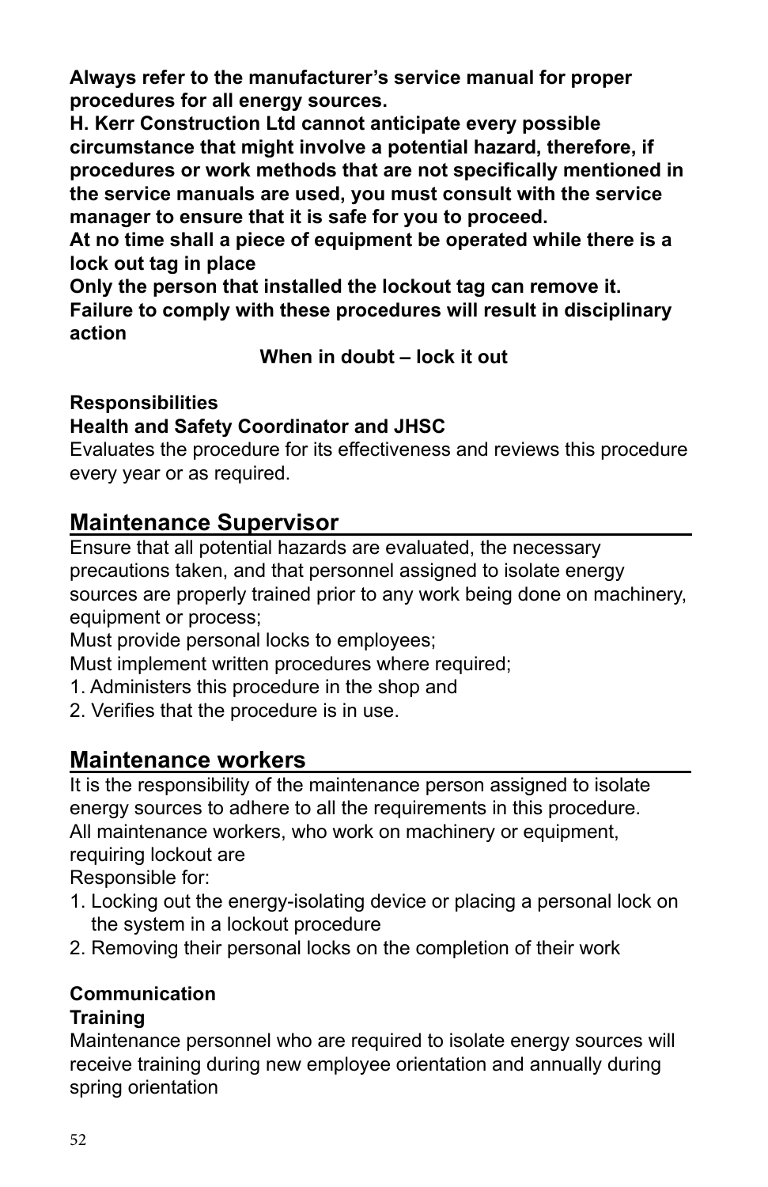**Always refer to the manufacturer's service manual for proper procedures for all energy sources.**
**H. Kerr Construction Ltd cannot anticipate every possible circumstance that might involve a potential hazard, therefore, if procedures or work methods that are not specifically mentioned in the service manuals are used, you must consult with the service manager to ensure that it is safe for you to proceed.**
**At no time shall a piece of equipment be operated while there is a lock out tag in place**
**Only the person that installed the lockout tag can remove it.**
**Failure to comply with these procedures will result in disciplinary action**

**When in doubt – lock it out**

**Responsibilities**

**Health and Safety Coordinator and JHSC**

Evaluates the procedure for its effectiveness and reviews this procedure every year or as required.

## Maintenance Supervisor

Ensure that all potential hazards are evaluated, the necessary precautions taken, and that personnel assigned to isolate energy sources are properly trained prior to any work being done on machinery, equipment or process;
Must provide personal locks to employees;
Must implement written procedures where required;

1. Administers this procedure in the shop and
2. Verifies that the procedure is in use.

## Maintenance workers

It is the responsibility of the maintenance person assigned to isolate energy sources to adhere to all the requirements in this procedure.
All maintenance workers, who work on machinery or equipment, requiring lockout are
Responsible for:

1. Locking out the energy-isolating device or placing a personal lock on the system in a lockout procedure
2. Removing their personal locks on the completion of their work

**Communication**

**Training**

Maintenance personnel who are required to isolate energy sources will receive training during new employee orientation and annually during spring orientation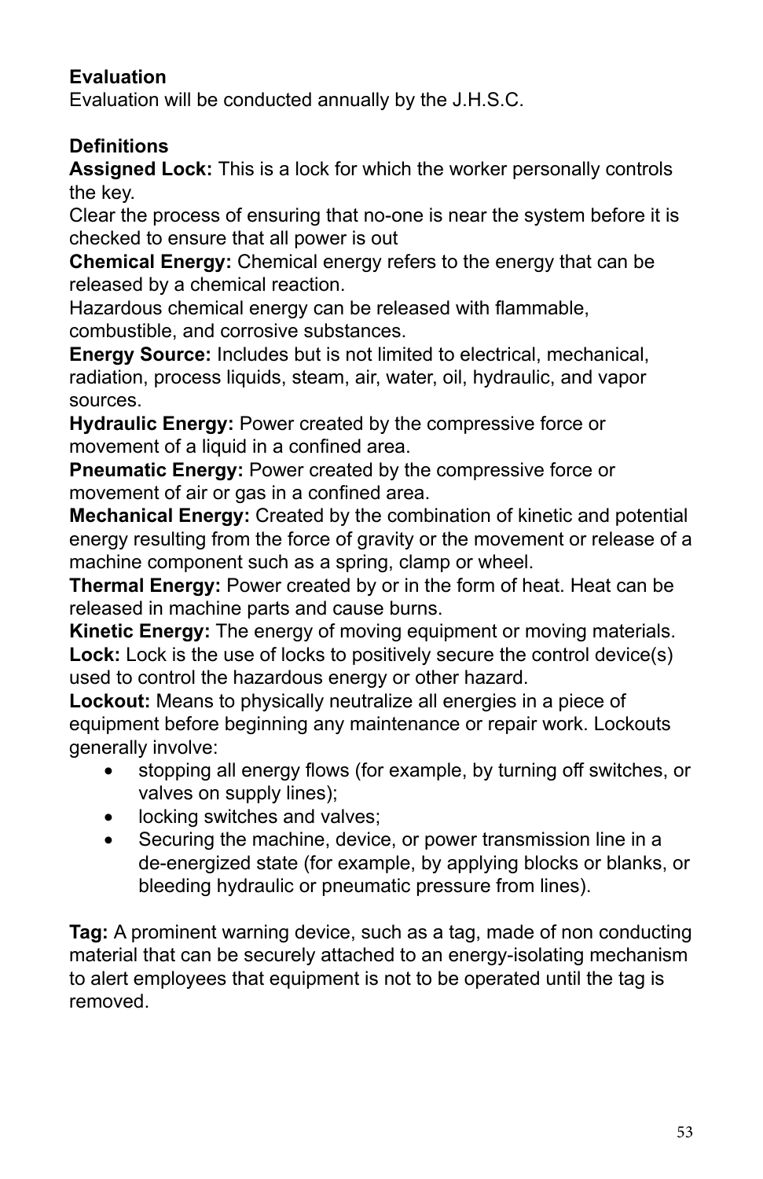**Evaluation**

Evaluation will be conducted annually by the J.H.S.C.

**Definitions**

**Assigned Lock:** This is a lock for which the worker personally controls the key.

Clear the process of ensuring that no-one is near the system before it is checked to ensure that all power is out

**Chemical Energy:** Chemical energy refers to the energy that can be released by a chemical reaction.

Hazardous chemical energy can be released with flammable, combustible, and corrosive substances.

**Energy Source:** Includes but is not limited to electrical, mechanical, radiation, process liquids, steam, air, water, oil, hydraulic, and vapor sources.

**Hydraulic Energy:** Power created by the compressive force or movement of a liquid in a confined area.

**Pneumatic Energy:** Power created by the compressive force or movement of air or gas in a confined area.

**Mechanical Energy:** Created by the combination of kinetic and potential energy resulting from the force of gravity or the movement or release of a machine component such as a spring, clamp or wheel.

**Thermal Energy:** Power created by or in the form of heat. Heat can be released in machine parts and cause burns.

**Kinetic Energy:** The energy of moving equipment or moving materials.

**Lock:** Lock is the use of locks to positively secure the control device(s) used to control the hazardous energy or other hazard.

**Lockout:** Means to physically neutralize all energies in a piece of equipment before beginning any maintenance or repair work. Lockouts generally involve:

- stopping all energy flows (for example, by turning off switches, or valves on supply lines);
- locking switches and valves;
- Securing the machine, device, or power transmission line in a de-energized state (for example, by applying blocks or blanks, or bleeding hydraulic or pneumatic pressure from lines).

**Tag:** A prominent warning device, such as a tag, made of non conducting material that can be securely attached to an energy-isolating mechanism to alert employees that equipment is not to be operated until the tag is removed.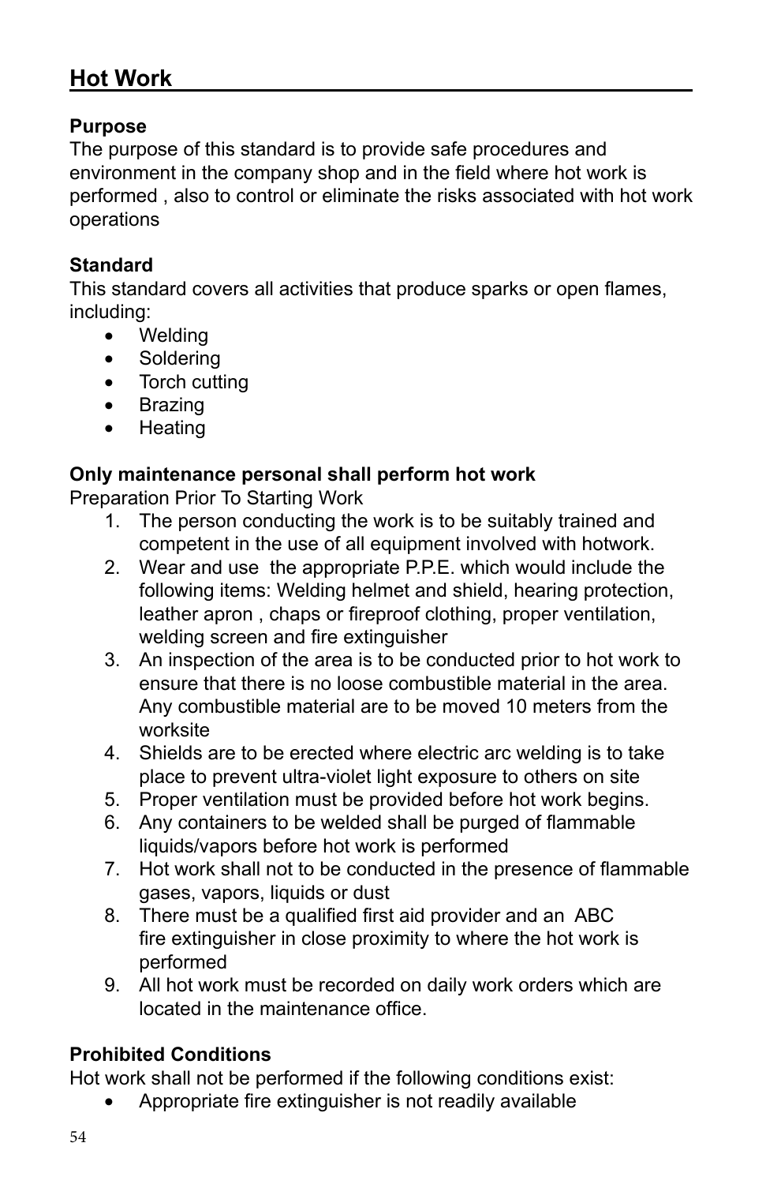## Hot Work

**Purpose**
The purpose of this standard is to provide safe procedures and environment in the company shop and in the field where hot work is performed , also to control or eliminate the risks associated with hot work operations

**Standard**
This standard covers all activities that produce sparks or open flames, including:

- Welding
- Soldering
- Torch cutting
- Brazing
- Heating

**Only maintenance personal shall perform hot work**
Preparation Prior To Starting Work

1. The person conducting the work is to be suitably trained and competent in the use of all equipment involved with hotwork.
2. Wear and use the appropriate P.P.E. which would include the following items: Welding helmet and shield, hearing protection, leather apron , chaps or fireproof clothing, proper ventilation, welding screen and fire extinguisher
3. An inspection of the area is to be conducted prior to hot work to ensure that there is no loose combustible material in the area. Any combustible material are to be moved 10 meters from the worksite
4. Shields are to be erected where electric arc welding is to take place to prevent ultra-violet light exposure to others on site
5. Proper ventilation must be provided before hot work begins.
6. Any containers to be welded shall be purged of flammable liquids/vapors before hot work is performed
7. Hot work shall not to be conducted in the presence of flammable gases, vapors, liquids or dust
8. There must be a qualified first aid provider and an ABC fire extinguisher in close proximity to where the hot work is performed
9. All hot work must be recorded on daily work orders which are located in the maintenance office.

**Prohibited Conditions**
Hot work shall not be performed if the following conditions exist:

- Appropriate fire extinguisher is not readily available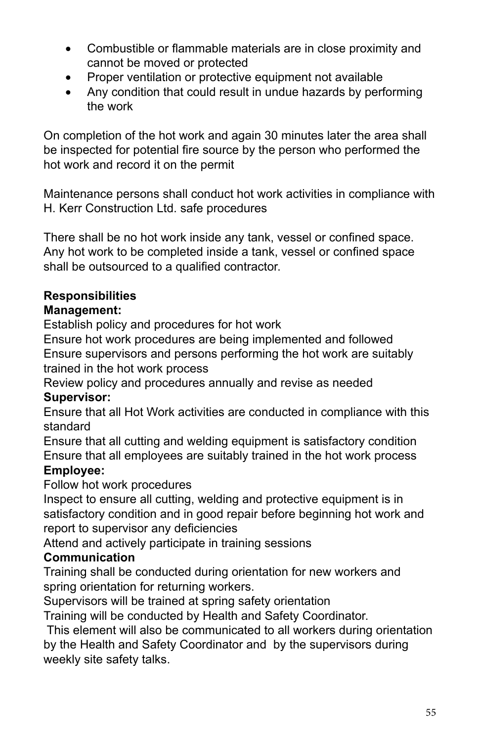- Combustible or flammable materials are in close proximity and cannot be moved or protected
- Proper ventilation or protective equipment not available
- Any condition that could result in undue hazards by performing the work

On completion of the hot work and again 30 minutes later the area shall be inspected for potential fire source by the person who performed the hot work and record it on the permit

Maintenance persons shall conduct hot work activities in compliance with H. Kerr Construction Ltd. safe procedures

There shall be no hot work inside any tank, vessel or confined space. Any hot work to be completed inside a tank, vessel or confined space shall be outsourced to a qualified contractor.

**Responsibilities**

**Management:**

Establish policy and procedures for hot work
Ensure hot work procedures are being implemented and followed
Ensure supervisors and persons performing the hot work are suitably trained in the hot work process
Review policy and procedures annually and revise as needed

**Supervisor:**

Ensure that all Hot Work activities are conducted in compliance with this standard
Ensure that all cutting and welding equipment is satisfactory condition
Ensure that all employees are suitably trained in the hot work process

**Employee:**

Follow hot work procedures
Inspect to ensure all cutting, welding and protective equipment is in satisfactory condition and in good repair before beginning hot work and report to supervisor any deficiencies
Attend and actively participate in training sessions

**Communication**

Training shall be conducted during orientation for new workers and spring orientation for returning workers.
Supervisors will be trained at spring safety orientation
Training will be conducted by Health and Safety Coordinator.
This element will also be communicated to all workers during orientation by the Health and Safety Coordinator and by the supervisors during weekly site safety talks.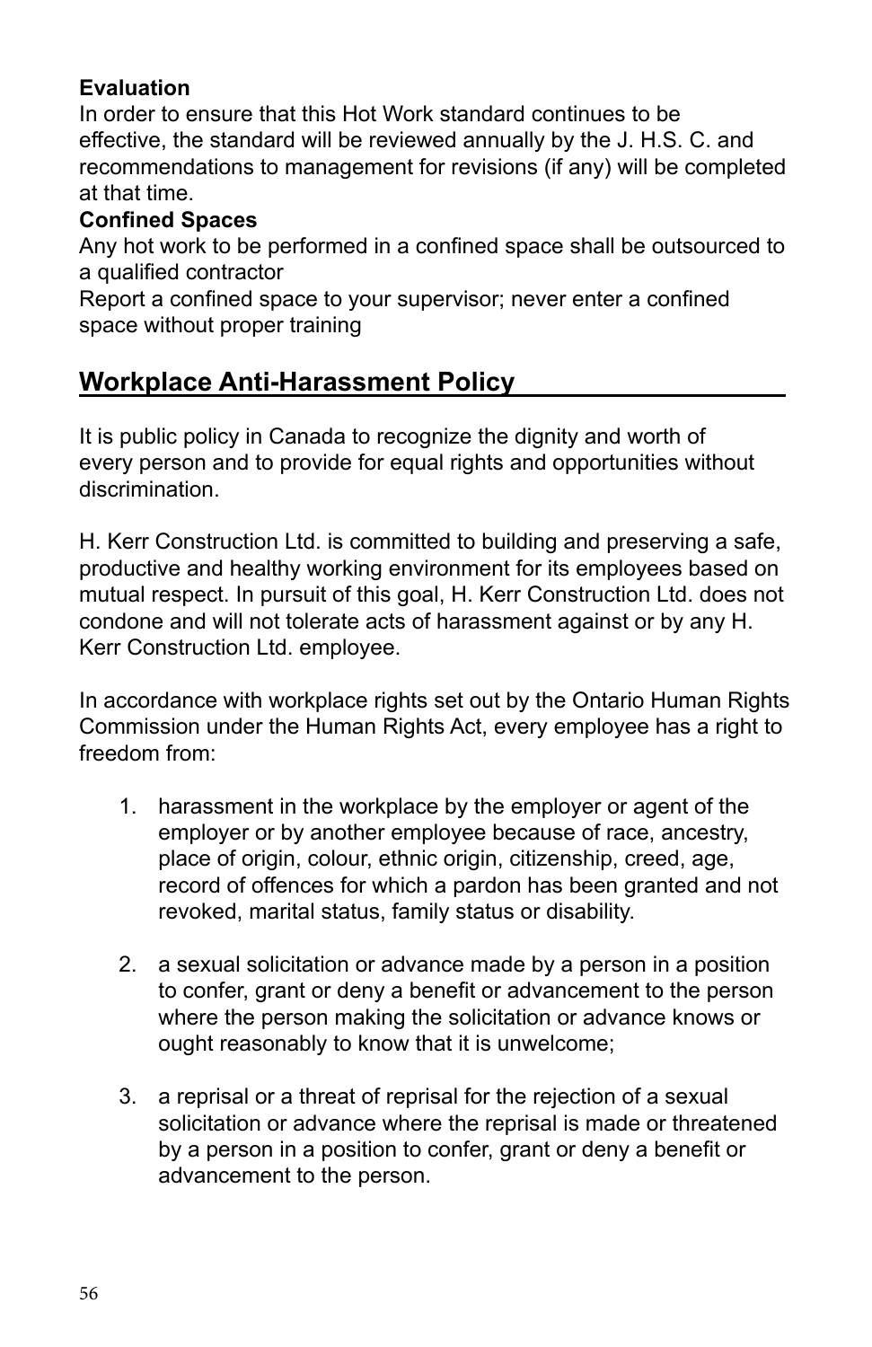**Evaluation**
In order to ensure that this Hot Work standard continues to be effective, the standard will be reviewed annually by the J. H.S. C. and recommendations to management for revisions (if any) will be completed at that time.

**Confined Spaces**
Any hot work to be performed in a confined space shall be outsourced to a qualified contractor
Report a confined space to your supervisor; never enter a confined space without proper training

## Workplace Anti-Harassment Policy

It is public policy in Canada to recognize the dignity and worth of every person and to provide for equal rights and opportunities without discrimination.

H. Kerr Construction Ltd. is committed to building and preserving a safe, productive and healthy working environment for its employees based on mutual respect. In pursuit of this goal, H. Kerr Construction Ltd. does not condone and will not tolerate acts of harassment against or by any H. Kerr Construction Ltd. employee.

In accordance with workplace rights set out by the Ontario Human Rights Commission under the Human Rights Act, every employee has a right to freedom from:

1. harassment in the workplace by the employer or agent of the employer or by another employee because of race, ancestry, place of origin, colour, ethnic origin, citizenship, creed, age, record of offences for which a pardon has been granted and not revoked, marital status, family status or disability.

2. a sexual solicitation or advance made by a person in a position to confer, grant or deny a benefit or advancement to the person where the person making the solicitation or advance knows or ought reasonably to know that it is unwelcome;

3. a reprisal or a threat of reprisal for the rejection of a sexual solicitation or advance where the reprisal is made or threatened by a person in a position to confer, grant or deny a benefit or advancement to the person.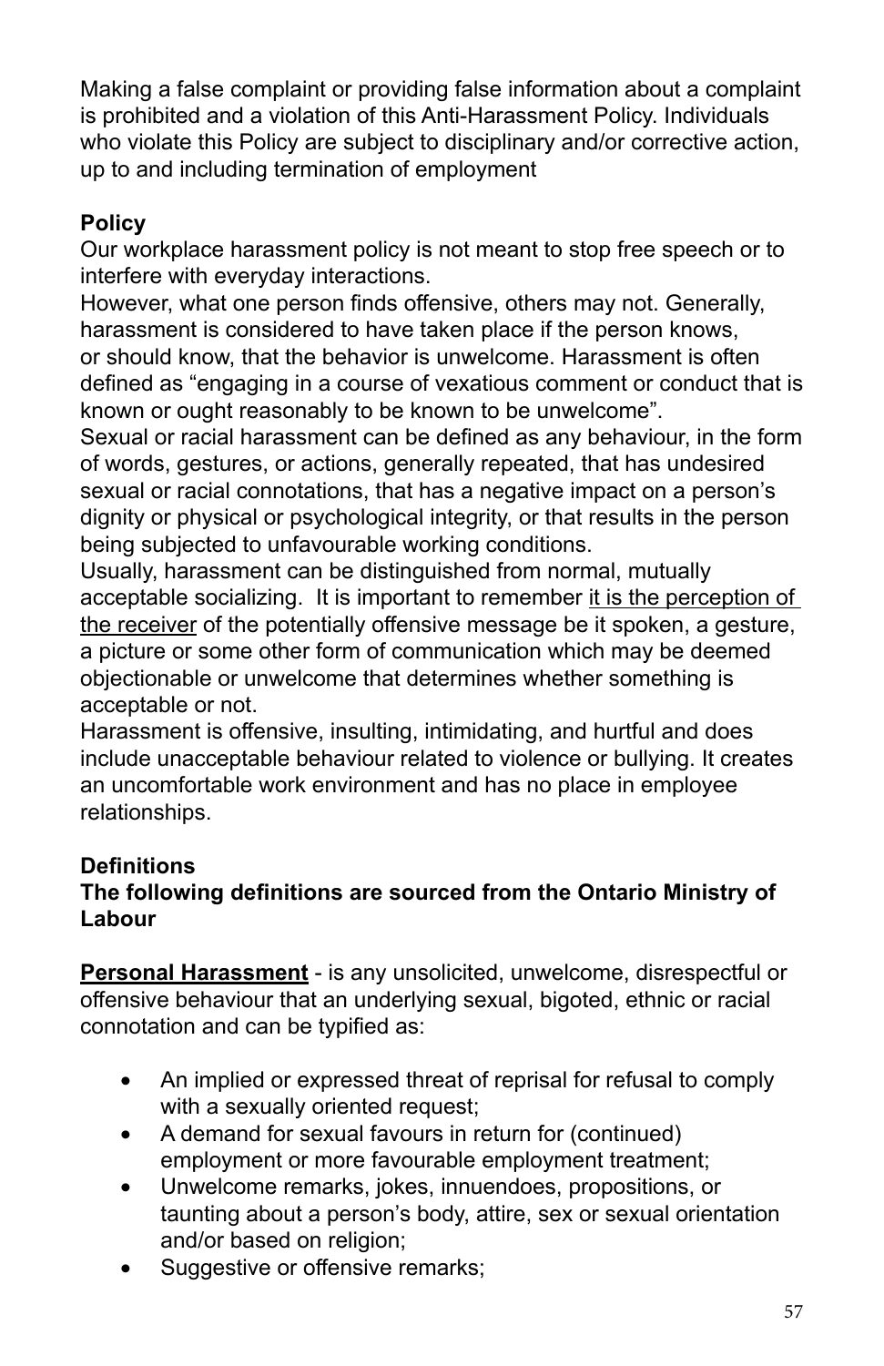Making a false complaint or providing false information about a complaint is prohibited and a violation of this Anti-Harassment Policy. Individuals who violate this Policy are subject to disciplinary and/or corrective action, up to and including termination of employment

**Policy**

Our workplace harassment policy is not meant to stop free speech or to interfere with everyday interactions.

However, what one person finds offensive, others may not. Generally, harassment is considered to have taken place if the person knows, or should know, that the behavior is unwelcome. Harassment is often defined as "engaging in a course of vexatious comment or conduct that is known or ought reasonably to be known to be unwelcome".

Sexual or racial harassment can be defined as any behaviour, in the form of words, gestures, or actions, generally repeated, that has undesired sexual or racial connotations, that has a negative impact on a person's dignity or physical or psychological integrity, or that results in the person being subjected to unfavourable working conditions.

Usually, harassment can be distinguished from normal, mutually acceptable socializing. It is important to remember it is the perception of the receiver of the potentially offensive message be it spoken, a gesture, a picture or some other form of communication which may be deemed objectionable or unwelcome that determines whether something is acceptable or not.

Harassment is offensive, insulting, intimidating, and hurtful and does include unacceptable behaviour related to violence or bullying. It creates an uncomfortable work environment and has no place in employee relationships.

**Definitions**

**The following definitions are sourced from the Ontario Ministry of Labour**

**Personal Harassment** - is any unsolicited, unwelcome, disrespectful or offensive behaviour that an underlying sexual, bigoted, ethnic or racial connotation and can be typified as:

- An implied or expressed threat of reprisal for refusal to comply with a sexually oriented request;
- A demand for sexual favours in return for (continued) employment or more favourable employment treatment;
- Unwelcome remarks, jokes, innuendoes, propositions, or taunting about a person's body, attire, sex or sexual orientation and/or based on religion;
- Suggestive or offensive remarks;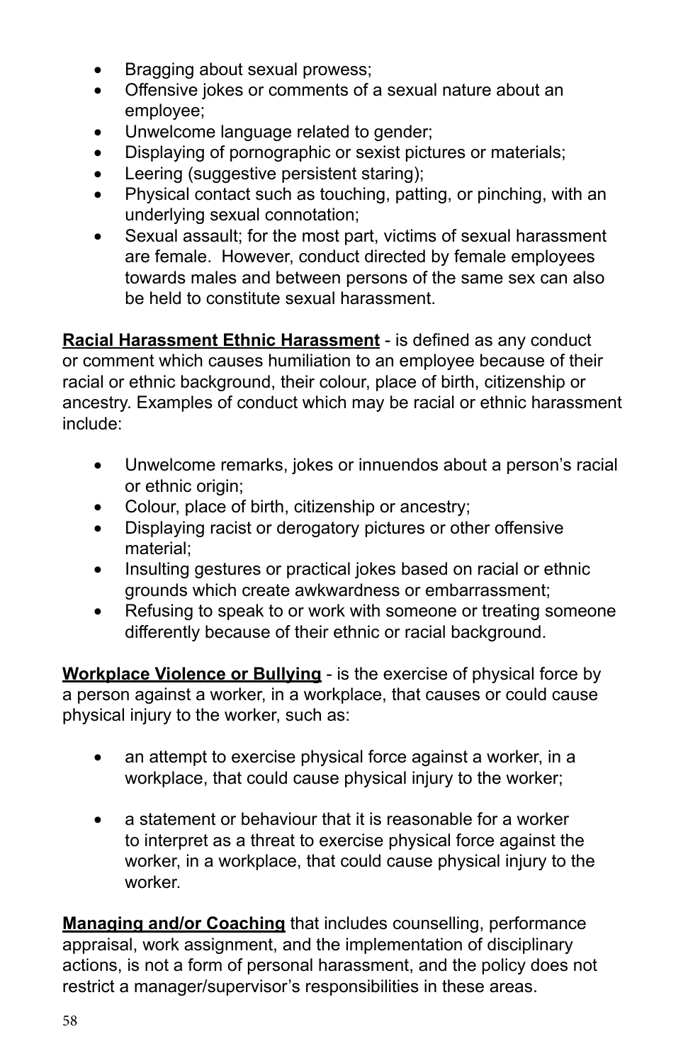- Bragging about sexual prowess;
- Offensive jokes or comments of a sexual nature about an employee;
- Unwelcome language related to gender;
- Displaying of pornographic or sexist pictures or materials;
- Leering (suggestive persistent staring);
- Physical contact such as touching, patting, or pinching, with an underlying sexual connotation;
- Sexual assault; for the most part, victims of sexual harassment are female. However, conduct directed by female employees towards males and between persons of the same sex can also be held to constitute sexual harassment.

**Racial Harassment Ethnic Harassment** - is defined as any conduct or comment which causes humiliation to an employee because of their racial or ethnic background, their colour, place of birth, citizenship or ancestry. Examples of conduct which may be racial or ethnic harassment include:

- Unwelcome remarks, jokes or innuendos about a person's racial or ethnic origin;
- Colour, place of birth, citizenship or ancestry;
- Displaying racist or derogatory pictures or other offensive material;
- Insulting gestures or practical jokes based on racial or ethnic grounds which create awkwardness or embarrassment;
- Refusing to speak to or work with someone or treating someone differently because of their ethnic or racial background.

**Workplace Violence or Bullying** - is the exercise of physical force by a person against a worker, in a workplace, that causes or could cause physical injury to the worker, such as:

- an attempt to exercise physical force against a worker, in a workplace, that could cause physical injury to the worker;
- a statement or behaviour that it is reasonable for a worker to interpret as a threat to exercise physical force against the worker, in a workplace, that could cause physical injury to the worker.

**Managing and/or Coaching** that includes counselling, performance appraisal, work assignment, and the implementation of disciplinary actions, is not a form of personal harassment, and the policy does not restrict a manager/supervisor's responsibilities in these areas.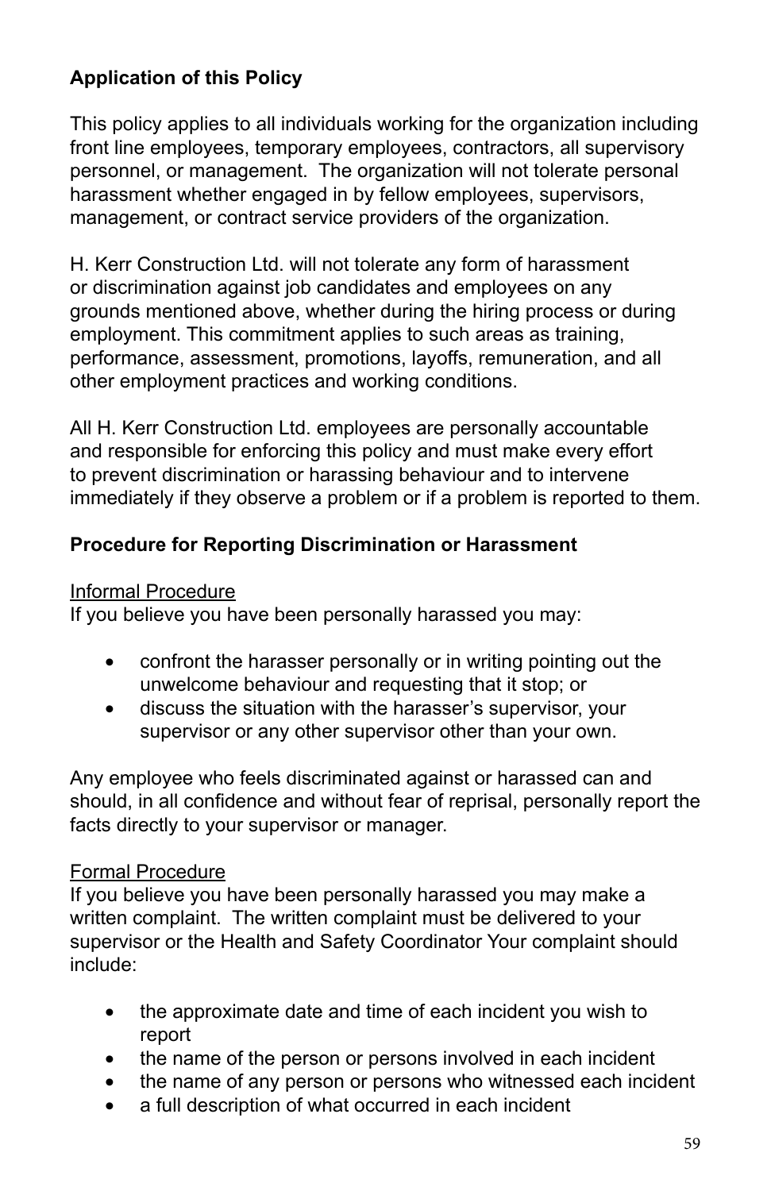**Application of this Policy**

This policy applies to all individuals working for the organization including front line employees, temporary employees, contractors, all supervisory personnel, or management.  The organization will not tolerate personal harassment whether engaged in by fellow employees, supervisors, management, or contract service providers of the organization.

H. Kerr Construction Ltd. will not tolerate any form of harassment or discrimination against job candidates and employees on any grounds mentioned above, whether during the hiring process or during employment. This commitment applies to such areas as training, performance, assessment, promotions, layoffs, remuneration, and all other employment practices and working conditions.

All H. Kerr Construction Ltd. employees are personally accountable and responsible for enforcing this policy and must make every effort to prevent discrimination or harassing behaviour and to intervene immediately if they observe a problem or if a problem is reported to them.

**Procedure for Reporting Discrimination or Harassment**

Informal Procedure

If you believe you have been personally harassed you may:

- confront the harasser personally or in writing pointing out the unwelcome behaviour and requesting that it stop; or
- discuss the situation with the harasser's supervisor, your supervisor or any other supervisor other than your own.

Any employee who feels discriminated against or harassed can and should, in all confidence and without fear of reprisal, personally report the facts directly to your supervisor or manager.

Formal Procedure

If you believe you have been personally harassed you may make a written complaint.  The written complaint must be delivered to your supervisor or the Health and Safety Coordinator Your complaint should include:

- the approximate date and time of each incident you wish to report
- the name of the person or persons involved in each incident
- the name of any person or persons who witnessed each incident
- a full description of what occurred in each incident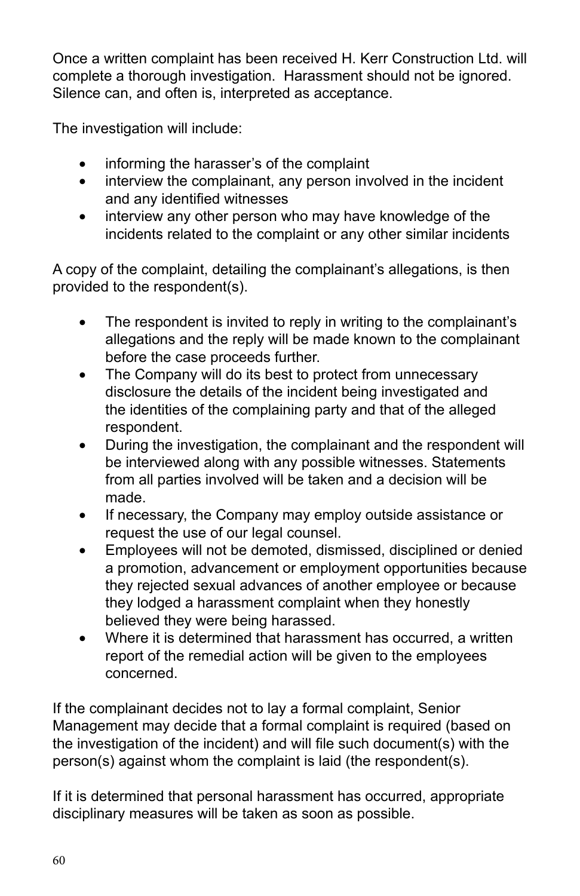Once a written complaint has been received H. Kerr Construction Ltd. will complete a thorough investigation. Harassment should not be ignored. Silence can, and often is, interpreted as acceptance.

The investigation will include:

- informing the harasser's of the complaint
- interview the complainant, any person involved in the incident and any identified witnesses
- interview any other person who may have knowledge of the incidents related to the complaint or any other similar incidents

A copy of the complaint, detailing the complainant's allegations, is then provided to the respondent(s).

- The respondent is invited to reply in writing to the complainant's allegations and the reply will be made known to the complainant before the case proceeds further.
- The Company will do its best to protect from unnecessary disclosure the details of the incident being investigated and the identities of the complaining party and that of the alleged respondent.
- During the investigation, the complainant and the respondent will be interviewed along with any possible witnesses. Statements from all parties involved will be taken and a decision will be made.
- If necessary, the Company may employ outside assistance or request the use of our legal counsel.
- Employees will not be demoted, dismissed, disciplined or denied a promotion, advancement or employment opportunities because they rejected sexual advances of another employee or because they lodged a harassment complaint when they honestly believed they were being harassed.
- Where it is determined that harassment has occurred, a written report of the remedial action will be given to the employees concerned.

If the complainant decides not to lay a formal complaint, Senior Management may decide that a formal complaint is required (based on the investigation of the incident) and will file such document(s) with the person(s) against whom the complaint is laid (the respondent(s).

If it is determined that personal harassment has occurred, appropriate disciplinary measures will be taken as soon as possible.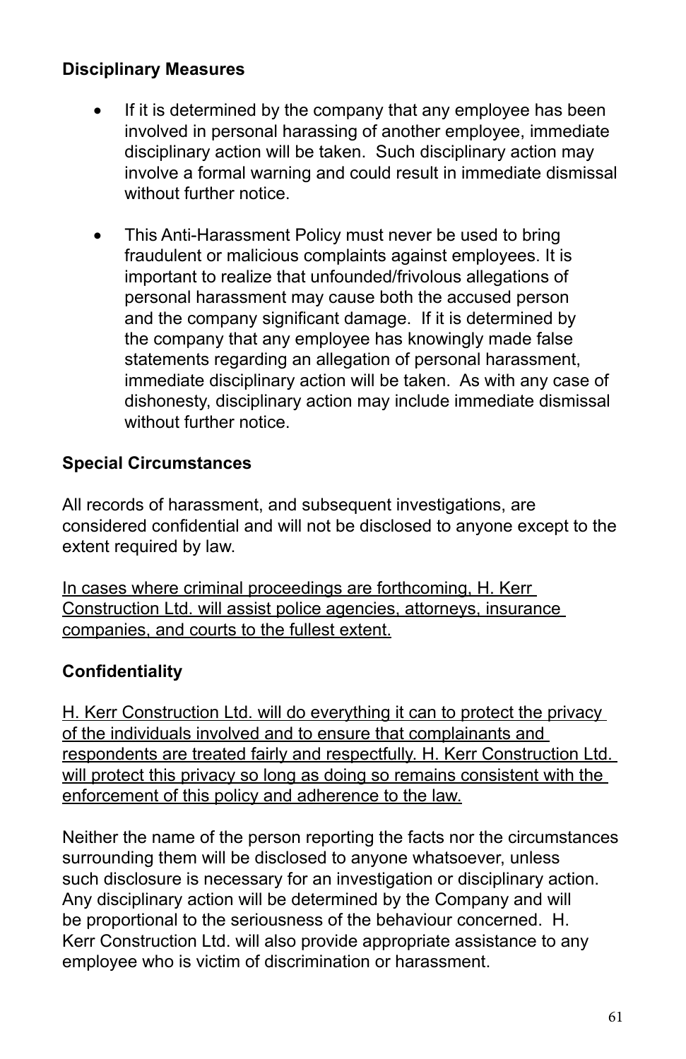**Disciplinary Measures**

- If it is determined by the company that any employee has been involved in personal harassing of another employee, immediate disciplinary action will be taken. Such disciplinary action may involve a formal warning and could result in immediate dismissal without further notice.

- This Anti-Harassment Policy must never be used to bring fraudulent or malicious complaints against employees. It is important to realize that unfounded/frivolous allegations of personal harassment may cause both the accused person and the company significant damage. If it is determined by the company that any employee has knowingly made false statements regarding an allegation of personal harassment, immediate disciplinary action will be taken. As with any case of dishonesty, disciplinary action may include immediate dismissal without further notice.

**Special Circumstances**

All records of harassment, and subsequent investigations, are considered confidential and will not be disclosed to anyone except to the extent required by law.

<u>In cases where criminal proceedings are forthcoming, H. Kerr Construction Ltd. will assist police agencies, attorneys, insurance companies, and courts to the fullest extent.</u>

**Confidentiality**

<u>H. Kerr Construction Ltd. will do everything it can to protect the privacy of the individuals involved and to ensure that complainants and respondents are treated fairly and respectfully. H. Kerr Construction Ltd. will protect this privacy so long as doing so remains consistent with the enforcement of this policy and adherence to the law.</u>

Neither the name of the person reporting the facts nor the circumstances surrounding them will be disclosed to anyone whatsoever, unless such disclosure is necessary for an investigation or disciplinary action. Any disciplinary action will be determined by the Company and will be proportional to the seriousness of the behaviour concerned. H. Kerr Construction Ltd. will also provide appropriate assistance to any employee who is victim of discrimination or harassment.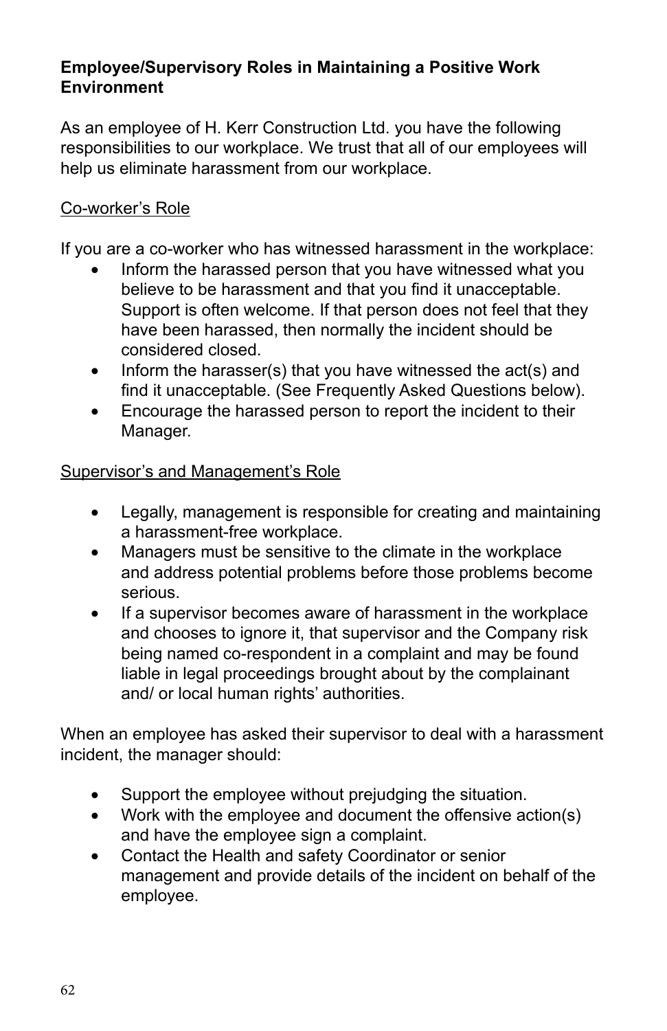**Employee/Supervisory Roles in Maintaining a Positive Work Environment**

As an employee of H. Kerr Construction Ltd. you have the following responsibilities to our workplace. We trust that all of our employees will help us eliminate harassment from our workplace.

<u>Co-worker's Role</u>

If you are a co-worker who has witnessed harassment in the workplace:

- Inform the harassed person that you have witnessed what you believe to be harassment and that you find it unacceptable. Support is often welcome. If that person does not feel that they have been harassed, then normally the incident should be considered closed.
- Inform the harasser(s) that you have witnessed the act(s) and find it unacceptable. (See Frequently Asked Questions below).
- Encourage the harassed person to report the incident to their Manager.

<u>Supervisor's and Management's Role</u>

- Legally, management is responsible for creating and maintaining a harassment-free workplace.
- Managers must be sensitive to the climate in the workplace and address potential problems before those problems become serious.
- If a supervisor becomes aware of harassment in the workplace and chooses to ignore it, that supervisor and the Company risk being named co-respondent in a complaint and may be found liable in legal proceedings brought about by the complainant and/ or local human rights' authorities.

When an employee has asked their supervisor to deal with a harassment incident, the manager should:

- Support the employee without prejudging the situation.
- Work with the employee and document the offensive action(s) and have the employee sign a complaint.
- Contact the Health and safety Coordinator or senior management and provide details of the incident on behalf of the employee.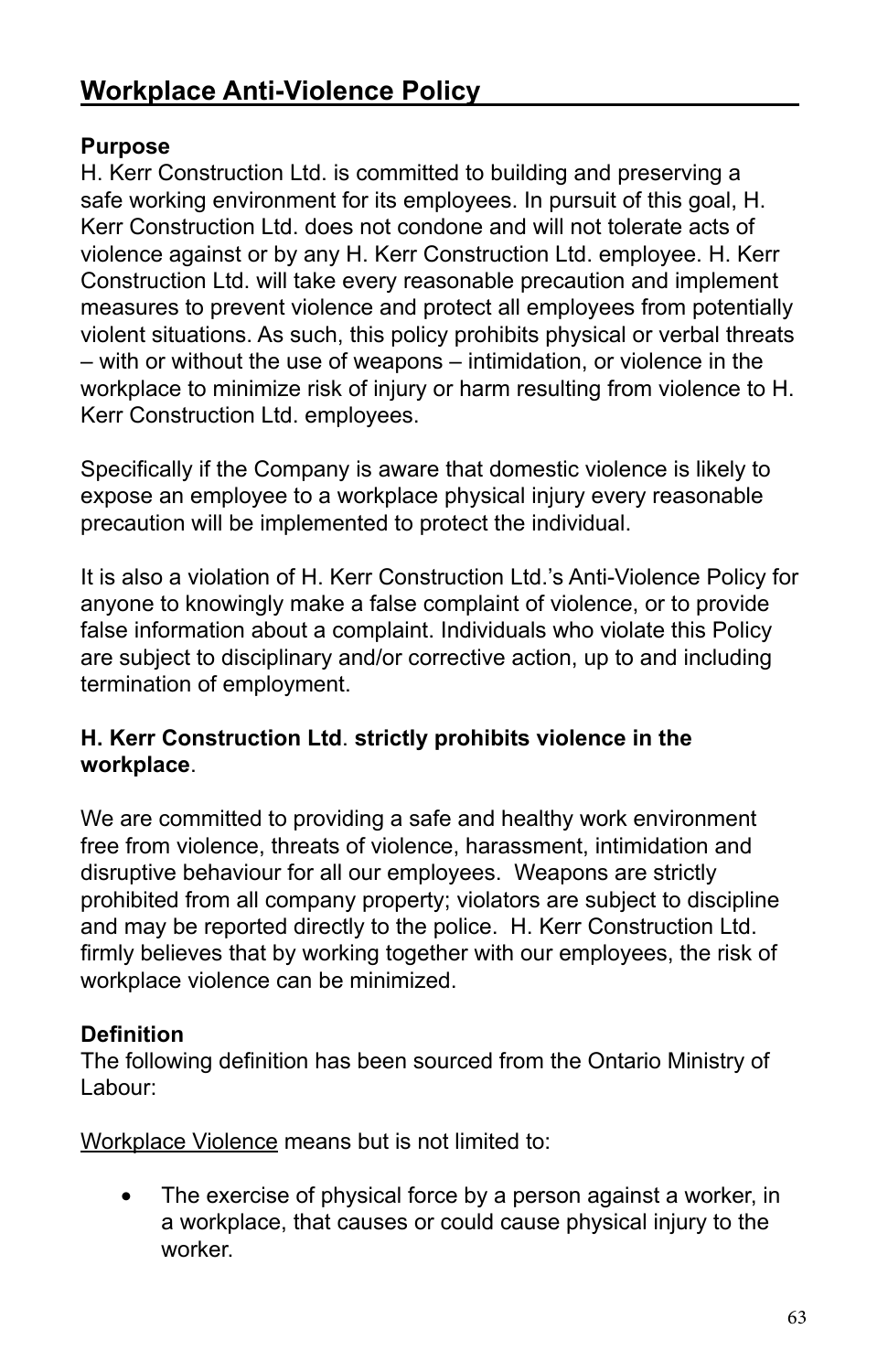## Workplace Anti-Violence Policy

**Purpose**
H. Kerr Construction Ltd. is committed to building and preserving a safe working environment for its employees. In pursuit of this goal, H. Kerr Construction Ltd. does not condone and will not tolerate acts of violence against or by any H. Kerr Construction Ltd. employee. H. Kerr Construction Ltd. will take every reasonable precaution and implement measures to prevent violence and protect all employees from potentially violent situations. As such, this policy prohibits physical or verbal threats – with or without the use of weapons – intimidation, or violence in the workplace to minimize risk of injury or harm resulting from violence to H. Kerr Construction Ltd. employees.

Specifically if the Company is aware that domestic violence is likely to expose an employee to a workplace physical injury every reasonable precaution will be implemented to protect the individual.

It is also a violation of H. Kerr Construction Ltd.'s Anti-Violence Policy for anyone to knowingly make a false complaint of violence, or to provide false information about a complaint. Individuals who violate this Policy are subject to disciplinary and/or corrective action, up to and including termination of employment.

**H. Kerr Construction Ltd**. **strictly prohibits violence in the workplace**.

We are committed to providing a safe and healthy work environment free from violence, threats of violence, harassment, intimidation and disruptive behaviour for all our employees. Weapons are strictly prohibited from all company property; violators are subject to discipline and may be reported directly to the police. H. Kerr Construction Ltd. firmly believes that by working together with our employees, the risk of workplace violence can be minimized.

**Definition**
The following definition has been sourced from the Ontario Ministry of Labour:

Workplace Violence means but is not limited to:

- The exercise of physical force by a person against a worker, in a workplace, that causes or could cause physical injury to the worker.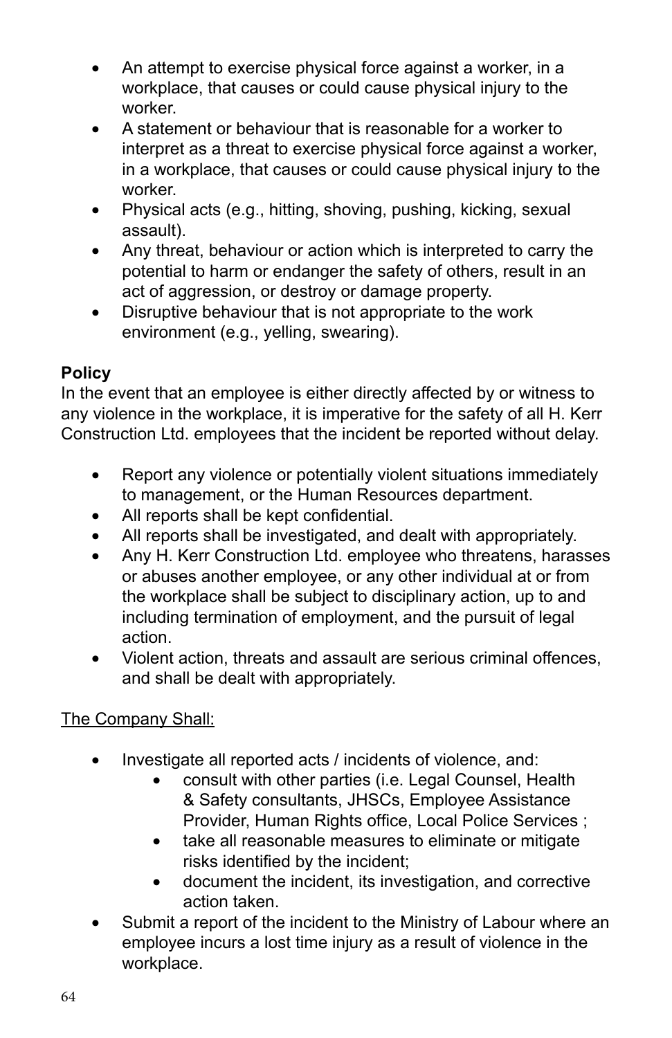- An attempt to exercise physical force against a worker, in a workplace, that causes or could cause physical injury to the worker.
- A statement or behaviour that is reasonable for a worker to interpret as a threat to exercise physical force against a worker, in a workplace, that causes or could cause physical injury to the worker.
- Physical acts (e.g., hitting, shoving, pushing, kicking, sexual assault).
- Any threat, behaviour or action which is interpreted to carry the potential to harm or endanger the safety of others, result in an act of aggression, or destroy or damage property.
- Disruptive behaviour that is not appropriate to the work environment (e.g., yelling, swearing).

**Policy**

In the event that an employee is either directly affected by or witness to any violence in the workplace, it is imperative for the safety of all H. Kerr Construction Ltd. employees that the incident be reported without delay.

- Report any violence or potentially violent situations immediately to management, or the Human Resources department.
- All reports shall be kept confidential.
- All reports shall be investigated, and dealt with appropriately.
- Any H. Kerr Construction Ltd. employee who threatens, harasses or abuses another employee, or any other individual at or from the workplace shall be subject to disciplinary action, up to and including termination of employment, and the pursuit of legal action.
- Violent action, threats and assault are serious criminal offences, and shall be dealt with appropriately.

<u>The Company Shall:</u>

- Investigate all reported acts / incidents of violence, and:
  - consult with other parties (i.e. Legal Counsel, Health & Safety consultants, JHSCs, Employee Assistance Provider, Human Rights office, Local Police Services ;
  - take all reasonable measures to eliminate or mitigate risks identified by the incident;
  - document the incident, its investigation, and corrective action taken.
- Submit a report of the incident to the Ministry of Labour where an employee incurs a lost time injury as a result of violence in the workplace.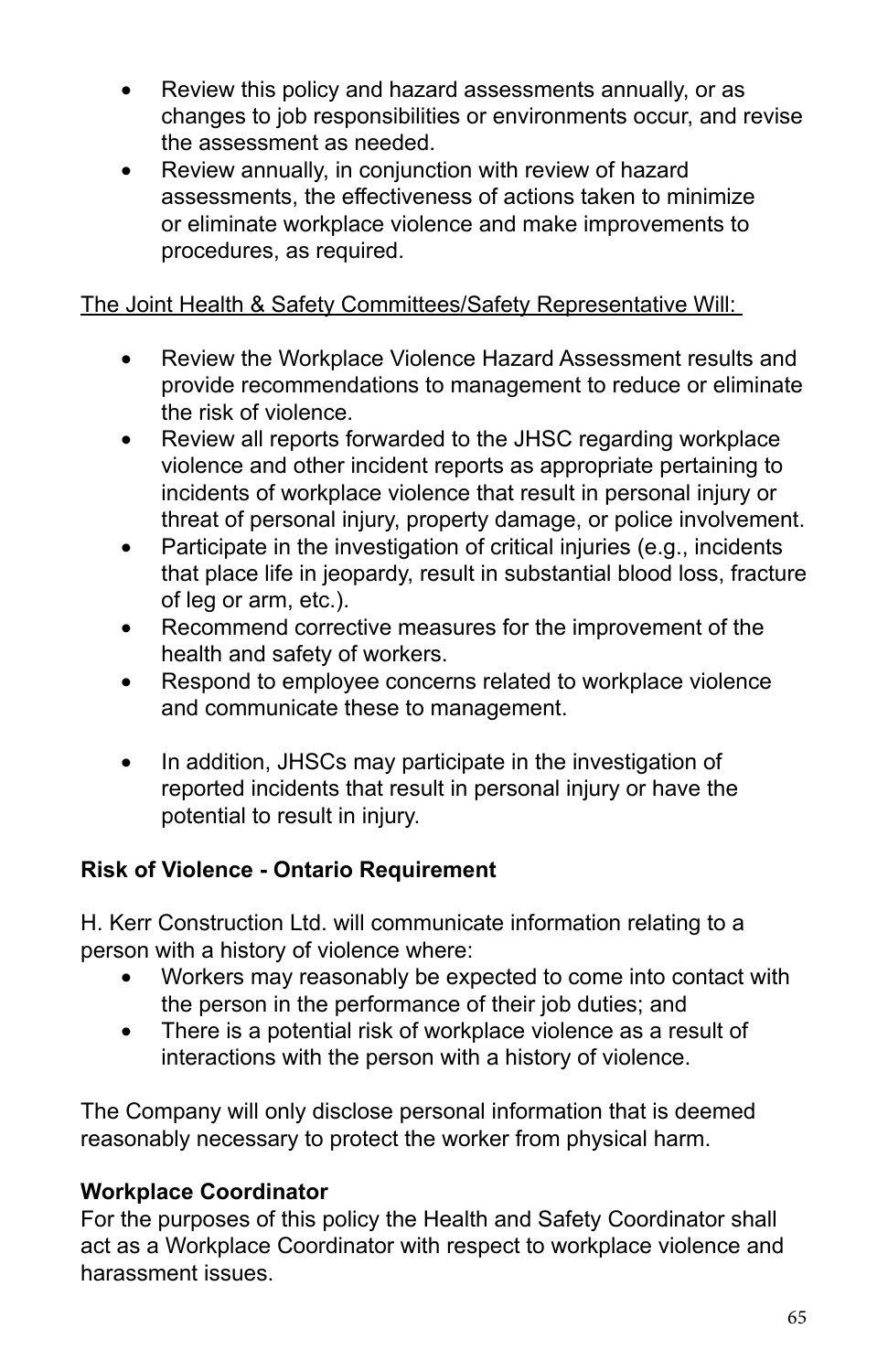- Review this policy and hazard assessments annually, or as changes to job responsibilities or environments occur, and revise the assessment as needed.
- Review annually, in conjunction with review of hazard assessments, the effectiveness of actions taken to minimize or eliminate workplace violence and make improvements to procedures, as required.

<u>The Joint Health & Safety Committees/Safety Representative Will:</u>

- Review the Workplace Violence Hazard Assessment results and provide recommendations to management to reduce or eliminate the risk of violence.
- Review all reports forwarded to the JHSC regarding workplace violence and other incident reports as appropriate pertaining to incidents of workplace violence that result in personal injury or threat of personal injury, property damage, or police involvement.
- Participate in the investigation of critical injuries (e.g., incidents that place life in jeopardy, result in substantial blood loss, fracture of leg or arm, etc.).
- Recommend corrective measures for the improvement of the health and safety of workers.
- Respond to employee concerns related to workplace violence and communicate these to management.

- In addition, JHSCs may participate in the investigation of reported incidents that result in personal injury or have the potential to result in injury.

**Risk of Violence - Ontario Requirement**

H. Kerr Construction Ltd. will communicate information relating to a person with a history of violence where:

- Workers may reasonably be expected to come into contact with the person in the performance of their job duties; and
- There is a potential risk of workplace violence as a result of interactions with the person with a history of violence.

The Company will only disclose personal information that is deemed reasonably necessary to protect the worker from physical harm.

**Workplace Coordinator**

For the purposes of this policy the Health and Safety Coordinator shall act as a Workplace Coordinator with respect to workplace violence and harassment issues.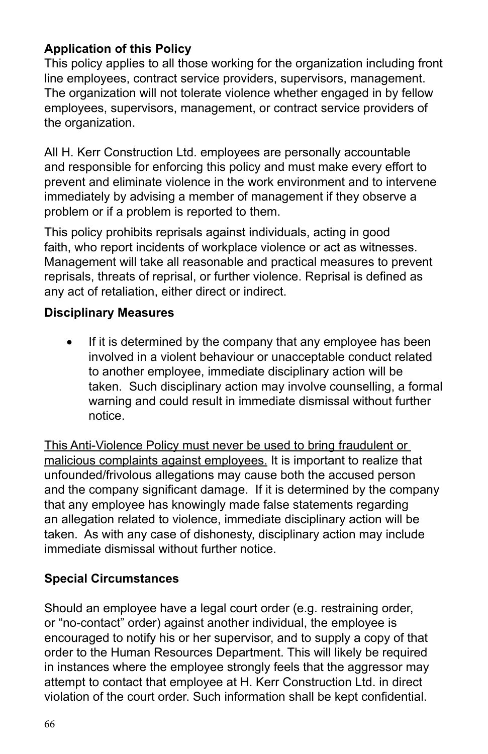**Application of this Policy**
This policy applies to all those working for the organization including front line employees, contract service providers, supervisors, management. The organization will not tolerate violence whether engaged in by fellow employees, supervisors, management, or contract service providers of the organization.

All H. Kerr Construction Ltd. employees are personally accountable and responsible for enforcing this policy and must make every effort to prevent and eliminate violence in the work environment and to intervene immediately by advising a member of management if they observe a problem or if a problem is reported to them.

This policy prohibits reprisals against individuals, acting in good faith, who report incidents of workplace violence or act as witnesses. Management will take all reasonable and practical measures to prevent reprisals, threats of reprisal, or further violence. Reprisal is defined as any act of retaliation, either direct or indirect.

**Disciplinary Measures**

- If it is determined by the company that any employee has been involved in a violent behaviour or unacceptable conduct related to another employee, immediate disciplinary action will be taken. Such disciplinary action may involve counselling, a formal warning and could result in immediate dismissal without further notice.

<u>This Anti-Violence Policy must never be used to bring fraudulent or malicious complaints against employees.</u> It is important to realize that unfounded/frivolous allegations may cause both the accused person and the company significant damage. If it is determined by the company that any employee has knowingly made false statements regarding an allegation related to violence, immediate disciplinary action will be taken. As with any case of dishonesty, disciplinary action may include immediate dismissal without further notice.

**Special Circumstances**

Should an employee have a legal court order (e.g. restraining order, or "no-contact" order) against another individual, the employee is encouraged to notify his or her supervisor, and to supply a copy of that order to the Human Resources Department. This will likely be required in instances where the employee strongly feels that the aggressor may attempt to contact that employee at H. Kerr Construction Ltd. in direct violation of the court order. Such information shall be kept confidential.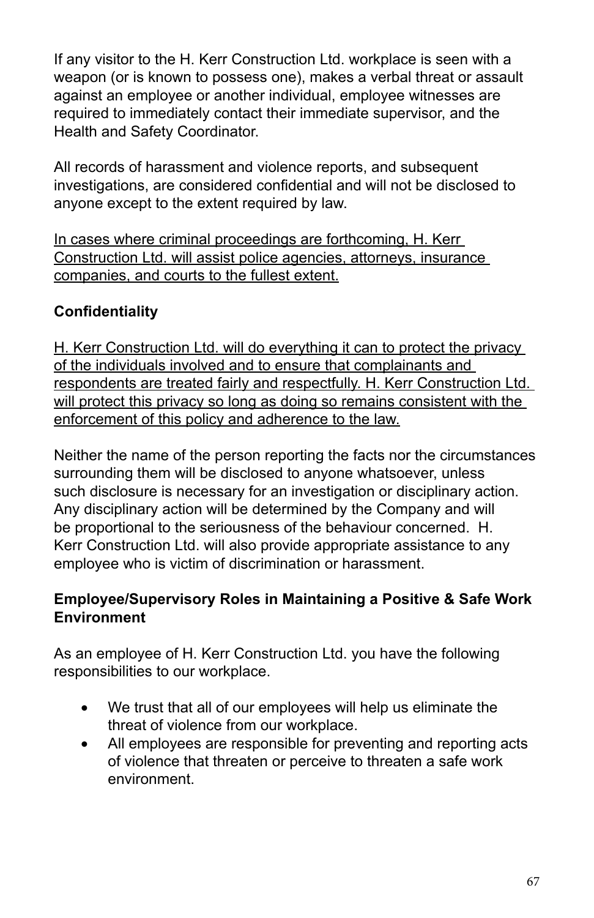If any visitor to the H. Kerr Construction Ltd. workplace is seen with a weapon (or is known to possess one), makes a verbal threat or assault against an employee or another individual, employee witnesses are required to immediately contact their immediate supervisor, and the Health and Safety Coordinator.

All records of harassment and violence reports, and subsequent investigations, are considered confidential and will not be disclosed to anyone except to the extent required by law.

<u>In cases where criminal proceedings are forthcoming, H. Kerr Construction Ltd. will assist police agencies, attorneys, insurance companies, and courts to the fullest extent.</u>

**Confidentiality**

<u>H. Kerr Construction Ltd. will do everything it can to protect the privacy of the individuals involved and to ensure that complainants and respondents are treated fairly and respectfully. H. Kerr Construction Ltd. will protect this privacy so long as doing so remains consistent with the enforcement of this policy and adherence to the law.</u>

Neither the name of the person reporting the facts nor the circumstances surrounding them will be disclosed to anyone whatsoever, unless such disclosure is necessary for an investigation or disciplinary action. Any disciplinary action will be determined by the Company and will be proportional to the seriousness of the behaviour concerned. H. Kerr Construction Ltd. will also provide appropriate assistance to any employee who is victim of discrimination or harassment.

**Employee/Supervisory Roles in Maintaining a Positive & Safe Work Environment**

As an employee of H. Kerr Construction Ltd. you have the following responsibilities to our workplace.

- We trust that all of our employees will help us eliminate the threat of violence from our workplace.
- All employees are responsible for preventing and reporting acts of violence that threaten or perceive to threaten a safe work environment.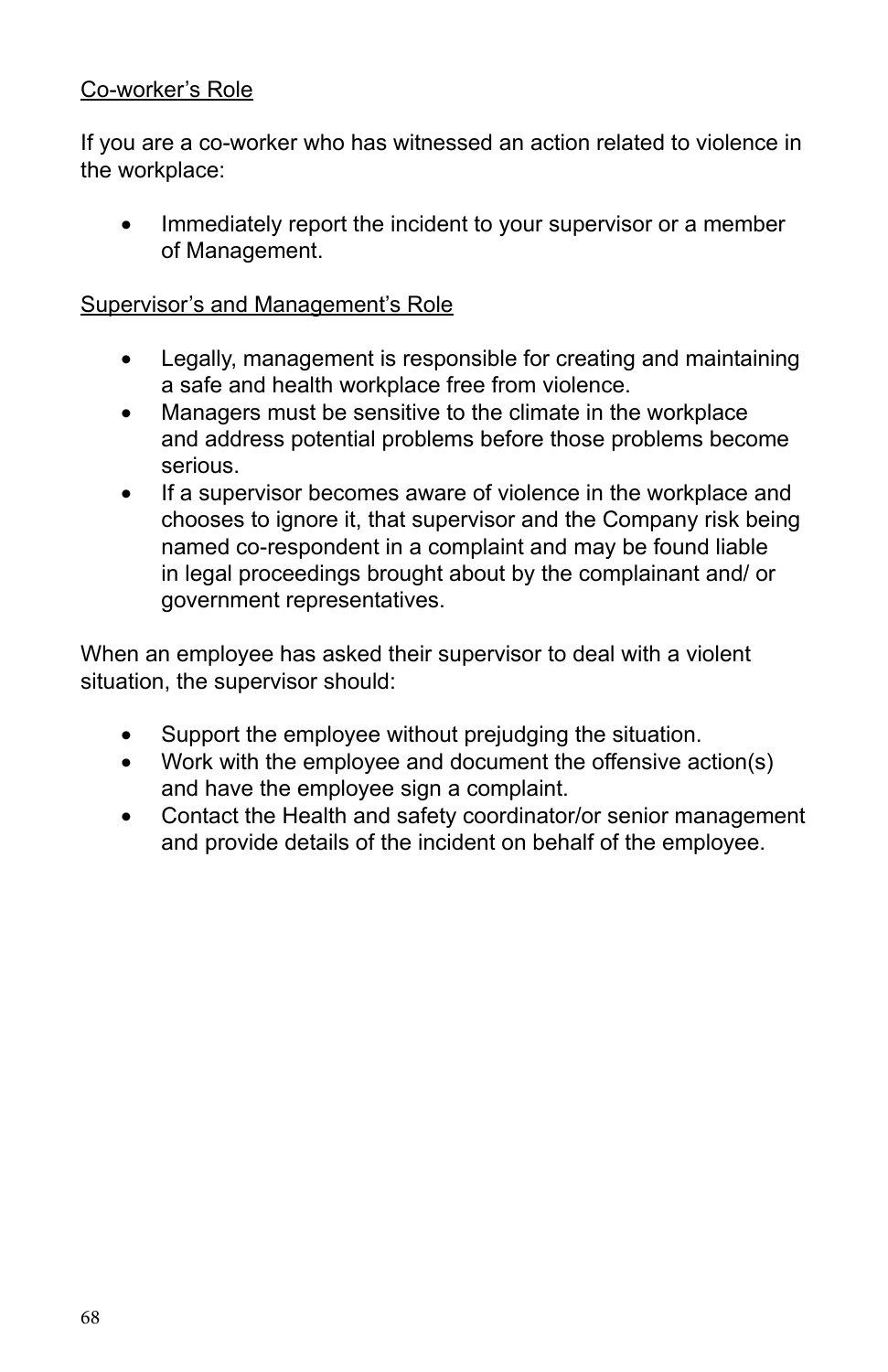Co-worker's Role

If you are a co-worker who has witnessed an action related to violence in the workplace:

- Immediately report the incident to your supervisor or a member of Management.

Supervisor's and Management's Role

- Legally, management is responsible for creating and maintaining a safe and health workplace free from violence.
- Managers must be sensitive to the climate in the workplace and address potential problems before those problems become serious.
- If a supervisor becomes aware of violence in the workplace and chooses to ignore it, that supervisor and the Company risk being named co-respondent in a complaint and may be found liable in legal proceedings brought about by the complainant and/ or government representatives.

When an employee has asked their supervisor to deal with a violent situation, the supervisor should:

- Support the employee without prejudging the situation.
- Work with the employee and document the offensive action(s) and have the employee sign a complaint.
- Contact the Health and safety coordinator/or senior management and provide details of the incident on behalf of the employee.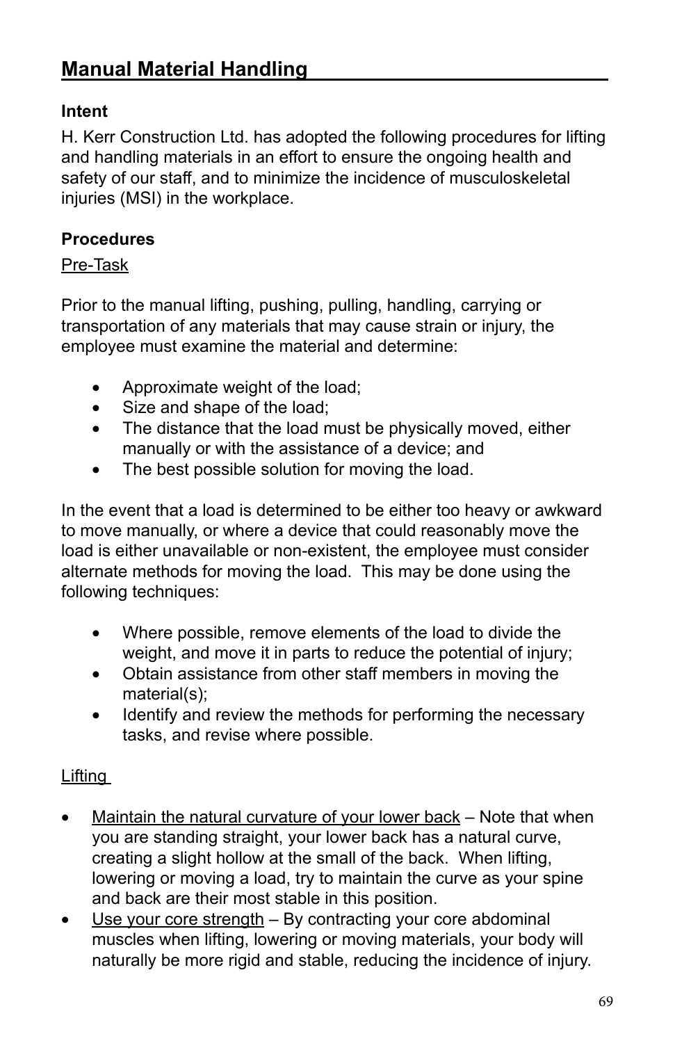## Manual Material Handling

**Intent**

H. Kerr Construction Ltd. has adopted the following procedures for lifting and handling materials in an effort to ensure the ongoing health and safety of our staff, and to minimize the incidence of musculoskeletal injuries (MSI) in the workplace.

**Procedures**

<u>Pre-Task</u>

Prior to the manual lifting, pushing, pulling, handling, carrying or transportation of any materials that may cause strain or injury, the employee must examine the material and determine:

- Approximate weight of the load;
- Size and shape of the load;
- The distance that the load must be physically moved, either manually or with the assistance of a device; and
- The best possible solution for moving the load.

In the event that a load is determined to be either too heavy or awkward to move manually, or where a device that could reasonably move the load is either unavailable or non-existent, the employee must consider alternate methods for moving the load. This may be done using the following techniques:

- Where possible, remove elements of the load to divide the weight, and move it in parts to reduce the potential of injury;
- Obtain assistance from other staff members in moving the material(s);
- Identify and review the methods for performing the necessary tasks, and revise where possible.

<u>Lifting</u>

- <u>Maintain the natural curvature of your lower back</u> – Note that when you are standing straight, your lower back has a natural curve, creating a slight hollow at the small of the back. When lifting, lowering or moving a load, try to maintain the curve as your spine and back are their most stable in this position.
- <u>Use your core strength</u> – By contracting your core abdominal muscles when lifting, lowering or moving materials, your body will naturally be more rigid and stable, reducing the incidence of injury.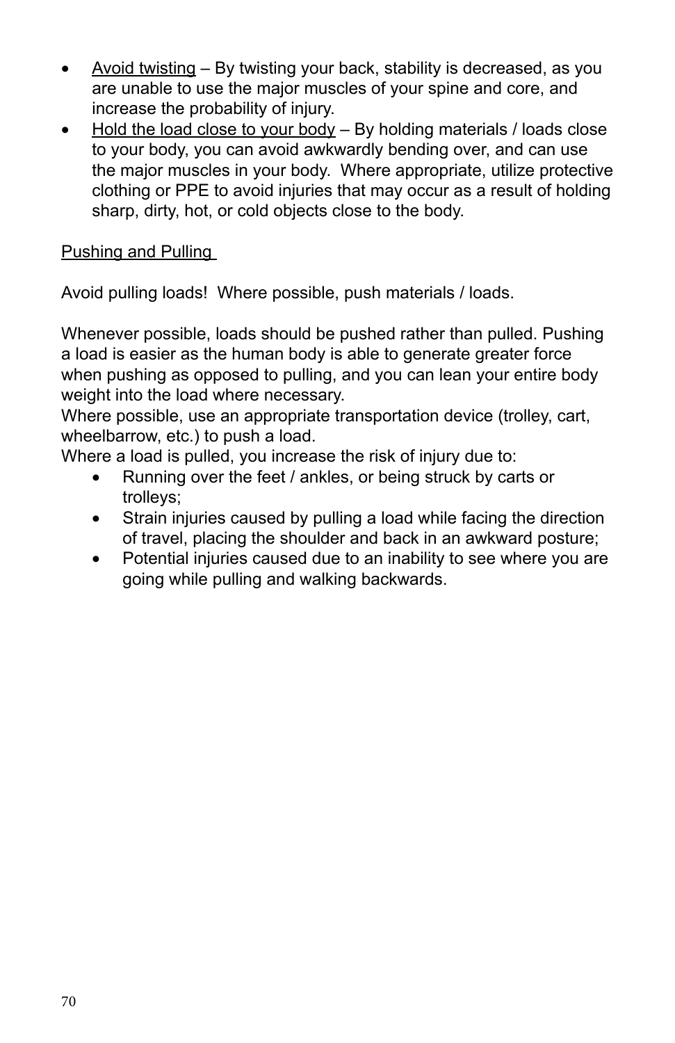- Avoid twisting – By twisting your back, stability is decreased, as you are unable to use the major muscles of your spine and core, and increase the probability of injury.
- Hold the load close to your body – By holding materials / loads close to your body, you can avoid awkwardly bending over, and can use the major muscles in your body. Where appropriate, utilize protective clothing or PPE to avoid injuries that may occur as a result of holding sharp, dirty, hot, or cold objects close to the body.

Pushing and Pulling

Avoid pulling loads! Where possible, push materials / loads.

Whenever possible, loads should be pushed rather than pulled. Pushing a load is easier as the human body is able to generate greater force when pushing as opposed to pulling, and you can lean your entire body weight into the load where necessary.
Where possible, use an appropriate transportation device (trolley, cart, wheelbarrow, etc.) to push a load.
Where a load is pulled, you increase the risk of injury due to:

- Running over the feet / ankles, or being struck by carts or trolleys;
- Strain injuries caused by pulling a load while facing the direction of travel, placing the shoulder and back in an awkward posture;
- Potential injuries caused due to an inability to see where you are going while pulling and walking backwards.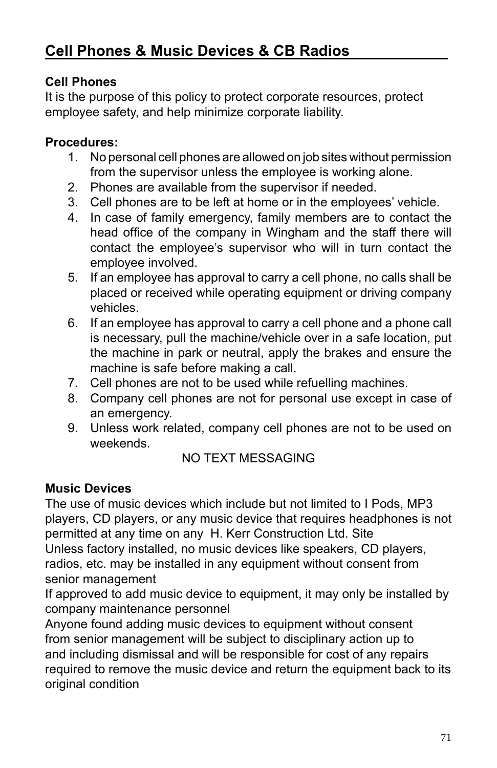## Cell Phones & Music Devices & CB Radios

### Cell Phones

It is the purpose of this policy to protect corporate resources, protect employee safety, and help minimize corporate liability.

**Procedures:**

1. No personal cell phones are allowed on job sites without permission from the supervisor unless the employee is working alone.
2. Phones are available from the supervisor if needed.
3. Cell phones are to be left at home or in the employees' vehicle.
4. In case of family emergency, family members are to contact the head office of the company in Wingham and the staff there will contact the employee's supervisor who will in turn contact the employee involved.
5. If an employee has approval to carry a cell phone, no calls shall be placed or received while operating equipment or driving company vehicles.
6. If an employee has approval to carry a cell phone and a phone call is necessary, pull the machine/vehicle over in a safe location, put the machine in park or neutral, apply the brakes and ensure the machine is safe before making a call.
7. Cell phones are not to be used while refuelling machines.
8. Company cell phones are not for personal use except in case of an emergency.
9. Unless work related, company cell phones are not to be used on weekends.

NO TEXT MESSAGING

### Music Devices

The use of music devices which include but not limited to I Pods, MP3 players, CD players, or any music device that requires headphones is not permitted at any time on any H. Kerr Construction Ltd. Site

Unless factory installed, no music devices like speakers, CD players, radios, etc. may be installed in any equipment without consent from senior management

If approved to add music device to equipment, it may only be installed by company maintenance personnel

Anyone found adding music devices to equipment without consent from senior management will be subject to disciplinary action up to and including dismissal and will be responsible for cost of any repairs required to remove the music device and return the equipment back to its original condition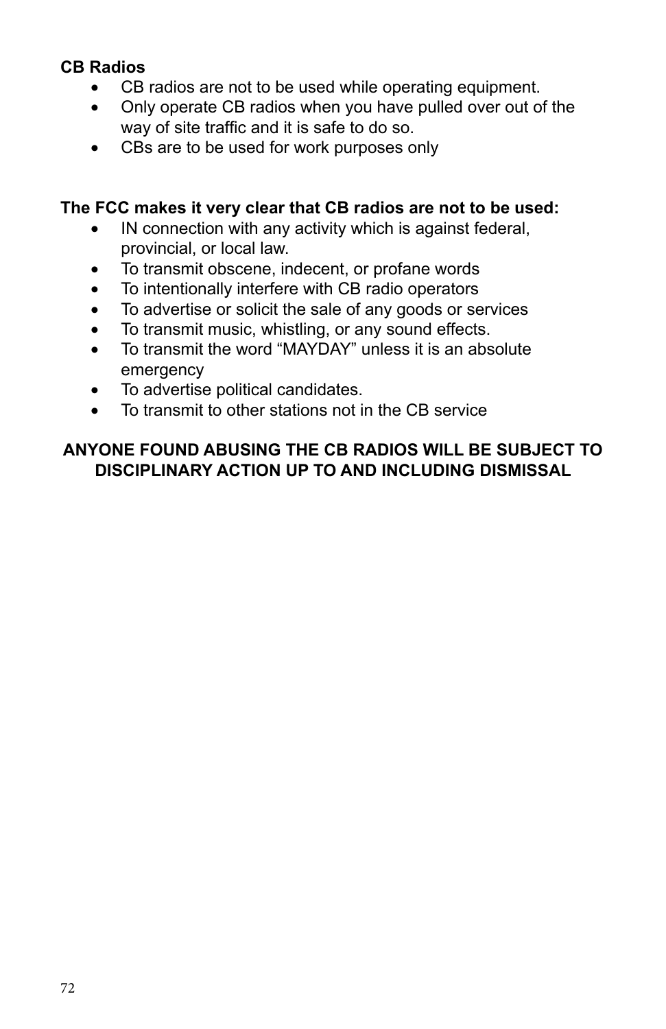**CB Radios**

- CB radios are not to be used while operating equipment.
- Only operate CB radios when you have pulled over out of the way of site traffic and it is safe to do so.
- CBs are to be used for work purposes only

**The FCC makes it very clear that CB radios are not to be used:**

- IN connection with any activity which is against federal, provincial, or local law.
- To transmit obscene, indecent, or profane words
- To intentionally interfere with CB radio operators
- To advertise or solicit the sale of any goods or services
- To transmit music, whistling, or any sound effects.
- To transmit the word “MAYDAY” unless it is an absolute emergency
- To advertise political candidates.
- To transmit to other stations not in the CB service

**ANYONE FOUND ABUSING THE CB RADIOS WILL BE SUBJECT TO DISCIPLINARY ACTION UP TO AND INCLUDING DISMISSAL**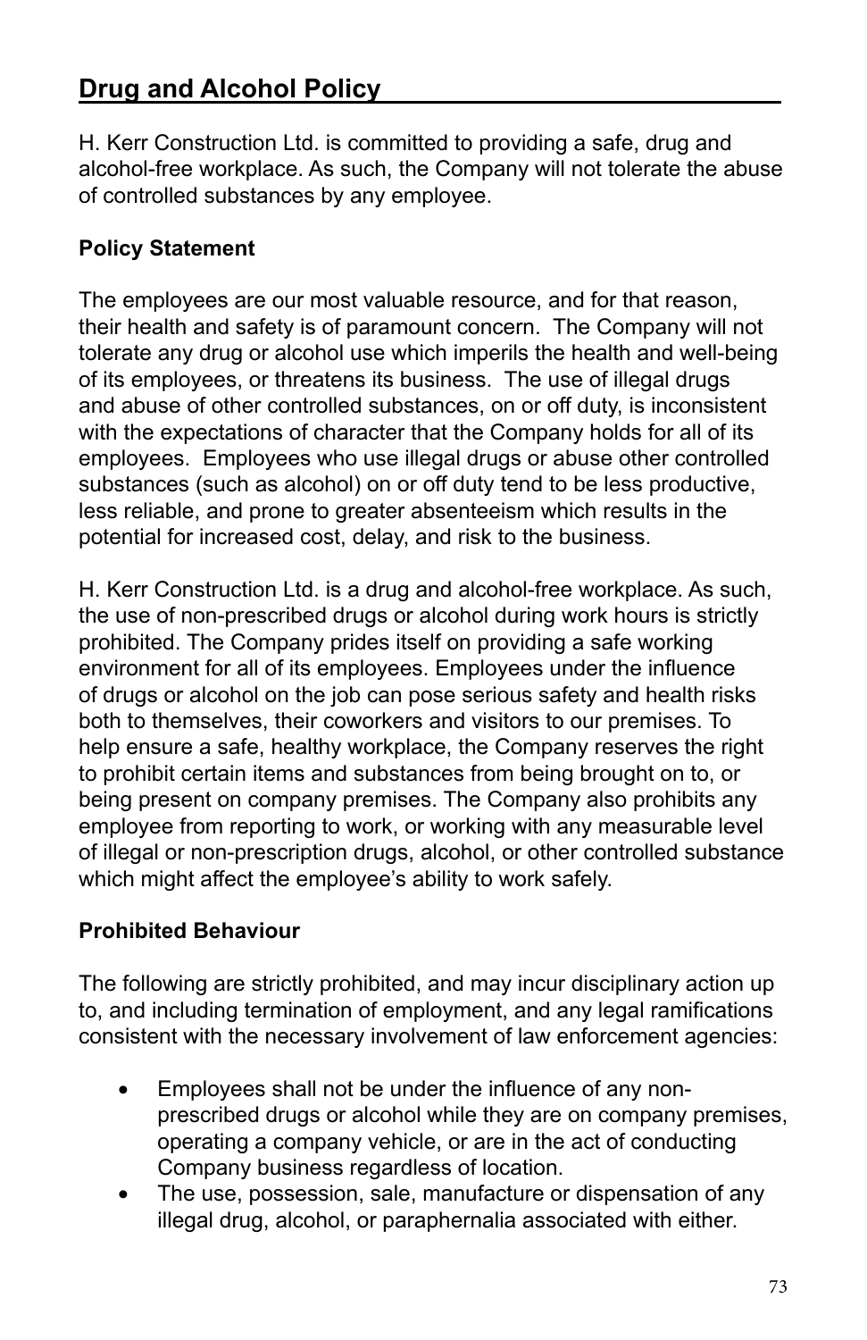## Drug and Alcohol Policy

H. Kerr Construction Ltd. is committed to providing a safe, drug and alcohol-free workplace. As such, the Company will not tolerate the abuse of controlled substances by any employee.

### Policy Statement

The employees are our most valuable resource, and for that reason, their health and safety is of paramount concern. The Company will not tolerate any drug or alcohol use which imperils the health and well-being of its employees, or threatens its business. The use of illegal drugs and abuse of other controlled substances, on or off duty, is inconsistent with the expectations of character that the Company holds for all of its employees. Employees who use illegal drugs or abuse other controlled substances (such as alcohol) on or off duty tend to be less productive, less reliable, and prone to greater absenteeism which results in the potential for increased cost, delay, and risk to the business.

H. Kerr Construction Ltd. is a drug and alcohol-free workplace. As such, the use of non-prescribed drugs or alcohol during work hours is strictly prohibited. The Company prides itself on providing a safe working environment for all of its employees. Employees under the influence of drugs or alcohol on the job can pose serious safety and health risks both to themselves, their coworkers and visitors to our premises. To help ensure a safe, healthy workplace, the Company reserves the right to prohibit certain items and substances from being brought on to, or being present on company premises. The Company also prohibits any employee from reporting to work, or working with any measurable level of illegal or non-prescription drugs, alcohol, or other controlled substance which might affect the employee's ability to work safely.

### Prohibited Behaviour

The following are strictly prohibited, and may incur disciplinary action up to, and including termination of employment, and any legal ramifications consistent with the necessary involvement of law enforcement agencies:

- Employees shall not be under the influence of any non-prescribed drugs or alcohol while they are on company premises, operating a company vehicle, or are in the act of conducting Company business regardless of location.
- The use, possession, sale, manufacture or dispensation of any illegal drug, alcohol, or paraphernalia associated with either.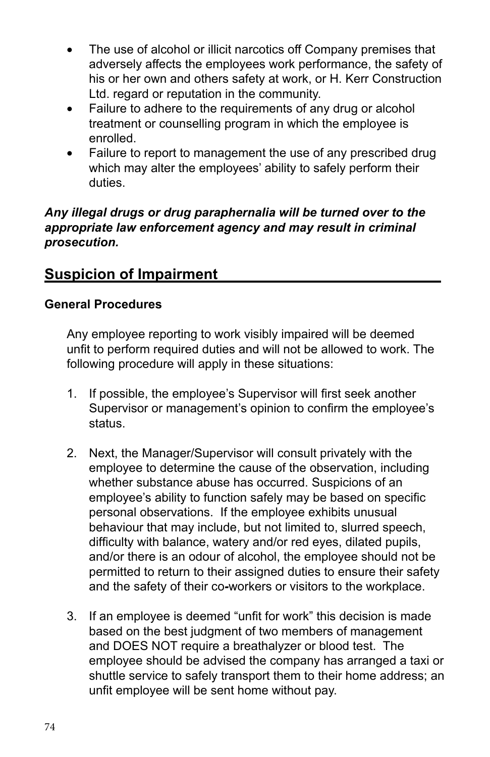- The use of alcohol or illicit narcotics off Company premises that adversely affects the employees work performance, the safety of his or her own and others safety at work, or H. Kerr Construction Ltd. regard or reputation in the community.
- Failure to adhere to the requirements of any drug or alcohol treatment or counselling program in which the employee is enrolled.
- Failure to report to management the use of any prescribed drug which may alter the employees' ability to safely perform their duties.

***Any illegal drugs or drug paraphernalia will be turned over to the appropriate law enforcement agency and may result in criminal prosecution.***

## Suspicion of Impairment

### General Procedures

Any employee reporting to work visibly impaired will be deemed unfit to perform required duties and will not be allowed to work. The following procedure will apply in these situations:

1. If possible, the employee's Supervisor will first seek another Supervisor or management's opinion to confirm the employee's status.

2. Next, the Manager/Supervisor will consult privately with the employee to determine the cause of the observation, including whether substance abuse has occurred. Suspicions of an employee's ability to function safely may be based on specific personal observations. If the employee exhibits unusual behaviour that may include, but not limited to, slurred speech, difficulty with balance, watery and/or red eyes, dilated pupils, and/or there is an odour of alcohol, the employee should not be permitted to return to their assigned duties to ensure their safety and the safety of their co-workers or visitors to the workplace.

3. If an employee is deemed "unfit for work" this decision is made based on the best judgment of two members of management and DOES NOT require a breathalyzer or blood test. The employee should be advised the company has arranged a taxi or shuttle service to safely transport them to their home address; an unfit employee will be sent home without pay.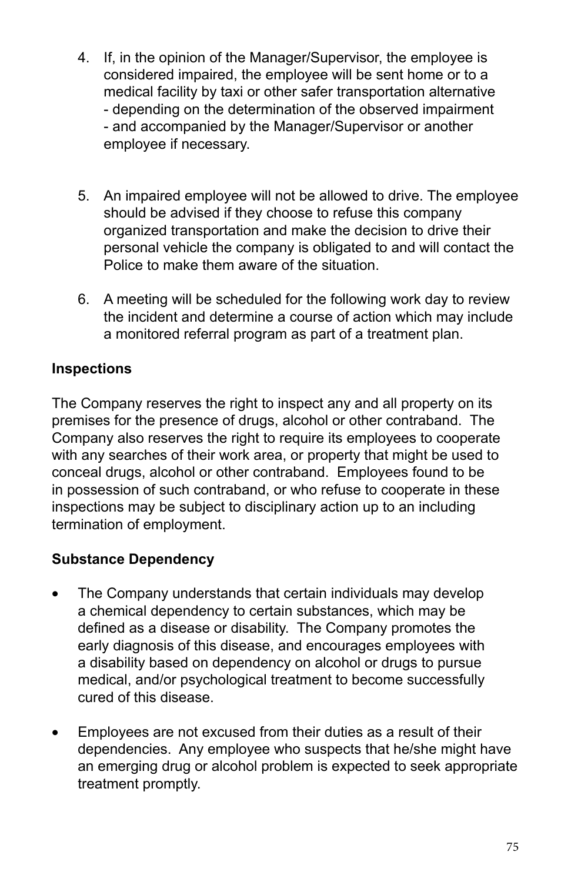4. If, in the opinion of the Manager/Supervisor, the employee is considered impaired, the employee will be sent home or to a medical facility by taxi or other safer transportation alternative - depending on the determination of the observed impairment - and accompanied by the Manager/Supervisor or another employee if necessary.

5. An impaired employee will not be allowed to drive. The employee should be advised if they choose to refuse this company organized transportation and make the decision to drive their personal vehicle the company is obligated to and will contact the Police to make them aware of the situation.

6. A meeting will be scheduled for the following work day to review the incident and determine a course of action which may include a monitored referral program as part of a treatment plan.

**Inspections**

The Company reserves the right to inspect any and all property on its premises for the presence of drugs, alcohol or other contraband. The Company also reserves the right to require its employees to cooperate with any searches of their work area, or property that might be used to conceal drugs, alcohol or other contraband. Employees found to be in possession of such contraband, or who refuse to cooperate in these inspections may be subject to disciplinary action up to an including termination of employment.

**Substance Dependency**

- The Company understands that certain individuals may develop a chemical dependency to certain substances, which may be defined as a disease or disability. The Company promotes the early diagnosis of this disease, and encourages employees with a disability based on dependency on alcohol or drugs to pursue medical, and/or psychological treatment to become successfully cured of this disease.

- Employees are not excused from their duties as a result of their dependencies. Any employee who suspects that he/she might have an emerging drug or alcohol problem is expected to seek appropriate treatment promptly.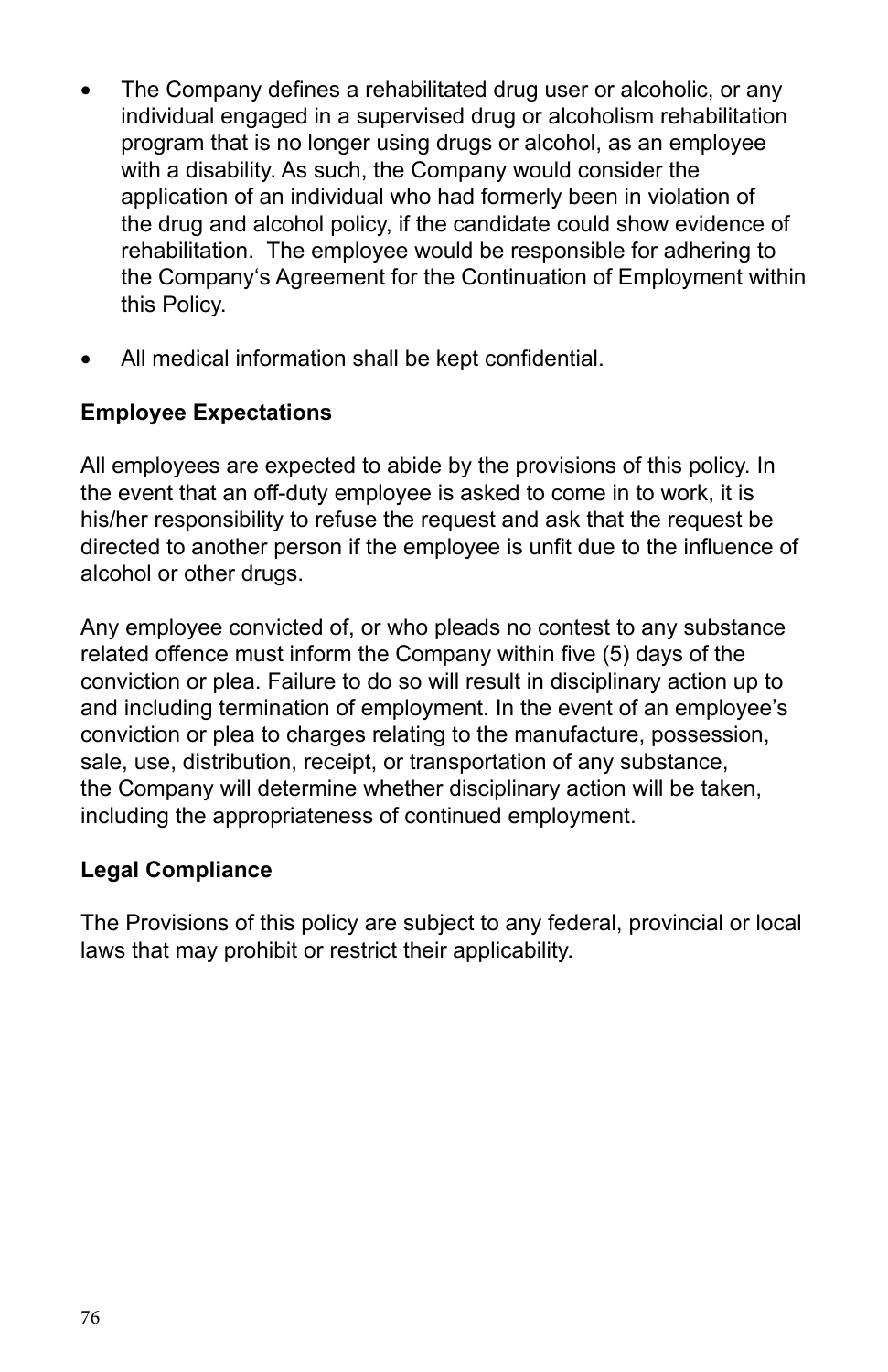- The Company defines a rehabilitated drug user or alcoholic, or any individual engaged in a supervised drug or alcoholism rehabilitation program that is no longer using drugs or alcohol, as an employee with a disability. As such, the Company would consider the application of an individual who had formerly been in violation of the drug and alcohol policy, if the candidate could show evidence of rehabilitation. The employee would be responsible for adhering to the Company's Agreement for the Continuation of Employment within this Policy.

- All medical information shall be kept confidential.

**Employee Expectations**

All employees are expected to abide by the provisions of this policy. In the event that an off-duty employee is asked to come in to work, it is his/her responsibility to refuse the request and ask that the request be directed to another person if the employee is unfit due to the influence of alcohol or other drugs.

Any employee convicted of, or who pleads no contest to any substance related offence must inform the Company within five (5) days of the conviction or plea. Failure to do so will result in disciplinary action up to and including termination of employment. In the event of an employee's conviction or plea to charges relating to the manufacture, possession, sale, use, distribution, receipt, or transportation of any substance, the Company will determine whether disciplinary action will be taken, including the appropriateness of continued employment.

**Legal Compliance**

The Provisions of this policy are subject to any federal, provincial or local laws that may prohibit or restrict their applicability.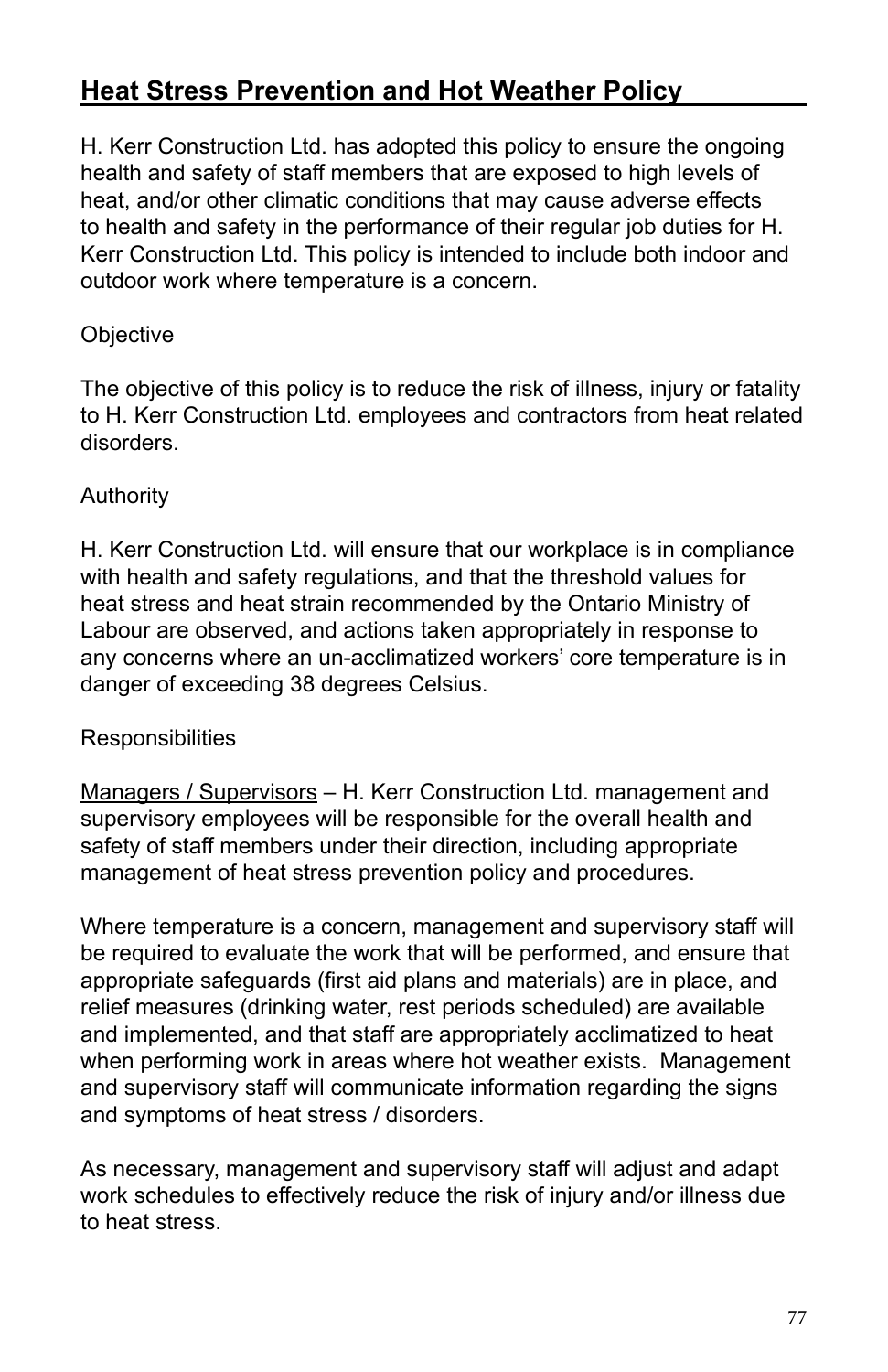## Heat Stress Prevention and Hot Weather Policy

H. Kerr Construction Ltd. has adopted this policy to ensure the ongoing health and safety of staff members that are exposed to high levels of heat, and/or other climatic conditions that may cause adverse effects to health and safety in the performance of their regular job duties for H. Kerr Construction Ltd. This policy is intended to include both indoor and outdoor work where temperature is a concern.

Objective

The objective of this policy is to reduce the risk of illness, injury or fatality to H. Kerr Construction Ltd. employees and contractors from heat related disorders.

Authority

H. Kerr Construction Ltd. will ensure that our workplace is in compliance with health and safety regulations, and that the threshold values for heat stress and heat strain recommended by the Ontario Ministry of Labour are observed, and actions taken appropriately in response to any concerns where an un-acclimatized workers' core temperature is in danger of exceeding 38 degrees Celsius.

Responsibilities

Managers / Supervisors – H. Kerr Construction Ltd. management and supervisory employees will be responsible for the overall health and safety of staff members under their direction, including appropriate management of heat stress prevention policy and procedures.

Where temperature is a concern, management and supervisory staff will be required to evaluate the work that will be performed, and ensure that appropriate safeguards (first aid plans and materials) are in place, and relief measures (drinking water, rest periods scheduled) are available and implemented, and that staff are appropriately acclimatized to heat when performing work in areas where hot weather exists. Management and supervisory staff will communicate information regarding the signs and symptoms of heat stress / disorders.

As necessary, management and supervisory staff will adjust and adapt work schedules to effectively reduce the risk of injury and/or illness due to heat stress.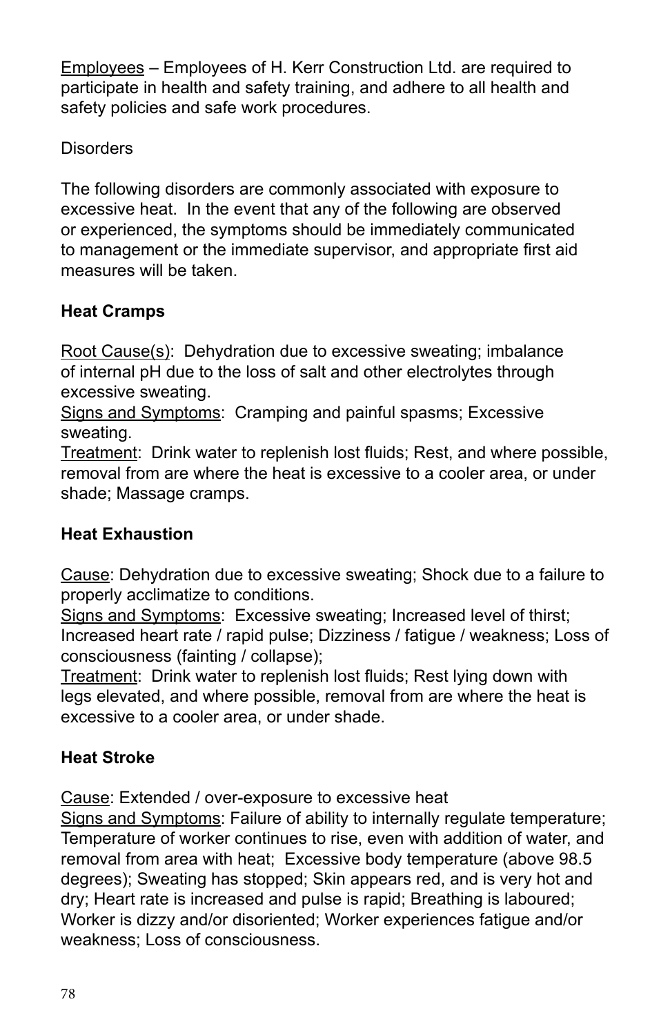Employees – Employees of H. Kerr Construction Ltd. are required to participate in health and safety training, and adhere to all health and safety policies and safe work procedures.

Disorders

The following disorders are commonly associated with exposure to excessive heat. In the event that any of the following are observed or experienced, the symptoms should be immediately communicated to management or the immediate supervisor, and appropriate first aid measures will be taken.

**Heat Cramps**

Root Cause(s): Dehydration due to excessive sweating; imbalance of internal pH due to the loss of salt and other electrolytes through excessive sweating.
Signs and Symptoms: Cramping and painful spasms; Excessive sweating.
Treatment: Drink water to replenish lost fluids; Rest, and where possible, removal from are where the heat is excessive to a cooler area, or under shade; Massage cramps.

**Heat Exhaustion**

Cause: Dehydration due to excessive sweating; Shock due to a failure to properly acclimatize to conditions.
Signs and Symptoms: Excessive sweating; Increased level of thirst; Increased heart rate / rapid pulse; Dizziness / fatigue / weakness; Loss of consciousness (fainting / collapse);
Treatment: Drink water to replenish lost fluids; Rest lying down with legs elevated, and where possible, removal from are where the heat is excessive to a cooler area, or under shade.

**Heat Stroke**

Cause: Extended / over-exposure to excessive heat
Signs and Symptoms: Failure of ability to internally regulate temperature; Temperature of worker continues to rise, even with addition of water, and removal from area with heat; Excessive body temperature (above 98.5 degrees); Sweating has stopped; Skin appears red, and is very hot and dry; Heart rate is increased and pulse is rapid; Breathing is laboured; Worker is dizzy and/or disoriented; Worker experiences fatigue and/or weakness; Loss of consciousness.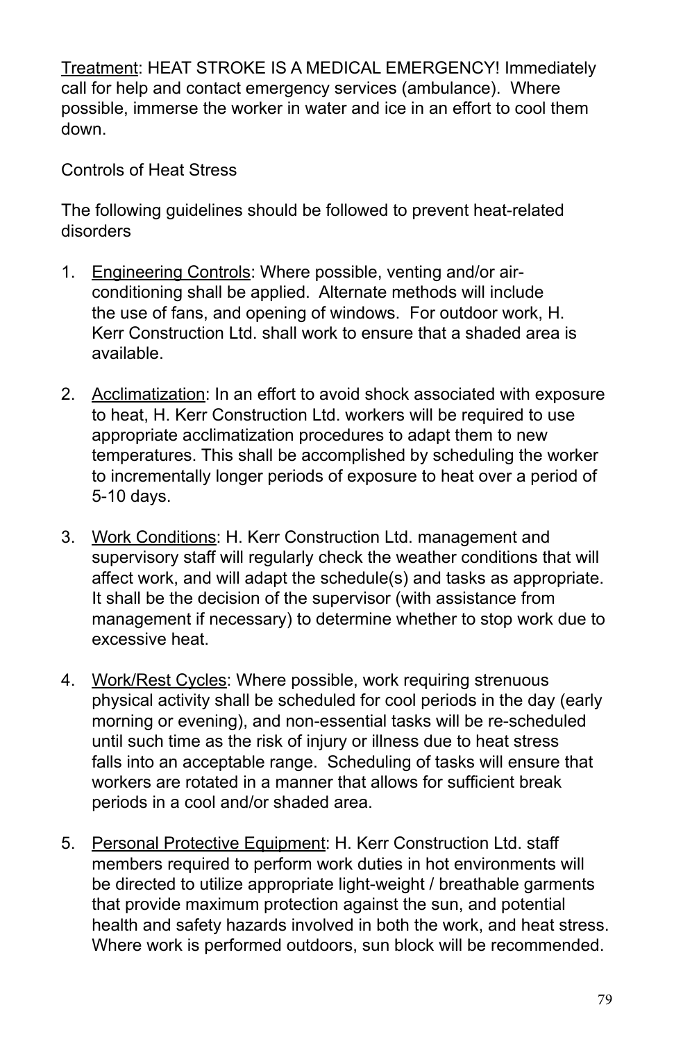<u>Treatment</u>: HEAT STROKE IS A MEDICAL EMERGENCY! Immediately call for help and contact emergency services (ambulance). Where possible, immerse the worker in water and ice in an effort to cool them down.

Controls of Heat Stress

The following guidelines should be followed to prevent heat-related disorders

1. <u>Engineering Controls</u>: Where possible, venting and/or air-conditioning shall be applied. Alternate methods will include the use of fans, and opening of windows. For outdoor work, H. Kerr Construction Ltd. shall work to ensure that a shaded area is available.

2. <u>Acclimatization</u>: In an effort to avoid shock associated with exposure to heat, H. Kerr Construction Ltd. workers will be required to use appropriate acclimatization procedures to adapt them to new temperatures. This shall be accomplished by scheduling the worker to incrementally longer periods of exposure to heat over a period of 5-10 days.

3. <u>Work Conditions</u>: H. Kerr Construction Ltd. management and supervisory staff will regularly check the weather conditions that will affect work, and will adapt the schedule(s) and tasks as appropriate. It shall be the decision of the supervisor (with assistance from management if necessary) to determine whether to stop work due to excessive heat.

4. <u>Work/Rest Cycles</u>: Where possible, work requiring strenuous physical activity shall be scheduled for cool periods in the day (early morning or evening), and non-essential tasks will be re-scheduled until such time as the risk of injury or illness due to heat stress falls into an acceptable range. Scheduling of tasks will ensure that workers are rotated in a manner that allows for sufficient break periods in a cool and/or shaded area.

5. <u>Personal Protective Equipment</u>: H. Kerr Construction Ltd. staff members required to perform work duties in hot environments will be directed to utilize appropriate light-weight / breathable garments that provide maximum protection against the sun, and potential health and safety hazards involved in both the work, and heat stress. Where work is performed outdoors, sun block will be recommended.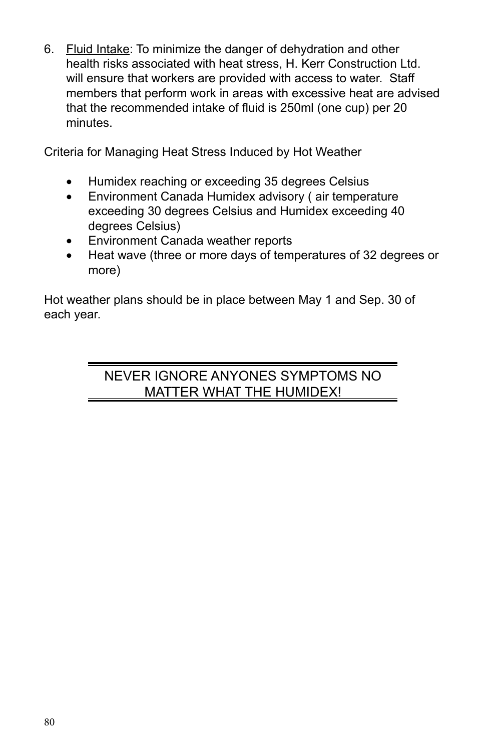6. <u>Fluid Intake</u>: To minimize the danger of dehydration and other health risks associated with heat stress, H. Kerr Construction Ltd. will ensure that workers are provided with access to water. Staff members that perform work in areas with excessive heat are advised that the recommended intake of fluid is 250ml (one cup) per 20 minutes.

Criteria for Managing Heat Stress Induced by Hot Weather

- Humidex reaching or exceeding 35 degrees Celsius
- Environment Canada Humidex advisory ( air temperature exceeding 30 degrees Celsius and Humidex exceeding 40 degrees Celsius)
- Environment Canada weather reports
- Heat wave (three or more days of temperatures of 32 degrees or more)

Hot weather plans should be in place between May 1 and Sep. 30 of each year.

NEVER IGNORE ANYONES SYMPTOMS NO MATTER WHAT THE HUMIDEX!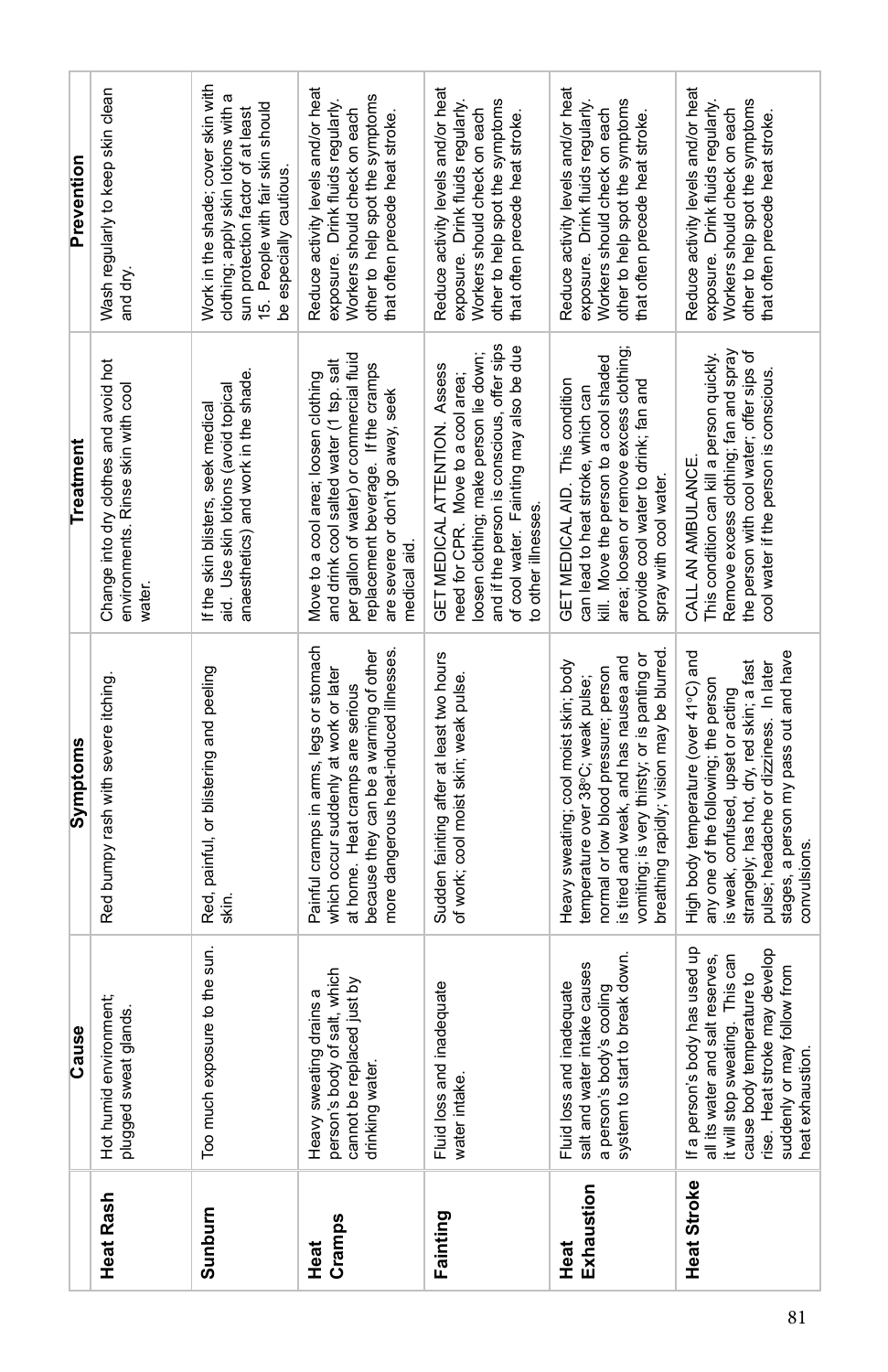| | Cause | Symptoms | Treatment | Prevention |
|---|---|---|---|---|
| **Heat Rash** | Hot humid environment; plugged sweat glands. | Red bumpy rash with severe itching. | Change into dry clothes and avoid hot environments. Rinse skin with cool water. | Wash regularly to keep skin clean and dry. |
| **Sunburn** | Too much exposure to the sun. | Red, painful, or blistering and peeling skin. | If the skin blisters, seek medical aid. Use skin lotions (avoid topical anaesthetics) and work in the shade. | Work in the shade; cover skin with clothing; apply skin lotions with a sun protection factor of at least 15. People with fair skin should be especially cautious. |
| **Heat Cramps** | Heavy sweating drains a person's body of salt, which cannot be replaced just by drinking water. | Painful cramps in arms, legs or stomach which occur suddenly at work or later at home. Heat cramps are serious because they can be a warning of other more dangerous heat-induced illnesses. | Move to a cool area; loosen clothing and drink cool salted water (1 tsp. salt per gallon of water) or commercial fluid replacement beverage. If the cramps are severe or don't go away, seek medical aid. | Reduce activity levels and/or heat exposure. Drink fluids regularly. Workers should check on each other to help spot the symptoms that often precede heat stroke. |
| **Fainting** | Fluid loss and inadequate water intake. | Sudden fainting after at least two hours of work; cool moist skin; weak pulse. | GET MEDICAL ATTENTION. Assess need for CPR. Move to a cool area; loosen clothing; make person lie down; and if the person is conscious, offer sips of cool water. Fainting may also be due to other illnesses. | Reduce activity levels and/or heat exposure. Drink fluids regularly. Workers should check on each other to help spot the symptoms that often precede heat stroke. |
| **Heat Exhaustion** | Fluid loss and inadequate salt and water intake causes a person's body's cooling system to start to break down. | Heavy sweating; cool moist skin; body temperature over 38°C; weak pulse; normal or low blood pressure; person is tired and weak, and has nausea and vomiting; is very thirsty; or is panting or breathing rapidly; vision may be blurred. | GET MEDICAL AID. This condition can lead to heat stroke, which can kill. Move the person to a cool shaded area; loosen or remove excess clothing; provide cool water to drink; fan and spray with cool water. | Reduce activity levels and/or heat exposure. Drink fluids regularly. Workers should check on each other to help spot the symptoms that often precede heat stroke. |
| **Heat Stroke** | If a person's body has used up all its water and salt reserves, it will stop sweating. This can cause body temperature to rise. Heat stroke may develop suddenly or may follow from heat exaustion. | High body temperature (over 41°C) and any one of the following; the person is weak, confused, upset or acting strangely; has hot, dry, red skin; a fast pulse; headache or dizziness. In later stages, a person my pass out and have convulsions. | CALL AN AMBULANCE. This condition can kill a person quickly. Remove excess clothing; fan and spray the person with cool water; offer sips of cool water if the person is conscious. | Reduce activity levels and/or heat exposure. Drink fluids regularly. Workers should check on each other to help spot the symptoms that often precede heat stroke. |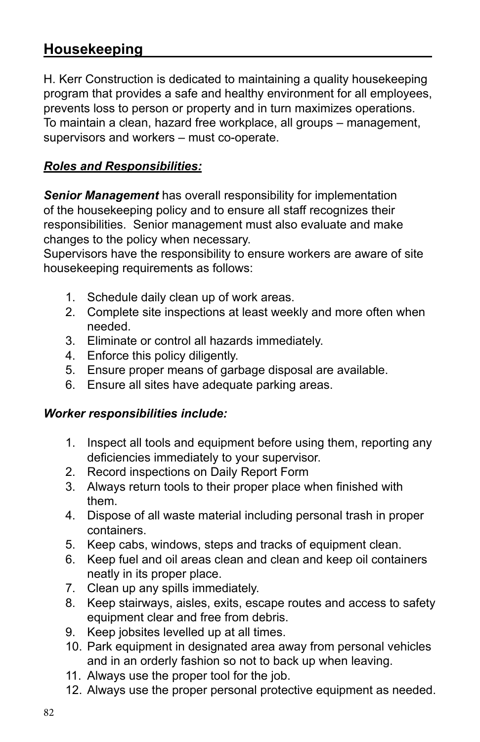## Housekeeping

H. Kerr Construction is dedicated to maintaining a quality housekeeping program that provides a safe and healthy environment for all employees, prevents loss to person or property and in turn maximizes operations. To maintain a clean, hazard free workplace, all groups – management, supervisors and workers – must co-operate.

***Roles and Responsibilities:***

***Senior Management*** has overall responsibility for implementation of the housekeeping policy and to ensure all staff recognizes their responsibilities. Senior management must also evaluate and make changes to the policy when necessary.
Supervisors have the responsibility to ensure workers are aware of site housekeeping requirements as follows:

1. Schedule daily clean up of work areas.
2. Complete site inspections at least weekly and more often when needed.
3. Eliminate or control all hazards immediately.
4. Enforce this policy diligently.
5. Ensure proper means of garbage disposal are available.
6. Ensure all sites have adequate parking areas.

***Worker responsibilities include:***

1. Inspect all tools and equipment before using them, reporting any deficiencies immediately to your supervisor.
2. Record inspections on Daily Report Form
3. Always return tools to their proper place when finished with them.
4. Dispose of all waste material including personal trash in proper containers.
5. Keep cabs, windows, steps and tracks of equipment clean.
6. Keep fuel and oil areas clean and clean and keep oil containers neatly in its proper place.
7. Clean up any spills immediately.
8. Keep stairways, aisles, exits, escape routes and access to safety equipment clear and free from debris.
9. Keep jobsites levelled up at all times.
10. Park equipment in designated area away from personal vehicles and in an orderly fashion so not to back up when leaving.
11. Always use the proper tool for the job.
12. Always use the proper personal protective equipment as needed.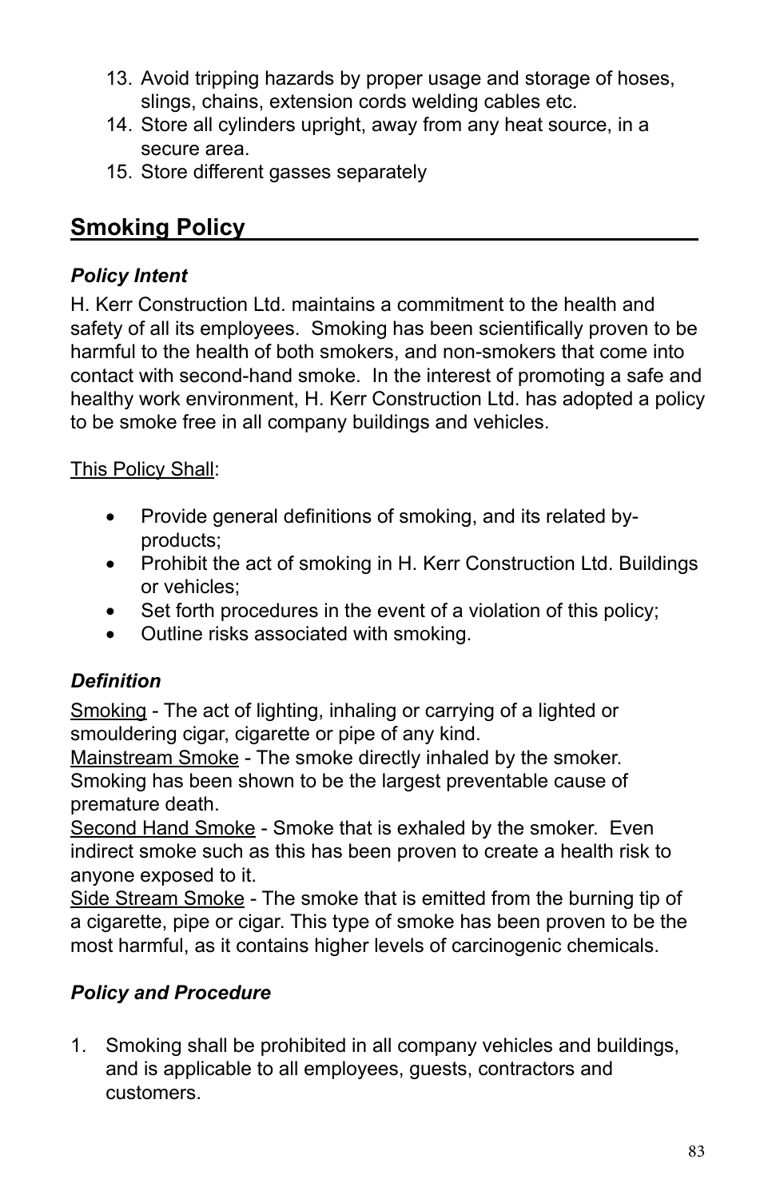13. Avoid tripping hazards by proper usage and storage of hoses, slings, chains, extension cords welding cables etc.
14. Store all cylinders upright, away from any heat source, in a secure area.
15. Store different gasses separately

## Smoking Policy

### *Policy Intent*

H. Kerr Construction Ltd. maintains a commitment to the health and safety of all its employees. Smoking has been scientifically proven to be harmful to the health of both smokers, and non-smokers that come into contact with second-hand smoke. In the interest of promoting a safe and healthy work environment, H. Kerr Construction Ltd. has adopted a policy to be smoke free in all company buildings and vehicles.

<u>This Policy Shall</u>:

- Provide general definitions of smoking, and its related by-products;
- Prohibit the act of smoking in H. Kerr Construction Ltd. Buildings or vehicles;
- Set forth procedures in the event of a violation of this policy;
- Outline risks associated with smoking.

### *Definition*

<u>Smoking</u> - The act of lighting, inhaling or carrying of a lighted or smouldering cigar, cigarette or pipe of any kind.
<u>Mainstream Smoke</u> - The smoke directly inhaled by the smoker. Smoking has been shown to be the largest preventable cause of premature death.
<u>Second Hand Smoke</u> - Smoke that is exhaled by the smoker. Even indirect smoke such as this has been proven to create a health risk to anyone exposed to it.
<u>Side Stream Smoke</u> - The smoke that is emitted from the burning tip of a cigarette, pipe or cigar. This type of smoke has been proven to be the most harmful, as it contains higher levels of carcinogenic chemicals.

### *Policy and Procedure*

1. Smoking shall be prohibited in all company vehicles and buildings, and is applicable to all employees, guests, contractors and customers.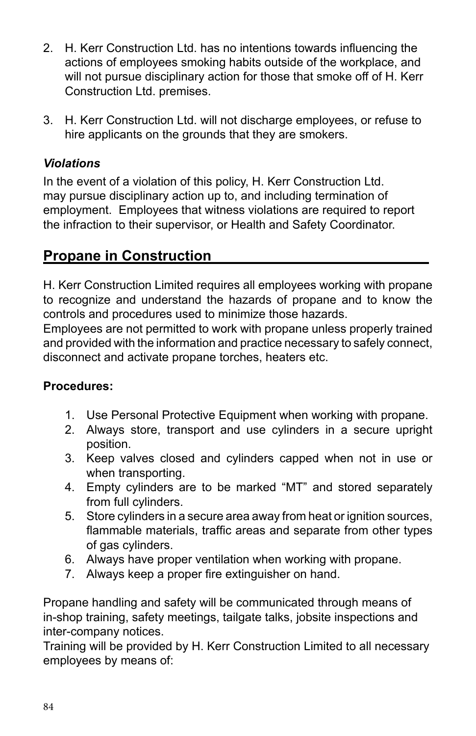2. H. Kerr Construction Ltd. has no intentions towards influencing the actions of employees smoking habits outside of the workplace, and will not pursue disciplinary action for those that smoke off of H. Kerr Construction Ltd. premises.

3. H. Kerr Construction Ltd. will not discharge employees, or refuse to hire applicants on the grounds that they are smokers.

***Violations***

In the event of a violation of this policy, H. Kerr Construction Ltd. may pursue disciplinary action up to, and including termination of employment. Employees that witness violations are required to report the infraction to their supervisor, or Health and Safety Coordinator.

## Propane in Construction

H. Kerr Construction Limited requires all employees working with propane to recognize and understand the hazards of propane and to know the controls and procedures used to minimize those hazards.
Employees are not permitted to work with propane unless properly trained and provided with the information and practice necessary to safely connect, disconnect and activate propane torches, heaters etc.

**Procedures:**

1. Use Personal Protective Equipment when working with propane.
2. Always store, transport and use cylinders in a secure upright position.
3. Keep valves closed and cylinders capped when not in use or when transporting.
4. Empty cylinders are to be marked “MT” and stored separately from full cylinders.
5. Store cylinders in a secure area away from heat or ignition sources, flammable materials, traffic areas and separate from other types of gas cylinders.
6. Always have proper ventilation when working with propane.
7. Always keep a proper fire extinguisher on hand.

Propane handling and safety will be communicated through means of in-shop training, safety meetings, tailgate talks, jobsite inspections and inter-company notices.
Training will be provided by H. Kerr Construction Limited to all necessary employees by means of: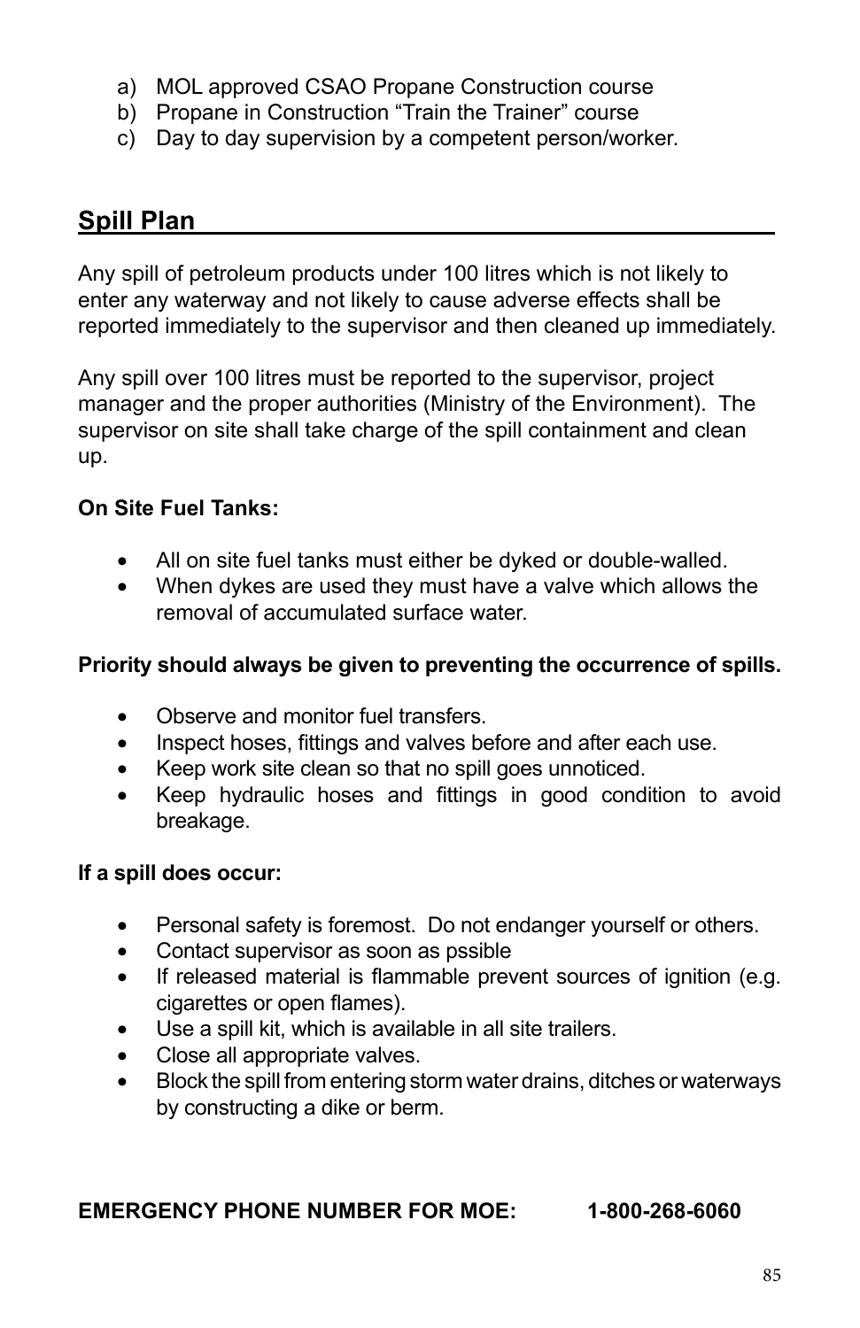a) MOL approved CSAO Propane Construction course
b) Propane in Construction “Train the Trainer” course
c) Day to day supervision by a competent person/worker.

## Spill Plan

Any spill of petroleum products under 100 litres which is not likely to enter any waterway and not likely to cause adverse effects shall be reported immediately to the supervisor and then cleaned up immediately.

Any spill over 100 litres must be reported to the supervisor, project manager and the proper authorities (Ministry of the Environment). The supervisor on site shall take charge of the spill containment and clean up.

**On Site Fuel Tanks:**

- All on site fuel tanks must either be dyked or double-walled.
- When dykes are used they must have a valve which allows the removal of accumulated surface water.

**Priority should always be given to preventing the occurrence of spills.**

- Observe and monitor fuel transfers.
- Inspect hoses, fittings and valves before and after each use.
- Keep work site clean so that no spill goes unnoticed.
- Keep hydraulic hoses and fittings in good condition to avoid breakage.

**If a spill does occur:**

- Personal safety is foremost. Do not endanger yourself or others.
- Contact supervisor as soon as pssible
- If released material is flammable prevent sources of ignition (e.g. cigarettes or open flames).
- Use a spill kit, which is available in all site trailers.
- Close all appropriate valves.
- Block the spill from entering storm water drains, ditches or waterways by constructing a dike or berm.

**EMERGENCY PHONE NUMBER FOR MOE: 1-800-268-6060**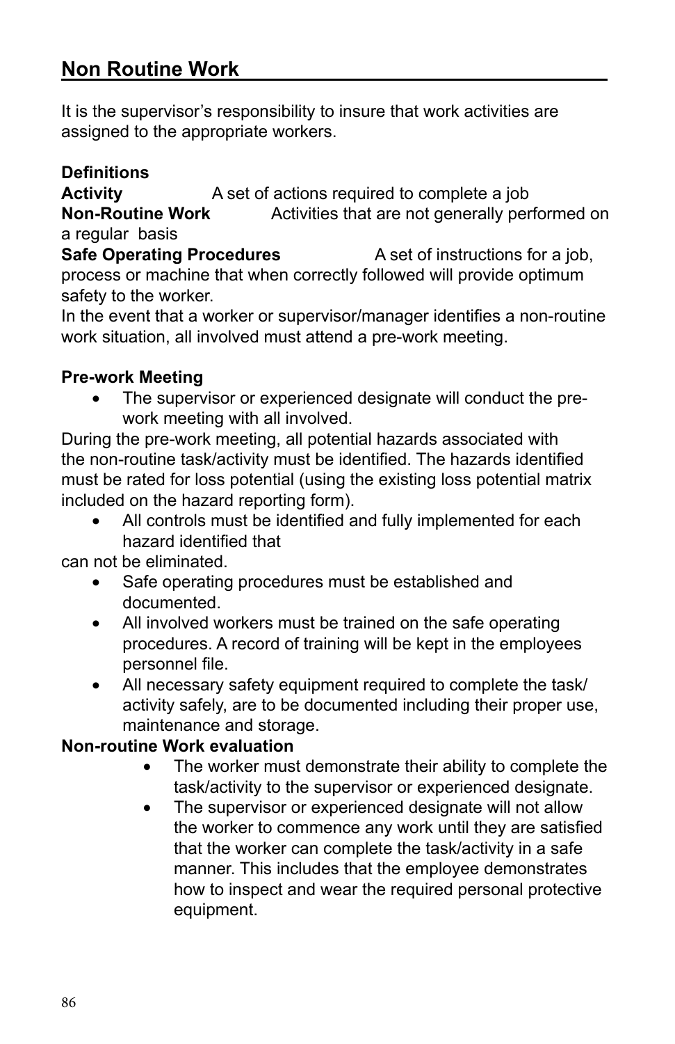## Non Routine Work

It is the supervisor's responsibility to insure that work activities are assigned to the appropriate workers.

**Definitions**

**Activity** A set of actions required to complete a job

**Non-Routine Work** Activities that are not generally performed on a regular basis

**Safe Operating Procedures** A set of instructions for a job, process or machine that when correctly followed will provide optimum safety to the worker.

In the event that a worker or supervisor/manager identifies a non-routine work situation, all involved must attend a pre-work meeting.

**Pre-work Meeting**

- The supervisor or experienced designate will conduct the pre-work meeting with all involved.

During the pre-work meeting, all potential hazards associated with the non-routine task/activity must be identified. The hazards identified must be rated for loss potential (using the existing loss potential matrix included on the hazard reporting form).

- All controls must be identified and fully implemented for each hazard identified that can not be eliminated.
- Safe operating procedures must be established and documented.
- All involved workers must be trained on the safe operating procedures. A record of training will be kept in the employees personnel file.
- All necessary safety equipment required to complete the task/activity safely, are to be documented including their proper use, maintenance and storage.

**Non-routine Work evaluation**

- The worker must demonstrate their ability to complete the task/activity to the supervisor or experienced designate.
- The supervisor or experienced designate will not allow the worker to commence any work until they are satisfied that the worker can complete the task/activity in a safe manner. This includes that the employee demonstrates how to inspect and wear the required personal protective equipment.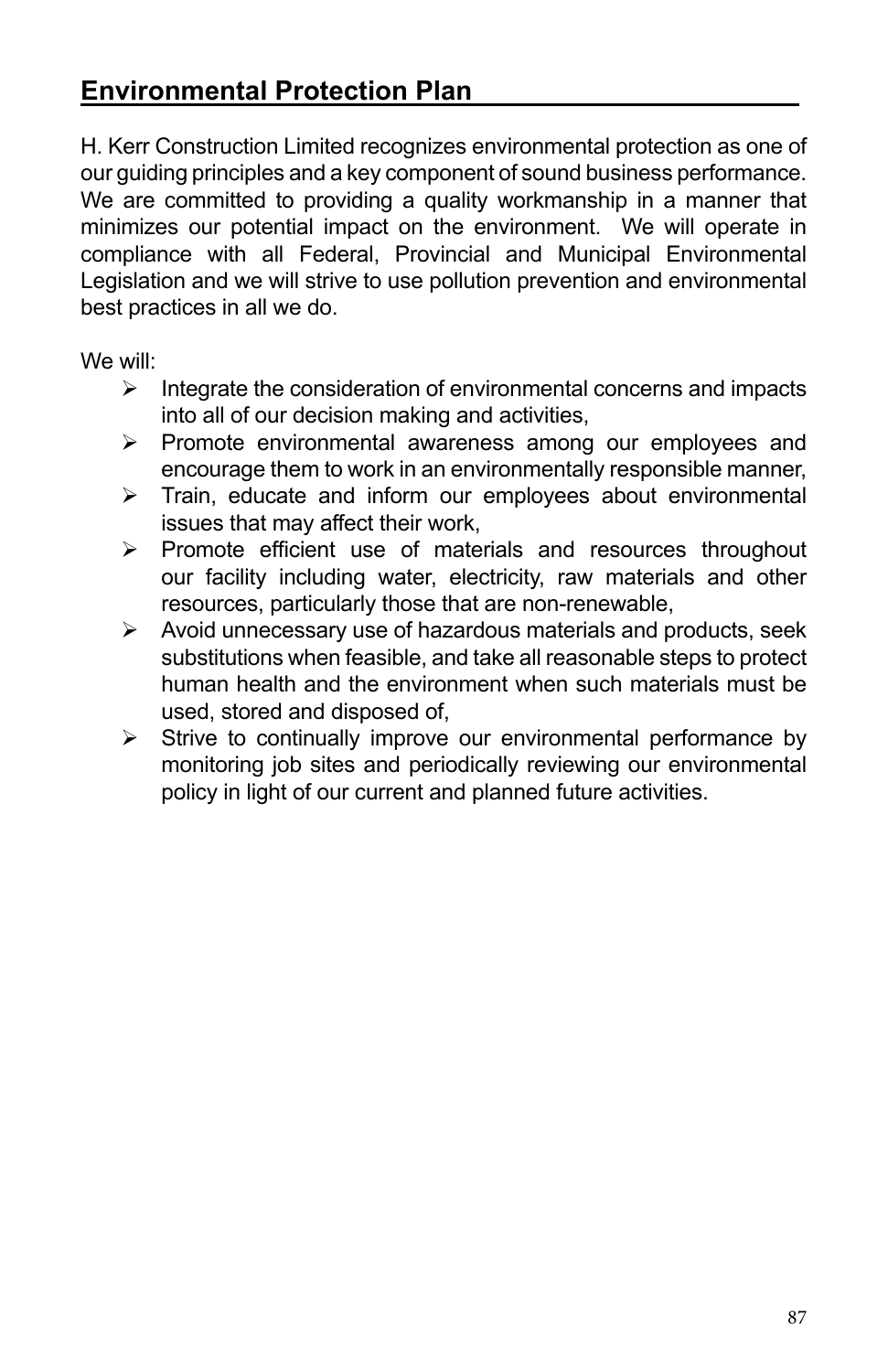## Environmental Protection Plan

H. Kerr Construction Limited recognizes environmental protection as one of our guiding principles and a key component of sound business performance. We are committed to providing a quality workmanship in a manner that minimizes our potential impact on the environment. We will operate in compliance with all Federal, Provincial and Municipal Environmental Legislation and we will strive to use pollution prevention and environmental best practices in all we do.

We will:

- Integrate the consideration of environmental concerns and impacts into all of our decision making and activities,
- Promote environmental awareness among our employees and encourage them to work in an environmentally responsible manner,
- Train, educate and inform our employees about environmental issues that may affect their work,
- Promote efficient use of materials and resources throughout our facility including water, electricity, raw materials and other resources, particularly those that are non-renewable,
- Avoid unnecessary use of hazardous materials and products, seek substitutions when feasible, and take all reasonable steps to protect human health and the environment when such materials must be used, stored and disposed of,
- Strive to continually improve our environmental performance by monitoring job sites and periodically reviewing our environmental policy in light of our current and planned future activities.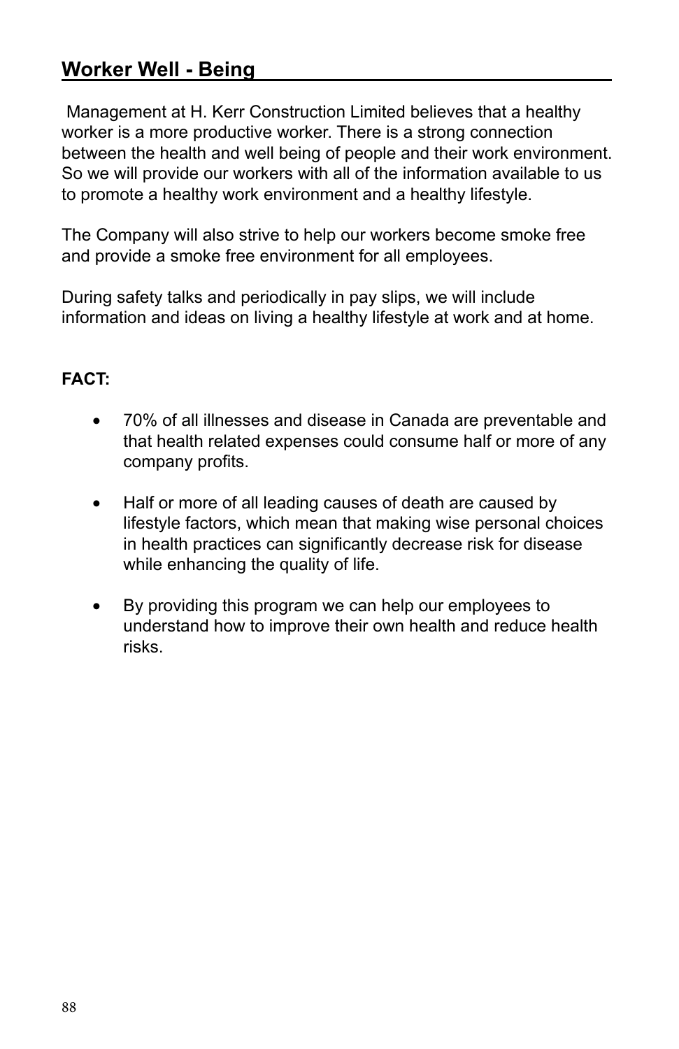## Worker Well - Being

Management at H. Kerr Construction Limited believes that a healthy worker is a more productive worker. There is a strong connection between the health and well being of people and their work environment. So we will provide our workers with all of the information available to us to promote a healthy work environment and a healthy lifestyle.

The Company will also strive to help our workers become smoke free and provide a smoke free environment for all employees.

During safety talks and periodically in pay slips, we will include information and ideas on living a healthy lifestyle at work and at home.

**FACT:**

- 70% of all illnesses and disease in Canada are preventable and that health related expenses could consume half or more of any company profits.
- Half or more of all leading causes of death are caused by lifestyle factors, which mean that making wise personal choices in health practices can significantly decrease risk for disease while enhancing the quality of life.
- By providing this program we can help our employees to understand how to improve their own health and reduce health risks.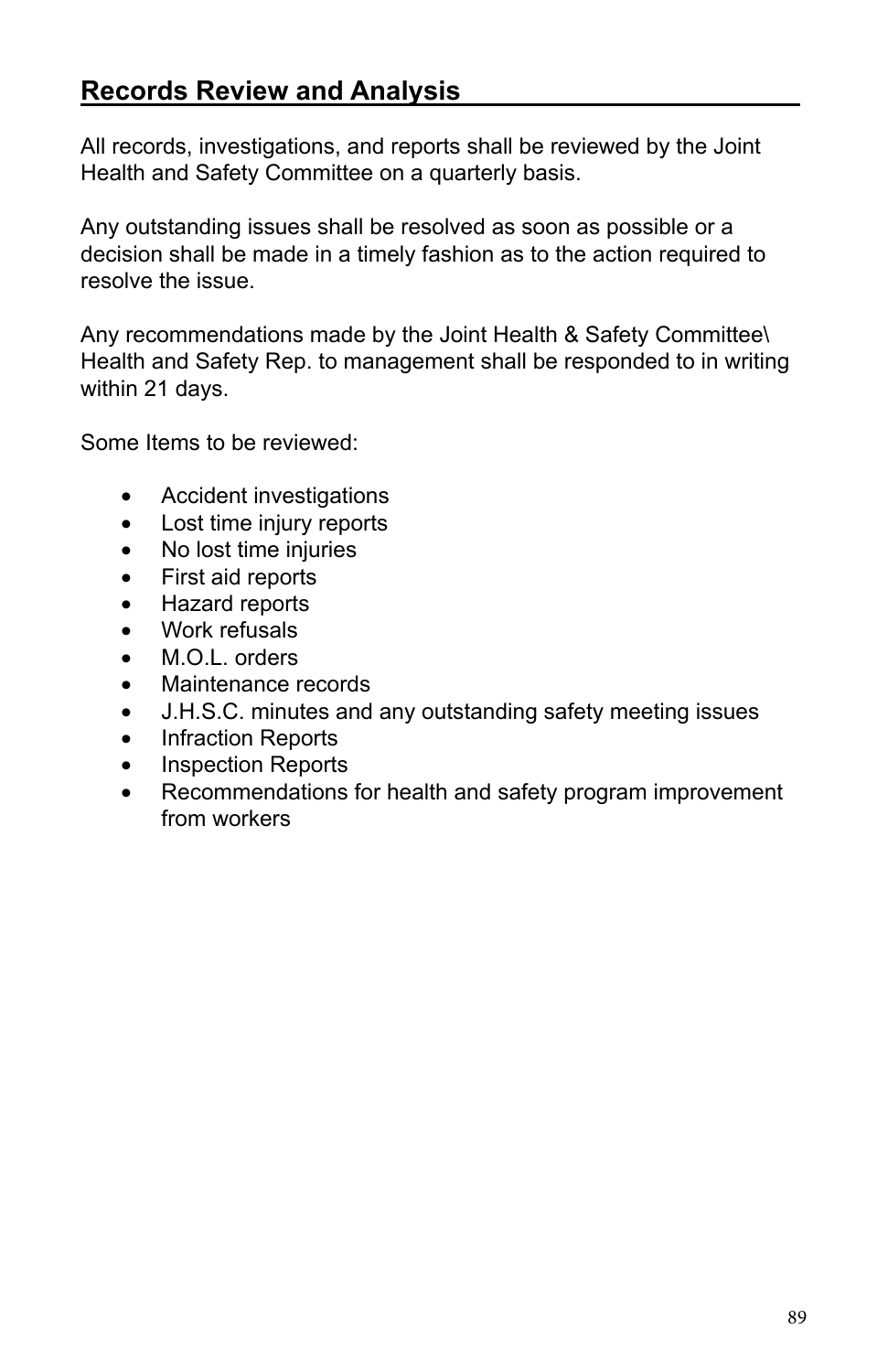## Records Review and Analysis

All records, investigations, and reports shall be reviewed by the Joint Health and Safety Committee on a quarterly basis.

Any outstanding issues shall be resolved as soon as possible or a decision shall be made in a timely fashion as to the action required to resolve the issue.

Any recommendations made by the Joint Health & Safety Committee\ Health and Safety Rep. to management shall be responded to in writing within 21 days.

Some Items to be reviewed:

- Accident investigations
- Lost time injury reports
- No lost time injuries
- First aid reports
- Hazard reports
- Work refusals
- M.O.L. orders
- Maintenance records
- J.H.S.C. minutes and any outstanding safety meeting issues
- Infraction Reports
- Inspection Reports
- Recommendations for health and safety program improvement from workers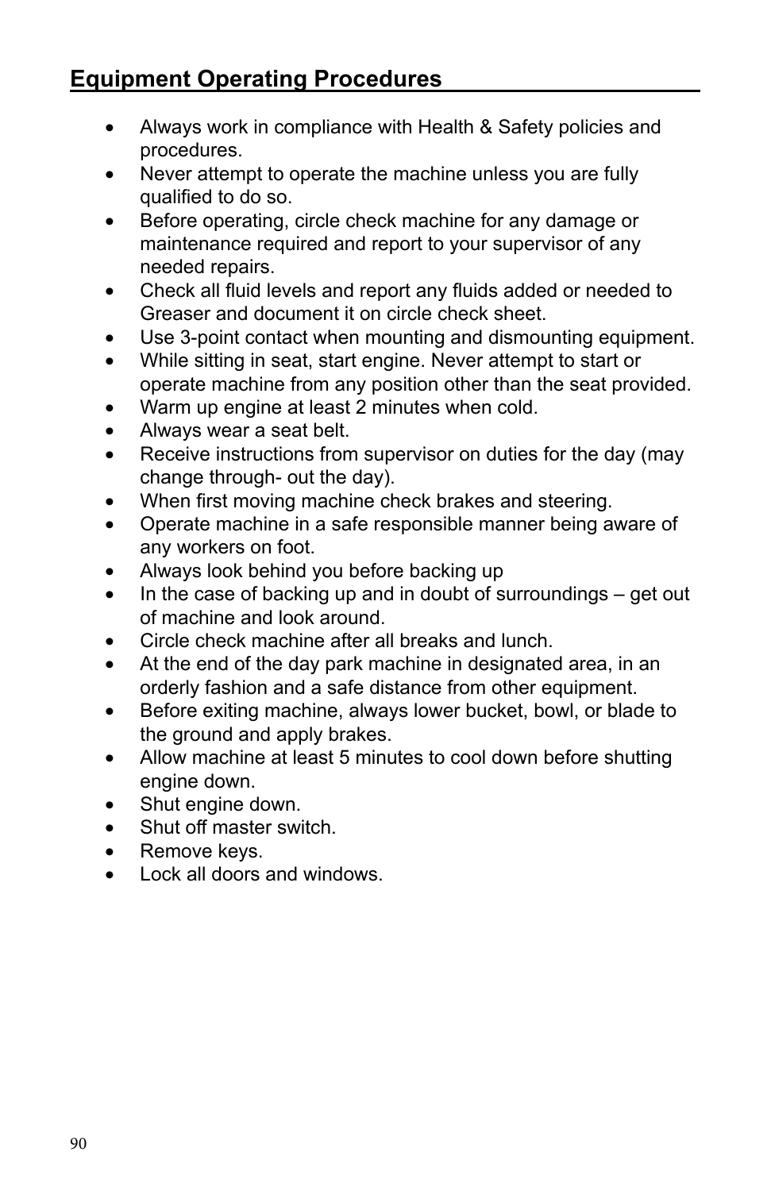## Equipment Operating Procedures

- Always work in compliance with Health & Safety policies and procedures.
- Never attempt to operate the machine unless you are fully qualified to do so.
- Before operating, circle check machine for any damage or maintenance required and report to your supervisor of any needed repairs.
- Check all fluid levels and report any fluids added or needed to Greaser and document it on circle check sheet.
- Use 3-point contact when mounting and dismounting equipment.
- While sitting in seat, start engine. Never attempt to start or operate machine from any position other than the seat provided.
- Warm up engine at least 2 minutes when cold.
- Always wear a seat belt.
- Receive instructions from supervisor on duties for the day (may change through- out the day).
- When first moving machine check brakes and steering.
- Operate machine in a safe responsible manner being aware of any workers on foot.
- Always look behind you before backing up
- In the case of backing up and in doubt of surroundings – get out of machine and look around.
- Circle check machine after all breaks and lunch.
- At the end of the day park machine in designated area, in an orderly fashion and a safe distance from other equipment.
- Before exiting machine, always lower bucket, bowl, or blade to the ground and apply brakes.
- Allow machine at least 5 minutes to cool down before shutting engine down.
- Shut engine down.
- Shut off master switch.
- Remove keys.
- Lock all doors and windows.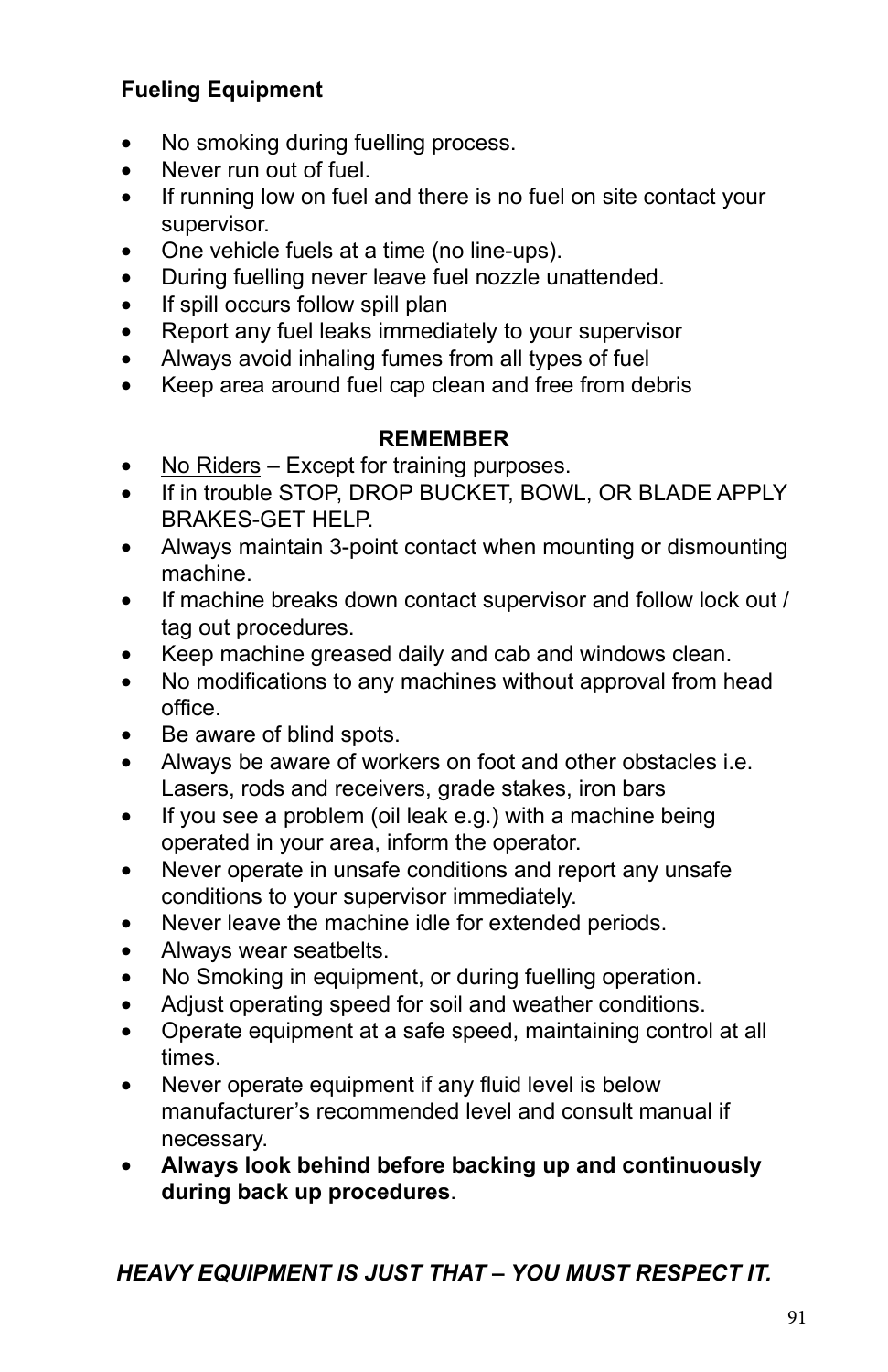**Fueling Equipment**

- No smoking during fuelling process.
- Never run out of fuel.
- If running low on fuel and there is no fuel on site contact your supervisor.
- One vehicle fuels at a time (no line-ups).
- During fuelling never leave fuel nozzle unattended.
- If spill occurs follow spill plan
- Report any fuel leaks immediately to your supervisor
- Always avoid inhaling fumes from all types of fuel
- Keep area around fuel cap clean and free from debris

**REMEMBER**

- <u>No Riders</u> – Except for training purposes.
- If in trouble STOP, DROP BUCKET, BOWL, OR BLADE APPLY BRAKES-GET HELP.
- Always maintain 3-point contact when mounting or dismounting machine.
- If machine breaks down contact supervisor and follow lock out / tag out procedures.
- Keep machine greased daily and cab and windows clean.
- No modifications to any machines without approval from head office.
- Be aware of blind spots.
- Always be aware of workers on foot and other obstacles i.e. Lasers, rods and receivers, grade stakes, iron bars
- If you see a problem (oil leak e.g.) with a machine being operated in your area, inform the operator.
- Never operate in unsafe conditions and report any unsafe conditions to your supervisor immediately.
- Never leave the machine idle for extended periods.
- Always wear seatbelts.
- No Smoking in equipment, or during fuelling operation.
- Adjust operating speed for soil and weather conditions.
- Operate equipment at a safe speed, maintaining control at all times.
- Never operate equipment if any fluid level is below manufacturer's recommended level and consult manual if necessary.
- **Always look behind before backing up and continuously during back up procedures**.

***HEAVY EQUIPMENT IS JUST THAT – YOU MUST RESPECT IT.***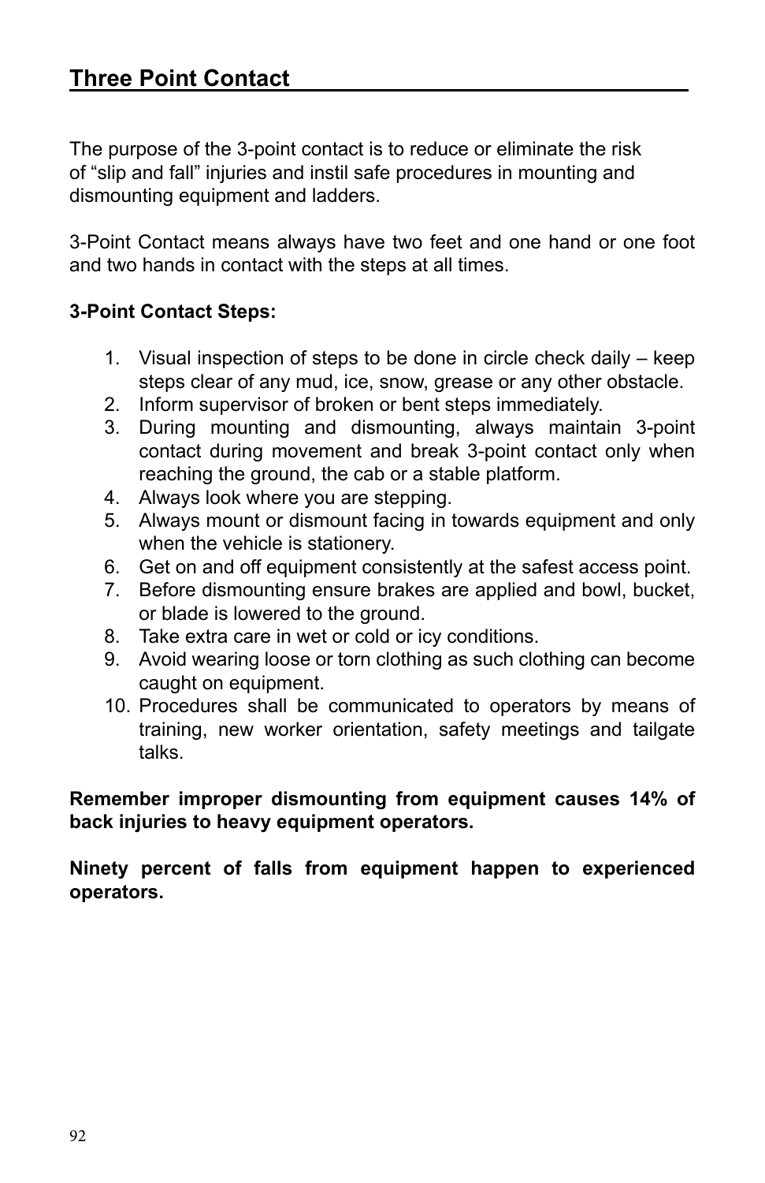## Three Point Contact

The purpose of the 3-point contact is to reduce or eliminate the risk of "slip and fall" injuries and instil safe procedures in mounting and dismounting equipment and ladders.

3-Point Contact means always have two feet and one hand or one foot and two hands in contact with the steps at all times.

**3-Point Contact Steps:**

1. Visual inspection of steps to be done in circle check daily – keep steps clear of any mud, ice, snow, grease or any other obstacle.
2. Inform supervisor of broken or bent steps immediately.
3. During mounting and dismounting, always maintain 3-point contact during movement and break 3-point contact only when reaching the ground, the cab or a stable platform.
4. Always look where you are stepping.
5. Always mount or dismount facing in towards equipment and only when the vehicle is stationery.
6. Get on and off equipment consistently at the safest access point.
7. Before dismounting ensure brakes are applied and bowl, bucket, or blade is lowered to the ground.
8. Take extra care in wet or cold or icy conditions.
9. Avoid wearing loose or torn clothing as such clothing can become caught on equipment.
10. Procedures shall be communicated to operators by means of training, new worker orientation, safety meetings and tailgate talks.

**Remember improper dismounting from equipment causes 14% of back injuries to heavy equipment operators.**

**Ninety percent of falls from equipment happen to experienced operators.**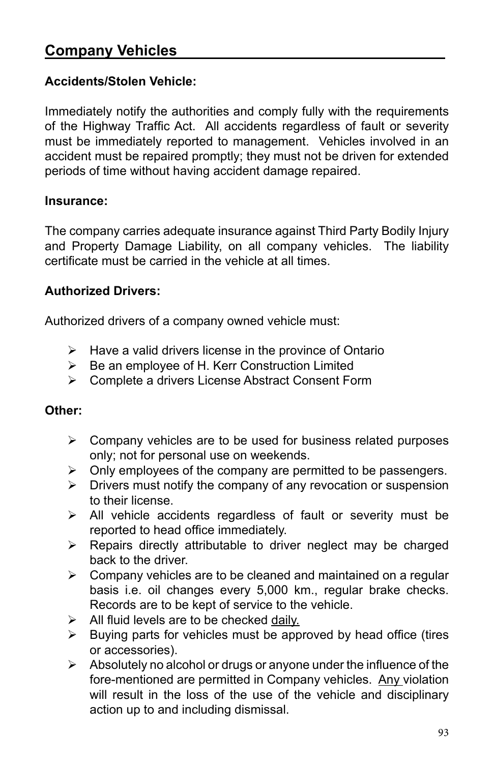## Company Vehicles

**Accidents/Stolen Vehicle:**

Immediately notify the authorities and comply fully with the requirements of the Highway Traffic Act. All accidents regardless of fault or severity must be immediately reported to management. Vehicles involved in an accident must be repaired promptly; they must not be driven for extended periods of time without having accident damage repaired.

**Insurance:**

The company carries adequate insurance against Third Party Bodily Injury and Property Damage Liability, on all company vehicles. The liability certificate must be carried in the vehicle at all times.

**Authorized Drivers:**

Authorized drivers of a company owned vehicle must:

- Have a valid drivers license in the province of Ontario
- Be an employee of H. Kerr Construction Limited
- Complete a drivers License Abstract Consent Form

**Other:**

- Company vehicles are to be used for business related purposes only; not for personal use on weekends.
- Only employees of the company are permitted to be passengers.
- Drivers must notify the company of any revocation or suspension to their license.
- All vehicle accidents regardless of fault or severity must be reported to head office immediately.
- Repairs directly attributable to driver neglect may be charged back to the driver.
- Company vehicles are to be cleaned and maintained on a regular basis i.e. oil changes every 5,000 km., regular brake checks. Records are to be kept of service to the vehicle.
- All fluid levels are to be checked <u>daily.</u>
- Buying parts for vehicles must be approved by head office (tires or accessories).
- Absolutely no alcohol or drugs or anyone under the influence of the fore-mentioned are permitted in Company vehicles. <u>Any</u> violation will result in the loss of the use of the vehicle and disciplinary action up to and including dismissal.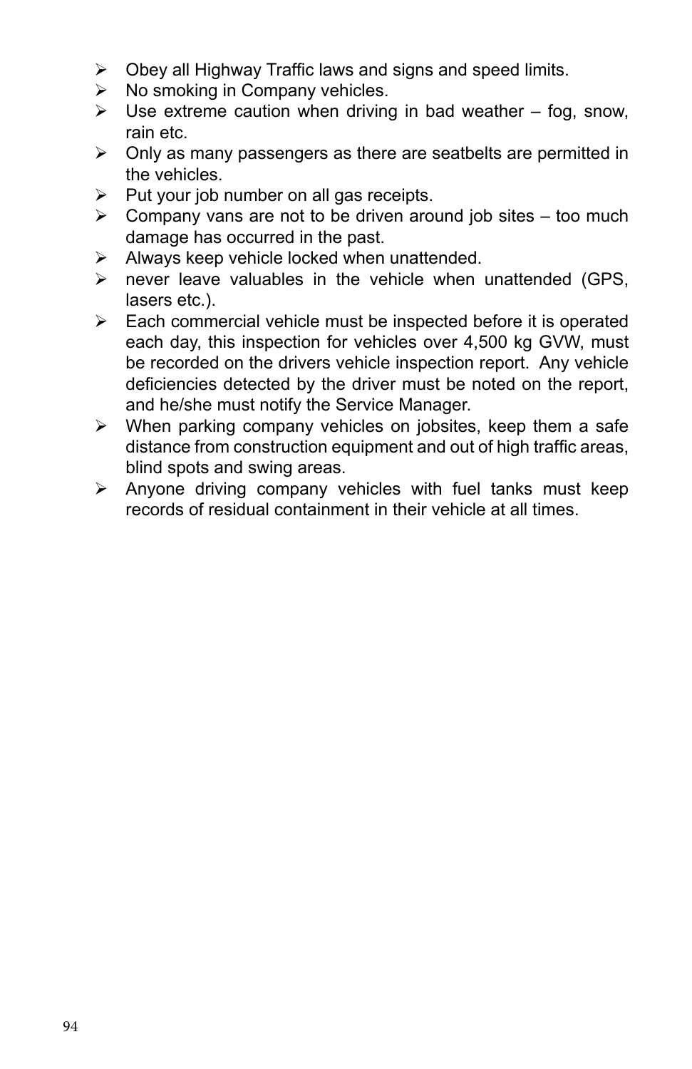- Obey all Highway Traffic laws and signs and speed limits.
- No smoking in Company vehicles.
- Use extreme caution when driving in bad weather – fog, snow, rain etc.
- Only as many passengers as there are seatbelts are permitted in the vehicles.
- Put your job number on all gas receipts.
- Company vans are not to be driven around job sites – too much damage has occurred in the past.
- Always keep vehicle locked when unattended.
- never leave valuables in the vehicle when unattended (GPS, lasers etc.).
- Each commercial vehicle must be inspected before it is operated each day, this inspection for vehicles over 4,500 kg GVW, must be recorded on the drivers vehicle inspection report. Any vehicle deficiencies detected by the driver must be noted on the report, and he/she must notify the Service Manager.
- When parking company vehicles on jobsites, keep them a safe distance from construction equipment and out of high traffic areas, blind spots and swing areas.
- Anyone driving company vehicles with fuel tanks must keep records of residual containment in their vehicle at all times.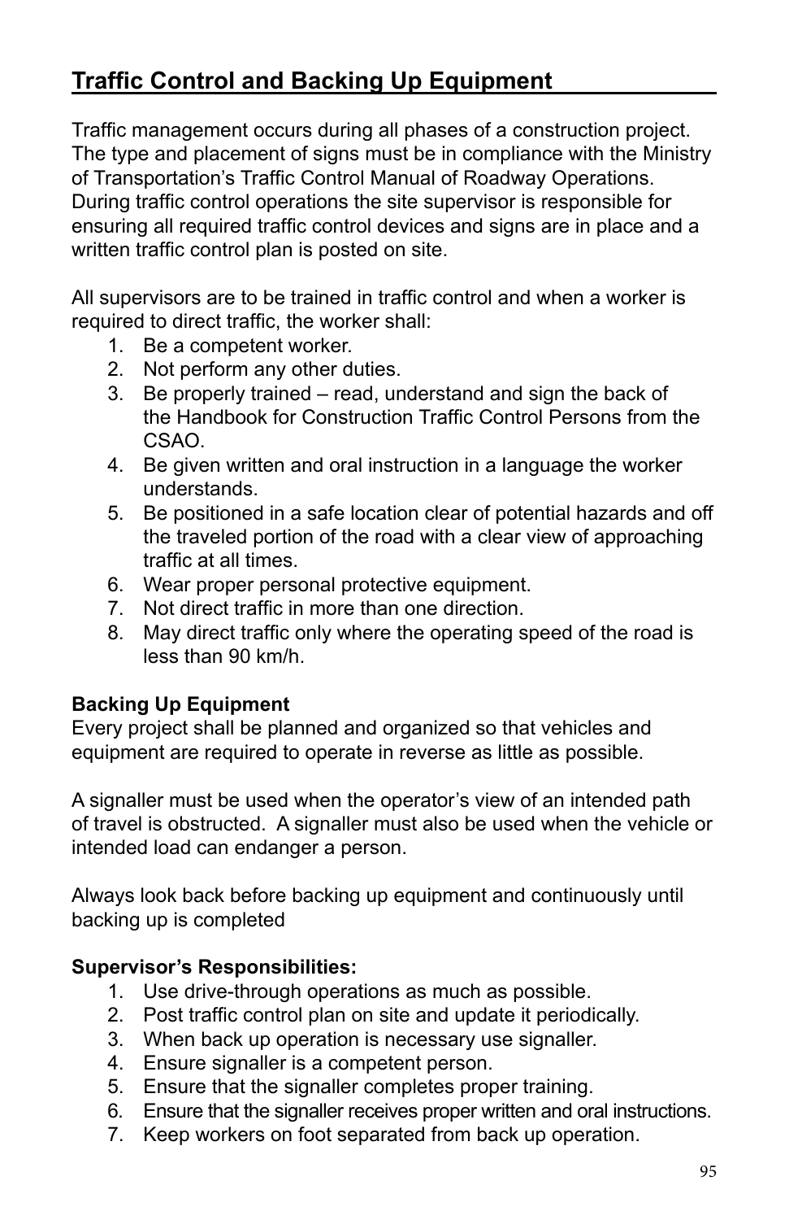## Traffic Control and Backing Up Equipment

Traffic management occurs during all phases of a construction project. The type and placement of signs must be in compliance with the Ministry of Transportation's Traffic Control Manual of Roadway Operations. During traffic control operations the site supervisor is responsible for ensuring all required traffic control devices and signs are in place and a written traffic control plan is posted on site.

All supervisors are to be trained in traffic control and when a worker is required to direct traffic, the worker shall:

1. Be a competent worker.
2. Not perform any other duties.
3. Be properly trained – read, understand and sign the back of the Handbook for Construction Traffic Control Persons from the CSAO.
4. Be given written and oral instruction in a language the worker understands.
5. Be positioned in a safe location clear of potential hazards and off the traveled portion of the road with a clear view of approaching traffic at all times.
6. Wear proper personal protective equipment.
7. Not direct traffic in more than one direction.
8. May direct traffic only where the operating speed of the road is less than 90 km/h.

**Backing Up Equipment**

Every project shall be planned and organized so that vehicles and equipment are required to operate in reverse as little as possible.

A signaller must be used when the operator's view of an intended path of travel is obstructed. A signaller must also be used when the vehicle or intended load can endanger a person.

Always look back before backing up equipment and continuously until backing up is completed

**Supervisor's Responsibilities:**

1. Use drive-through operations as much as possible.
2. Post traffic control plan on site and update it periodically.
3. When back up operation is necessary use signaller.
4. Ensure signaller is a competent person.
5. Ensure that the signaller completes proper training.
6. Ensure that the signaller receives proper written and oral instructions.
7. Keep workers on foot separated from back up operation.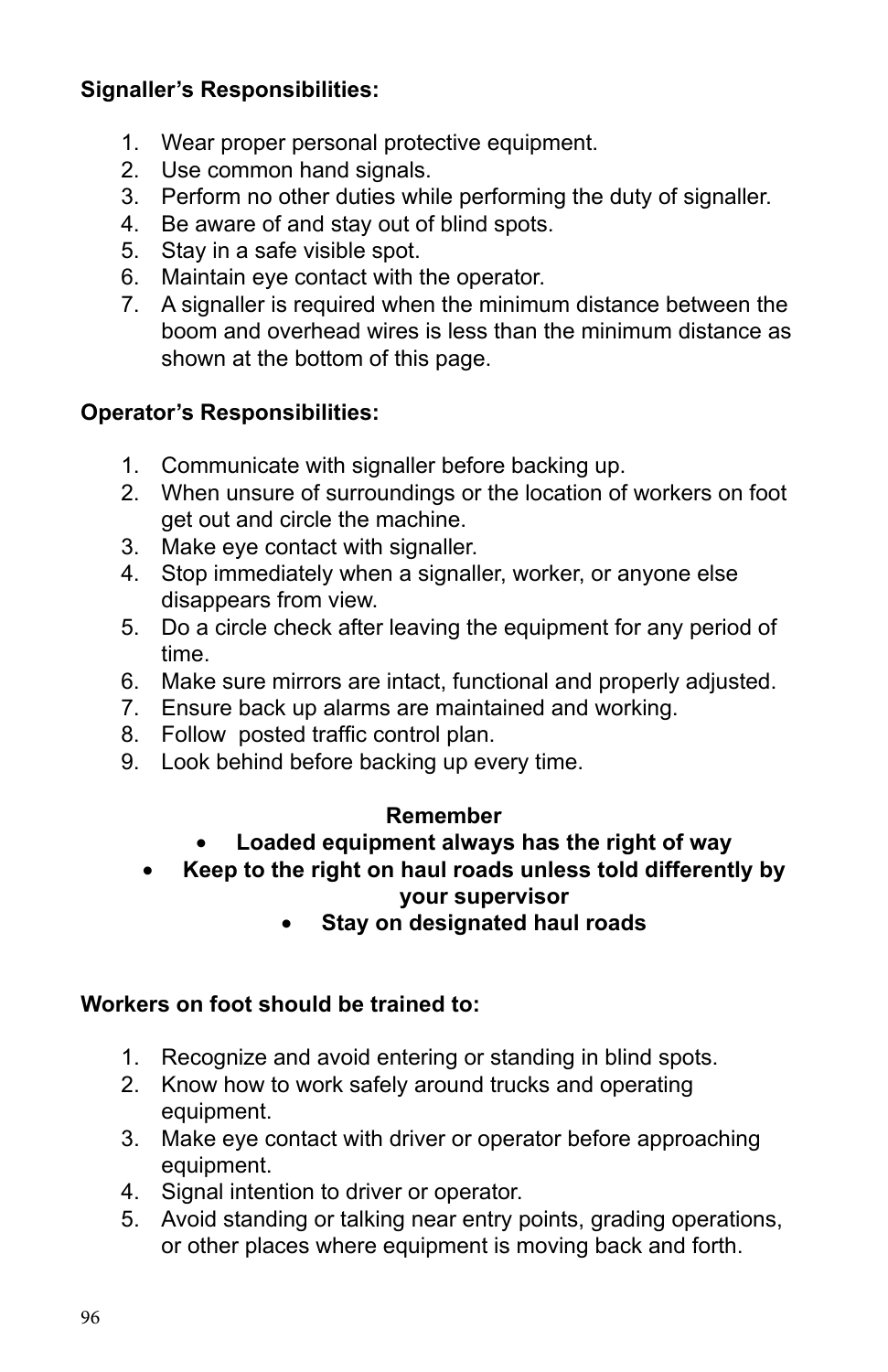**Signaller's Responsibilities:**

1. Wear proper personal protective equipment.
2. Use common hand signals.
3. Perform no other duties while performing the duty of signaller.
4. Be aware of and stay out of blind spots.
5. Stay in a safe visible spot.
6. Maintain eye contact with the operator.
7. A signaller is required when the minimum distance between the boom and overhead wires is less than the minimum distance as shown at the bottom of this page.

**Operator's Responsibilities:**

1. Communicate with signaller before backing up.
2. When unsure of surroundings or the location of workers on foot get out and circle the machine.
3. Make eye contact with signaller.
4. Stop immediately when a signaller, worker, or anyone else disappears from view.
5. Do a circle check after leaving the equipment for any period of time.
6. Make sure mirrors are intact, functional and properly adjusted.
7. Ensure back up alarms are maintained and working.
8. Follow posted traffic control plan.
9. Look behind before backing up every time.

**Remember**

- **Loaded equipment always has the right of way**
- **Keep to the right on haul roads unless told differently by your supervisor**
- **Stay on designated haul roads**

**Workers on foot should be trained to:**

1. Recognize and avoid entering or standing in blind spots.
2. Know how to work safely around trucks and operating equipment.
3. Make eye contact with driver or operator before approaching equipment.
4. Signal intention to driver or operator.
5. Avoid standing or talking near entry points, grading operations, or other places where equipment is moving back and forth.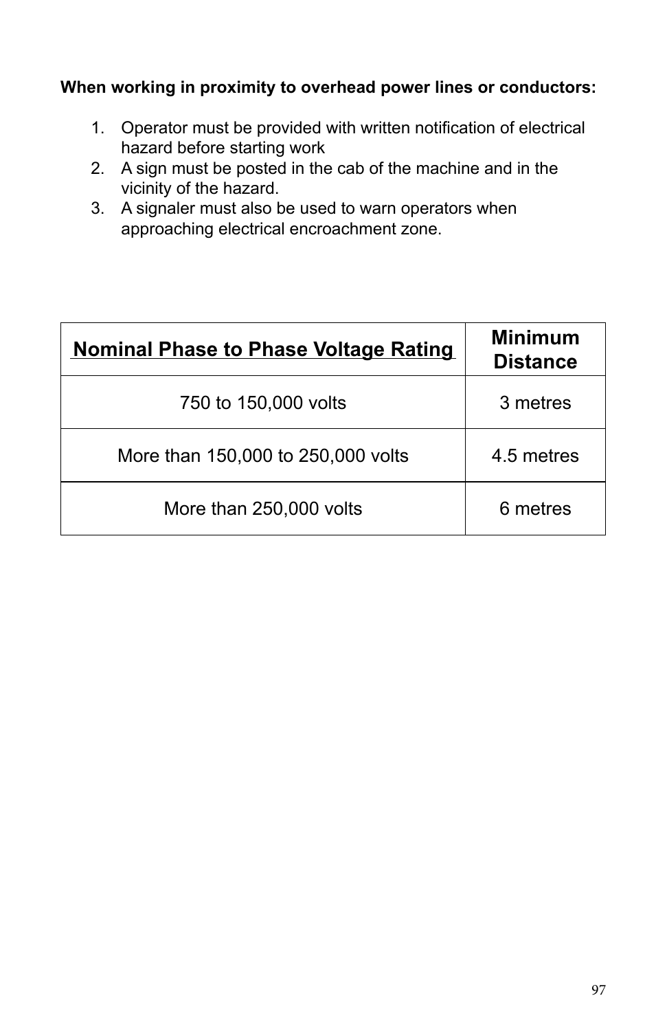**When working in proximity to overhead power lines or conductors:**

1. Operator must be provided with written notification of electrical hazard before starting work
2. A sign must be posted in the cab of the machine and in the vicinity of the hazard.
3. A signaler must also be used to warn operators when approaching electrical encroachment zone.

| Nominal Phase to Phase Voltage Rating | Minimum Distance |
|---|---|
| 750 to 150,000 volts | 3 metres |
| More than 150,000 to 250,000 volts | 4.5 metres |
| More than 250,000 volts | 6 metres |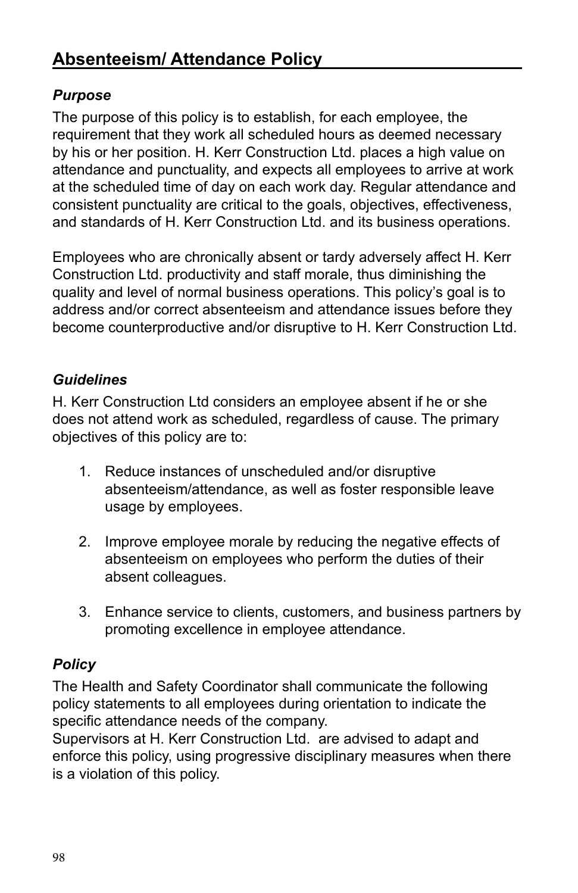## Absenteeism/ Attendance Policy

### *Purpose*

The purpose of this policy is to establish, for each employee, the requirement that they work all scheduled hours as deemed necessary by his or her position. H. Kerr Construction Ltd. places a high value on attendance and punctuality, and expects all employees to arrive at work at the scheduled time of day on each work day. Regular attendance and consistent punctuality are critical to the goals, objectives, effectiveness, and standards of H. Kerr Construction Ltd. and its business operations.

Employees who are chronically absent or tardy adversely affect H. Kerr Construction Ltd. productivity and staff morale, thus diminishing the quality and level of normal business operations. This policy's goal is to address and/or correct absenteeism and attendance issues before they become counterproductive and/or disruptive to H. Kerr Construction Ltd.

### *Guidelines*

H. Kerr Construction Ltd considers an employee absent if he or she does not attend work as scheduled, regardless of cause. The primary objectives of this policy are to:

1. Reduce instances of unscheduled and/or disruptive absenteeism/attendance, as well as foster responsible leave usage by employees.

2. Improve employee morale by reducing the negative effects of absenteeism on employees who perform the duties of their absent colleagues.

3. Enhance service to clients, customers, and business partners by promoting excellence in employee attendance.

### *Policy*

The Health and Safety Coordinator shall communicate the following policy statements to all employees during orientation to indicate the specific attendance needs of the company.
Supervisors at H. Kerr Construction Ltd. are advised to adapt and enforce this policy, using progressive disciplinary measures when there is a violation of this policy.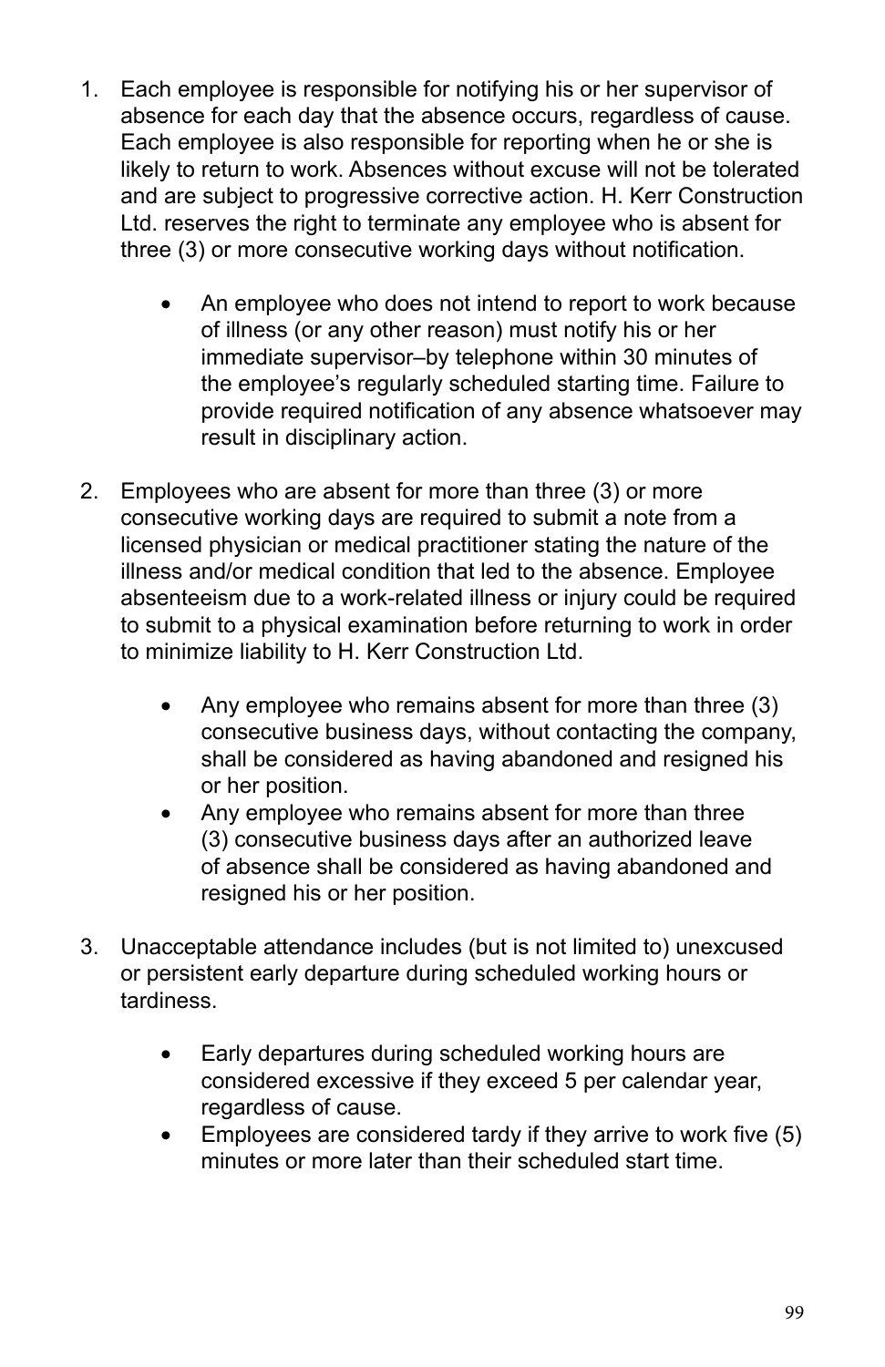1. Each employee is responsible for notifying his or her supervisor of absence for each day that the absence occurs, regardless of cause. Each employee is also responsible for reporting when he or she is likely to return to work. Absences without excuse will not be tolerated and are subject to progressive corrective action. H. Kerr Construction Ltd. reserves the right to terminate any employee who is absent for three (3) or more consecutive working days without notification.

    - An employee who does not intend to report to work because of illness (or any other reason) must notify his or her immediate supervisor–by telephone within 30 minutes of the employee's regularly scheduled starting time. Failure to provide required notification of any absence whatsoever may result in disciplinary action.

2. Employees who are absent for more than three (3) or more consecutive working days are required to submit a note from a licensed physician or medical practitioner stating the nature of the illness and/or medical condition that led to the absence. Employee absenteeism due to a work-related illness or injury could be required to submit to a physical examination before returning to work in order to minimize liability to H. Kerr Construction Ltd.

    - Any employee who remains absent for more than three (3) consecutive business days, without contacting the company, shall be considered as having abandoned and resigned his or her position.
    - Any employee who remains absent for more than three (3) consecutive business days after an authorized leave of absence shall be considered as having abandoned and resigned his or her position.

3. Unacceptable attendance includes (but is not limited to) unexcused or persistent early departure during scheduled working hours or tardiness.

    - Early departures during scheduled working hours are considered excessive if they exceed 5 per calendar year, regardless of cause.
    - Employees are considered tardy if they arrive to work five (5) minutes or more later than their scheduled start time.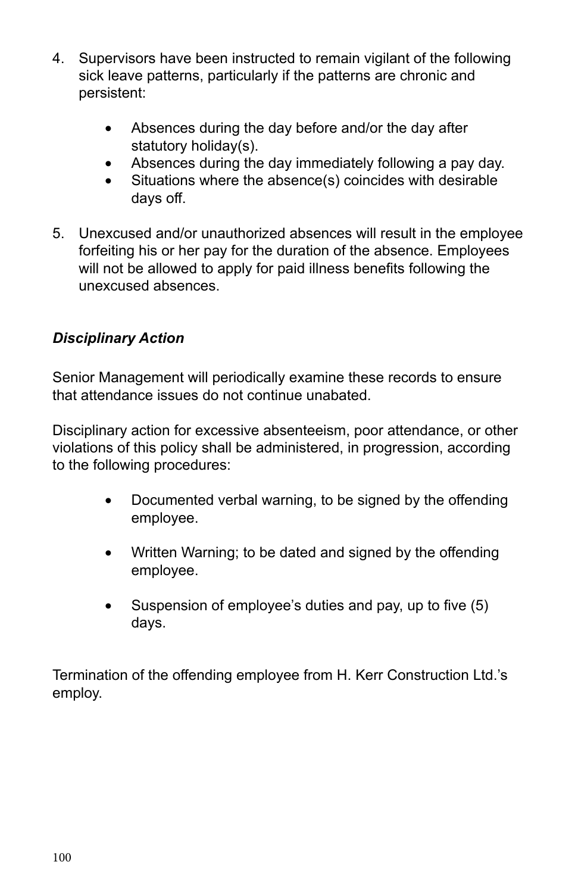4. Supervisors have been instructed to remain vigilant of the following sick leave patterns, particularly if the patterns are chronic and persistent:

    - Absences during the day before and/or the day after statutory holiday(s).
    - Absences during the day immediately following a pay day.
    - Situations where the absence(s) coincides with desirable days off.

5. Unexcused and/or unauthorized absences will result in the employee forfeiting his or her pay for the duration of the absence. Employees will not be allowed to apply for paid illness benefits following the unexcused absences.

***Disciplinary Action***

Senior Management will periodically examine these records to ensure that attendance issues do not continue unabated.

Disciplinary action for excessive absenteeism, poor attendance, or other violations of this policy shall be administered, in progression, according to the following procedures:

- Documented verbal warning, to be signed by the offending employee.

- Written Warning; to be dated and signed by the offending employee.

- Suspension of employee's duties and pay, up to five (5) days.

Termination of the offending employee from H. Kerr Construction Ltd.'s employ.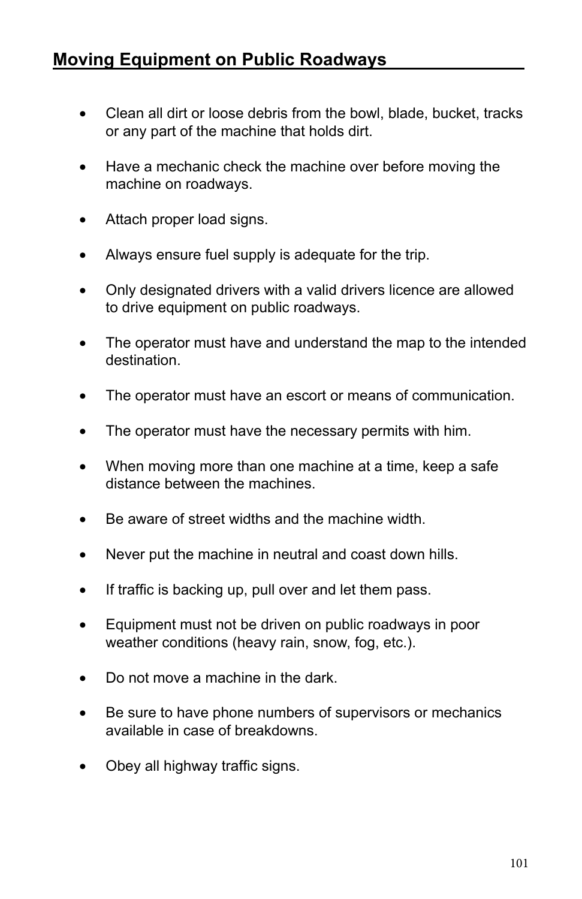## Moving Equipment on Public Roadways

- Clean all dirt or loose debris from the bowl, blade, bucket, tracks or any part of the machine that holds dirt.
- Have a mechanic check the machine over before moving the machine on roadways.
- Attach proper load signs.
- Always ensure fuel supply is adequate for the trip.
- Only designated drivers with a valid drivers licence are allowed to drive equipment on public roadways.
- The operator must have and understand the map to the intended destination.
- The operator must have an escort or means of communication.
- The operator must have the necessary permits with him.
- When moving more than one machine at a time, keep a safe distance between the machines.
- Be aware of street widths and the machine width.
- Never put the machine in neutral and coast down hills.
- If traffic is backing up, pull over and let them pass.
- Equipment must not be driven on public roadways in poor weather conditions (heavy rain, snow, fog, etc.).
- Do not move a machine in the dark.
- Be sure to have phone numbers of supervisors or mechanics available in case of breakdowns.
- Obey all highway traffic signs.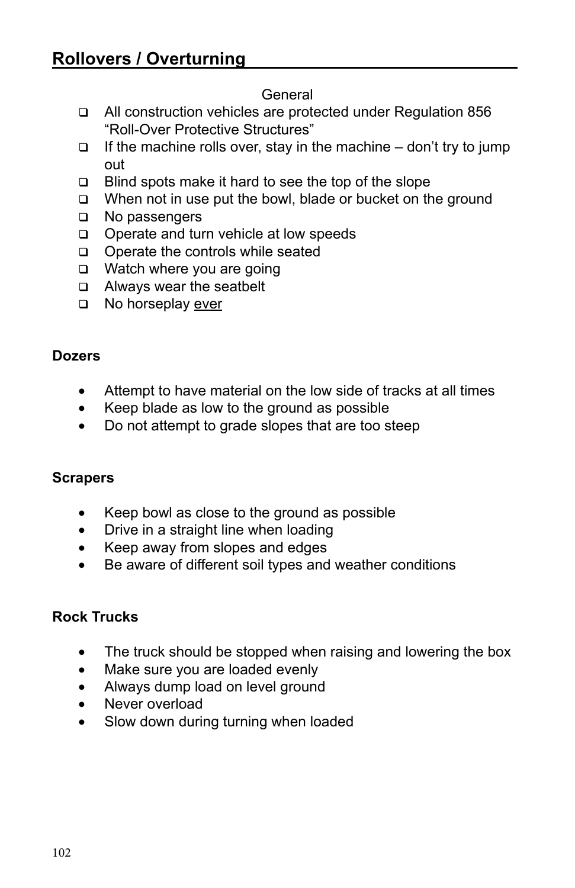## Rollovers / Overturning

General

- All construction vehicles are protected under Regulation 856 "Roll-Over Protective Structures"
- If the machine rolls over, stay in the machine – don't try to jump out
- Blind spots make it hard to see the top of the slope
- When not in use put the bowl, blade or bucket on the ground
- No passengers
- Operate and turn vehicle at low speeds
- Operate the controls while seated
- Watch where you are going
- Always wear the seatbelt
- No horseplay <u>ever</u>

**Dozers**

- Attempt to have material on the low side of tracks at all times
- Keep blade as low to the ground as possible
- Do not attempt to grade slopes that are too steep

**Scrapers**

- Keep bowl as close to the ground as possible
- Drive in a straight line when loading
- Keep away from slopes and edges
- Be aware of different soil types and weather conditions

**Rock Trucks**

- The truck should be stopped when raising and lowering the box
- Make sure you are loaded evenly
- Always dump load on level ground
- Never overload
- Slow down during turning when loaded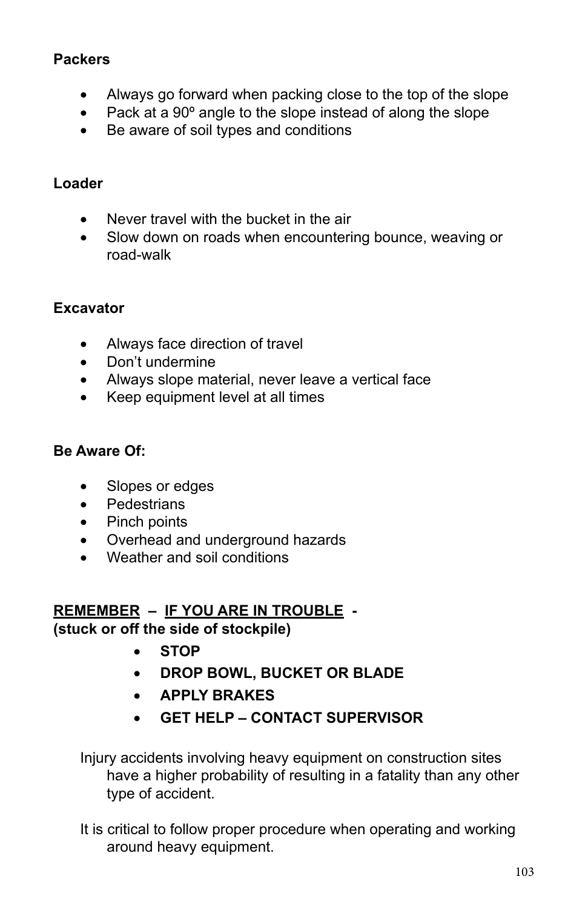**Packers**

- Always go forward when packing close to the top of the slope
- Pack at a 90º angle to the slope instead of along the slope
- Be aware of soil types and conditions

**Loader**

- Never travel with the bucket in the air
- Slow down on roads when encountering bounce, weaving or road-walk

**Excavator**

- Always face direction of travel
- Don't undermine
- Always slope material, never leave a vertical face
- Keep equipment level at all times

**Be Aware Of:**

- Slopes or edges
- Pedestrians
- Pinch points
- Overhead and underground hazards
- Weather and soil conditions

**<u>REMEMBER</u> – <u>IF YOU ARE IN TROUBLE</u> -**
**(stuck or off the side of stockpile)**

- **STOP**
- **DROP BOWL, BUCKET OR BLADE**
- **APPLY BRAKES**
- **GET HELP – CONTACT SUPERVISOR**

Injury accidents involving heavy equipment on construction sites have a higher probability of resulting in a fatality than any other type of accident.

It is critical to follow proper procedure when operating and working around heavy equipment.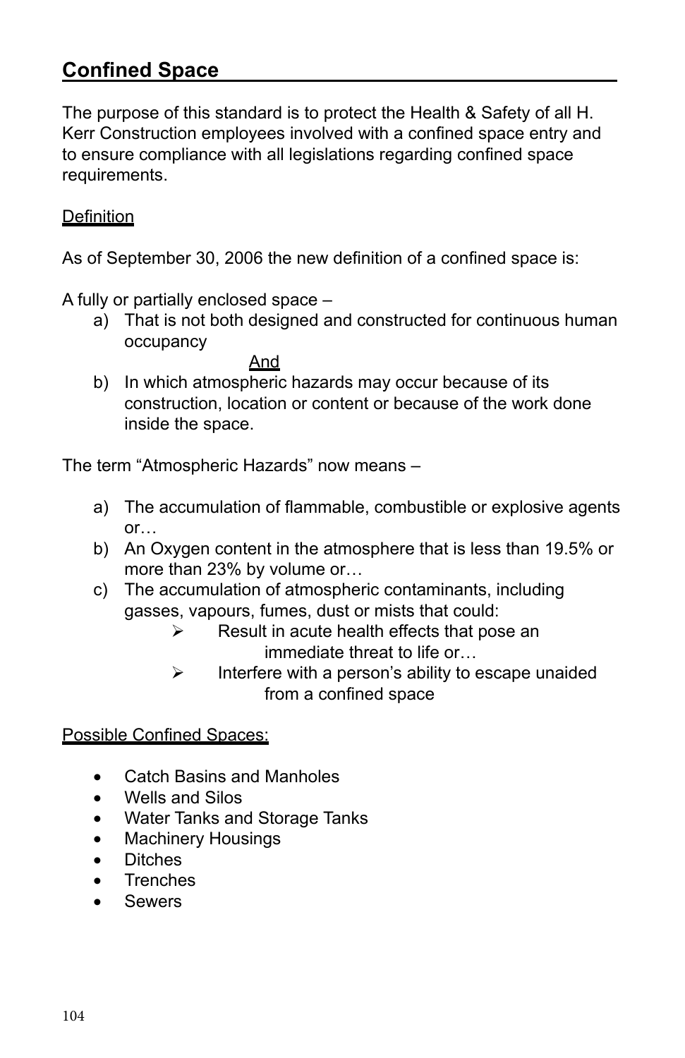## Confined Space

The purpose of this standard is to protect the Health & Safety of all H. Kerr Construction employees involved with a confined space entry and to ensure compliance with all legislations regarding confined space requirements.

Definition

As of September 30, 2006 the new definition of a confined space is:

A fully or partially enclosed space –

a) That is not both designed and constructed for continuous human occupancy

And

b) In which atmospheric hazards may occur because of its construction, location or content or because of the work done inside the space.

The term "Atmospheric Hazards" now means –

a) The accumulation of flammable, combustible or explosive agents or…
b) An Oxygen content in the atmosphere that is less than 19.5% or more than 23% by volume or…
c) The accumulation of atmospheric contaminants, including gasses, vapours, fumes, dust or mists that could:
   - Result in acute health effects that pose an immediate threat to life or…
   - Interfere with a person's ability to escape unaided from a confined space

Possible Confined Spaces:

- Catch Basins and Manholes
- Wells and Silos
- Water Tanks and Storage Tanks
- Machinery Housings
- Ditches
- Trenches
- Sewers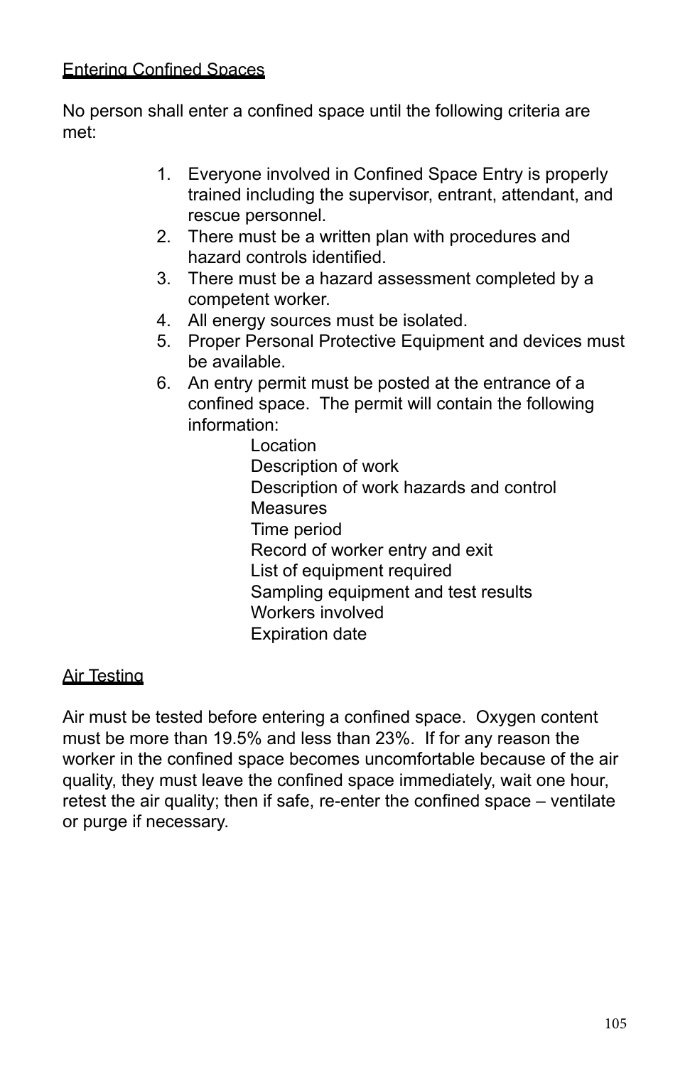## Entering Confined Spaces

No person shall enter a confined space until the following criteria are met:

1. Everyone involved in Confined Space Entry is properly trained including the supervisor, entrant, attendant, and rescue personnel.
2. There must be a written plan with procedures and hazard controls identified.
3. There must be a hazard assessment completed by a competent worker.
4. All energy sources must be isolated.
5. Proper Personal Protective Equipment and devices must be available.
6. An entry permit must be posted at the entrance of a confined space. The permit will contain the following information:

   Location
   Description of work
   Description of work hazards and control
   Measures
   Time period
   Record of worker entry and exit
   List of equipment required
   Sampling equipment and test results
   Workers involved
   Expiration date

## Air Testing

Air must be tested before entering a confined space. Oxygen content must be more than 19.5% and less than 23%. If for any reason the worker in the confined space becomes uncomfortable because of the air quality, they must leave the confined space immediately, wait one hour, retest the air quality; then if safe, re-enter the confined space – ventilate or purge if necessary.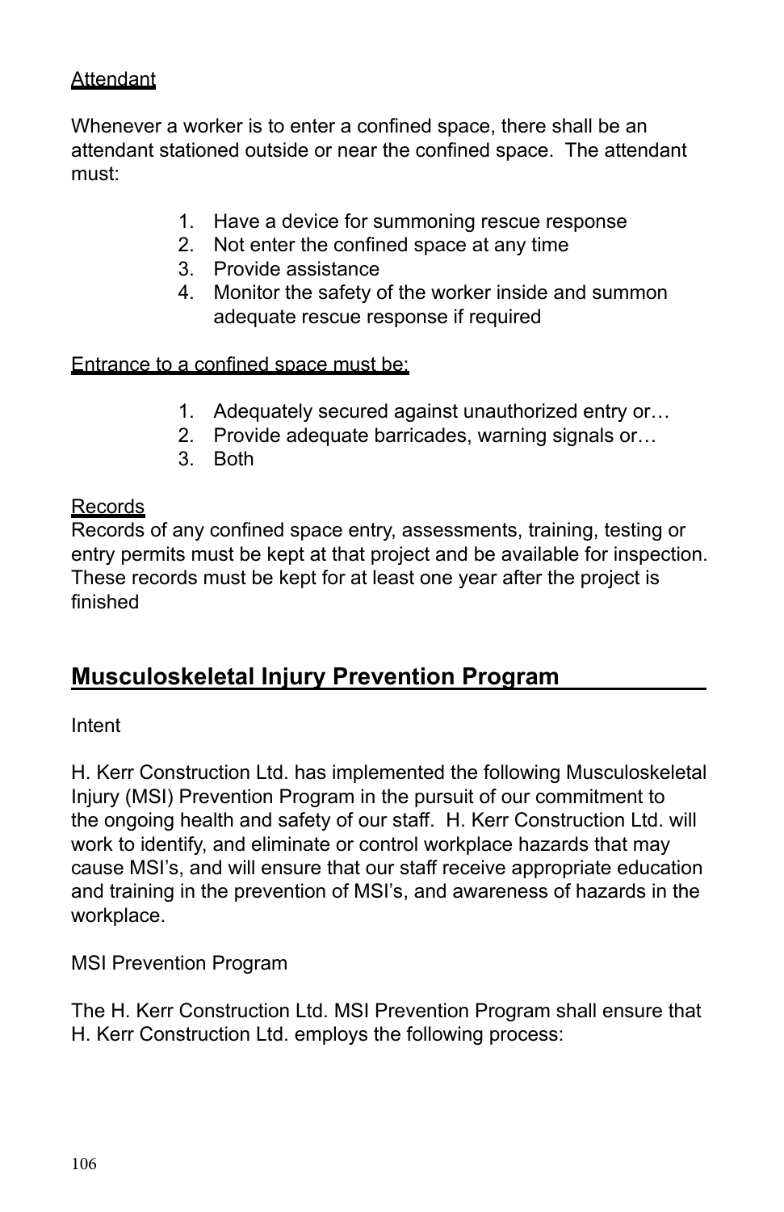Attendant

Whenever a worker is to enter a confined space, there shall be an attendant stationed outside or near the confined space. The attendant must:

1. Have a device for summoning rescue response
2. Not enter the confined space at any time
3. Provide assistance
4. Monitor the safety of the worker inside and summon adequate rescue response if required

Entrance to a confined space must be:

1. Adequately secured against unauthorized entry or…
2. Provide adequate barricades, warning signals or…
3. Both

Records

Records of any confined space entry, assessments, training, testing or entry permits must be kept at that project and be available for inspection. These records must be kept for at least one year after the project is finished

## Musculoskeletal Injury Prevention Program

Intent

H. Kerr Construction Ltd. has implemented the following Musculoskeletal Injury (MSI) Prevention Program in the pursuit of our commitment to the ongoing health and safety of our staff. H. Kerr Construction Ltd. will work to identify, and eliminate or control workplace hazards that may cause MSI's, and will ensure that our staff receive appropriate education and training in the prevention of MSI's, and awareness of hazards in the workplace.

MSI Prevention Program

The H. Kerr Construction Ltd. MSI Prevention Program shall ensure that H. Kerr Construction Ltd. employs the following process: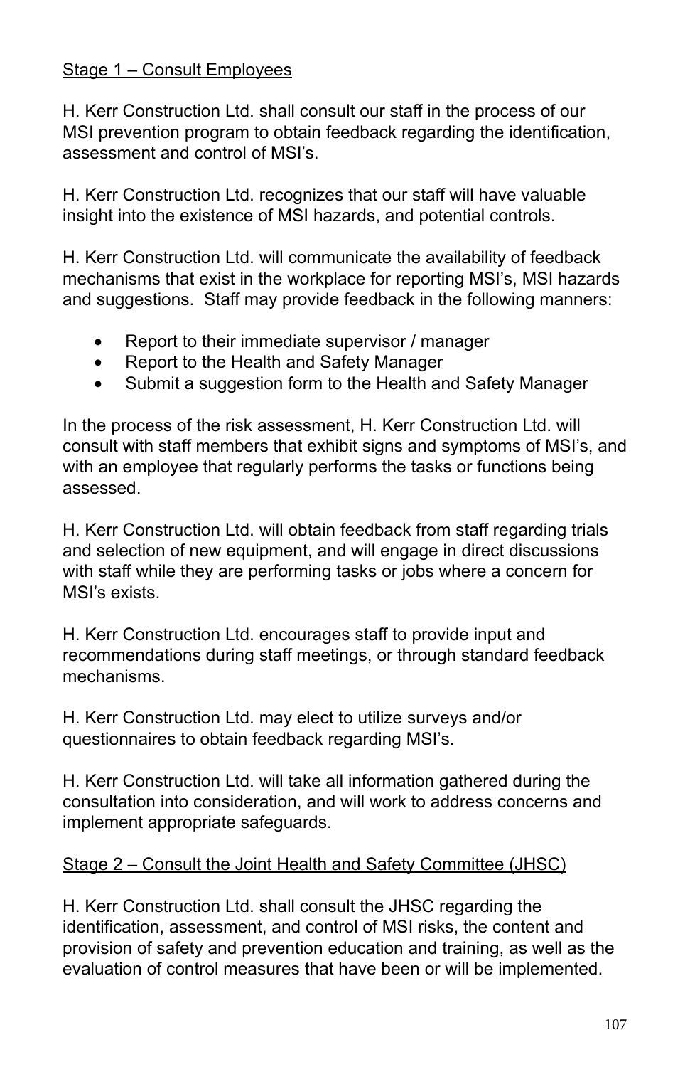<u>Stage 1 – Consult Employees</u>

H. Kerr Construction Ltd. shall consult our staff in the process of our MSI prevention program to obtain feedback regarding the identification, assessment and control of MSI's.

H. Kerr Construction Ltd. recognizes that our staff will have valuable insight into the existence of MSI hazards, and potential controls.

H. Kerr Construction Ltd. will communicate the availability of feedback mechanisms that exist in the workplace for reporting MSI's, MSI hazards and suggestions. Staff may provide feedback in the following manners:

- Report to their immediate supervisor / manager
- Report to the Health and Safety Manager
- Submit a suggestion form to the Health and Safety Manager

In the process of the risk assessment, H. Kerr Construction Ltd. will consult with staff members that exhibit signs and symptoms of MSI's, and with an employee that regularly performs the tasks or functions being assessed.

H. Kerr Construction Ltd. will obtain feedback from staff regarding trials and selection of new equipment, and will engage in direct discussions with staff while they are performing tasks or jobs where a concern for MSI's exists.

H. Kerr Construction Ltd. encourages staff to provide input and recommendations during staff meetings, or through standard feedback mechanisms.

H. Kerr Construction Ltd. may elect to utilize surveys and/or questionnaires to obtain feedback regarding MSI's.

H. Kerr Construction Ltd. will take all information gathered during the consultation into consideration, and will work to address concerns and implement appropriate safeguards.

<u>Stage 2 – Consult the Joint Health and Safety Committee (JHSC)</u>

H. Kerr Construction Ltd. shall consult the JHSC regarding the identification, assessment, and control of MSI risks, the content and provision of safety and prevention education and training, as well as the evaluation of control measures that have been or will be implemented.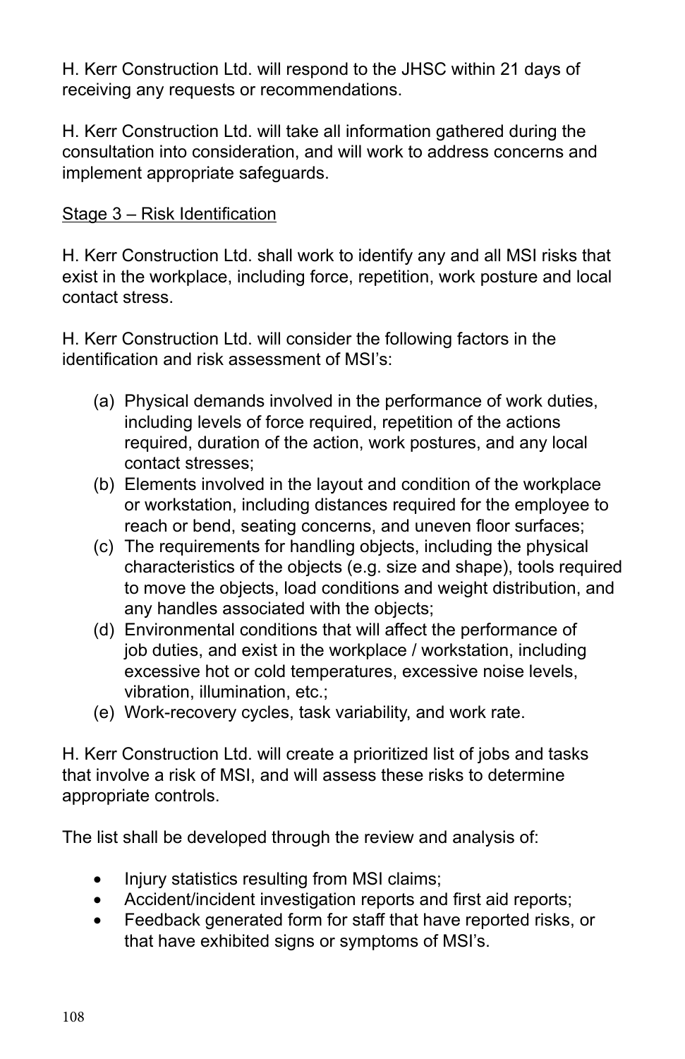H. Kerr Construction Ltd. will respond to the JHSC within 21 days of receiving any requests or recommendations.

H. Kerr Construction Ltd. will take all information gathered during the consultation into consideration, and will work to address concerns and implement appropriate safeguards.

<u>Stage 3 – Risk Identification</u>

H. Kerr Construction Ltd. shall work to identify any and all MSI risks that exist in the workplace, including force, repetition, work posture and local contact stress.

H. Kerr Construction Ltd. will consider the following factors in the identification and risk assessment of MSI's:

(a) Physical demands involved in the performance of work duties, including levels of force required, repetition of the actions required, duration of the action, work postures, and any local contact stresses;
(b) Elements involved in the layout and condition of the workplace or workstation, including distances required for the employee to reach or bend, seating concerns, and uneven floor surfaces;
(c) The requirements for handling objects, including the physical characteristics of the objects (e.g. size and shape), tools required to move the objects, load conditions and weight distribution, and any handles associated with the objects;
(d) Environmental conditions that will affect the performance of job duties, and exist in the workplace / workstation, including excessive hot or cold temperatures, excessive noise levels, vibration, illumination, etc.;
(e) Work-recovery cycles, task variability, and work rate.

H. Kerr Construction Ltd. will create a prioritized list of jobs and tasks that involve a risk of MSI, and will assess these risks to determine appropriate controls.

The list shall be developed through the review and analysis of:

- Injury statistics resulting from MSI claims;
- Accident/incident investigation reports and first aid reports;
- Feedback generated form for staff that have reported risks, or that have exhibited signs or symptoms of MSI's.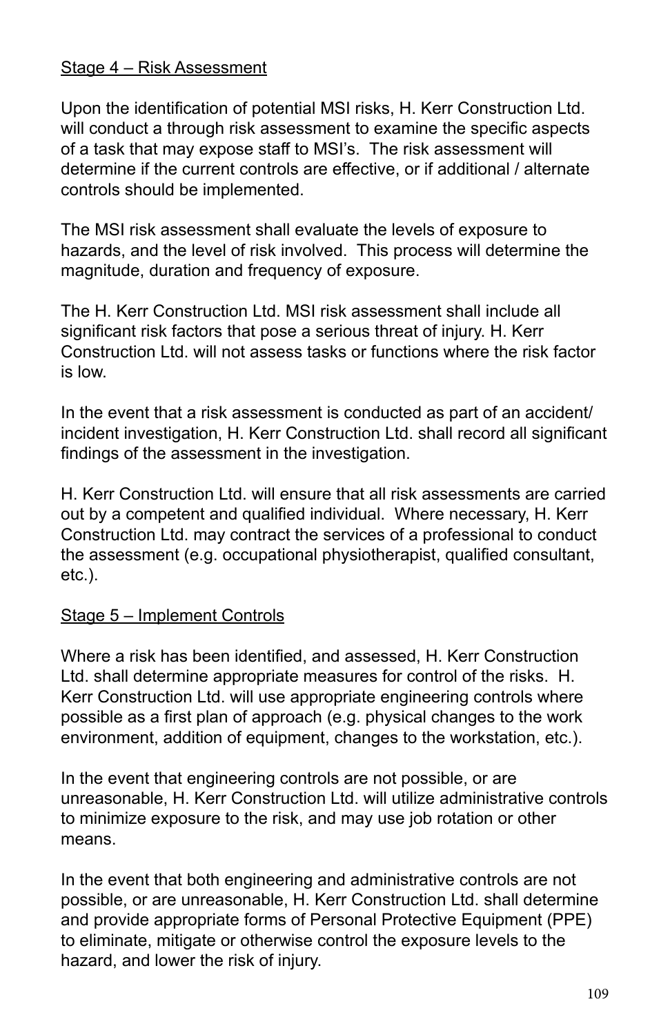Stage 4 – Risk Assessment

Upon the identification of potential MSI risks, H. Kerr Construction Ltd. will conduct a through risk assessment to examine the specific aspects of a task that may expose staff to MSI's. The risk assessment will determine if the current controls are effective, or if additional / alternate controls should be implemented.

The MSI risk assessment shall evaluate the levels of exposure to hazards, and the level of risk involved. This process will determine the magnitude, duration and frequency of exposure.

The H. Kerr Construction Ltd. MSI risk assessment shall include all significant risk factors that pose a serious threat of injury. H. Kerr Construction Ltd. will not assess tasks or functions where the risk factor is low.

In the event that a risk assessment is conducted as part of an accident/ incident investigation, H. Kerr Construction Ltd. shall record all significant findings of the assessment in the investigation.

H. Kerr Construction Ltd. will ensure that all risk assessments are carried out by a competent and qualified individual. Where necessary, H. Kerr Construction Ltd. may contract the services of a professional to conduct the assessment (e.g. occupational physiotherapist, qualified consultant, etc.).

Stage 5 – Implement Controls

Where a risk has been identified, and assessed, H. Kerr Construction Ltd. shall determine appropriate measures for control of the risks. H. Kerr Construction Ltd. will use appropriate engineering controls where possible as a first plan of approach (e.g. physical changes to the work environment, addition of equipment, changes to the workstation, etc.).

In the event that engineering controls are not possible, or are unreasonable, H. Kerr Construction Ltd. will utilize administrative controls to minimize exposure to the risk, and may use job rotation or other means.

In the event that both engineering and administrative controls are not possible, or are unreasonable, H. Kerr Construction Ltd. shall determine and provide appropriate forms of Personal Protective Equipment (PPE) to eliminate, mitigate or otherwise control the exposure levels to the hazard, and lower the risk of injury.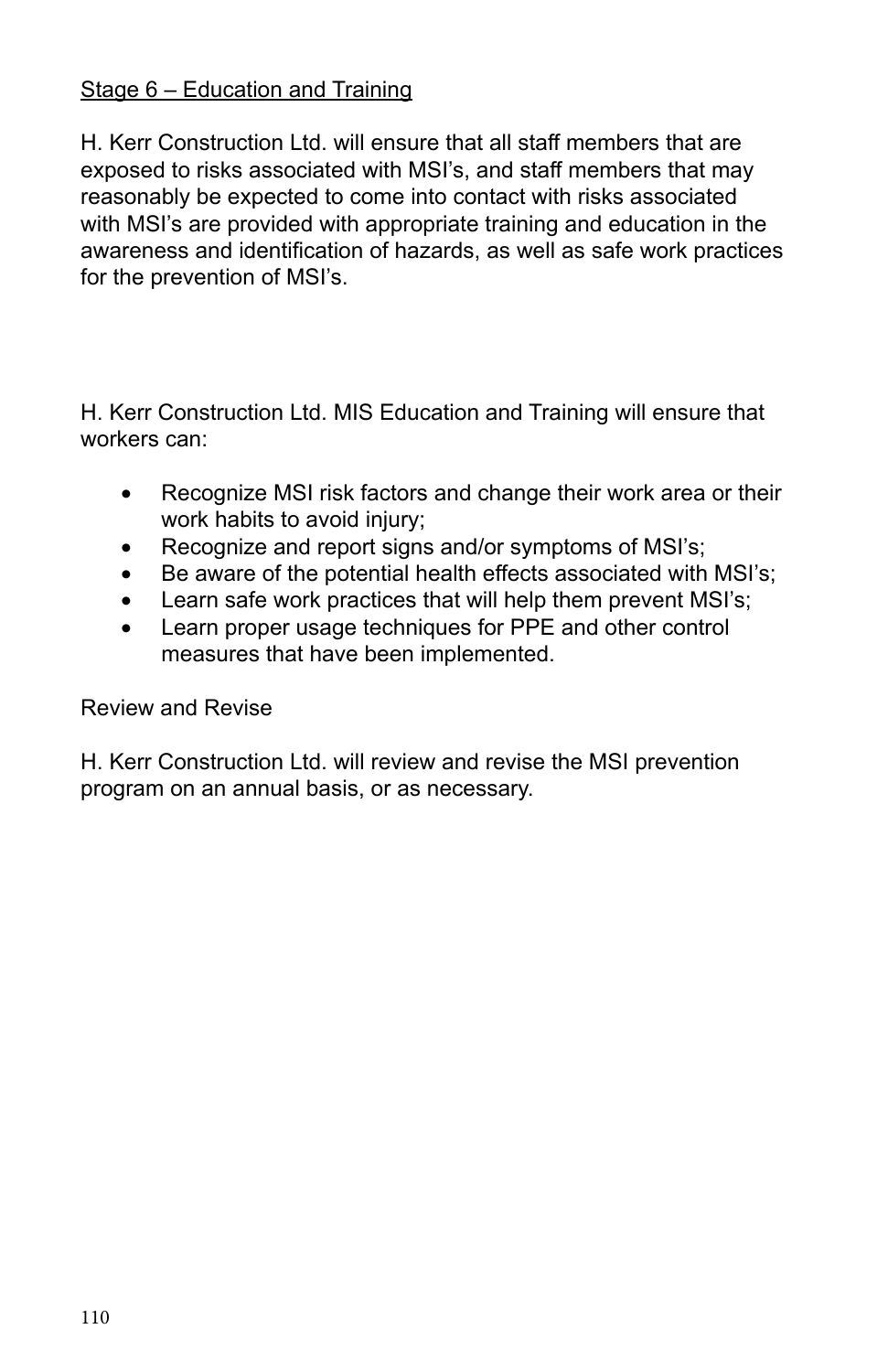<u>Stage 6 – Education and Training</u>

H. Kerr Construction Ltd. will ensure that all staff members that are exposed to risks associated with MSI's, and staff members that may reasonably be expected to come into contact with risks associated with MSI's are provided with appropriate training and education in the awareness and identification of hazards, as well as safe work practices for the prevention of MSI's.

H. Kerr Construction Ltd. MIS Education and Training will ensure that workers can:

- Recognize MSI risk factors and change their work area or their work habits to avoid injury;
- Recognize and report signs and/or symptoms of MSI's;
- Be aware of the potential health effects associated with MSI's;
- Learn safe work practices that will help them prevent MSI's;
- Learn proper usage techniques for PPE and other control measures that have been implemented.

Review and Revise

H. Kerr Construction Ltd. will review and revise the MSI prevention program on an annual basis, or as necessary.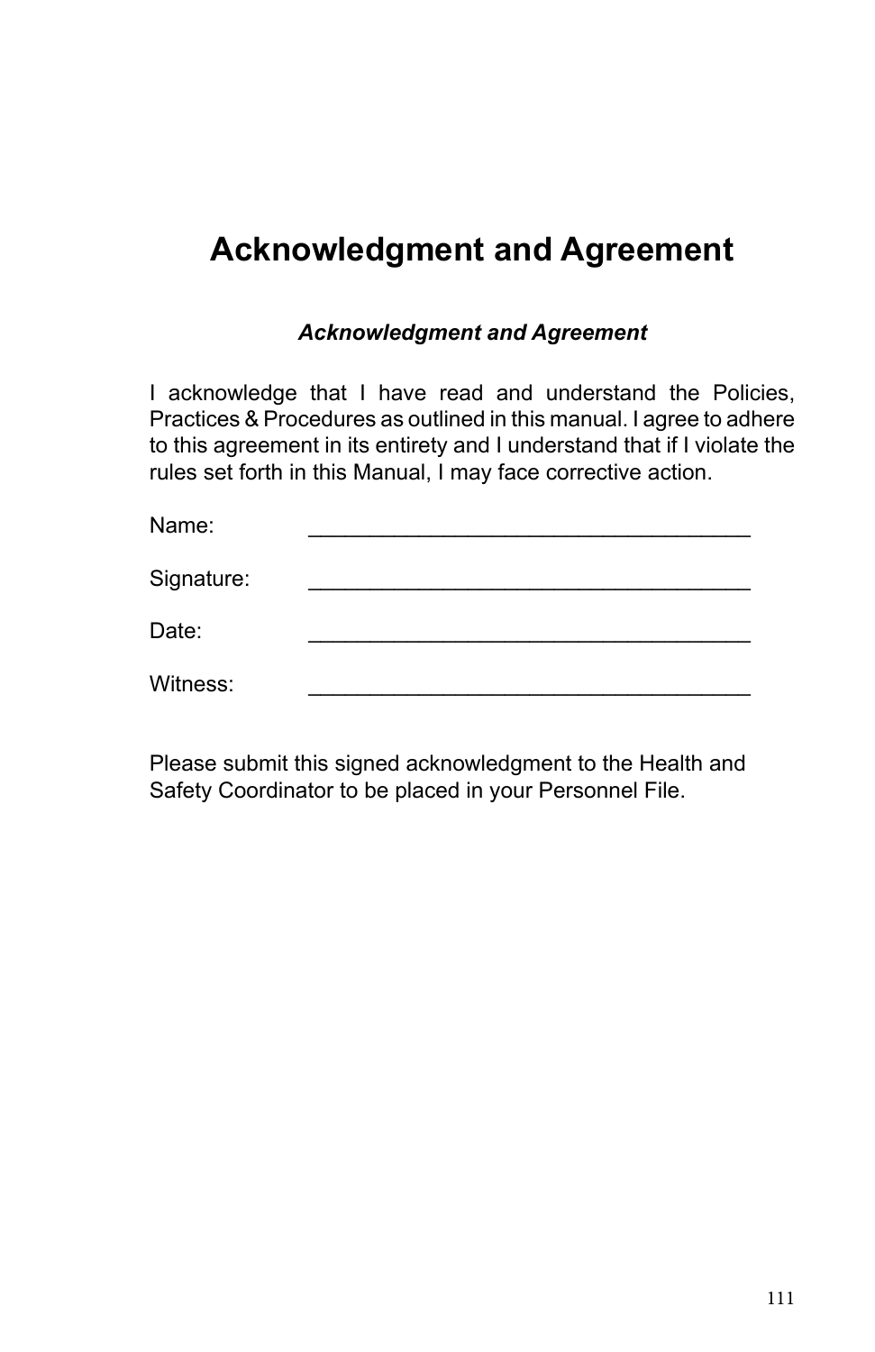# Acknowledgment and Agreement

***Acknowledgment and Agreement***

I acknowledge that I have read and understand the Policies, Practices & Procedures as outlined in this manual. I agree to adhere to this agreement in its entirety and I understand that if I violate the rules set forth in this Manual, I may face corrective action.

Name: ____________________________________

Signature: ____________________________________

Date: ____________________________________

Witness: ____________________________________

Please submit this signed acknowledgment to the Health and Safety Coordinator to be placed in your Personnel File.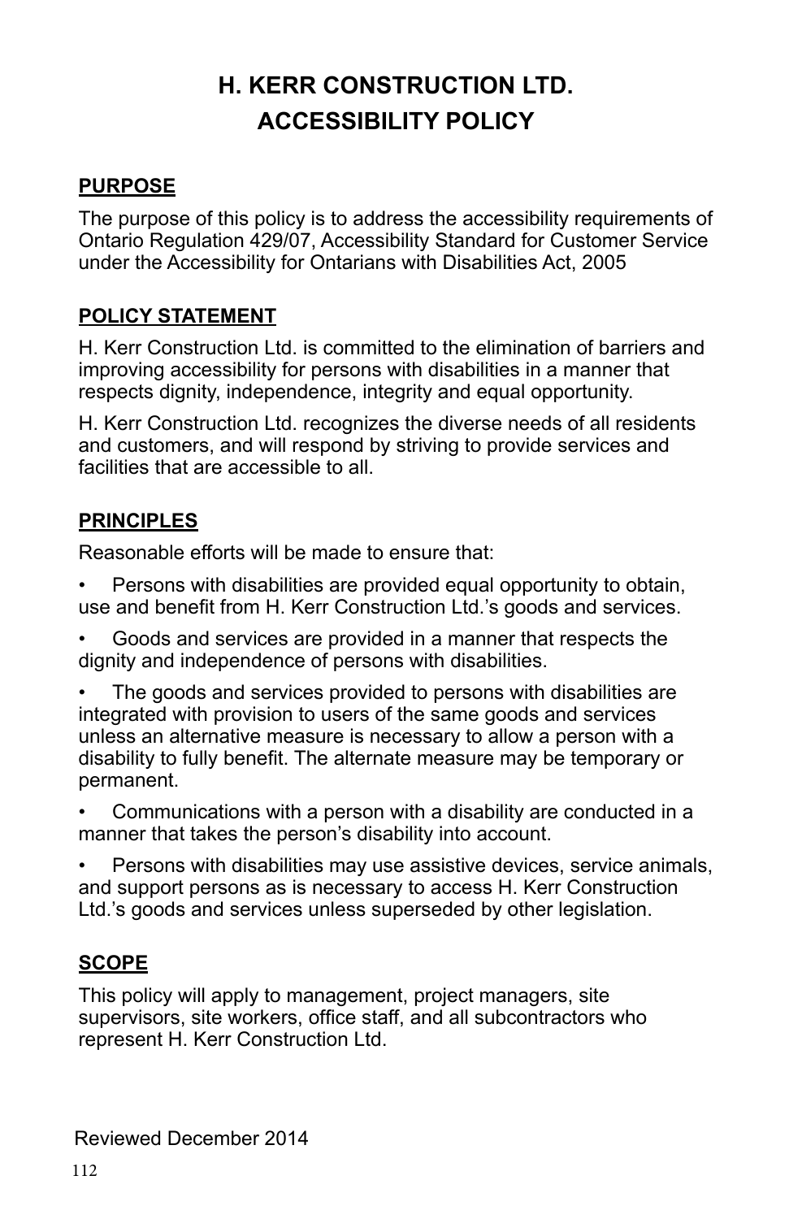# H. KERR CONSTRUCTION LTD.
# ACCESSIBILITY POLICY

## PURPOSE

The purpose of this policy is to address the accessibility requirements of Ontario Regulation 429/07, Accessibility Standard for Customer Service under the Accessibility for Ontarians with Disabilities Act, 2005

## POLICY STATEMENT

H. Kerr Construction Ltd. is committed to the elimination of barriers and improving accessibility for persons with disabilities in a manner that respects dignity, independence, integrity and equal opportunity.

H. Kerr Construction Ltd. recognizes the diverse needs of all residents and customers, and will respond by striving to provide services and facilities that are accessible to all.

## PRINCIPLES

Reasonable efforts will be made to ensure that:

- Persons with disabilities are provided equal opportunity to obtain, use and benefit from H. Kerr Construction Ltd.'s goods and services.
- Goods and services are provided in a manner that respects the dignity and independence of persons with disabilities.
- The goods and services provided to persons with disabilities are integrated with provision to users of the same goods and services unless an alternative measure is necessary to allow a person with a disability to fully benefit. The alternate measure may be temporary or permanent.
- Communications with a person with a disability are conducted in a manner that takes the person's disability into account.
- Persons with disabilities may use assistive devices, service animals, and support persons as is necessary to access H. Kerr Construction Ltd.'s goods and services unless superseded by other legislation.

## SCOPE

This policy will apply to management, project managers, site supervisors, site workers, office staff, and all subcontractors who represent H. Kerr Construction Ltd.

Reviewed December 2014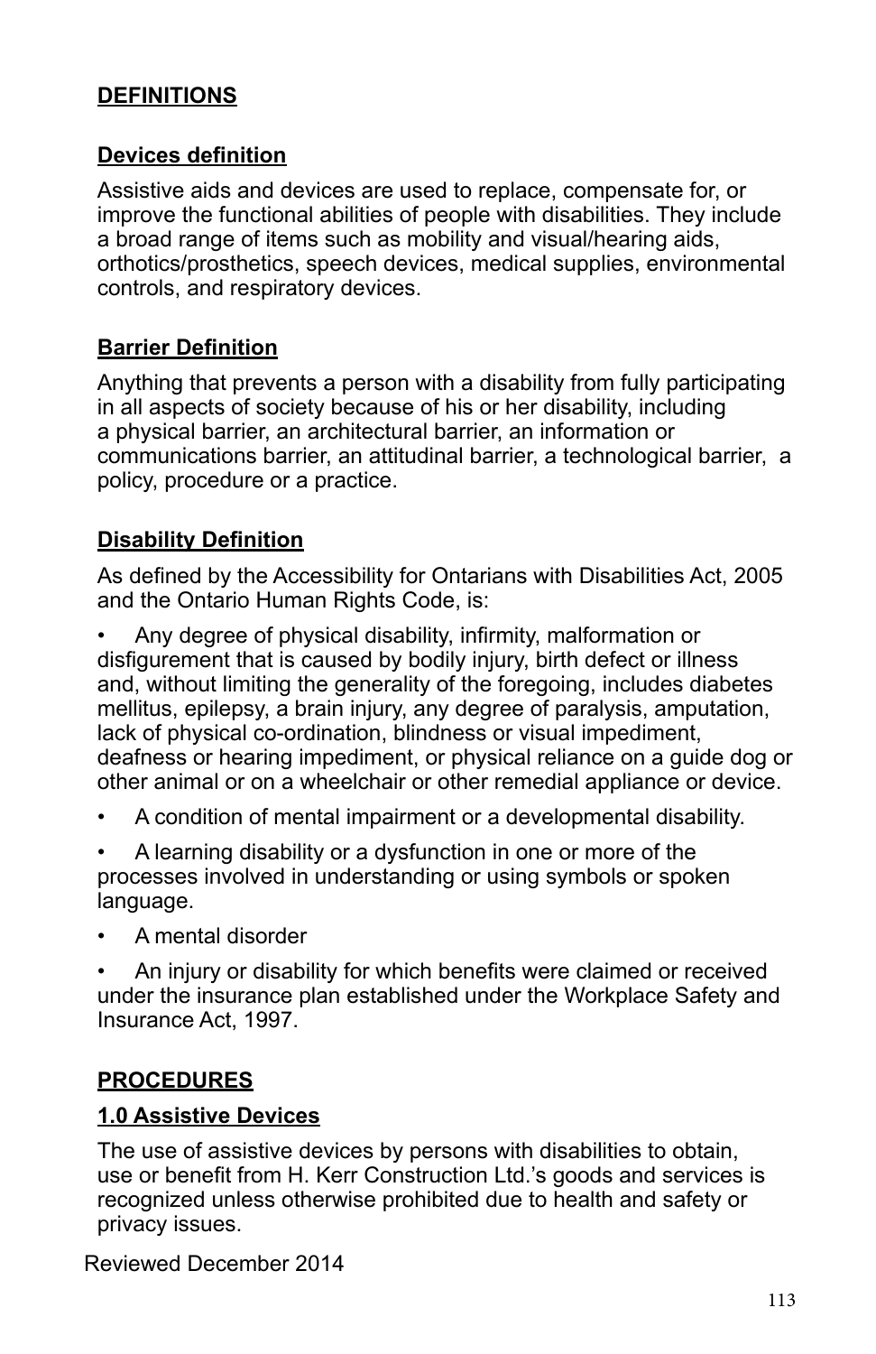## DEFINITIONS

### Devices definition

Assistive aids and devices are used to replace, compensate for, or improve the functional abilities of people with disabilities. They include a broad range of items such as mobility and visual/hearing aids, orthotics/prosthetics, speech devices, medical supplies, environmental controls, and respiratory devices.

### Barrier Definition

Anything that prevents a person with a disability from fully participating in all aspects of society because of his or her disability, including a physical barrier, an architectural barrier, an information or communications barrier, an attitudinal barrier, a technological barrier, a policy, procedure or a practice.

### Disability Definition

As defined by the Accessibility for Ontarians with Disabilities Act, 2005 and the Ontario Human Rights Code, is:

- Any degree of physical disability, infirmity, malformation or disfigurement that is caused by bodily injury, birth defect or illness and, without limiting the generality of the foregoing, includes diabetes mellitus, epilepsy, a brain injury, any degree of paralysis, amputation, lack of physical co-ordination, blindness or visual impediment, deafness or hearing impediment, or physical reliance on a guide dog or other animal or on a wheelchair or other remedial appliance or device.
- A condition of mental impairment or a developmental disability.
- A learning disability or a dysfunction in one or more of the processes involved in understanding or using symbols or spoken language.
- A mental disorder
- An injury or disability for which benefits were claimed or received under the insurance plan established under the Workplace Safety and Insurance Act, 1997.

## PROCEDURES

### 1.0 Assistive Devices

The use of assistive devices by persons with disabilities to obtain, use or benefit from H. Kerr Construction Ltd.'s goods and services is recognized unless otherwise prohibited due to health and safety or privacy issues.

Reviewed December 2014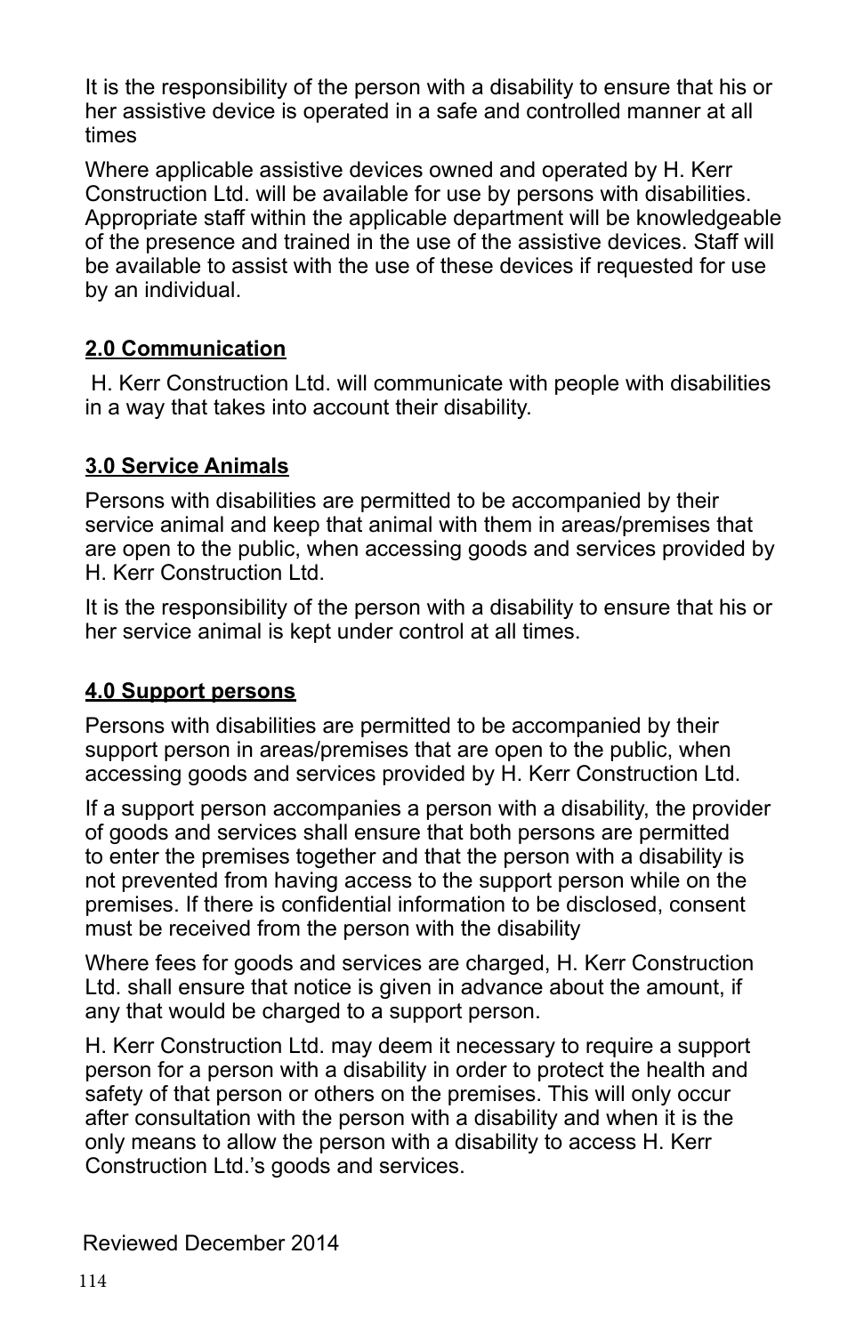It is the responsibility of the person with a disability to ensure that his or her assistive device is operated in a safe and controlled manner at all times

Where applicable assistive devices owned and operated by H. Kerr Construction Ltd. will be available for use by persons with disabilities. Appropriate staff within the applicable department will be knowledgeable of the presence and trained in the use of the assistive devices. Staff will be available to assist with the use of these devices if requested for use by an individual.

## 2.0 Communication

H. Kerr Construction Ltd. will communicate with people with disabilities in a way that takes into account their disability.

## 3.0 Service Animals

Persons with disabilities are permitted to be accompanied by their service animal and keep that animal with them in areas/premises that are open to the public, when accessing goods and services provided by H. Kerr Construction Ltd.

It is the responsibility of the person with a disability to ensure that his or her service animal is kept under control at all times.

## 4.0 Support persons

Persons with disabilities are permitted to be accompanied by their support person in areas/premises that are open to the public, when accessing goods and services provided by H. Kerr Construction Ltd.

If a support person accompanies a person with a disability, the provider of goods and services shall ensure that both persons are permitted to enter the premises together and that the person with a disability is not prevented from having access to the support person while on the premises. If there is confidential information to be disclosed, consent must be received from the person with the disability

Where fees for goods and services are charged, H. Kerr Construction Ltd. shall ensure that notice is given in advance about the amount, if any that would be charged to a support person.

H. Kerr Construction Ltd. may deem it necessary to require a support person for a person with a disability in order to protect the health and safety of that person or others on the premises. This will only occur after consultation with the person with a disability and when it is the only means to allow the person with a disability to access H. Kerr Construction Ltd.'s goods and services.

Reviewed December 2014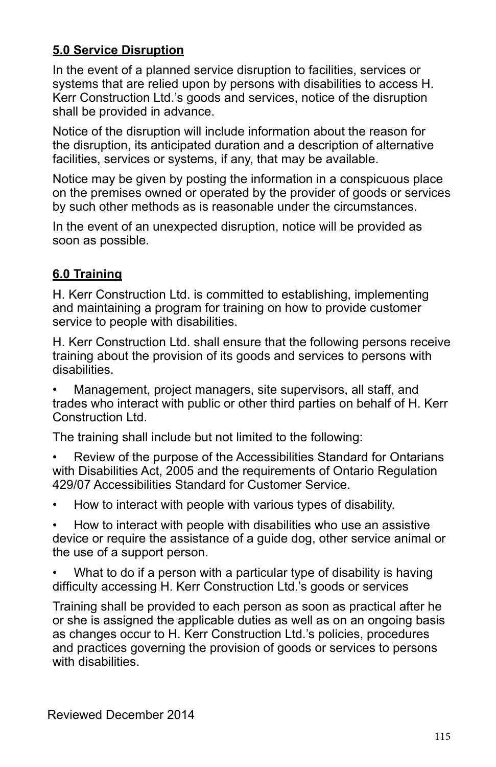**5.0 Service Disruption**

In the event of a planned service disruption to facilities, services or systems that are relied upon by persons with disabilities to access H. Kerr Construction Ltd.'s goods and services, notice of the disruption shall be provided in advance.

Notice of the disruption will include information about the reason for the disruption, its anticipated duration and a description of alternative facilities, services or systems, if any, that may be available.

Notice may be given by posting the information in a conspicuous place on the premises owned or operated by the provider of goods or services by such other methods as is reasonable under the circumstances.

In the event of an unexpected disruption, notice will be provided as soon as possible.

**6.0 Training**

H. Kerr Construction Ltd. is committed to establishing, implementing and maintaining a program for training on how to provide customer service to people with disabilities.

H. Kerr Construction Ltd. shall ensure that the following persons receive training about the provision of its goods and services to persons with disabilities.

- Management, project managers, site supervisors, all staff, and trades who interact with public or other third parties on behalf of H. Kerr Construction Ltd.

The training shall include but not limited to the following:

- Review of the purpose of the Accessibilities Standard for Ontarians with Disabilities Act, 2005 and the requirements of Ontario Regulation 429/07 Accessibilities Standard for Customer Service.
- How to interact with people with various types of disability.
- How to interact with people with disabilities who use an assistive device or require the assistance of a guide dog, other service animal or the use of a support person.
- What to do if a person with a particular type of disability is having difficulty accessing H. Kerr Construction Ltd.'s goods or services

Training shall be provided to each person as soon as practical after he or she is assigned the applicable duties as well as on an ongoing basis as changes occur to H. Kerr Construction Ltd.'s policies, procedures and practices governing the provision of goods or services to persons with disabilities.

Reviewed December 2014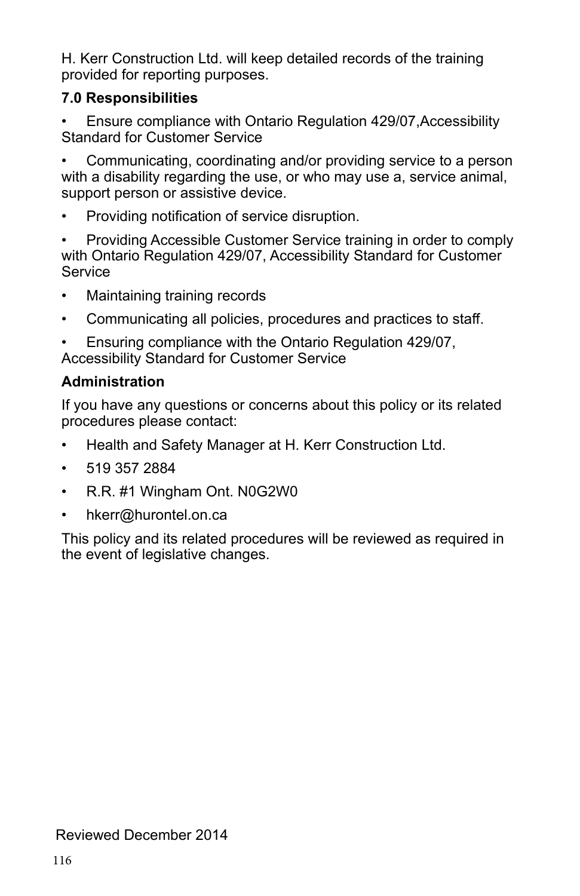H. Kerr Construction Ltd. will keep detailed records of the training provided for reporting purposes.

**7.0 Responsibilities**

- Ensure compliance with Ontario Regulation 429/07,Accessibility Standard for Customer Service
- Communicating, coordinating and/or providing service to a person with a disability regarding the use, or who may use a, service animal, support person or assistive device.
- Providing notification of service disruption.
- Providing Accessible Customer Service training in order to comply with Ontario Regulation 429/07, Accessibility Standard for Customer Service
- Maintaining training records
- Communicating all policies, procedures and practices to staff.
- Ensuring compliance with the Ontario Regulation 429/07, Accessibility Standard for Customer Service

**Administration**

If you have any questions or concerns about this policy or its related procedures please contact:

- Health and Safety Manager at H. Kerr Construction Ltd.
- 519 357 2884
- R.R. #1 Wingham Ont. N0G2W0
- hkerr@hurontel.on.ca

This policy and its related procedures will be reviewed as required in the event of legislative changes.

Reviewed December 2014